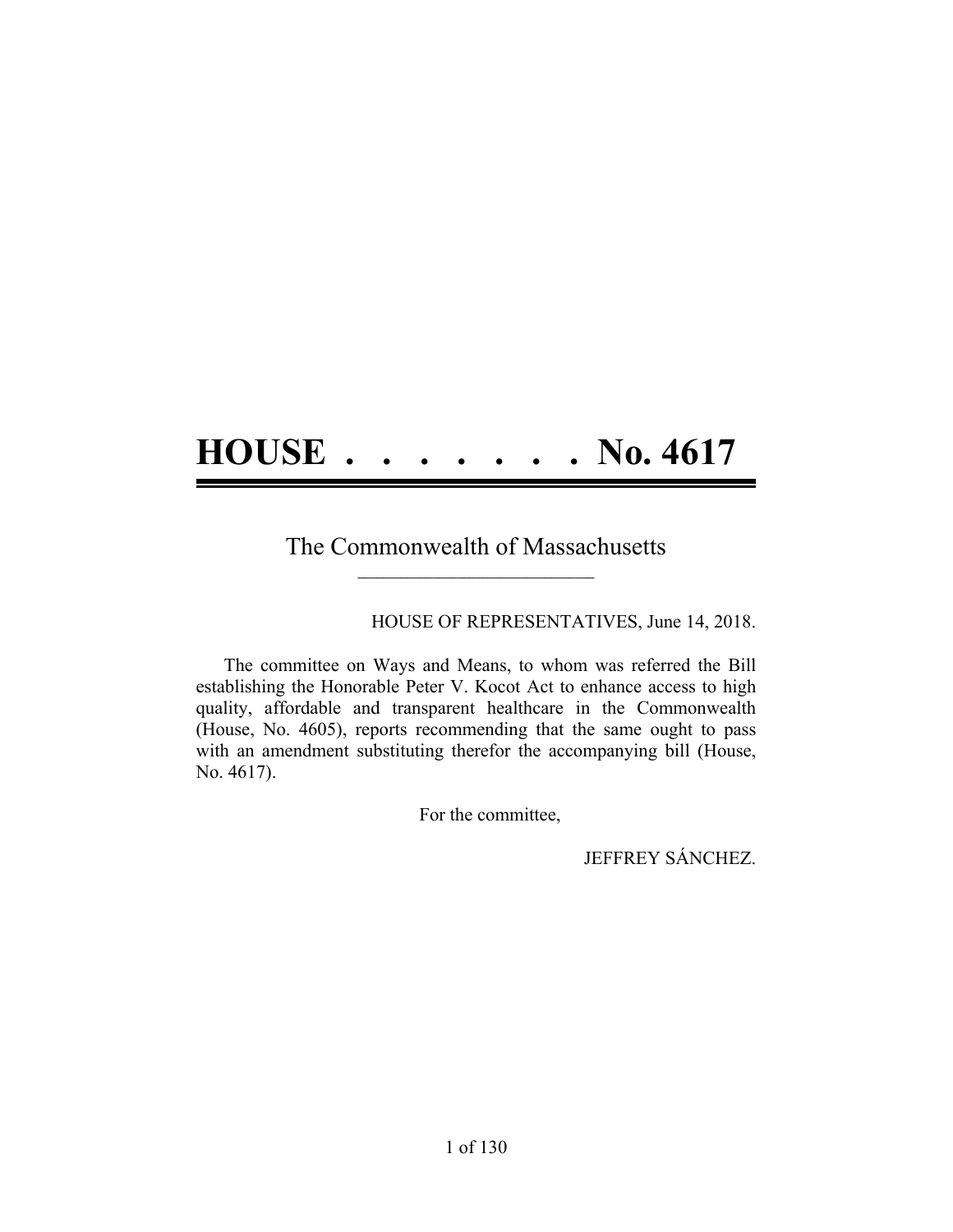# HOUSE . . . . . . . . No. 4617

The Commonwealth of Massachusetts

\_\_\_\_\_\_\_\_\_\_\_\_\_\_\_\_\_\_\_\_\_\_\_\_\_\_

HOUSE OF REPRESENTATIVES, June 14, 2018.

The committee on Ways and Means, to whom was referred the Bill establishing the Honorable Peter V. Kocot Act to enhance access to high quality, affordable and transparent healthcare in the Commonwealth (House, No. 4605), reports recommending that the same ought to pass with an amendment substituting therefor the accompanying bill (House, No. 4617).

For the committee,

JEFFREY SÁNCHEZ.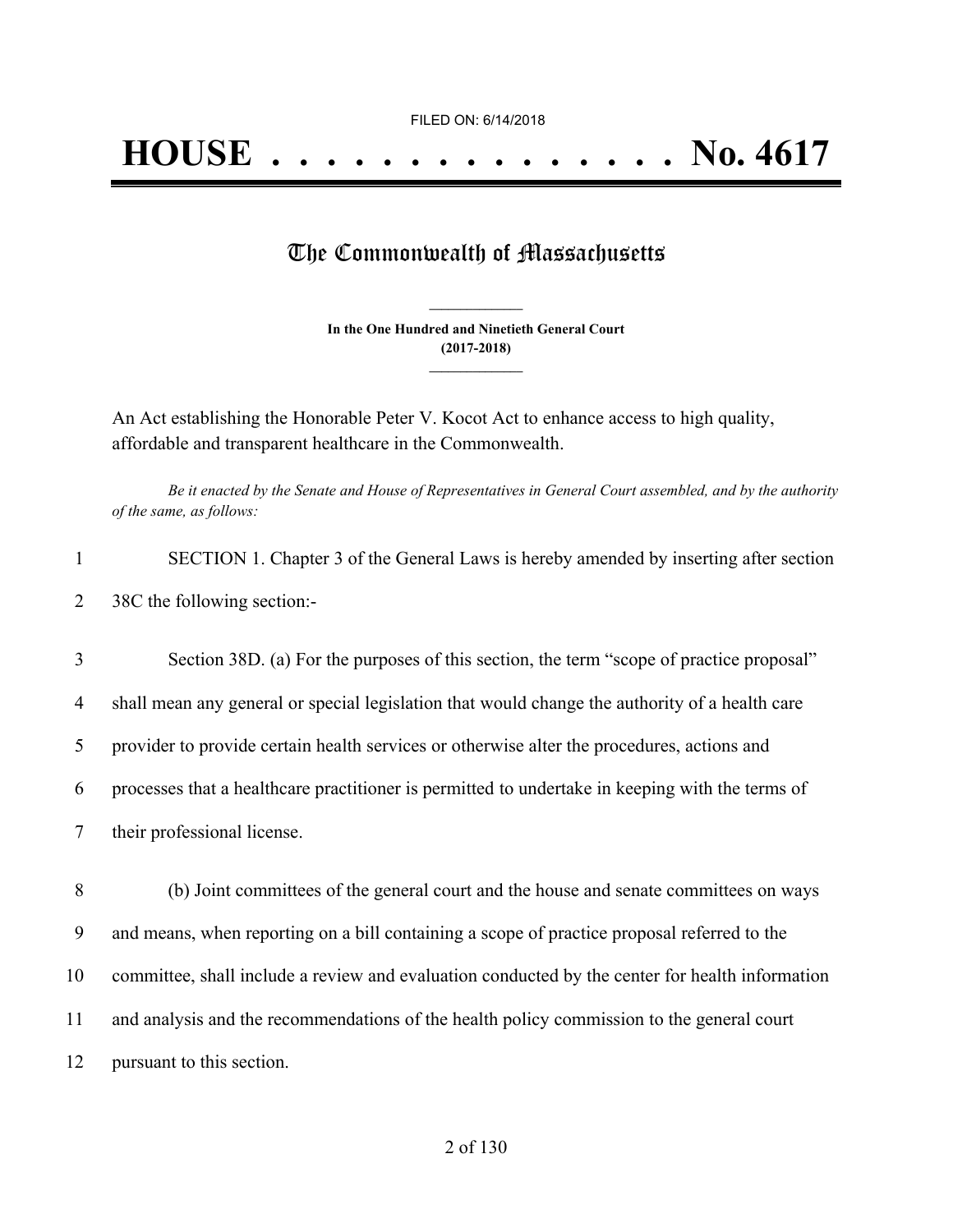FILED ON: 6/14/2018

# HOUSE . . . . . . . . . . . . . . . No. 4617

## The Commonwealth of Massachusetts

**In the One Hundred and Ninetieth General Court**
**(2017-2018)**

An Act establishing the Honorable Peter V. Kocot Act to enhance access to high quality, affordable and transparent healthcare in the Commonwealth.

*Be it enacted by the Senate and House of Representatives in General Court assembled, and by the authority of the same, as follows:*

SECTION 1. Chapter 3 of the General Laws is hereby amended by inserting after section 38C the following section:-

Section 38D. (a) For the purposes of this section, the term "scope of practice proposal" shall mean any general or special legislation that would change the authority of a health care provider to provide certain health services or otherwise alter the procedures, actions and processes that a healthcare practitioner is permitted to undertake in keeping with the terms of their professional license.

(b) Joint committees of the general court and the house and senate committees on ways and means, when reporting on a bill containing a scope of practice proposal referred to the committee, shall include a review and evaluation conducted by the center for health information and analysis and the recommendations of the health policy commission to the general court pursuant to this section.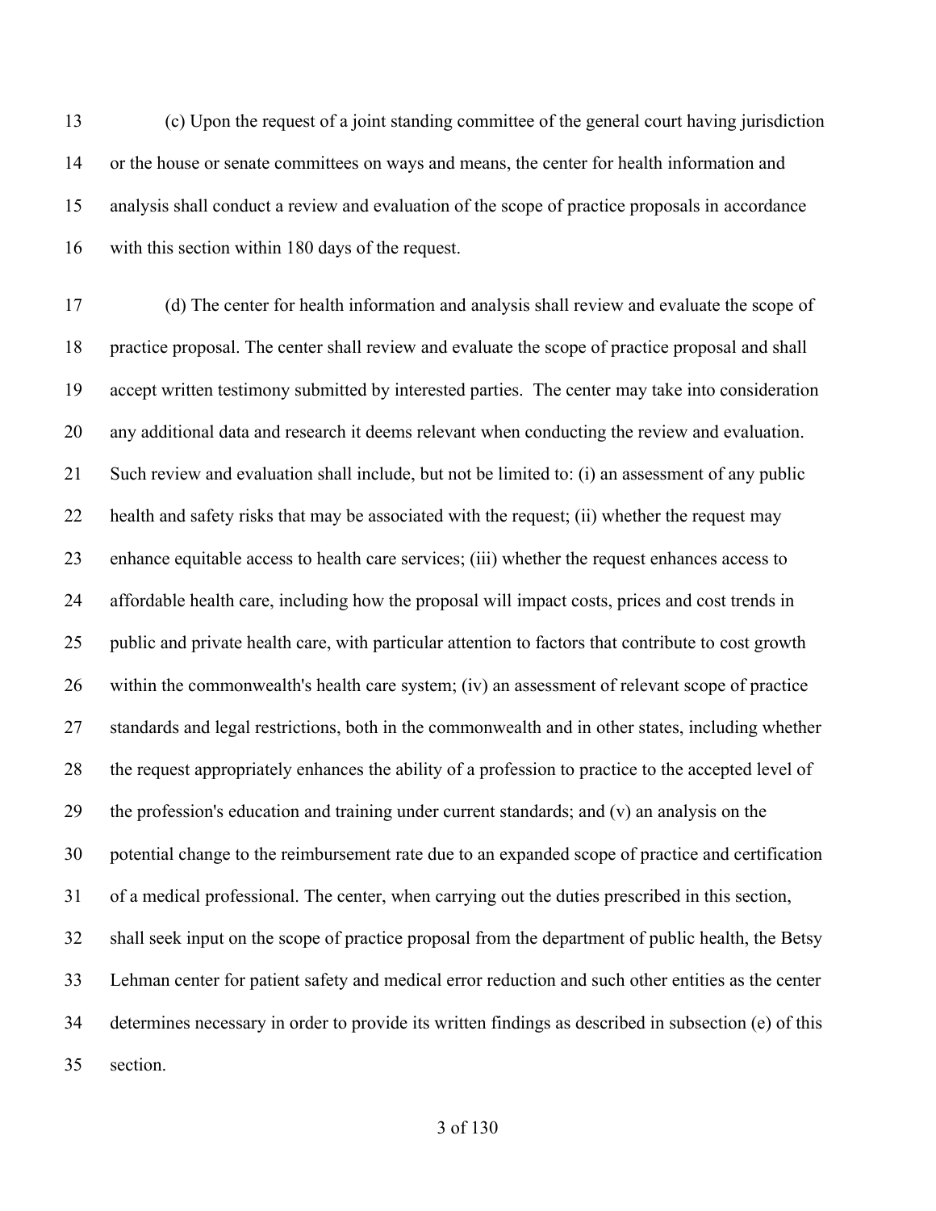(c) Upon the request of a joint standing committee of the general court having jurisdiction or the house or senate committees on ways and means, the center for health information and analysis shall conduct a review and evaluation of the scope of practice proposals in accordance with this section within 180 days of the request.

(d) The center for health information and analysis shall review and evaluate the scope of practice proposal. The center shall review and evaluate the scope of practice proposal and shall accept written testimony submitted by interested parties. The center may take into consideration any additional data and research it deems relevant when conducting the review and evaluation. Such review and evaluation shall include, but not be limited to: (i) an assessment of any public health and safety risks that may be associated with the request; (ii) whether the request may enhance equitable access to health care services; (iii) whether the request enhances access to affordable health care, including how the proposal will impact costs, prices and cost trends in public and private health care, with particular attention to factors that contribute to cost growth within the commonwealth's health care system; (iv) an assessment of relevant scope of practice standards and legal restrictions, both in the commonwealth and in other states, including whether the request appropriately enhances the ability of a profession to practice to the accepted level of the profession's education and training under current standards; and (v) an analysis on the potential change to the reimbursement rate due to an expanded scope of practice and certification of a medical professional. The center, when carrying out the duties prescribed in this section, shall seek input on the scope of practice proposal from the department of public health, the Betsy Lehman center for patient safety and medical error reduction and such other entities as the center determines necessary in order to provide its written findings as described in subsection (e) of this section.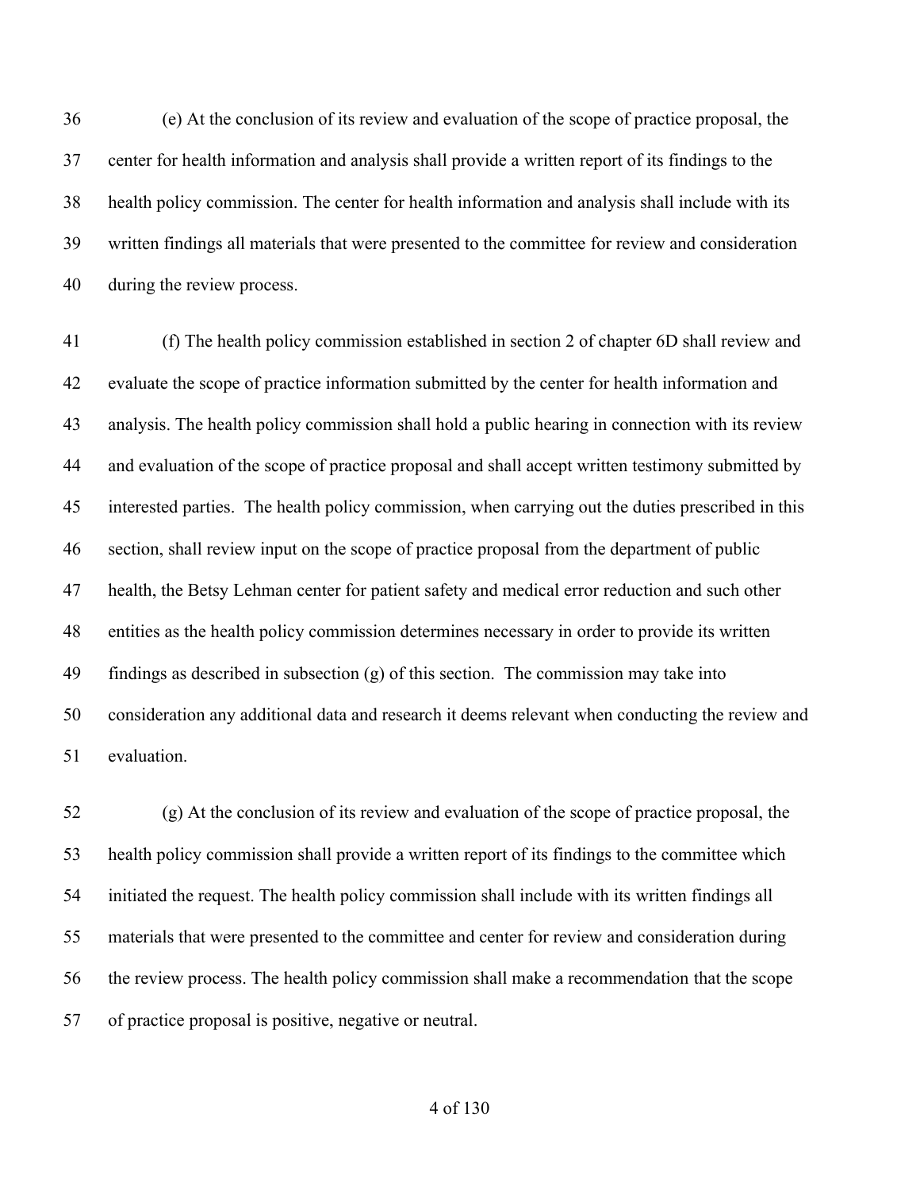(e) At the conclusion of its review and evaluation of the scope of practice proposal, the center for health information and analysis shall provide a written report of its findings to the health policy commission. The center for health information and analysis shall include with its written findings all materials that were presented to the committee for review and consideration during the review process.

(f) The health policy commission established in section 2 of chapter 6D shall review and evaluate the scope of practice information submitted by the center for health information and analysis. The health policy commission shall hold a public hearing in connection with its review and evaluation of the scope of practice proposal and shall accept written testimony submitted by interested parties. The health policy commission, when carrying out the duties prescribed in this section, shall review input on the scope of practice proposal from the department of public health, the Betsy Lehman center for patient safety and medical error reduction and such other entities as the health policy commission determines necessary in order to provide its written findings as described in subsection (g) of this section. The commission may take into consideration any additional data and research it deems relevant when conducting the review and evaluation.

(g) At the conclusion of its review and evaluation of the scope of practice proposal, the health policy commission shall provide a written report of its findings to the committee which initiated the request. The health policy commission shall include with its written findings all materials that were presented to the committee and center for review and consideration during the review process. The health policy commission shall make a recommendation that the scope of practice proposal is positive, negative or neutral.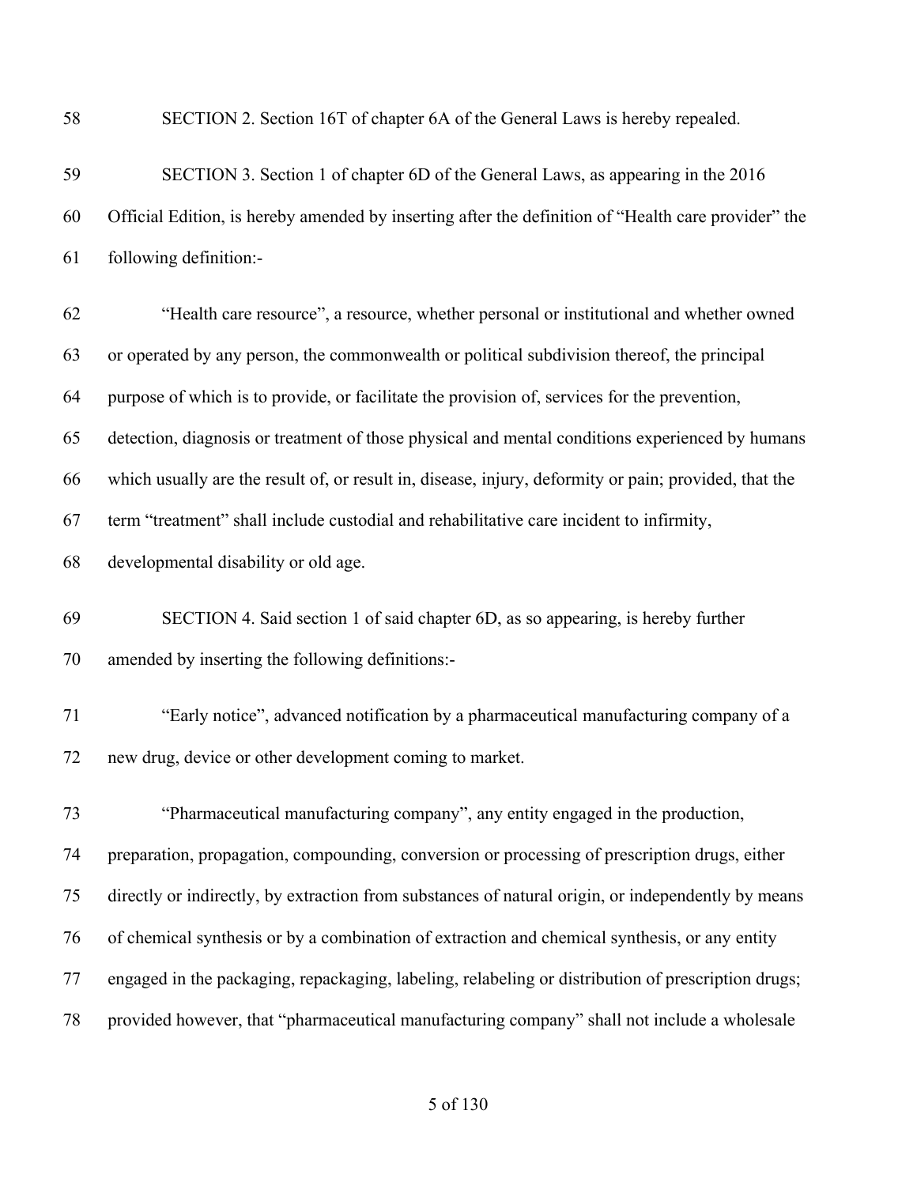SECTION 2. Section 16T of chapter 6A of the General Laws is hereby repealed.

SECTION 3. Section 1 of chapter 6D of the General Laws, as appearing in the 2016 Official Edition, is hereby amended by inserting after the definition of "Health care provider" the following definition:-

"Health care resource", a resource, whether personal or institutional and whether owned or operated by any person, the commonwealth or political subdivision thereof, the principal purpose of which is to provide, or facilitate the provision of, services for the prevention, detection, diagnosis or treatment of those physical and mental conditions experienced by humans which usually are the result of, or result in, disease, injury, deformity or pain; provided, that the term "treatment" shall include custodial and rehabilitative care incident to infirmity, developmental disability or old age.

SECTION 4. Said section 1 of said chapter 6D, as so appearing, is hereby further amended by inserting the following definitions:-

"Early notice", advanced notification by a pharmaceutical manufacturing company of a new drug, device or other development coming to market.

"Pharmaceutical manufacturing company", any entity engaged in the production, preparation, propagation, compounding, conversion or processing of prescription drugs, either directly or indirectly, by extraction from substances of natural origin, or independently by means of chemical synthesis or by a combination of extraction and chemical synthesis, or any entity engaged in the packaging, repackaging, labeling, relabeling or distribution of prescription drugs; provided however, that "pharmaceutical manufacturing company" shall not include a wholesale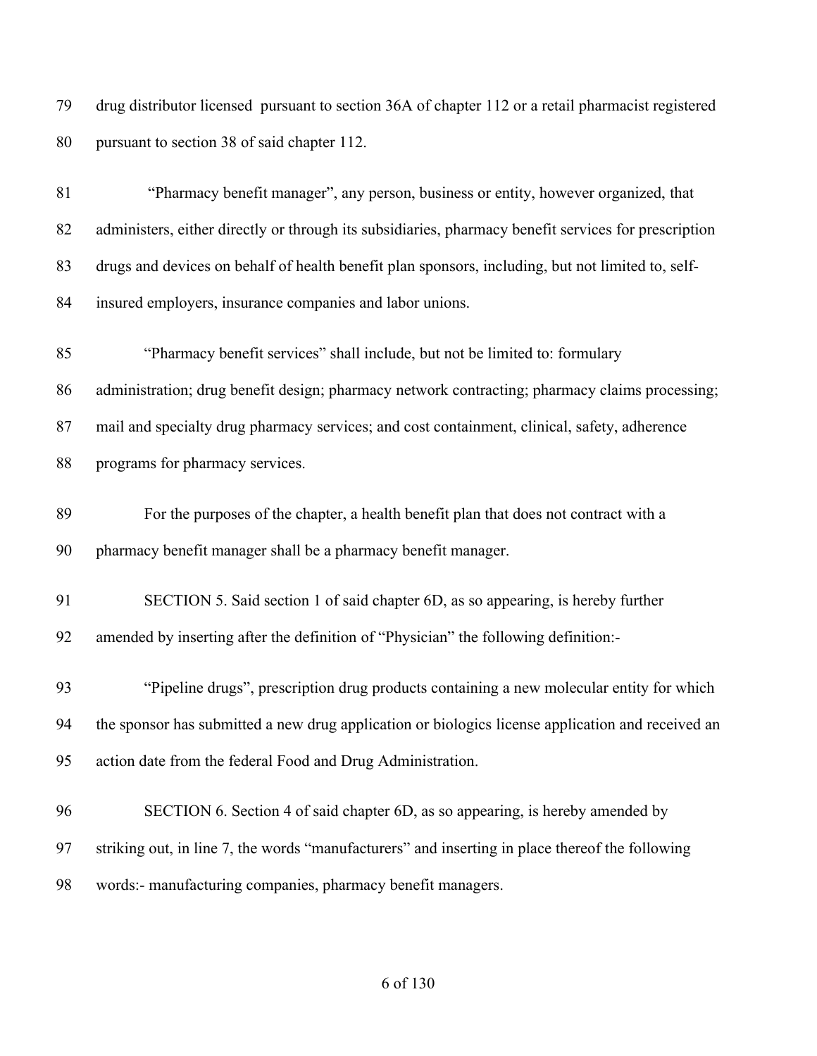drug distributor licensed pursuant to section 36A of chapter 112 or a retail pharmacist registered pursuant to section 38 of said chapter 112.

"Pharmacy benefit manager", any person, business or entity, however organized, that administers, either directly or through its subsidiaries, pharmacy benefit services for prescription drugs and devices on behalf of health benefit plan sponsors, including, but not limited to, self-insured employers, insurance companies and labor unions.

"Pharmacy benefit services" shall include, but not be limited to: formulary administration; drug benefit design; pharmacy network contracting; pharmacy claims processing; mail and specialty drug pharmacy services; and cost containment, clinical, safety, adherence programs for pharmacy services.

For the purposes of the chapter, a health benefit plan that does not contract with a pharmacy benefit manager shall be a pharmacy benefit manager.

SECTION 5. Said section 1 of said chapter 6D, as so appearing, is hereby further amended by inserting after the definition of "Physician" the following definition:-

"Pipeline drugs", prescription drug products containing a new molecular entity for which the sponsor has submitted a new drug application or biologics license application and received an action date from the federal Food and Drug Administration.

SECTION 6. Section 4 of said chapter 6D, as so appearing, is hereby amended by striking out, in line 7, the words "manufacturers" and inserting in place thereof the following words:- manufacturing companies, pharmacy benefit managers.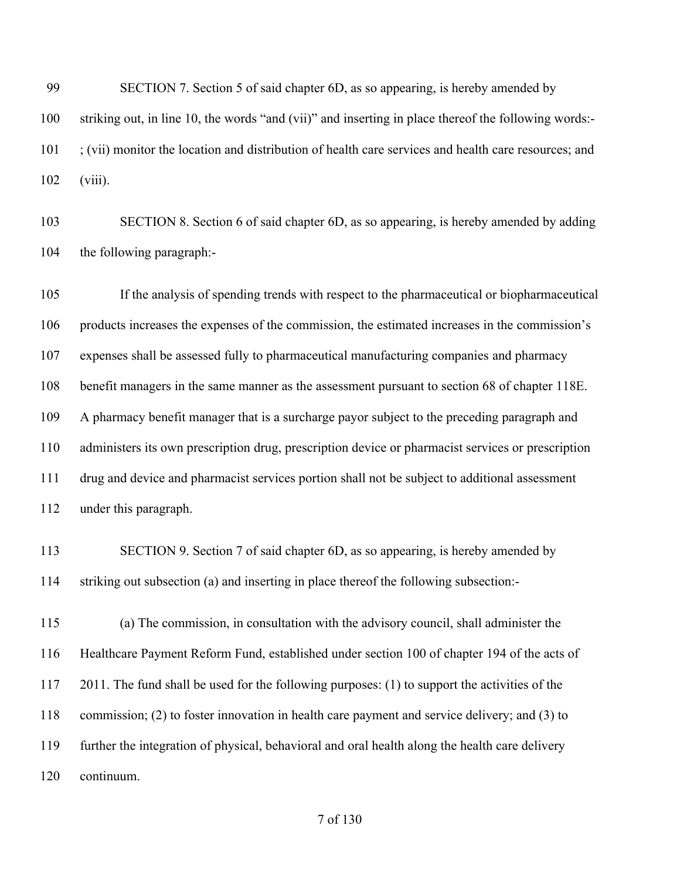SECTION 7. Section 5 of said chapter 6D, as so appearing, is hereby amended by striking out, in line 10, the words "and (vii)" and inserting in place thereof the following words:- ; (vii) monitor the location and distribution of health care services and health care resources; and (viii).

SECTION 8. Section 6 of said chapter 6D, as so appearing, is hereby amended by adding the following paragraph:-

If the analysis of spending trends with respect to the pharmaceutical or biopharmaceutical products increases the expenses of the commission, the estimated increases in the commission's expenses shall be assessed fully to pharmaceutical manufacturing companies and pharmacy benefit managers in the same manner as the assessment pursuant to section 68 of chapter 118E. A pharmacy benefit manager that is a surcharge payor subject to the preceding paragraph and administers its own prescription drug, prescription device or pharmacist services or prescription drug and device and pharmacist services portion shall not be subject to additional assessment under this paragraph.

SECTION 9. Section 7 of said chapter 6D, as so appearing, is hereby amended by striking out subsection (a) and inserting in place thereof the following subsection:-

(a) The commission, in consultation with the advisory council, shall administer the Healthcare Payment Reform Fund, established under section 100 of chapter 194 of the acts of 2011. The fund shall be used for the following purposes: (1) to support the activities of the commission; (2) to foster innovation in health care payment and service delivery; and (3) to further the integration of physical, behavioral and oral health along the health care delivery continuum.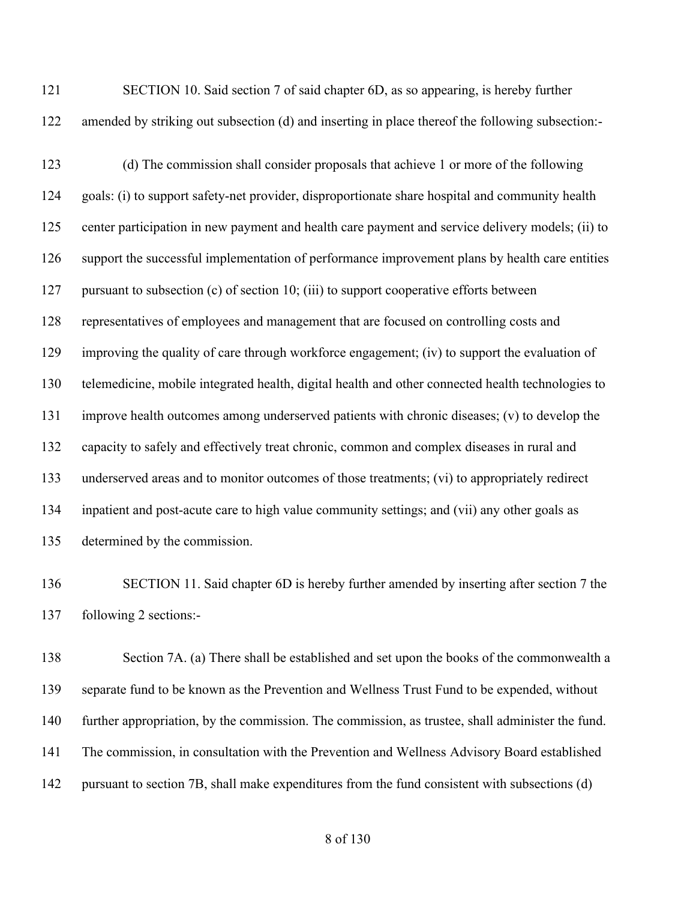SECTION 10. Said section 7 of said chapter 6D, as so appearing, is hereby further amended by striking out subsection (d) and inserting in place thereof the following subsection:-

(d) The commission shall consider proposals that achieve 1 or more of the following goals: (i) to support safety-net provider, disproportionate share hospital and community health center participation in new payment and health care payment and service delivery models; (ii) to support the successful implementation of performance improvement plans by health care entities pursuant to subsection (c) of section 10; (iii) to support cooperative efforts between representatives of employees and management that are focused on controlling costs and improving the quality of care through workforce engagement; (iv) to support the evaluation of telemedicine, mobile integrated health, digital health and other connected health technologies to improve health outcomes among underserved patients with chronic diseases; (v) to develop the capacity to safely and effectively treat chronic, common and complex diseases in rural and underserved areas and to monitor outcomes of those treatments; (vi) to appropriately redirect inpatient and post-acute care to high value community settings; and (vii) any other goals as determined by the commission.

SECTION 11. Said chapter 6D is hereby further amended by inserting after section 7 the following 2 sections:-

Section 7A. (a) There shall be established and set upon the books of the commonwealth a separate fund to be known as the Prevention and Wellness Trust Fund to be expended, without further appropriation, by the commission. The commission, as trustee, shall administer the fund. The commission, in consultation with the Prevention and Wellness Advisory Board established pursuant to section 7B, shall make expenditures from the fund consistent with subsections (d)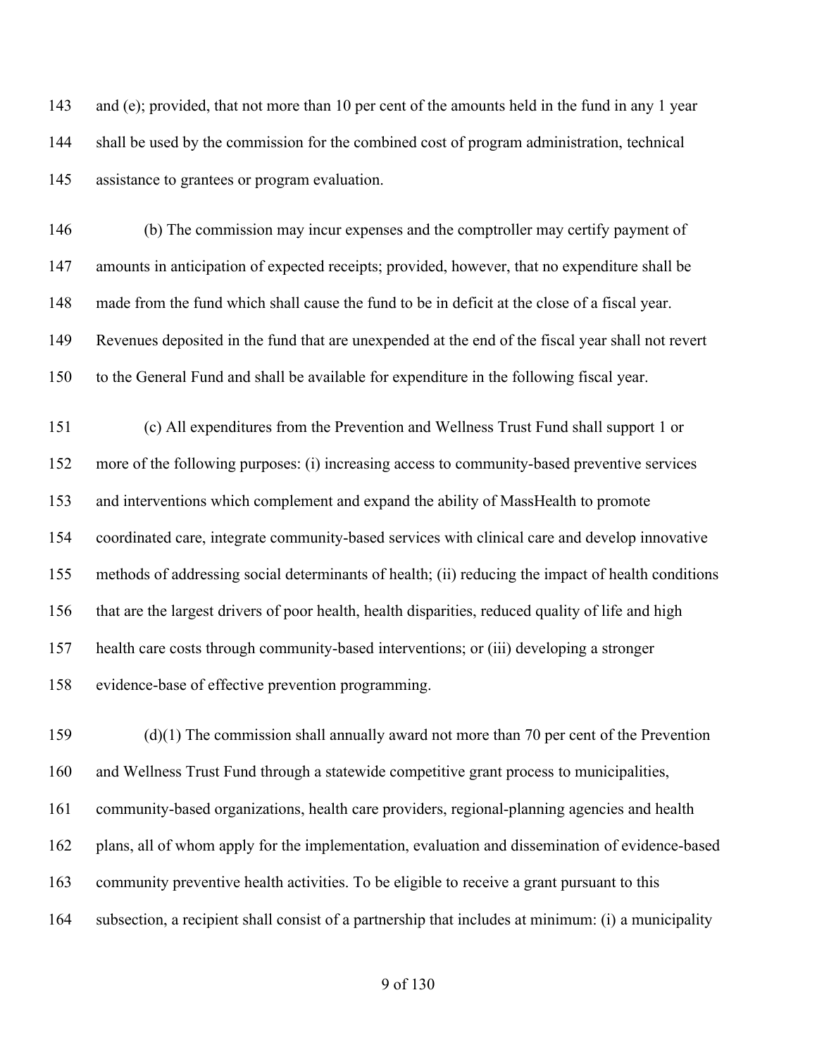and (e); provided, that not more than 10 per cent of the amounts held in the fund in any 1 year shall be used by the commission for the combined cost of program administration, technical assistance to grantees or program evaluation.

(b) The commission may incur expenses and the comptroller may certify payment of amounts in anticipation of expected receipts; provided, however, that no expenditure shall be made from the fund which shall cause the fund to be in deficit at the close of a fiscal year. Revenues deposited in the fund that are unexpended at the end of the fiscal year shall not revert to the General Fund and shall be available for expenditure in the following fiscal year.

(c) All expenditures from the Prevention and Wellness Trust Fund shall support 1 or more of the following purposes: (i) increasing access to community-based preventive services and interventions which complement and expand the ability of MassHealth to promote coordinated care, integrate community-based services with clinical care and develop innovative methods of addressing social determinants of health; (ii) reducing the impact of health conditions that are the largest drivers of poor health, health disparities, reduced quality of life and high health care costs through community-based interventions; or (iii) developing a stronger evidence-base of effective prevention programming.

(d)(1) The commission shall annually award not more than 70 per cent of the Prevention and Wellness Trust Fund through a statewide competitive grant process to municipalities, community-based organizations, health care providers, regional-planning agencies and health plans, all of whom apply for the implementation, evaluation and dissemination of evidence-based community preventive health activities. To be eligible to receive a grant pursuant to this subsection, a recipient shall consist of a partnership that includes at minimum: (i) a municipality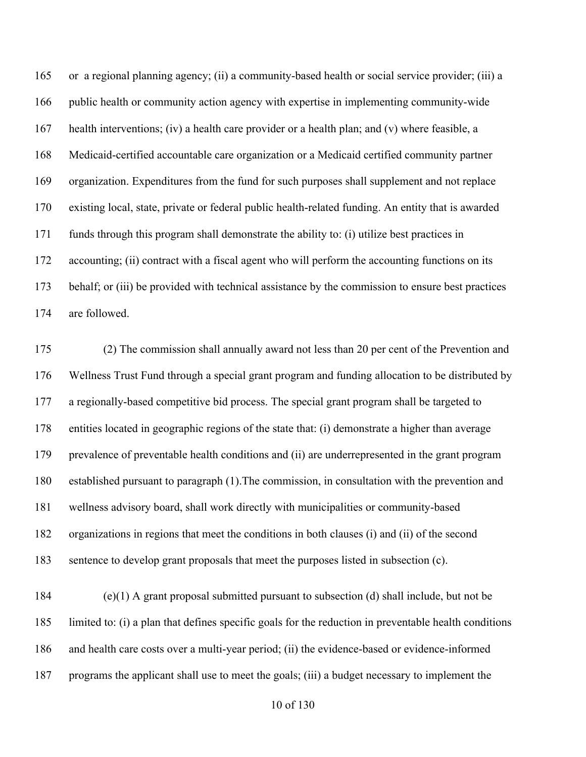165 or a regional planning agency; (ii) a community-based health or social service provider; (iii) a
166 public health or community action agency with expertise in implementing community-wide
167 health interventions; (iv) a health care provider or a health plan; and (v) where feasible, a
168 Medicaid-certified accountable care organization or a Medicaid certified community partner
169 organization. Expenditures from the fund for such purposes shall supplement and not replace
170 existing local, state, private or federal public health-related funding. An entity that is awarded
171 funds through this program shall demonstrate the ability to: (i) utilize best practices in
172 accounting; (ii) contract with a fiscal agent who will perform the accounting functions on its
173 behalf; or (iii) be provided with technical assistance by the commission to ensure best practices
174 are followed.

175 (2) The commission shall annually award not less than 20 per cent of the Prevention and
176 Wellness Trust Fund through a special grant program and funding allocation to be distributed by
177 a regionally-based competitive bid process. The special grant program shall be targeted to
178 entities located in geographic regions of the state that: (i) demonstrate a higher than average
179 prevalence of preventable health conditions and (ii) are underrepresented in the grant program
180 established pursuant to paragraph (1).The commission, in consultation with the prevention and
181 wellness advisory board, shall work directly with municipalities or community-based
182 organizations in regions that meet the conditions in both clauses (i) and (ii) of the second
183 sentence to develop grant proposals that meet the purposes listed in subsection (c).

184 (e)(1) A grant proposal submitted pursuant to subsection (d) shall include, but not be
185 limited to: (i) a plan that defines specific goals for the reduction in preventable health conditions
186 and health care costs over a multi-year period; (ii) the evidence-based or evidence-informed
187 programs the applicant shall use to meet the goals; (iii) a budget necessary to implement the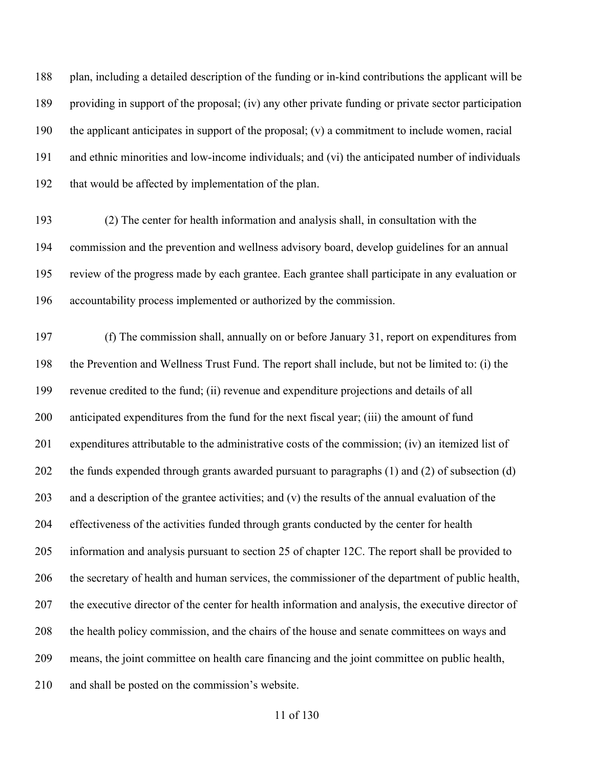plan, including a detailed description of the funding or in-kind contributions the applicant will be providing in support of the proposal; (iv) any other private funding or private sector participation the applicant anticipates in support of the proposal; (v) a commitment to include women, racial and ethnic minorities and low-income individuals; and (vi) the anticipated number of individuals that would be affected by implementation of the plan.

(2) The center for health information and analysis shall, in consultation with the commission and the prevention and wellness advisory board, develop guidelines for an annual review of the progress made by each grantee. Each grantee shall participate in any evaluation or accountability process implemented or authorized by the commission.

(f) The commission shall, annually on or before January 31, report on expenditures from the Prevention and Wellness Trust Fund. The report shall include, but not be limited to: (i) the revenue credited to the fund; (ii) revenue and expenditure projections and details of all anticipated expenditures from the fund for the next fiscal year; (iii) the amount of fund expenditures attributable to the administrative costs of the commission; (iv) an itemized list of the funds expended through grants awarded pursuant to paragraphs (1) and (2) of subsection (d) and a description of the grantee activities; and (v) the results of the annual evaluation of the effectiveness of the activities funded through grants conducted by the center for health information and analysis pursuant to section 25 of chapter 12C. The report shall be provided to the secretary of health and human services, the commissioner of the department of public health, the executive director of the center for health information and analysis, the executive director of the health policy commission, and the chairs of the house and senate committees on ways and means, the joint committee on health care financing and the joint committee on public health, and shall be posted on the commission's website.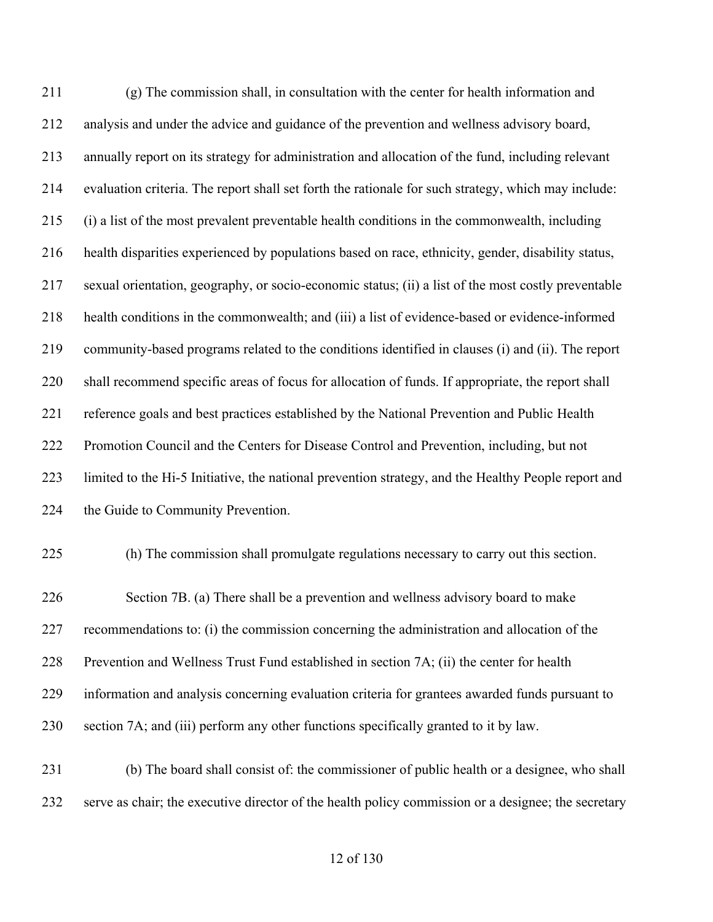(g) The commission shall, in consultation with the center for health information and analysis and under the advice and guidance of the prevention and wellness advisory board, annually report on its strategy for administration and allocation of the fund, including relevant evaluation criteria. The report shall set forth the rationale for such strategy, which may include: (i) a list of the most prevalent preventable health conditions in the commonwealth, including health disparities experienced by populations based on race, ethnicity, gender, disability status, sexual orientation, geography, or socio-economic status; (ii) a list of the most costly preventable health conditions in the commonwealth; and (iii) a list of evidence-based or evidence-informed community-based programs related to the conditions identified in clauses (i) and (ii). The report shall recommend specific areas of focus for allocation of funds. If appropriate, the report shall reference goals and best practices established by the National Prevention and Public Health Promotion Council and the Centers for Disease Control and Prevention, including, but not limited to the Hi-5 Initiative, the national prevention strategy, and the Healthy People report and the Guide to Community Prevention.

(h) The commission shall promulgate regulations necessary to carry out this section.

Section 7B. (a) There shall be a prevention and wellness advisory board to make recommendations to: (i) the commission concerning the administration and allocation of the Prevention and Wellness Trust Fund established in section 7A; (ii) the center for health information and analysis concerning evaluation criteria for grantees awarded funds pursuant to section 7A; and (iii) perform any other functions specifically granted to it by law.

(b) The board shall consist of: the commissioner of public health or a designee, who shall serve as chair; the executive director of the health policy commission or a designee; the secretary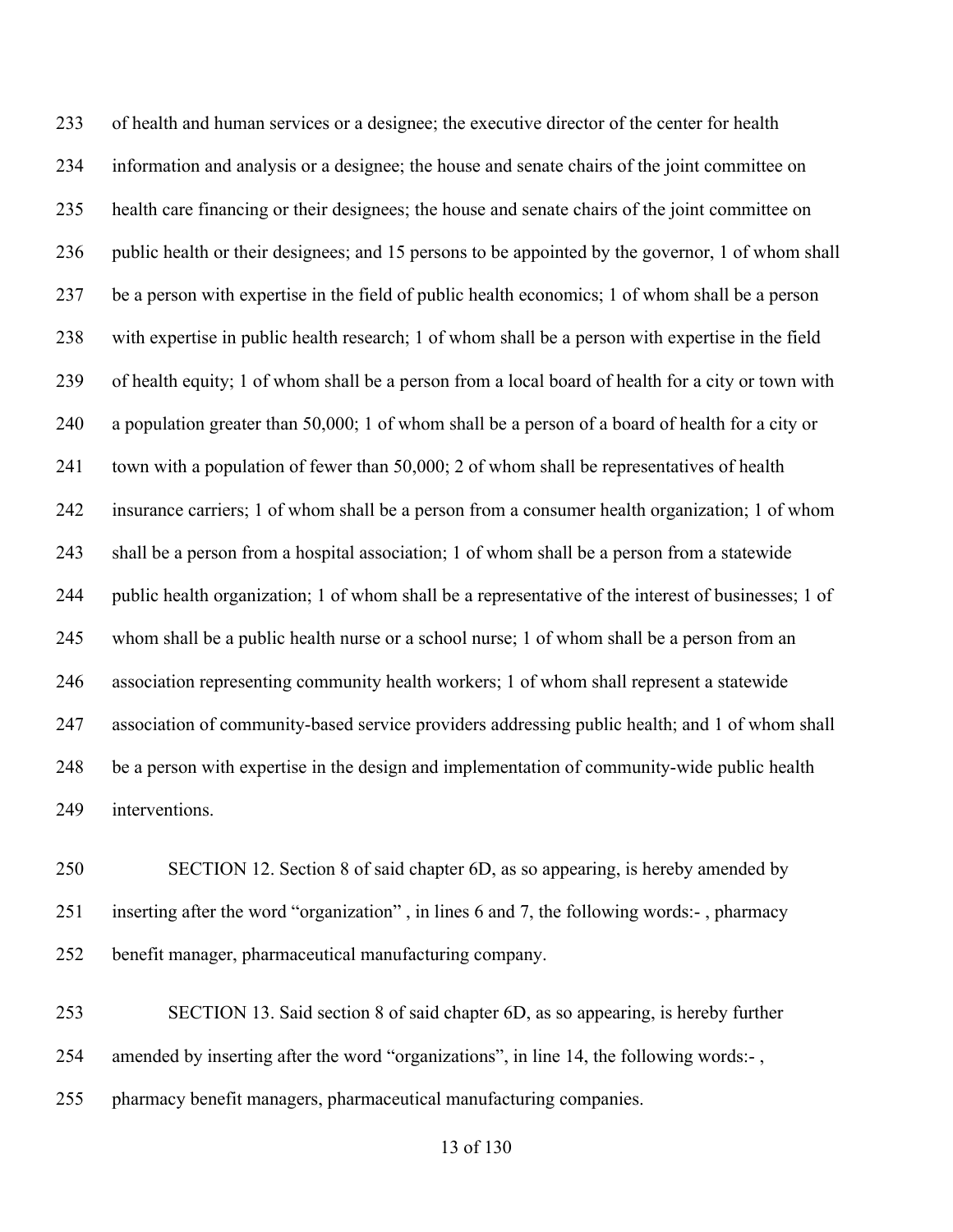of health and human services or a designee; the executive director of the center for health information and analysis or a designee; the house and senate chairs of the joint committee on health care financing or their designees; the house and senate chairs of the joint committee on public health or their designees; and 15 persons to be appointed by the governor, 1 of whom shall be a person with expertise in the field of public health economics; 1 of whom shall be a person with expertise in public health research; 1 of whom shall be a person with expertise in the field of health equity; 1 of whom shall be a person from a local board of health for a city or town with a population greater than 50,000; 1 of whom shall be a person of a board of health for a city or town with a population of fewer than 50,000; 2 of whom shall be representatives of health insurance carriers; 1 of whom shall be a person from a consumer health organization; 1 of whom shall be a person from a hospital association; 1 of whom shall be a person from a statewide public health organization; 1 of whom shall be a representative of the interest of businesses; 1 of whom shall be a public health nurse or a school nurse; 1 of whom shall be a person from an association representing community health workers; 1 of whom shall represent a statewide association of community-based service providers addressing public health; and 1 of whom shall be a person with expertise in the design and implementation of community-wide public health interventions.

SECTION 12. Section 8 of said chapter 6D, as so appearing, is hereby amended by inserting after the word "organization" , in lines 6 and 7, the following words:- , pharmacy benefit manager, pharmaceutical manufacturing company.

SECTION 13. Said section 8 of said chapter 6D, as so appearing, is hereby further amended by inserting after the word "organizations", in line 14, the following words:- , pharmacy benefit managers, pharmaceutical manufacturing companies.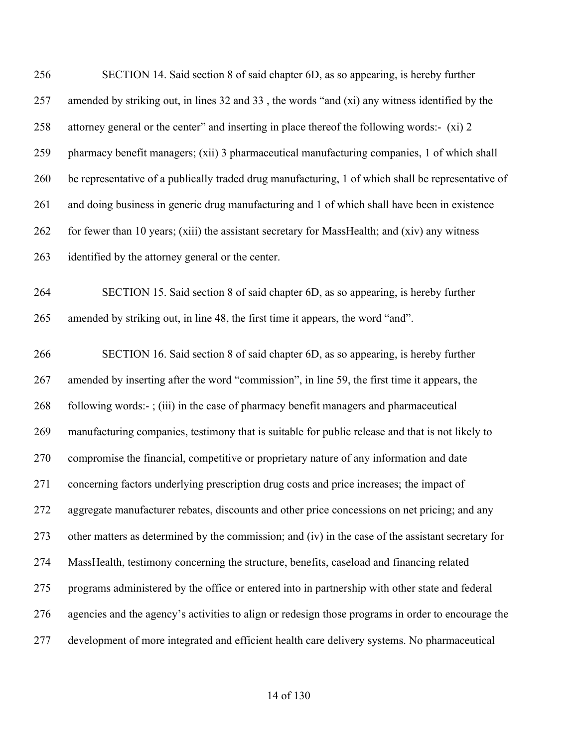SECTION 14. Said section 8 of said chapter 6D, as so appearing, is hereby further amended by striking out, in lines 32 and 33 , the words "and (xi) any witness identified by the attorney general or the center" and inserting in place thereof the following words:- (xi) 2 pharmacy benefit managers; (xii) 3 pharmaceutical manufacturing companies, 1 of which shall be representative of a publically traded drug manufacturing, 1 of which shall be representative of and doing business in generic drug manufacturing and 1 of which shall have been in existence for fewer than 10 years; (xiii) the assistant secretary for MassHealth; and (xiv) any witness identified by the attorney general or the center.

SECTION 15. Said section 8 of said chapter 6D, as so appearing, is hereby further amended by striking out, in line 48, the first time it appears, the word "and".

SECTION 16. Said section 8 of said chapter 6D, as so appearing, is hereby further amended by inserting after the word "commission", in line 59, the first time it appears, the following words:- ; (iii) in the case of pharmacy benefit managers and pharmaceutical manufacturing companies, testimony that is suitable for public release and that is not likely to compromise the financial, competitive or proprietary nature of any information and date concerning factors underlying prescription drug costs and price increases; the impact of aggregate manufacturer rebates, discounts and other price concessions on net pricing; and any other matters as determined by the commission; and (iv) in the case of the assistant secretary for MassHealth, testimony concerning the structure, benefits, caseload and financing related programs administered by the office or entered into in partnership with other state and federal agencies and the agency's activities to align or redesign those programs in order to encourage the development of more integrated and efficient health care delivery systems. No pharmaceutical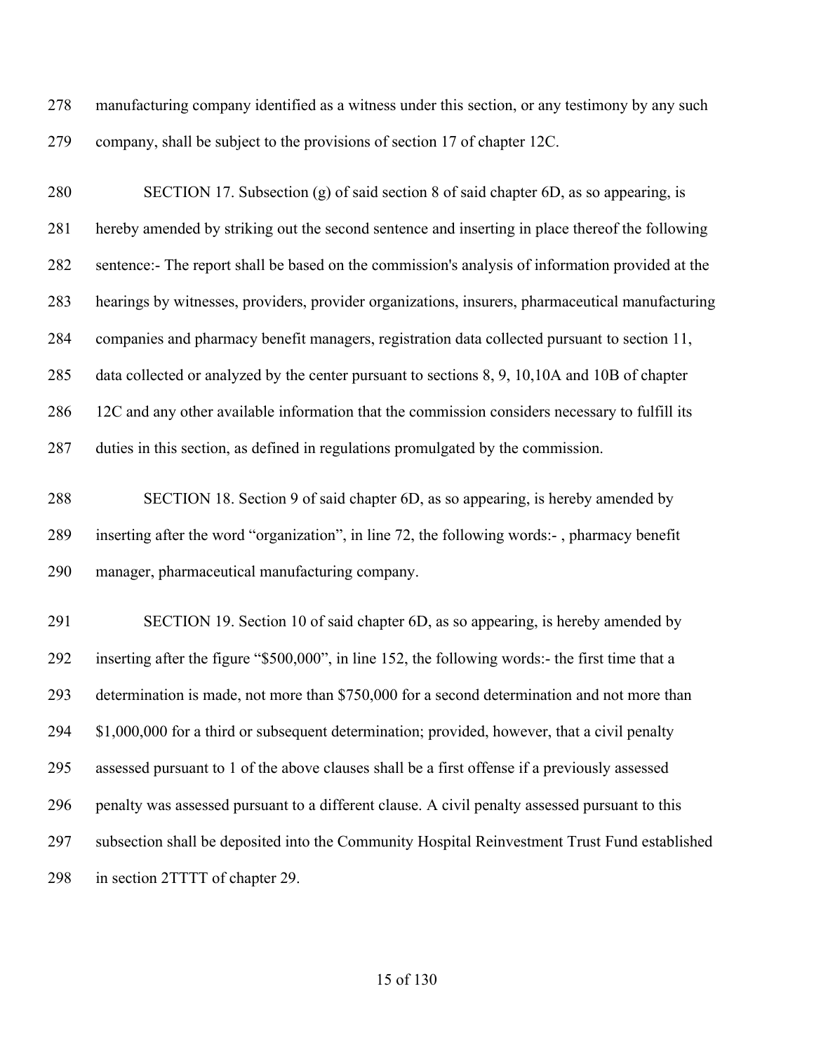manufacturing company identified as a witness under this section, or any testimony by any such company, shall be subject to the provisions of section 17 of chapter 12C.

SECTION 17. Subsection (g) of said section 8 of said chapter 6D, as so appearing, is hereby amended by striking out the second sentence and inserting in place thereof the following sentence:- The report shall be based on the commission's analysis of information provided at the hearings by witnesses, providers, provider organizations, insurers, pharmaceutical manufacturing companies and pharmacy benefit managers, registration data collected pursuant to section 11, data collected or analyzed by the center pursuant to sections 8, 9, 10,10A and 10B of chapter 12C and any other available information that the commission considers necessary to fulfill its duties in this section, as defined in regulations promulgated by the commission.

SECTION 18. Section 9 of said chapter 6D, as so appearing, is hereby amended by inserting after the word "organization", in line 72, the following words:- , pharmacy benefit manager, pharmaceutical manufacturing company.

SECTION 19. Section 10 of said chapter 6D, as so appearing, is hereby amended by inserting after the figure "$500,000", in line 152, the following words:- the first time that a determination is made, not more than $750,000 for a second determination and not more than $1,000,000 for a third or subsequent determination; provided, however, that a civil penalty assessed pursuant to 1 of the above clauses shall be a first offense if a previously assessed penalty was assessed pursuant to a different clause. A civil penalty assessed pursuant to this subsection shall be deposited into the Community Hospital Reinvestment Trust Fund established in section 2TTTT of chapter 29.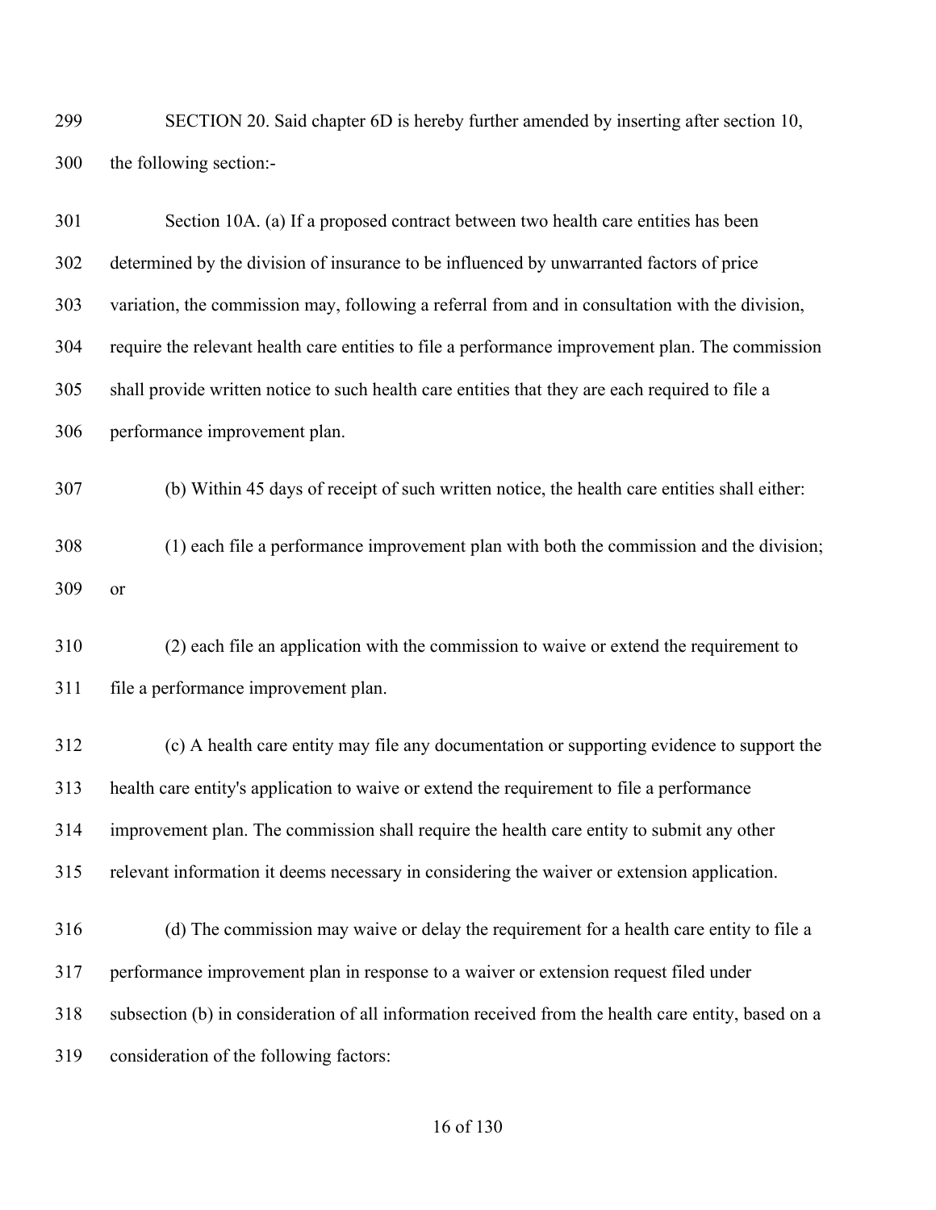SECTION 20. Said chapter 6D is hereby further amended by inserting after section 10, the following section:-

Section 10A. (a) If a proposed contract between two health care entities has been determined by the division of insurance to be influenced by unwarranted factors of price variation, the commission may, following a referral from and in consultation with the division, require the relevant health care entities to file a performance improvement plan. The commission shall provide written notice to such health care entities that they are each required to file a performance improvement plan.

(b) Within 45 days of receipt of such written notice, the health care entities shall either:

(1) each file a performance improvement plan with both the commission and the division; or

(2) each file an application with the commission to waive or extend the requirement to file a performance improvement plan.

(c) A health care entity may file any documentation or supporting evidence to support the health care entity's application to waive or extend the requirement to file a performance improvement plan. The commission shall require the health care entity to submit any other relevant information it deems necessary in considering the waiver or extension application.

(d) The commission may waive or delay the requirement for a health care entity to file a performance improvement plan in response to a waiver or extension request filed under subsection (b) in consideration of all information received from the health care entity, based on a consideration of the following factors: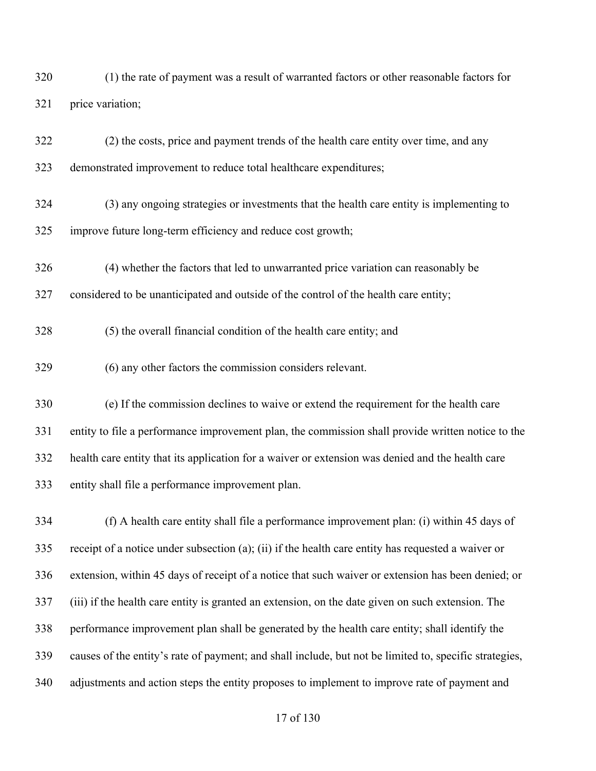(1) the rate of payment was a result of warranted factors or other reasonable factors for price variation;

(2) the costs, price and payment trends of the health care entity over time, and any demonstrated improvement to reduce total healthcare expenditures;

(3) any ongoing strategies or investments that the health care entity is implementing to improve future long-term efficiency and reduce cost growth;

(4) whether the factors that led to unwarranted price variation can reasonably be considered to be unanticipated and outside of the control of the health care entity;

(5) the overall financial condition of the health care entity; and

(6) any other factors the commission considers relevant.

(e) If the commission declines to waive or extend the requirement for the health care entity to file a performance improvement plan, the commission shall provide written notice to the health care entity that its application for a waiver or extension was denied and the health care entity shall file a performance improvement plan.

(f) A health care entity shall file a performance improvement plan: (i) within 45 days of receipt of a notice under subsection (a); (ii) if the health care entity has requested a waiver or extension, within 45 days of receipt of a notice that such waiver or extension has been denied; or (iii) if the health care entity is granted an extension, on the date given on such extension. The performance improvement plan shall be generated by the health care entity; shall identify the causes of the entity's rate of payment; and shall include, but not be limited to, specific strategies, adjustments and action steps the entity proposes to implement to improve rate of payment and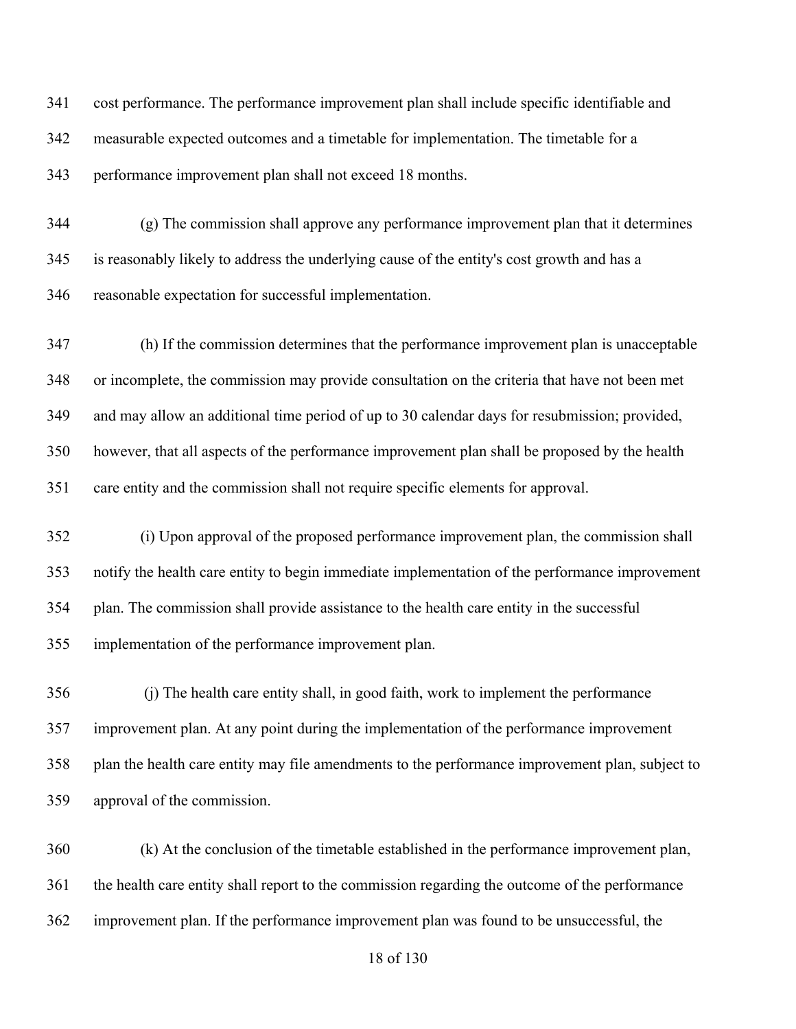cost performance. The performance improvement plan shall include specific identifiable and measurable expected outcomes and a timetable for implementation. The timetable for a performance improvement plan shall not exceed 18 months.

(g) The commission shall approve any performance improvement plan that it determines is reasonably likely to address the underlying cause of the entity's cost growth and has a reasonable expectation for successful implementation.

(h) If the commission determines that the performance improvement plan is unacceptable or incomplete, the commission may provide consultation on the criteria that have not been met and may allow an additional time period of up to 30 calendar days for resubmission; provided, however, that all aspects of the performance improvement plan shall be proposed by the health care entity and the commission shall not require specific elements for approval.

(i) Upon approval of the proposed performance improvement plan, the commission shall notify the health care entity to begin immediate implementation of the performance improvement plan. The commission shall provide assistance to the health care entity in the successful implementation of the performance improvement plan.

(j) The health care entity shall, in good faith, work to implement the performance improvement plan. At any point during the implementation of the performance improvement plan the health care entity may file amendments to the performance improvement plan, subject to approval of the commission.

(k) At the conclusion of the timetable established in the performance improvement plan, the health care entity shall report to the commission regarding the outcome of the performance improvement plan. If the performance improvement plan was found to be unsuccessful, the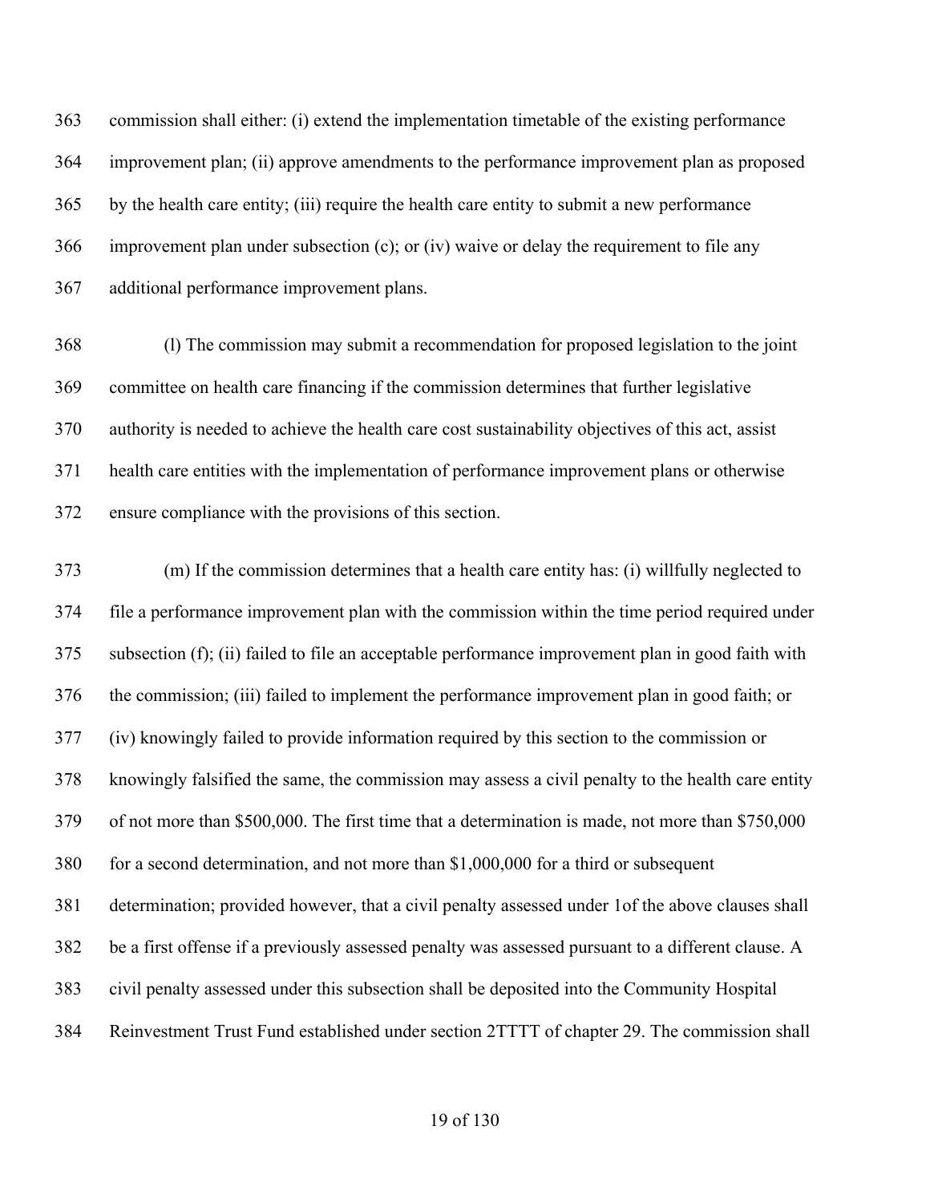commission shall either: (i) extend the implementation timetable of the existing performance improvement plan; (ii) approve amendments to the performance improvement plan as proposed by the health care entity; (iii) require the health care entity to submit a new performance improvement plan under subsection (c); or (iv) waive or delay the requirement to file any additional performance improvement plans.

(l) The commission may submit a recommendation for proposed legislation to the joint committee on health care financing if the commission determines that further legislative authority is needed to achieve the health care cost sustainability objectives of this act, assist health care entities with the implementation of performance improvement plans or otherwise ensure compliance with the provisions of this section.

(m) If the commission determines that a health care entity has: (i) willfully neglected to file a performance improvement plan with the commission within the time period required under subsection (f); (ii) failed to file an acceptable performance improvement plan in good faith with the commission; (iii) failed to implement the performance improvement plan in good faith; or (iv) knowingly failed to provide information required by this section to the commission or knowingly falsified the same, the commission may assess a civil penalty to the health care entity of not more than $500,000. The first time that a determination is made, not more than $750,000 for a second determination, and not more than $1,000,000 for a third or subsequent determination; provided however, that a civil penalty assessed under 1of the above clauses shall be a first offense if a previously assessed penalty was assessed pursuant to a different clause. A civil penalty assessed under this subsection shall be deposited into the Community Hospital Reinvestment Trust Fund established under section 2TTTT of chapter 29. The commission shall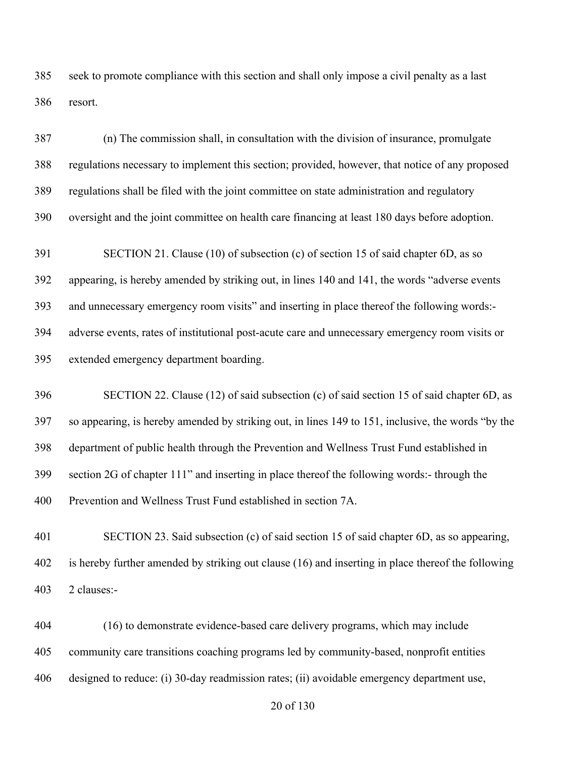seek to promote compliance with this section and shall only impose a civil penalty as a last resort.

(n) The commission shall, in consultation with the division of insurance, promulgate regulations necessary to implement this section; provided, however, that notice of any proposed regulations shall be filed with the joint committee on state administration and regulatory oversight and the joint committee on health care financing at least 180 days before adoption.

SECTION 21. Clause (10) of subsection (c) of section 15 of said chapter 6D, as so appearing, is hereby amended by striking out, in lines 140 and 141, the words "adverse events and unnecessary emergency room visits" and inserting in place thereof the following words:- adverse events, rates of institutional post-acute care and unnecessary emergency room visits or extended emergency department boarding.

SECTION 22. Clause (12) of said subsection (c) of said section 15 of said chapter 6D, as so appearing, is hereby amended by striking out, in lines 149 to 151, inclusive, the words "by the department of public health through the Prevention and Wellness Trust Fund established in section 2G of chapter 111" and inserting in place thereof the following words:- through the Prevention and Wellness Trust Fund established in section 7A.

SECTION 23. Said subsection (c) of said section 15 of said chapter 6D, as so appearing, is hereby further amended by striking out clause (16) and inserting in place thereof the following 2 clauses:-

(16) to demonstrate evidence-based care delivery programs, which may include community care transitions coaching programs led by community-based, nonprofit entities designed to reduce: (i) 30-day readmission rates; (ii) avoidable emergency department use,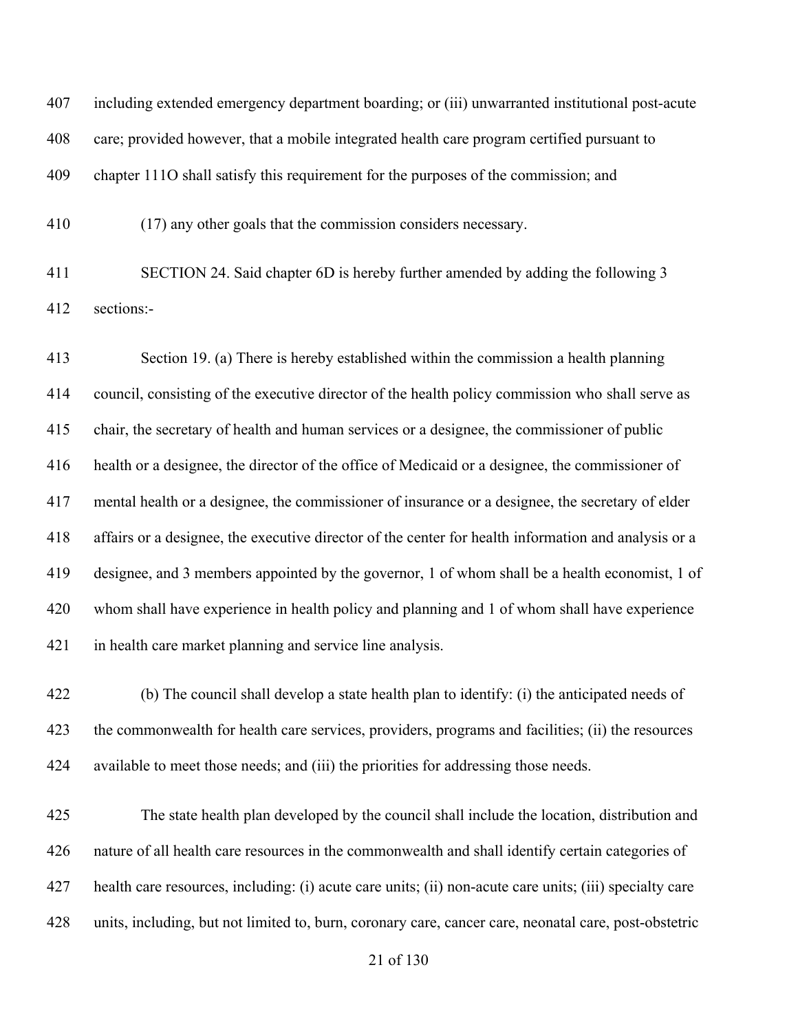407 including extended emergency department boarding; or (iii) unwarranted institutional post-acute

408 care; provided however, that a mobile integrated health care program certified pursuant to

409 chapter 111O shall satisfy this requirement for the purposes of the commission; and

410 (17) any other goals that the commission considers necessary.

411 SECTION 24. Said chapter 6D is hereby further amended by adding the following 3

412 sections:-

413 Section 19. (a) There is hereby established within the commission a health planning

414 council, consisting of the executive director of the health policy commission who shall serve as

415 chair, the secretary of health and human services or a designee, the commissioner of public

416 health or a designee, the director of the office of Medicaid or a designee, the commissioner of

417 mental health or a designee, the commissioner of insurance or a designee, the secretary of elder

418 affairs or a designee, the executive director of the center for health information and analysis or a

419 designee, and 3 members appointed by the governor, 1 of whom shall be a health economist, 1 of

420 whom shall have experience in health policy and planning and 1 of whom shall have experience

421 in health care market planning and service line analysis.

422 (b) The council shall develop a state health plan to identify: (i) the anticipated needs of

423 the commonwealth for health care services, providers, programs and facilities; (ii) the resources

424 available to meet those needs; and (iii) the priorities for addressing those needs.

425 The state health plan developed by the council shall include the location, distribution and

426 nature of all health care resources in the commonwealth and shall identify certain categories of

427 health care resources, including: (i) acute care units; (ii) non-acute care units; (iii) specialty care

428 units, including, but not limited to, burn, coronary care, cancer care, neonatal care, post-obstetric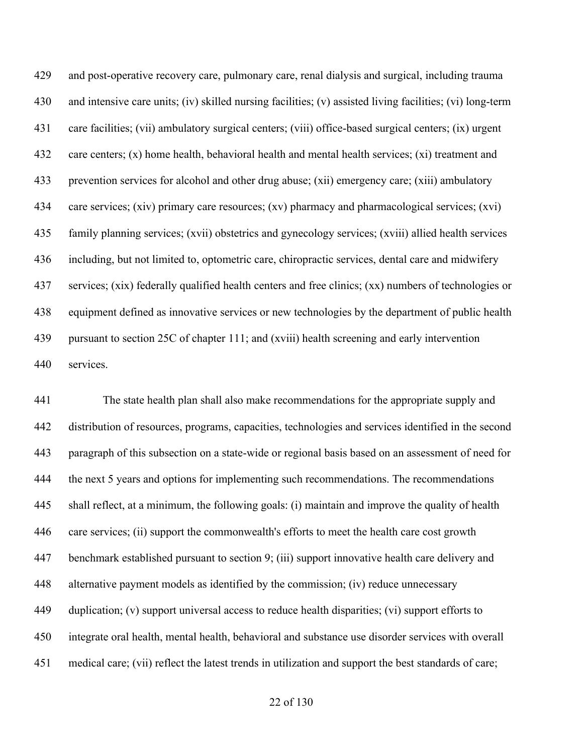and post-operative recovery care, pulmonary care, renal dialysis and surgical, including trauma and intensive care units; (iv) skilled nursing facilities; (v) assisted living facilities; (vi) long-term care facilities; (vii) ambulatory surgical centers; (viii) office-based surgical centers; (ix) urgent care centers; (x) home health, behavioral health and mental health services; (xi) treatment and prevention services for alcohol and other drug abuse; (xii) emergency care; (xiii) ambulatory care services; (xiv) primary care resources; (xv) pharmacy and pharmacological services; (xvi) family planning services; (xvii) obstetrics and gynecology services; (xviii) allied health services including, but not limited to, optometric care, chiropractic services, dental care and midwifery services; (xix) federally qualified health centers and free clinics; (xx) numbers of technologies or equipment defined as innovative services or new technologies by the department of public health pursuant to section 25C of chapter 111; and (xviii) health screening and early intervention services.

The state health plan shall also make recommendations for the appropriate supply and distribution of resources, programs, capacities, technologies and services identified in the second paragraph of this subsection on a state-wide or regional basis based on an assessment of need for the next 5 years and options for implementing such recommendations. The recommendations shall reflect, at a minimum, the following goals: (i) maintain and improve the quality of health care services; (ii) support the commonwealth's efforts to meet the health care cost growth benchmark established pursuant to section 9; (iii) support innovative health care delivery and alternative payment models as identified by the commission; (iv) reduce unnecessary duplication; (v) support universal access to reduce health disparities; (vi) support efforts to integrate oral health, mental health, behavioral and substance use disorder services with overall medical care; (vii) reflect the latest trends in utilization and support the best standards of care;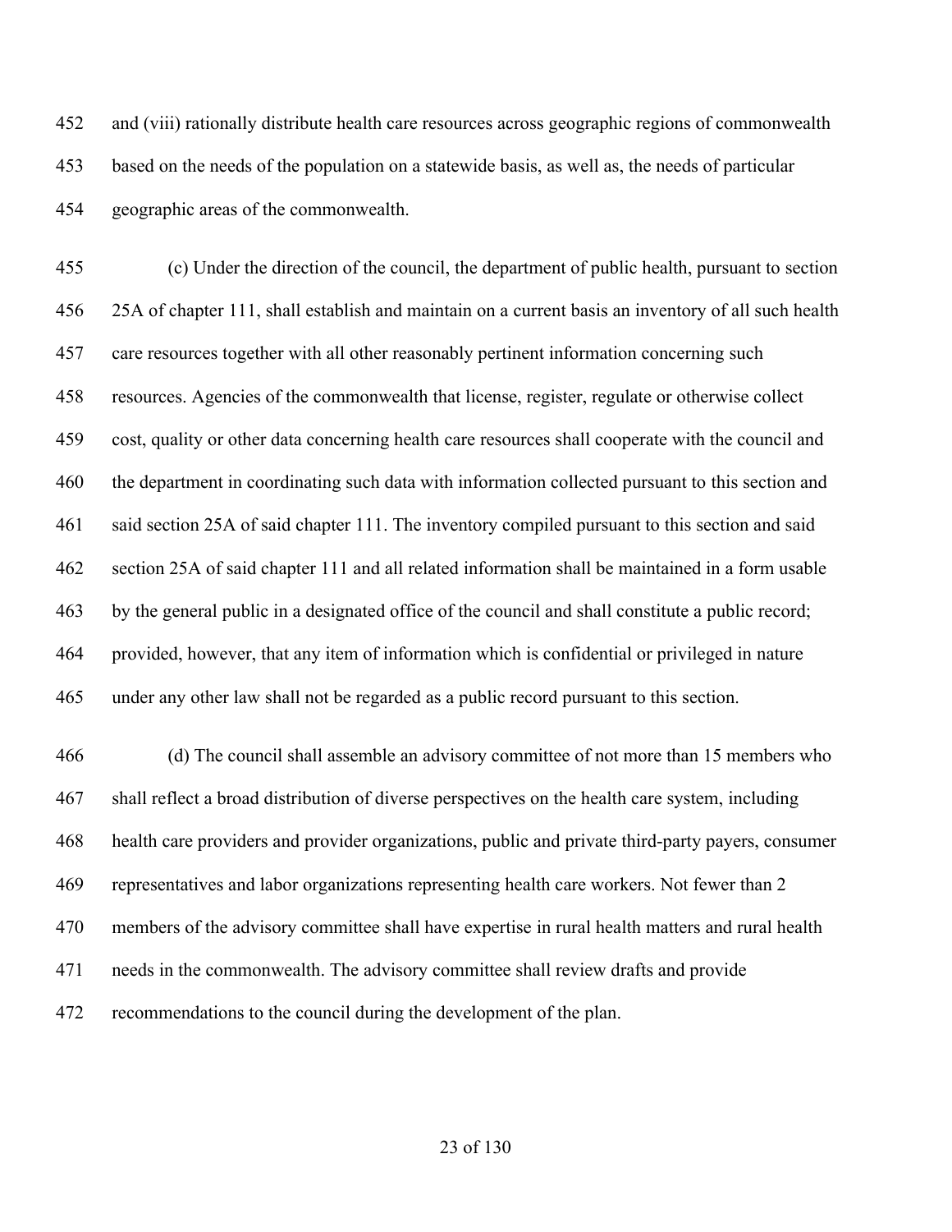452 and (viii) rationally distribute health care resources across geographic regions of commonwealth
453 based on the needs of the population on a statewide basis, as well as, the needs of particular
454 geographic areas of the commonwealth.

455 (c) Under the direction of the council, the department of public health, pursuant to section
456 25A of chapter 111, shall establish and maintain on a current basis an inventory of all such health
457 care resources together with all other reasonably pertinent information concerning such
458 resources. Agencies of the commonwealth that license, register, regulate or otherwise collect
459 cost, quality or other data concerning health care resources shall cooperate with the council and
460 the department in coordinating such data with information collected pursuant to this section and
461 said section 25A of said chapter 111. The inventory compiled pursuant to this section and said
462 section 25A of said chapter 111 and all related information shall be maintained in a form usable
463 by the general public in a designated office of the council and shall constitute a public record;
464 provided, however, that any item of information which is confidential or privileged in nature
465 under any other law shall not be regarded as a public record pursuant to this section.

466 (d) The council shall assemble an advisory committee of not more than 15 members who
467 shall reflect a broad distribution of diverse perspectives on the health care system, including
468 health care providers and provider organizations, public and private third-party payers, consumer
469 representatives and labor organizations representing health care workers. Not fewer than 2
470 members of the advisory committee shall have expertise in rural health matters and rural health
471 needs in the commonwealth. The advisory committee shall review drafts and provide
472 recommendations to the council during the development of the plan.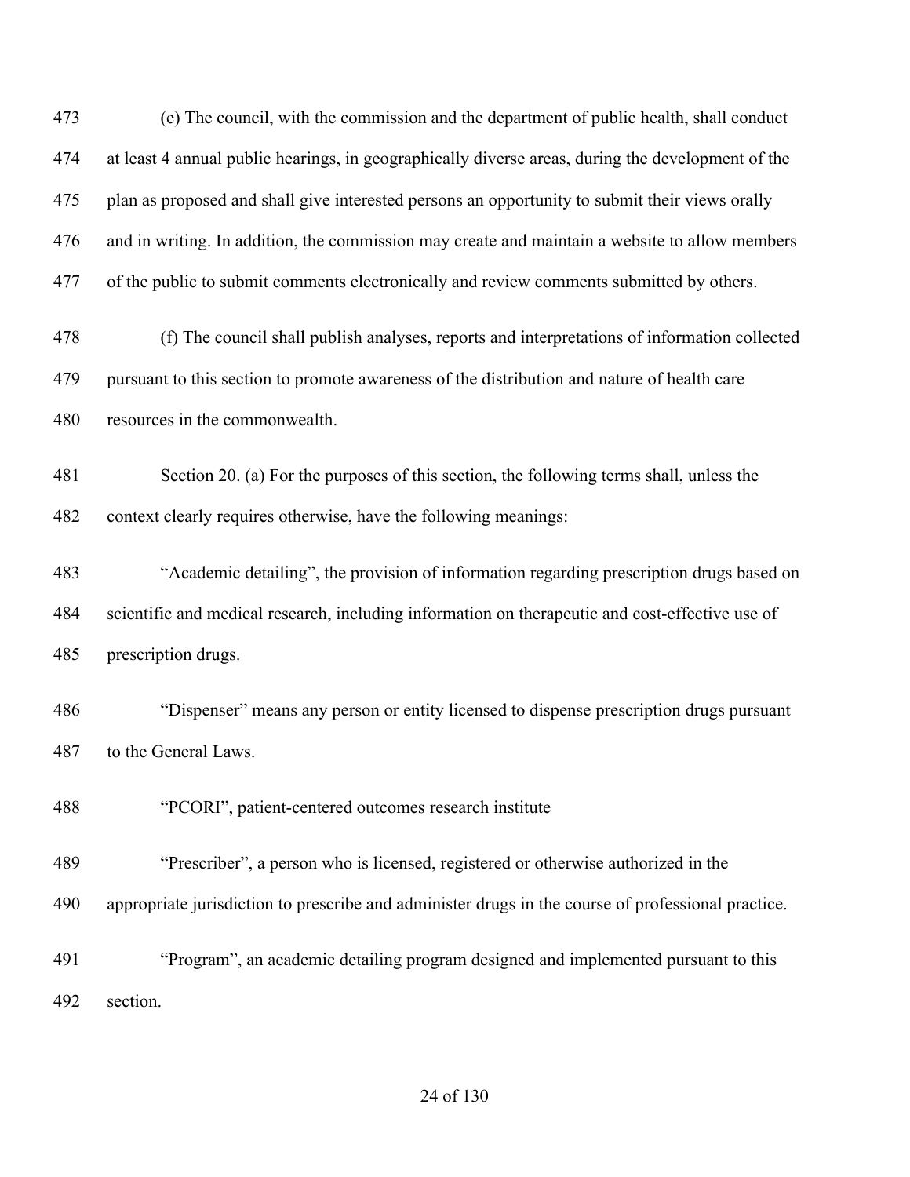(e) The council, with the commission and the department of public health, shall conduct at least 4 annual public hearings, in geographically diverse areas, during the development of the plan as proposed and shall give interested persons an opportunity to submit their views orally and in writing. In addition, the commission may create and maintain a website to allow members of the public to submit comments electronically and review comments submitted by others.

(f) The council shall publish analyses, reports and interpretations of information collected pursuant to this section to promote awareness of the distribution and nature of health care resources in the commonwealth.

Section 20. (a) For the purposes of this section, the following terms shall, unless the context clearly requires otherwise, have the following meanings:

"Academic detailing", the provision of information regarding prescription drugs based on scientific and medical research, including information on therapeutic and cost-effective use of prescription drugs.

"Dispenser" means any person or entity licensed to dispense prescription drugs pursuant to the General Laws.

"PCORI", patient-centered outcomes research institute

"Prescriber", a person who is licensed, registered or otherwise authorized in the appropriate jurisdiction to prescribe and administer drugs in the course of professional practice.

"Program", an academic detailing program designed and implemented pursuant to this section.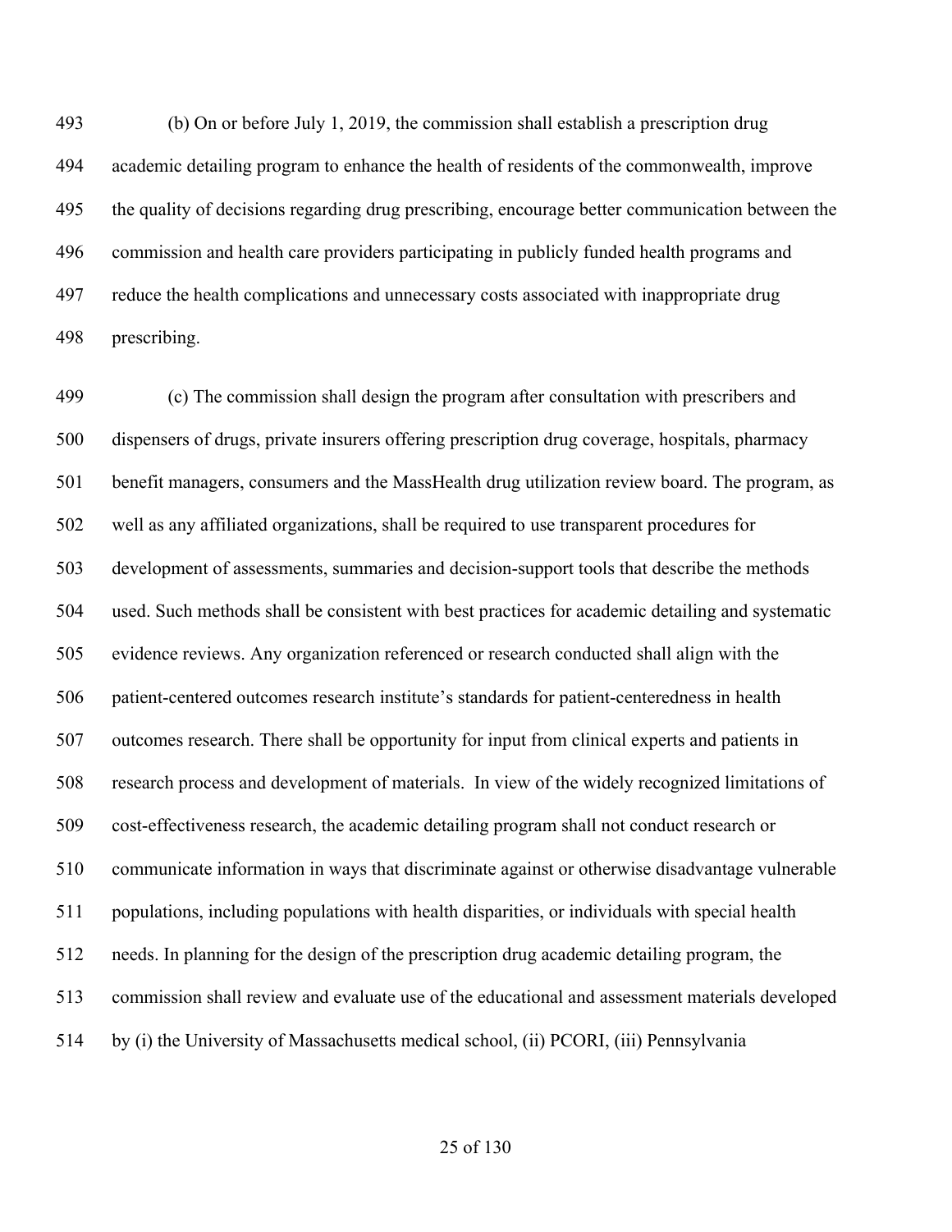(b) On or before July 1, 2019, the commission shall establish a prescription drug academic detailing program to enhance the health of residents of the commonwealth, improve the quality of decisions regarding drug prescribing, encourage better communication between the commission and health care providers participating in publicly funded health programs and reduce the health complications and unnecessary costs associated with inappropriate drug prescribing.

(c) The commission shall design the program after consultation with prescribers and dispensers of drugs, private insurers offering prescription drug coverage, hospitals, pharmacy benefit managers, consumers and the MassHealth drug utilization review board. The program, as well as any affiliated organizations, shall be required to use transparent procedures for development of assessments, summaries and decision-support tools that describe the methods used. Such methods shall be consistent with best practices for academic detailing and systematic evidence reviews. Any organization referenced or research conducted shall align with the patient-centered outcomes research institute's standards for patient-centeredness in health outcomes research. There shall be opportunity for input from clinical experts and patients in research process and development of materials. In view of the widely recognized limitations of cost-effectiveness research, the academic detailing program shall not conduct research or communicate information in ways that discriminate against or otherwise disadvantage vulnerable populations, including populations with health disparities, or individuals with special health needs. In planning for the design of the prescription drug academic detailing program, the commission shall review and evaluate use of the educational and assessment materials developed by (i) the University of Massachusetts medical school, (ii) PCORI, (iii) Pennsylvania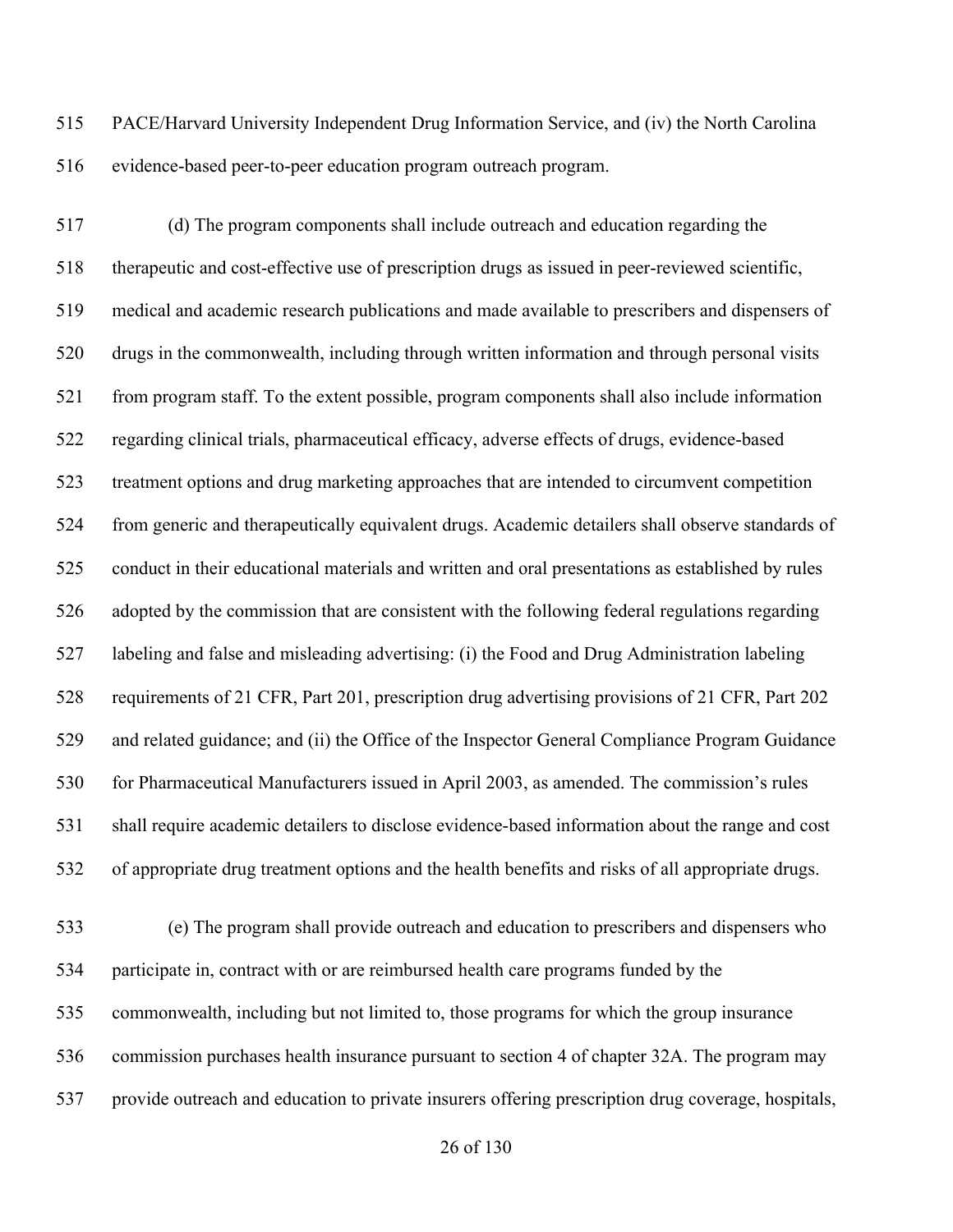PACE/Harvard University Independent Drug Information Service, and (iv) the North Carolina evidence-based peer-to-peer education program outreach program.

(d) The program components shall include outreach and education regarding the therapeutic and cost-effective use of prescription drugs as issued in peer-reviewed scientific, medical and academic research publications and made available to prescribers and dispensers of drugs in the commonwealth, including through written information and through personal visits from program staff. To the extent possible, program components shall also include information regarding clinical trials, pharmaceutical efficacy, adverse effects of drugs, evidence-based treatment options and drug marketing approaches that are intended to circumvent competition from generic and therapeutically equivalent drugs. Academic detailers shall observe standards of conduct in their educational materials and written and oral presentations as established by rules adopted by the commission that are consistent with the following federal regulations regarding labeling and false and misleading advertising: (i) the Food and Drug Administration labeling requirements of 21 CFR, Part 201, prescription drug advertising provisions of 21 CFR, Part 202 and related guidance; and (ii) the Office of the Inspector General Compliance Program Guidance for Pharmaceutical Manufacturers issued in April 2003, as amended. The commission's rules shall require academic detailers to disclose evidence-based information about the range and cost of appropriate drug treatment options and the health benefits and risks of all appropriate drugs.

(e) The program shall provide outreach and education to prescribers and dispensers who participate in, contract with or are reimbursed health care programs funded by the commonwealth, including but not limited to, those programs for which the group insurance commission purchases health insurance pursuant to section 4 of chapter 32A. The program may provide outreach and education to private insurers offering prescription drug coverage, hospitals,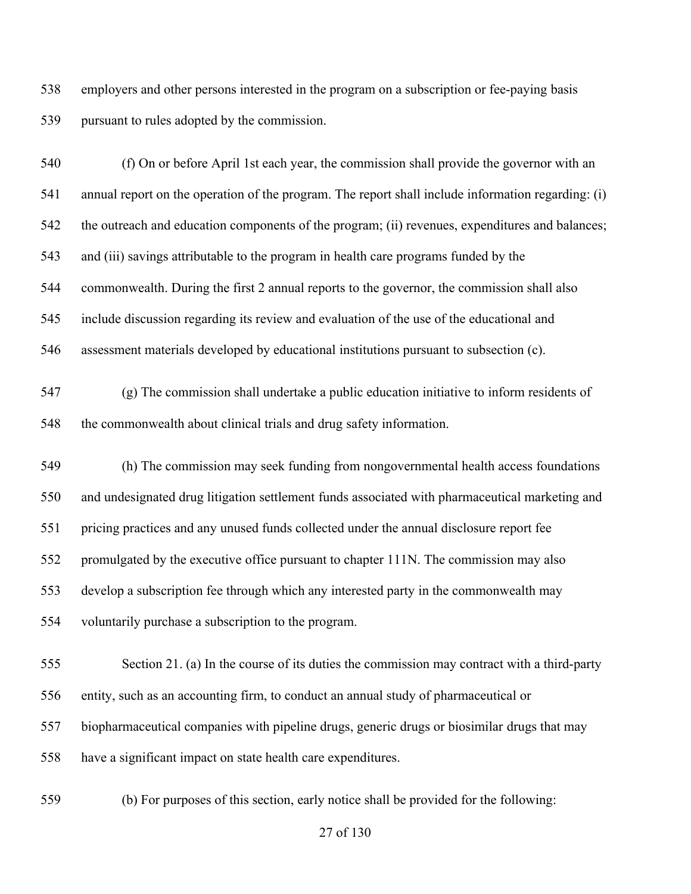employers and other persons interested in the program on a subscription or fee-paying basis pursuant to rules adopted by the commission.

(f) On or before April 1st each year, the commission shall provide the governor with an annual report on the operation of the program. The report shall include information regarding: (i) the outreach and education components of the program; (ii) revenues, expenditures and balances; and (iii) savings attributable to the program in health care programs funded by the commonwealth. During the first 2 annual reports to the governor, the commission shall also include discussion regarding its review and evaluation of the use of the educational and assessment materials developed by educational institutions pursuant to subsection (c).

(g) The commission shall undertake a public education initiative to inform residents of the commonwealth about clinical trials and drug safety information.

(h) The commission may seek funding from nongovernmental health access foundations and undesignated drug litigation settlement funds associated with pharmaceutical marketing and pricing practices and any unused funds collected under the annual disclosure report fee promulgated by the executive office pursuant to chapter 111N. The commission may also develop a subscription fee through which any interested party in the commonwealth may voluntarily purchase a subscription to the program.

Section 21. (a) In the course of its duties the commission may contract with a third-party entity, such as an accounting firm, to conduct an annual study of pharmaceutical or biopharmaceutical companies with pipeline drugs, generic drugs or biosimilar drugs that may have a significant impact on state health care expenditures.

(b) For purposes of this section, early notice shall be provided for the following: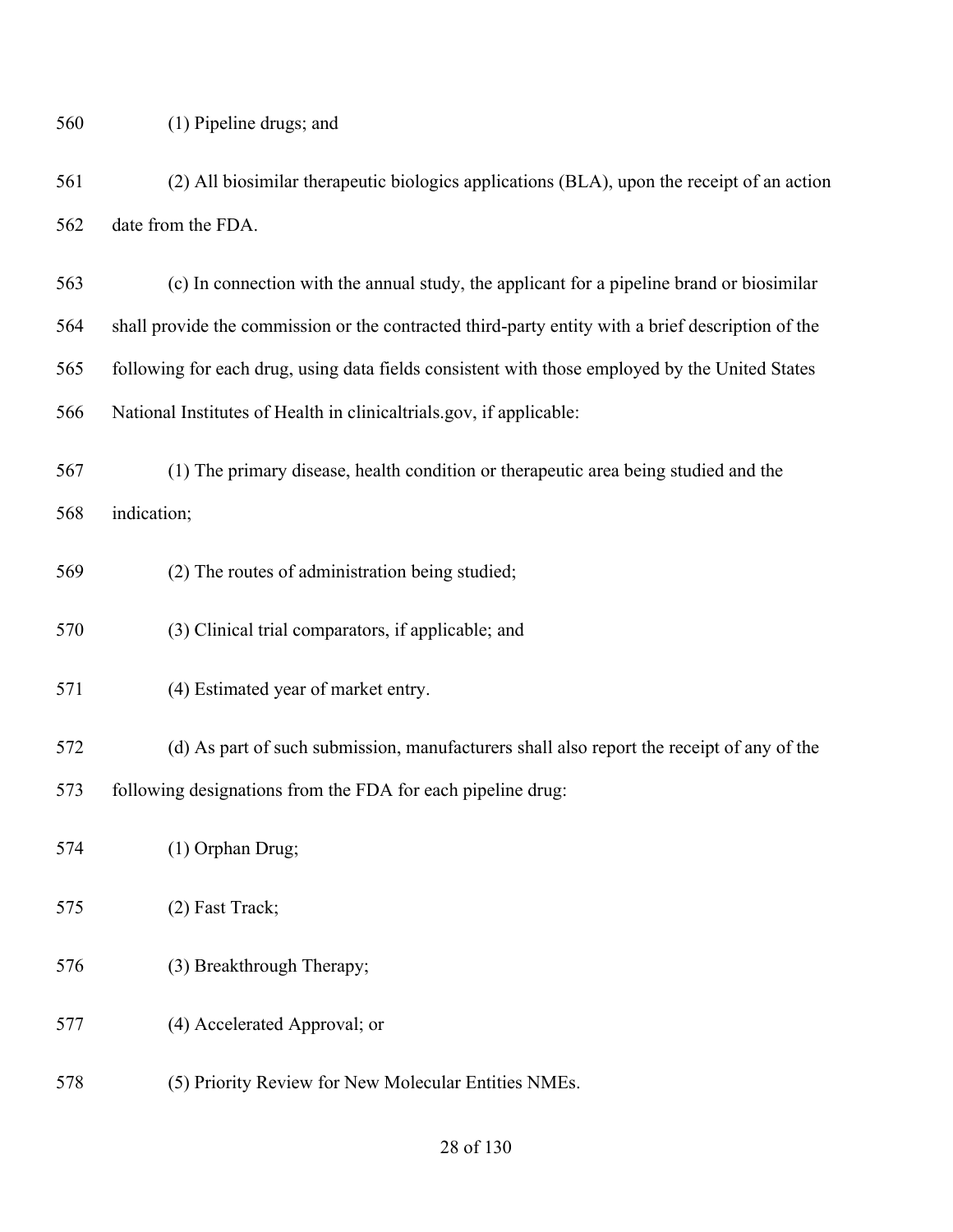(1) Pipeline drugs; and

(2) All biosimilar therapeutic biologics applications (BLA), upon the receipt of an action date from the FDA.

(c) In connection with the annual study, the applicant for a pipeline brand or biosimilar shall provide the commission or the contracted third-party entity with a brief description of the following for each drug, using data fields consistent with those employed by the United States National Institutes of Health in clinicaltrials.gov, if applicable:

(1) The primary disease, health condition or therapeutic area being studied and the indication;

(2) The routes of administration being studied;

(3) Clinical trial comparators, if applicable; and

(4) Estimated year of market entry.

(d) As part of such submission, manufacturers shall also report the receipt of any of the following designations from the FDA for each pipeline drug:

(1) Orphan Drug;

(2) Fast Track;

(3) Breakthrough Therapy;

(4) Accelerated Approval; or

(5) Priority Review for New Molecular Entities NMEs.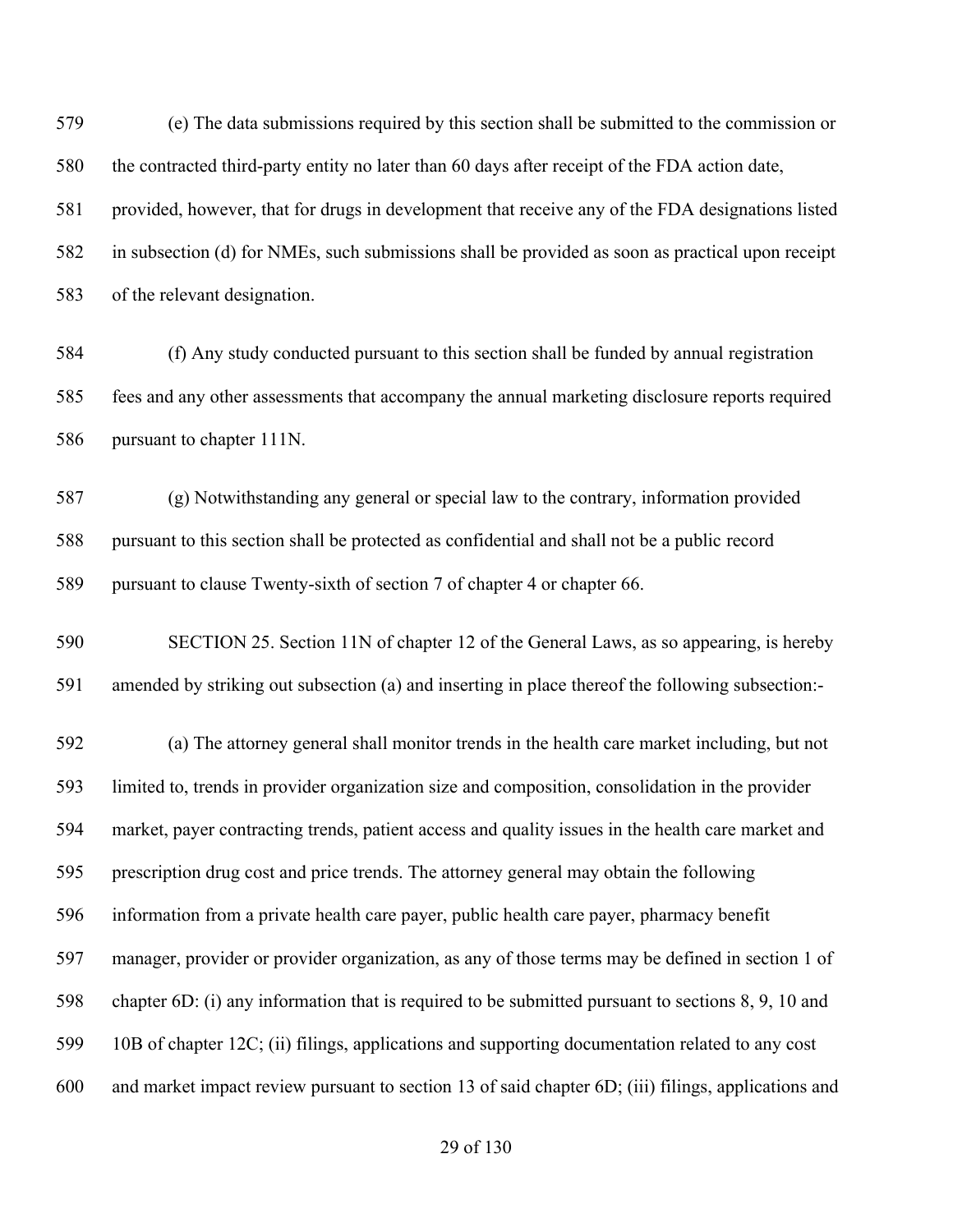(e) The data submissions required by this section shall be submitted to the commission or the contracted third-party entity no later than 60 days after receipt of the FDA action date, provided, however, that for drugs in development that receive any of the FDA designations listed in subsection (d) for NMEs, such submissions shall be provided as soon as practical upon receipt of the relevant designation.

(f) Any study conducted pursuant to this section shall be funded by annual registration fees and any other assessments that accompany the annual marketing disclosure reports required pursuant to chapter 111N.

(g) Notwithstanding any general or special law to the contrary, information provided pursuant to this section shall be protected as confidential and shall not be a public record pursuant to clause Twenty-sixth of section 7 of chapter 4 or chapter 66.

SECTION 25. Section 11N of chapter 12 of the General Laws, as so appearing, is hereby amended by striking out subsection (a) and inserting in place thereof the following subsection:-

(a) The attorney general shall monitor trends in the health care market including, but not limited to, trends in provider organization size and composition, consolidation in the provider market, payer contracting trends, patient access and quality issues in the health care market and prescription drug cost and price trends. The attorney general may obtain the following information from a private health care payer, public health care payer, pharmacy benefit manager, provider or provider organization, as any of those terms may be defined in section 1 of chapter 6D: (i) any information that is required to be submitted pursuant to sections 8, 9, 10 and 10B of chapter 12C; (ii) filings, applications and supporting documentation related to any cost and market impact review pursuant to section 13 of said chapter 6D; (iii) filings, applications and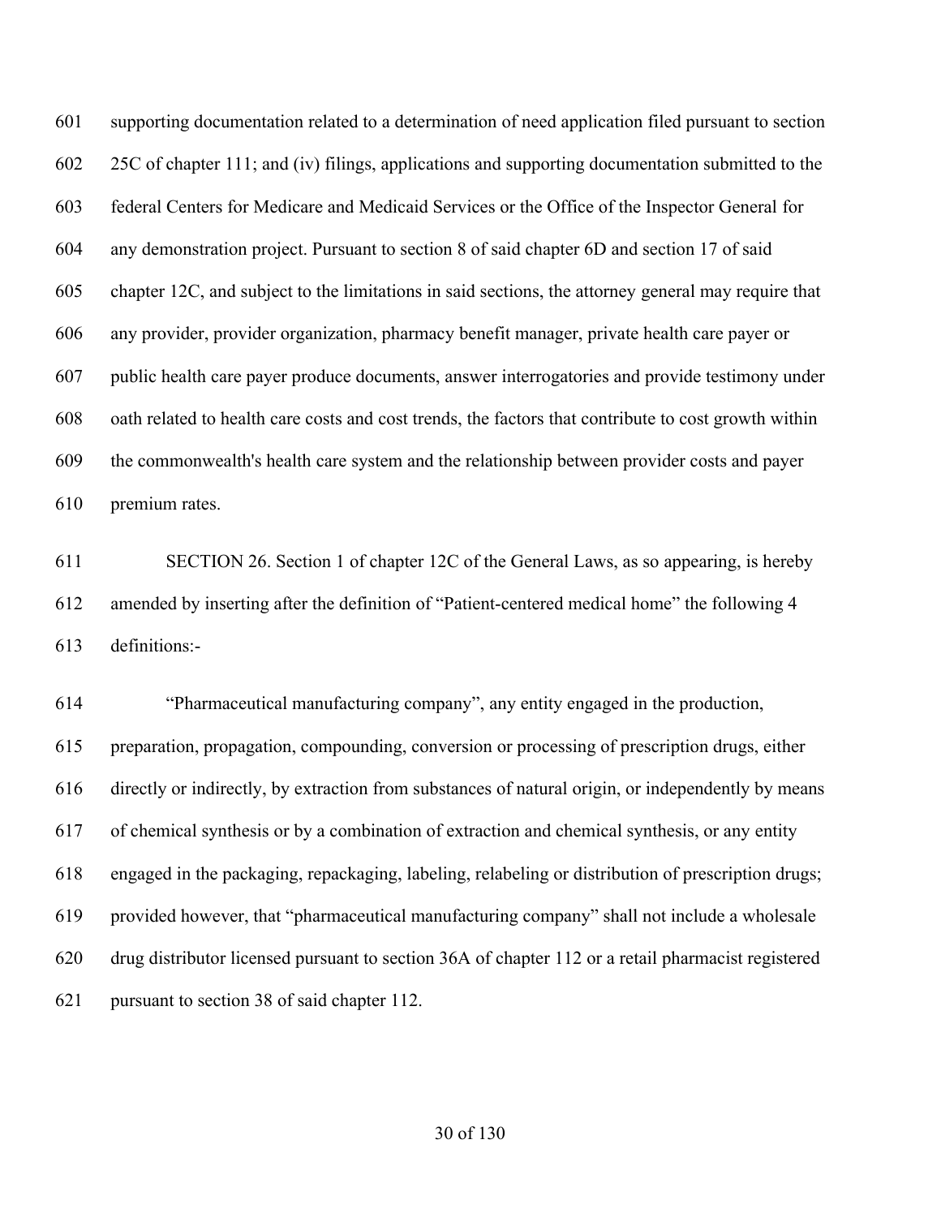supporting documentation related to a determination of need application filed pursuant to section 25C of chapter 111; and (iv) filings, applications and supporting documentation submitted to the federal Centers for Medicare and Medicaid Services or the Office of the Inspector General for any demonstration project. Pursuant to section 8 of said chapter 6D and section 17 of said chapter 12C, and subject to the limitations in said sections, the attorney general may require that any provider, provider organization, pharmacy benefit manager, private health care payer or public health care payer produce documents, answer interrogatories and provide testimony under oath related to health care costs and cost trends, the factors that contribute to cost growth within the commonwealth's health care system and the relationship between provider costs and payer premium rates.

SECTION 26. Section 1 of chapter 12C of the General Laws, as so appearing, is hereby amended by inserting after the definition of "Patient-centered medical home" the following 4 definitions:-

"Pharmaceutical manufacturing company", any entity engaged in the production, preparation, propagation, compounding, conversion or processing of prescription drugs, either directly or indirectly, by extraction from substances of natural origin, or independently by means of chemical synthesis or by a combination of extraction and chemical synthesis, or any entity engaged in the packaging, repackaging, labeling, relabeling or distribution of prescription drugs; provided however, that "pharmaceutical manufacturing company" shall not include a wholesale drug distributor licensed pursuant to section 36A of chapter 112 or a retail pharmacist registered pursuant to section 38 of said chapter 112.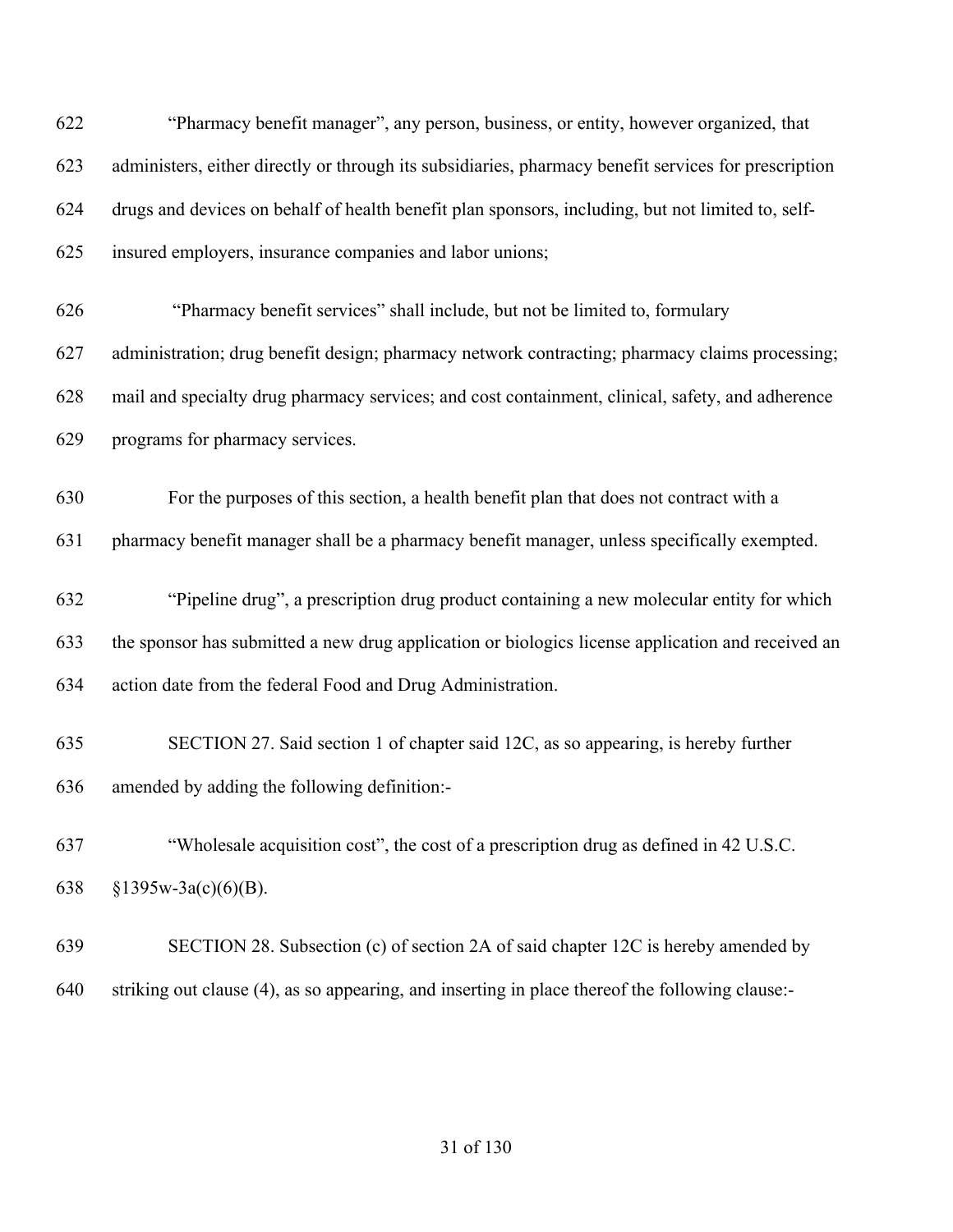"Pharmacy benefit manager", any person, business, or entity, however organized, that administers, either directly or through its subsidiaries, pharmacy benefit services for prescription drugs and devices on behalf of health benefit plan sponsors, including, but not limited to, self-insured employers, insurance companies and labor unions;

"Pharmacy benefit services" shall include, but not be limited to, formulary administration; drug benefit design; pharmacy network contracting; pharmacy claims processing; mail and specialty drug pharmacy services; and cost containment, clinical, safety, and adherence programs for pharmacy services.

For the purposes of this section, a health benefit plan that does not contract with a pharmacy benefit manager shall be a pharmacy benefit manager, unless specifically exempted.

"Pipeline drug", a prescription drug product containing a new molecular entity for which the sponsor has submitted a new drug application or biologics license application and received an action date from the federal Food and Drug Administration.

SECTION 27. Said section 1 of chapter said 12C, as so appearing, is hereby further amended by adding the following definition:-

"Wholesale acquisition cost", the cost of a prescription drug as defined in 42 U.S.C. §1395w-3a(c)(6)(B).

SECTION 28. Subsection (c) of section 2A of said chapter 12C is hereby amended by striking out clause (4), as so appearing, and inserting in place thereof the following clause:-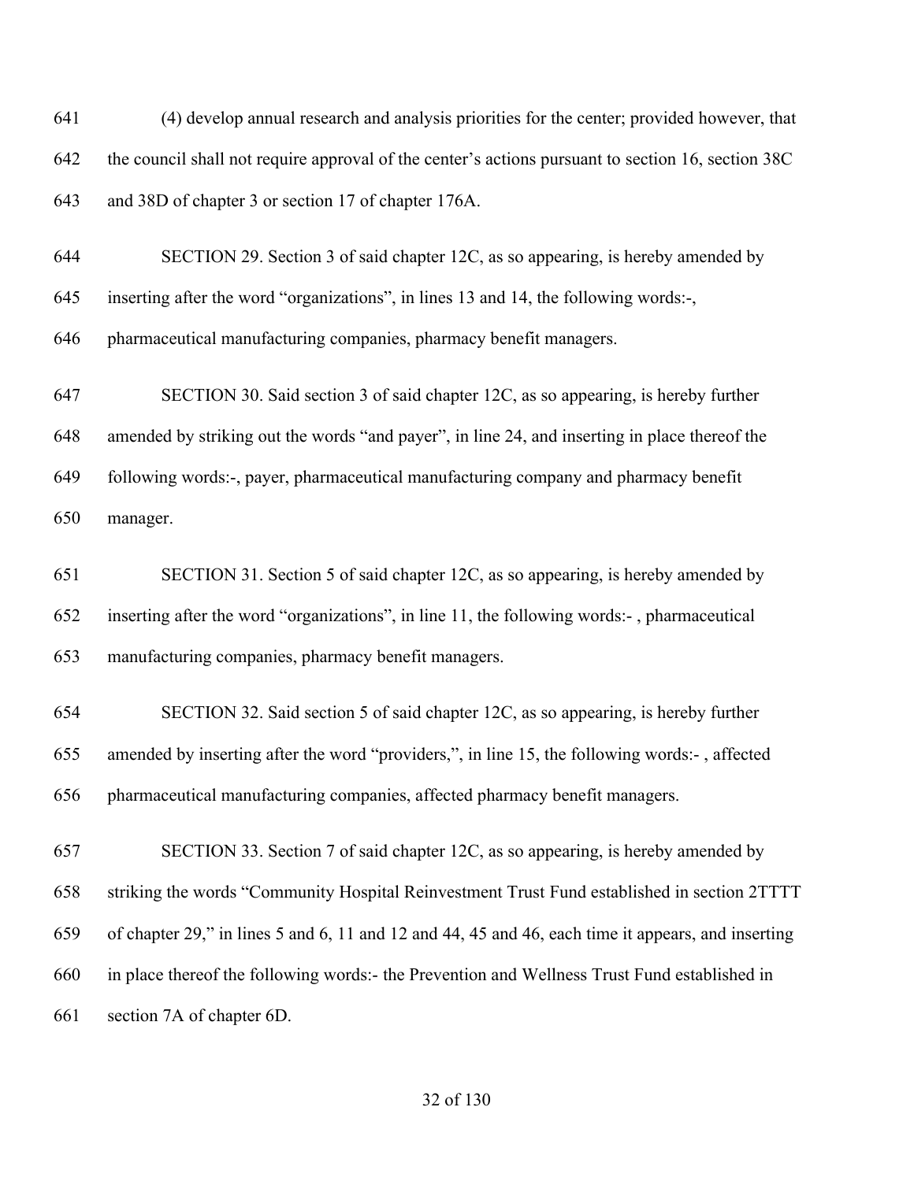641 (4) develop annual research and analysis priorities for the center; provided however, that
642 the council shall not require approval of the center's actions pursuant to section 16, section 38C
643 and 38D of chapter 3 or section 17 of chapter 176A.

644 SECTION 29. Section 3 of said chapter 12C, as so appearing, is hereby amended by
645 inserting after the word "organizations", in lines 13 and 14, the following words:-,
646 pharmaceutical manufacturing companies, pharmacy benefit managers.

647 SECTION 30. Said section 3 of said chapter 12C, as so appearing, is hereby further
648 amended by striking out the words "and payer", in line 24, and inserting in place thereof the
649 following words:-, payer, pharmaceutical manufacturing company and pharmacy benefit
650 manager.

651 SECTION 31. Section 5 of said chapter 12C, as so appearing, is hereby amended by
652 inserting after the word "organizations", in line 11, the following words:- , pharmaceutical
653 manufacturing companies, pharmacy benefit managers.

654 SECTION 32. Said section 5 of said chapter 12C, as so appearing, is hereby further
655 amended by inserting after the word "providers,", in line 15, the following words:- , affected
656 pharmaceutical manufacturing companies, affected pharmacy benefit managers.

657 SECTION 33. Section 7 of said chapter 12C, as so appearing, is hereby amended by
658 striking the words "Community Hospital Reinvestment Trust Fund established in section 2TTTT
659 of chapter 29," in lines 5 and 6, 11 and 12 and 44, 45 and 46, each time it appears, and inserting
660 in place thereof the following words:- the Prevention and Wellness Trust Fund established in
661 section 7A of chapter 6D.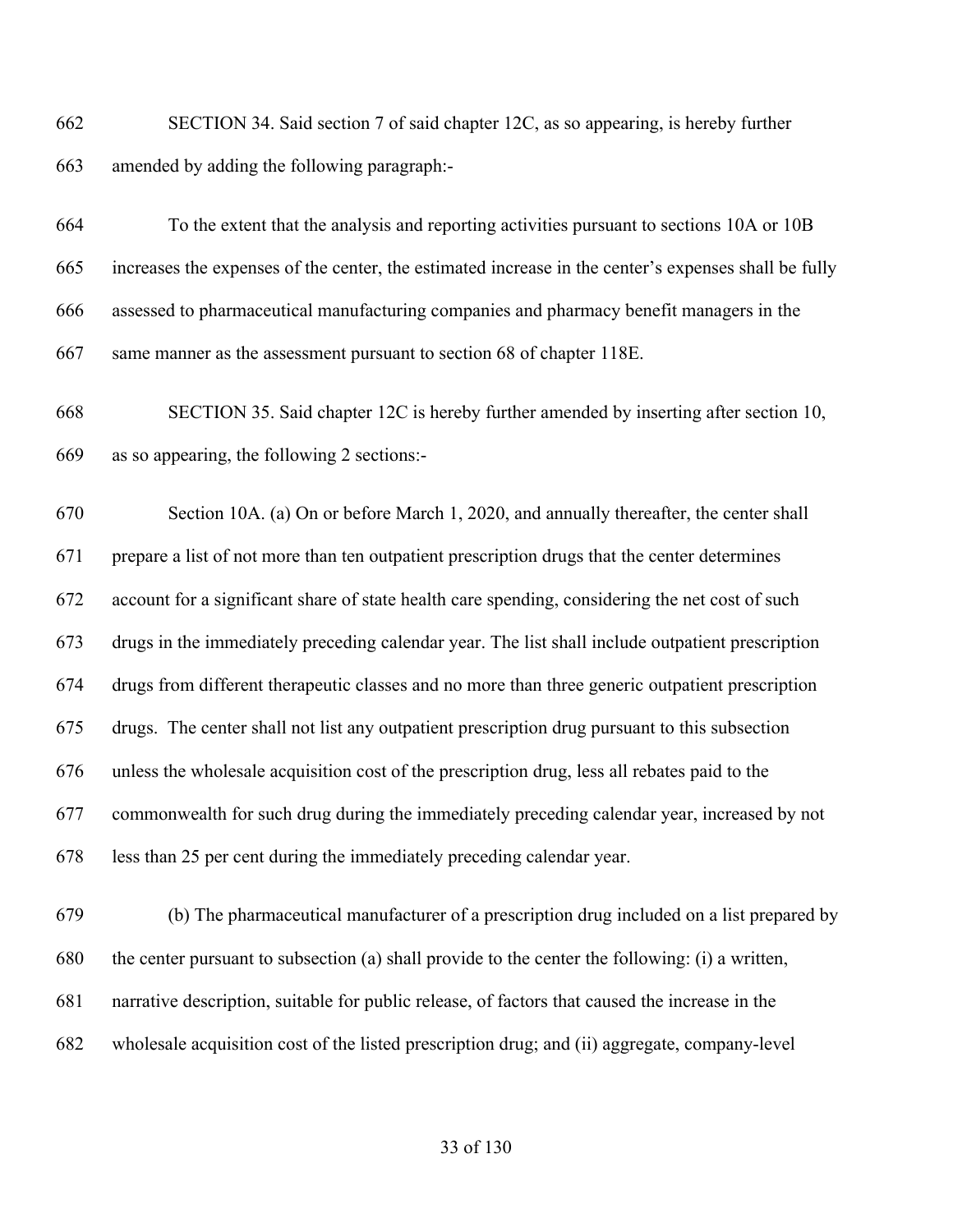SECTION 34. Said section 7 of said chapter 12C, as so appearing, is hereby further amended by adding the following paragraph:-

To the extent that the analysis and reporting activities pursuant to sections 10A or 10B increases the expenses of the center, the estimated increase in the center's expenses shall be fully assessed to pharmaceutical manufacturing companies and pharmacy benefit managers in the same manner as the assessment pursuant to section 68 of chapter 118E.

SECTION 35. Said chapter 12C is hereby further amended by inserting after section 10, as so appearing, the following 2 sections:-

Section 10A. (a) On or before March 1, 2020, and annually thereafter, the center shall prepare a list of not more than ten outpatient prescription drugs that the center determines account for a significant share of state health care spending, considering the net cost of such drugs in the immediately preceding calendar year. The list shall include outpatient prescription drugs from different therapeutic classes and no more than three generic outpatient prescription drugs. The center shall not list any outpatient prescription drug pursuant to this subsection unless the wholesale acquisition cost of the prescription drug, less all rebates paid to the commonwealth for such drug during the immediately preceding calendar year, increased by not less than 25 per cent during the immediately preceding calendar year.

(b) The pharmaceutical manufacturer of a prescription drug included on a list prepared by the center pursuant to subsection (a) shall provide to the center the following: (i) a written, narrative description, suitable for public release, of factors that caused the increase in the wholesale acquisition cost of the listed prescription drug; and (ii) aggregate, company-level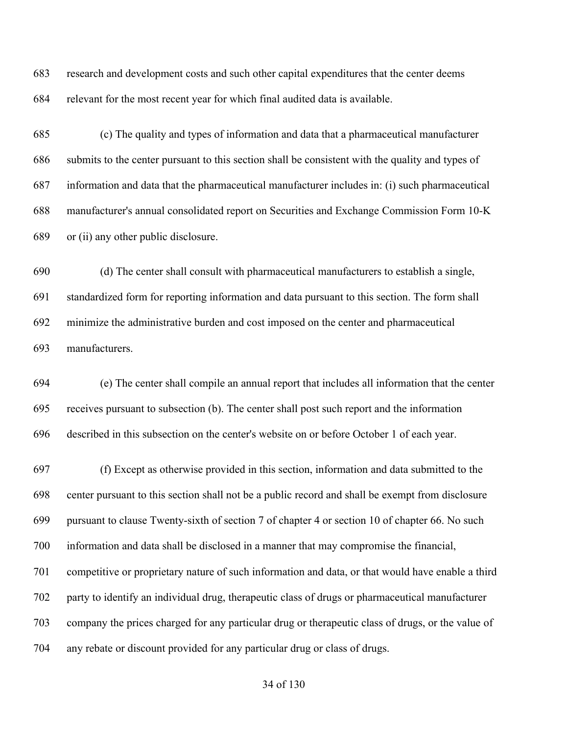research and development costs and such other capital expenditures that the center deems relevant for the most recent year for which final audited data is available.

(c) The quality and types of information and data that a pharmaceutical manufacturer submits to the center pursuant to this section shall be consistent with the quality and types of information and data that the pharmaceutical manufacturer includes in: (i) such pharmaceutical manufacturer's annual consolidated report on Securities and Exchange Commission Form 10-K or (ii) any other public disclosure.

(d) The center shall consult with pharmaceutical manufacturers to establish a single, standardized form for reporting information and data pursuant to this section. The form shall minimize the administrative burden and cost imposed on the center and pharmaceutical manufacturers.

(e) The center shall compile an annual report that includes all information that the center receives pursuant to subsection (b). The center shall post such report and the information described in this subsection on the center's website on or before October 1 of each year.

(f) Except as otherwise provided in this section, information and data submitted to the center pursuant to this section shall not be a public record and shall be exempt from disclosure pursuant to clause Twenty-sixth of section 7 of chapter 4 or section 10 of chapter 66. No such information and data shall be disclosed in a manner that may compromise the financial, competitive or proprietary nature of such information and data, or that would have enable a third party to identify an individual drug, therapeutic class of drugs or pharmaceutical manufacturer company the prices charged for any particular drug or therapeutic class of drugs, or the value of any rebate or discount provided for any particular drug or class of drugs.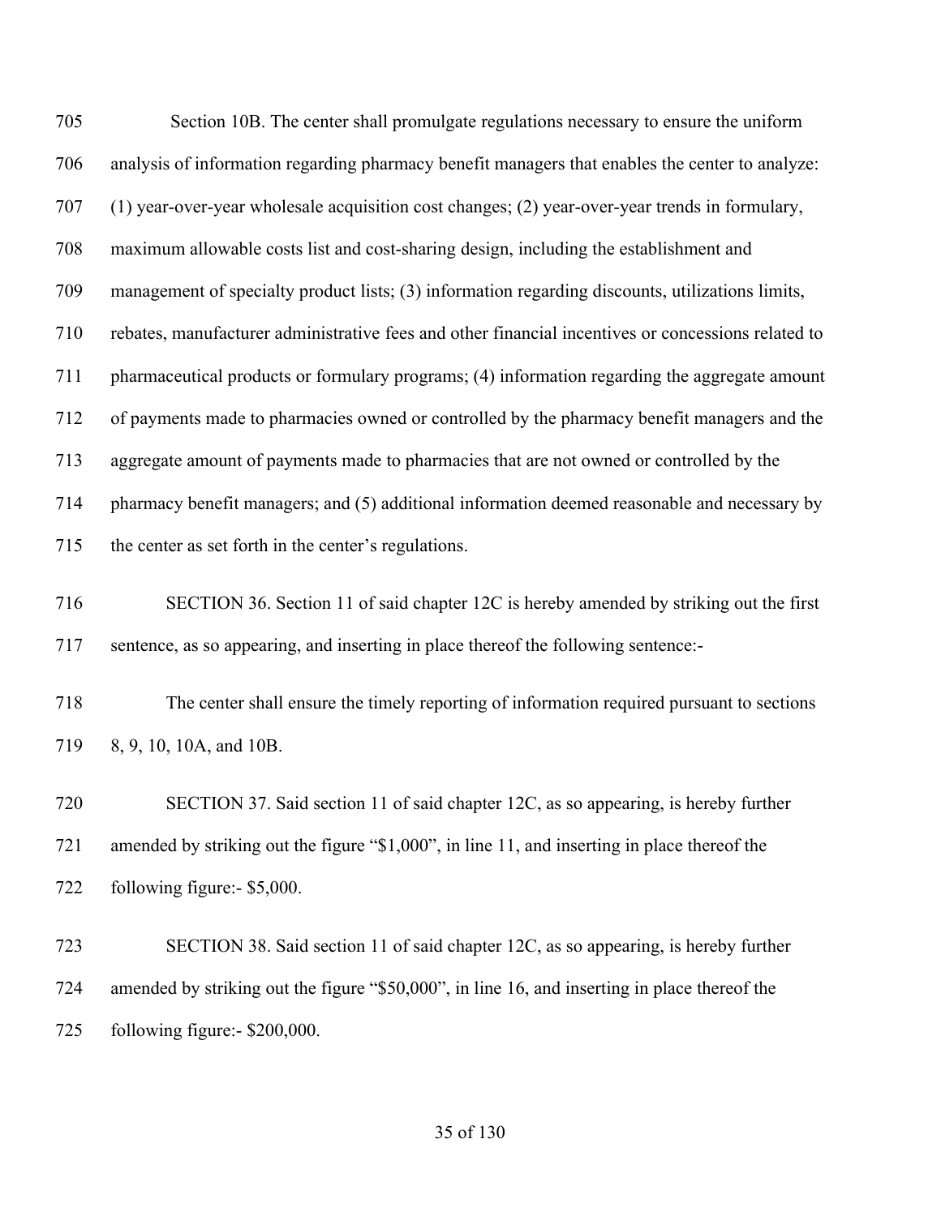Section 10B. The center shall promulgate regulations necessary to ensure the uniform analysis of information regarding pharmacy benefit managers that enables the center to analyze: (1) year-over-year wholesale acquisition cost changes; (2) year-over-year trends in formulary, maximum allowable costs list and cost-sharing design, including the establishment and management of specialty product lists; (3) information regarding discounts, utilizations limits, rebates, manufacturer administrative fees and other financial incentives or concessions related to pharmaceutical products or formulary programs; (4) information regarding the aggregate amount of payments made to pharmacies owned or controlled by the pharmacy benefit managers and the aggregate amount of payments made to pharmacies that are not owned or controlled by the pharmacy benefit managers; and (5) additional information deemed reasonable and necessary by the center as set forth in the center's regulations.

SECTION 36. Section 11 of said chapter 12C is hereby amended by striking out the first sentence, as so appearing, and inserting in place thereof the following sentence:-

The center shall ensure the timely reporting of information required pursuant to sections 8, 9, 10, 10A, and 10B.

SECTION 37. Said section 11 of said chapter 12C, as so appearing, is hereby further amended by striking out the figure "$1,000", in line 11, and inserting in place thereof the following figure:- $5,000.

SECTION 38. Said section 11 of said chapter 12C, as so appearing, is hereby further amended by striking out the figure "$50,000", in line 16, and inserting in place thereof the following figure:- $200,000.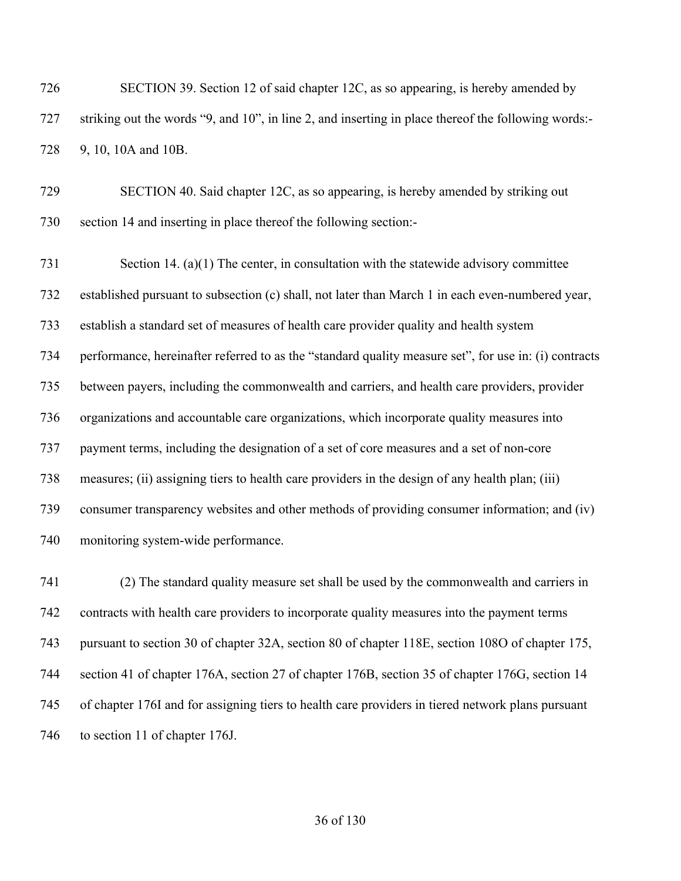SECTION 39. Section 12 of said chapter 12C, as so appearing, is hereby amended by striking out the words "9, and 10", in line 2, and inserting in place thereof the following words:- 9, 10, 10A and 10B.

SECTION 40. Said chapter 12C, as so appearing, is hereby amended by striking out section 14 and inserting in place thereof the following section:-

Section 14. (a)(1) The center, in consultation with the statewide advisory committee established pursuant to subsection (c) shall, not later than March 1 in each even-numbered year, establish a standard set of measures of health care provider quality and health system performance, hereinafter referred to as the "standard quality measure set", for use in: (i) contracts between payers, including the commonwealth and carriers, and health care providers, provider organizations and accountable care organizations, which incorporate quality measures into payment terms, including the designation of a set of core measures and a set of non-core measures; (ii) assigning tiers to health care providers in the design of any health plan; (iii) consumer transparency websites and other methods of providing consumer information; and (iv) monitoring system-wide performance.

(2) The standard quality measure set shall be used by the commonwealth and carriers in contracts with health care providers to incorporate quality measures into the payment terms pursuant to section 30 of chapter 32A, section 80 of chapter 118E, section 108O of chapter 175, section 41 of chapter 176A, section 27 of chapter 176B, section 35 of chapter 176G, section 14 of chapter 176I and for assigning tiers to health care providers in tiered network plans pursuant to section 11 of chapter 176J.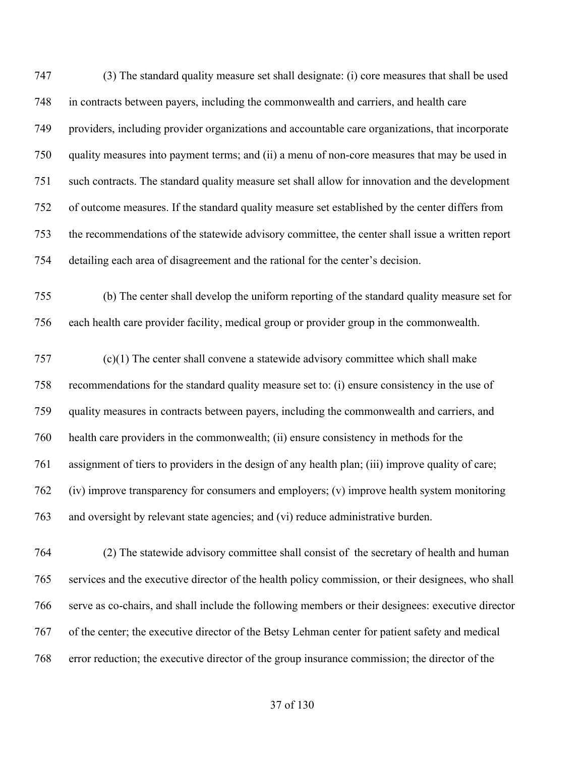747 (3) The standard quality measure set shall designate: (i) core measures that shall be used
748 in contracts between payers, including the commonwealth and carriers, and health care
749 providers, including provider organizations and accountable care organizations, that incorporate
750 quality measures into payment terms; and (ii) a menu of non-core measures that may be used in
751 such contracts. The standard quality measure set shall allow for innovation and the development
752 of outcome measures. If the standard quality measure set established by the center differs from
753 the recommendations of the statewide advisory committee, the center shall issue a written report
754 detailing each area of disagreement and the rational for the center's decision.

755 (b) The center shall develop the uniform reporting of the standard quality measure set for
756 each health care provider facility, medical group or provider group in the commonwealth.

757 (c)(1) The center shall convene a statewide advisory committee which shall make
758 recommendations for the standard quality measure set to: (i) ensure consistency in the use of
759 quality measures in contracts between payers, including the commonwealth and carriers, and
760 health care providers in the commonwealth; (ii) ensure consistency in methods for the
761 assignment of tiers to providers in the design of any health plan; (iii) improve quality of care;
762 (iv) improve transparency for consumers and employers; (v) improve health system monitoring
763 and oversight by relevant state agencies; and (vi) reduce administrative burden.

764 (2) The statewide advisory committee shall consist of the secretary of health and human
765 services and the executive director of the health policy commission, or their designees, who shall
766 serve as co-chairs, and shall include the following members or their designees: executive director
767 of the center; the executive director of the Betsy Lehman center for patient safety and medical
768 error reduction; the executive director of the group insurance commission; the director of the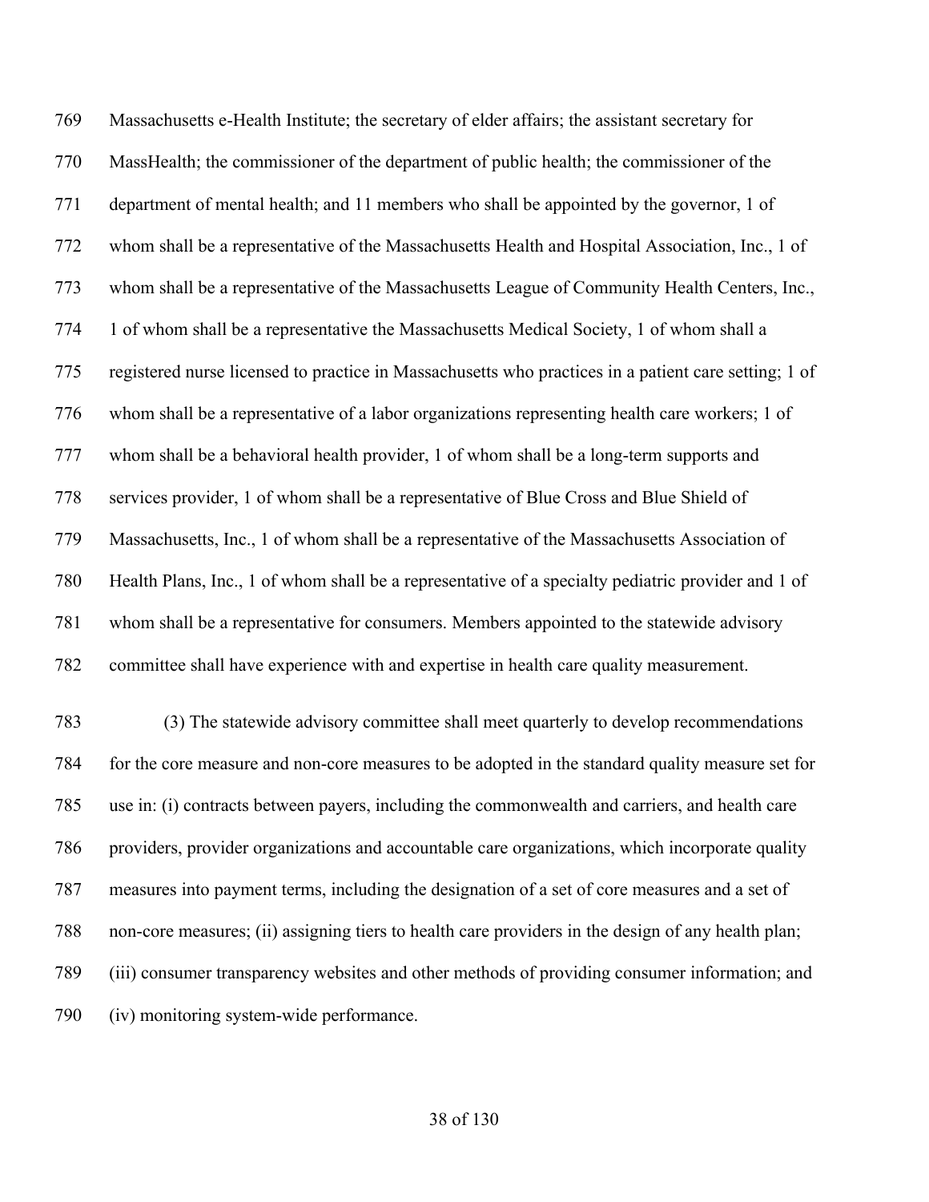Massachusetts e-Health Institute; the secretary of elder affairs; the assistant secretary for MassHealth; the commissioner of the department of public health; the commissioner of the department of mental health; and 11 members who shall be appointed by the governor, 1 of whom shall be a representative of the Massachusetts Health and Hospital Association, Inc., 1 of whom shall be a representative of the Massachusetts League of Community Health Centers, Inc., 1 of whom shall be a representative the Massachusetts Medical Society, 1 of whom shall a registered nurse licensed to practice in Massachusetts who practices in a patient care setting; 1 of whom shall be a representative of a labor organizations representing health care workers; 1 of whom shall be a behavioral health provider, 1 of whom shall be a long-term supports and services provider, 1 of whom shall be a representative of Blue Cross and Blue Shield of Massachusetts, Inc., 1 of whom shall be a representative of the Massachusetts Association of Health Plans, Inc., 1 of whom shall be a representative of a specialty pediatric provider and 1 of whom shall be a representative for consumers. Members appointed to the statewide advisory committee shall have experience with and expertise in health care quality measurement.

(3) The statewide advisory committee shall meet quarterly to develop recommendations for the core measure and non-core measures to be adopted in the standard quality measure set for use in: (i) contracts between payers, including the commonwealth and carriers, and health care providers, provider organizations and accountable care organizations, which incorporate quality measures into payment terms, including the designation of a set of core measures and a set of non-core measures; (ii) assigning tiers to health care providers in the design of any health plan; (iii) consumer transparency websites and other methods of providing consumer information; and (iv) monitoring system-wide performance.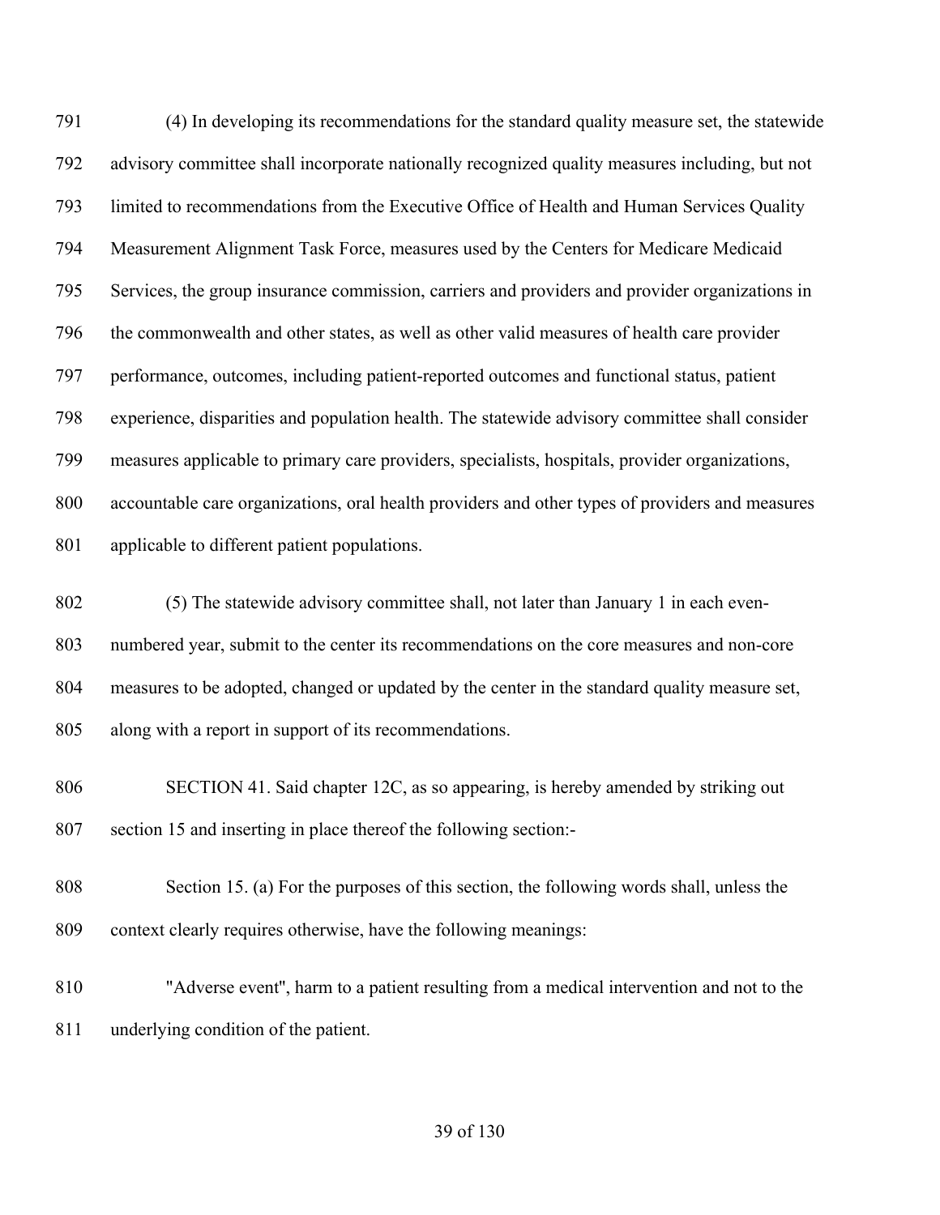(4) In developing its recommendations for the standard quality measure set, the statewide advisory committee shall incorporate nationally recognized quality measures including, but not limited to recommendations from the Executive Office of Health and Human Services Quality Measurement Alignment Task Force, measures used by the Centers for Medicare Medicaid Services, the group insurance commission, carriers and providers and provider organizations in the commonwealth and other states, as well as other valid measures of health care provider performance, outcomes, including patient-reported outcomes and functional status, patient experience, disparities and population health. The statewide advisory committee shall consider measures applicable to primary care providers, specialists, hospitals, provider organizations, accountable care organizations, oral health providers and other types of providers and measures applicable to different patient populations.

(5) The statewide advisory committee shall, not later than January 1 in each even-numbered year, submit to the center its recommendations on the core measures and non-core measures to be adopted, changed or updated by the center in the standard quality measure set, along with a report in support of its recommendations.

SECTION 41. Said chapter 12C, as so appearing, is hereby amended by striking out section 15 and inserting in place thereof the following section:-

Section 15. (a) For the purposes of this section, the following words shall, unless the context clearly requires otherwise, have the following meanings:

"Adverse event", harm to a patient resulting from a medical intervention and not to the underlying condition of the patient.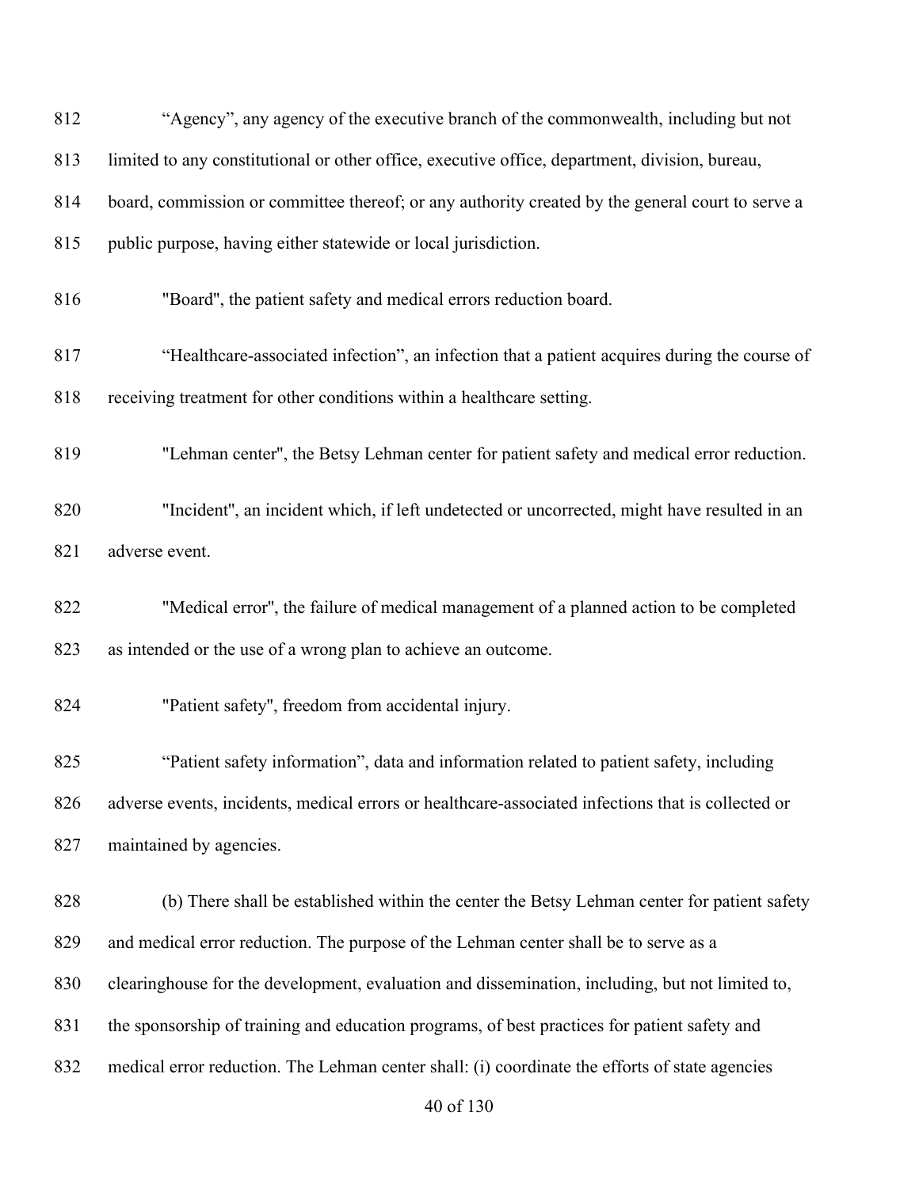“Agency”, any agency of the executive branch of the commonwealth, including but not limited to any constitutional or other office, executive office, department, division, bureau, board, commission or committee thereof; or any authority created by the general court to serve a public purpose, having either statewide or local jurisdiction.

"Board", the patient safety and medical errors reduction board.

“Healthcare-associated infection”, an infection that a patient acquires during the course of receiving treatment for other conditions within a healthcare setting.

"Lehman center", the Betsy Lehman center for patient safety and medical error reduction.

"Incident", an incident which, if left undetected or uncorrected, might have resulted in an adverse event.

"Medical error", the failure of medical management of a planned action to be completed as intended or the use of a wrong plan to achieve an outcome.

"Patient safety", freedom from accidental injury.

“Patient safety information”, data and information related to patient safety, including adverse events, incidents, medical errors or healthcare-associated infections that is collected or maintained by agencies.

(b) There shall be established within the center the Betsy Lehman center for patient safety and medical error reduction. The purpose of the Lehman center shall be to serve as a clearinghouse for the development, evaluation and dissemination, including, but not limited to, the sponsorship of training and education programs, of best practices for patient safety and medical error reduction. The Lehman center shall: (i) coordinate the efforts of state agencies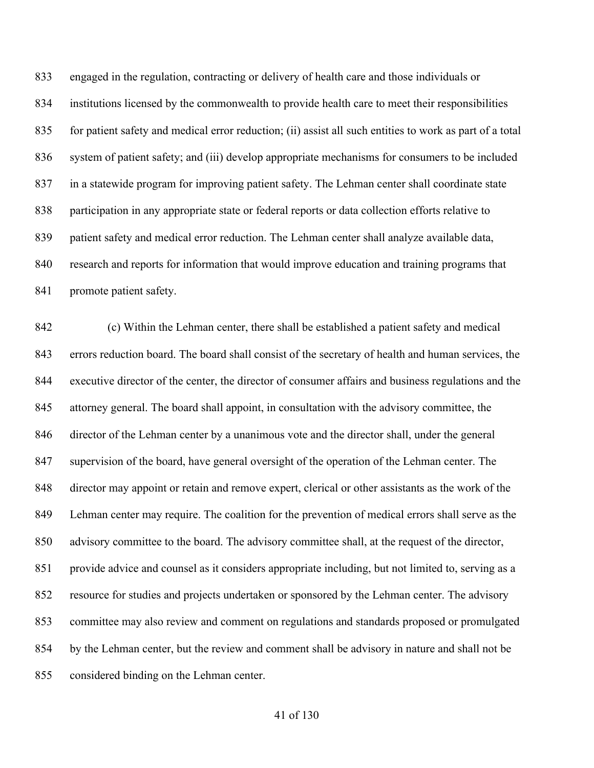engaged in the regulation, contracting or delivery of health care and those individuals or institutions licensed by the commonwealth to provide health care to meet their responsibilities for patient safety and medical error reduction; (ii) assist all such entities to work as part of a total system of patient safety; and (iii) develop appropriate mechanisms for consumers to be included in a statewide program for improving patient safety. The Lehman center shall coordinate state participation in any appropriate state or federal reports or data collection efforts relative to patient safety and medical error reduction. The Lehman center shall analyze available data, research and reports for information that would improve education and training programs that promote patient safety.

(c) Within the Lehman center, there shall be established a patient safety and medical errors reduction board. The board shall consist of the secretary of health and human services, the executive director of the center, the director of consumer affairs and business regulations and the attorney general. The board shall appoint, in consultation with the advisory committee, the director of the Lehman center by a unanimous vote and the director shall, under the general supervision of the board, have general oversight of the operation of the Lehman center. The director may appoint or retain and remove expert, clerical or other assistants as the work of the Lehman center may require. The coalition for the prevention of medical errors shall serve as the advisory committee to the board. The advisory committee shall, at the request of the director, provide advice and counsel as it considers appropriate including, but not limited to, serving as a resource for studies and projects undertaken or sponsored by the Lehman center. The advisory committee may also review and comment on regulations and standards proposed or promulgated by the Lehman center, but the review and comment shall be advisory in nature and shall not be considered binding on the Lehman center.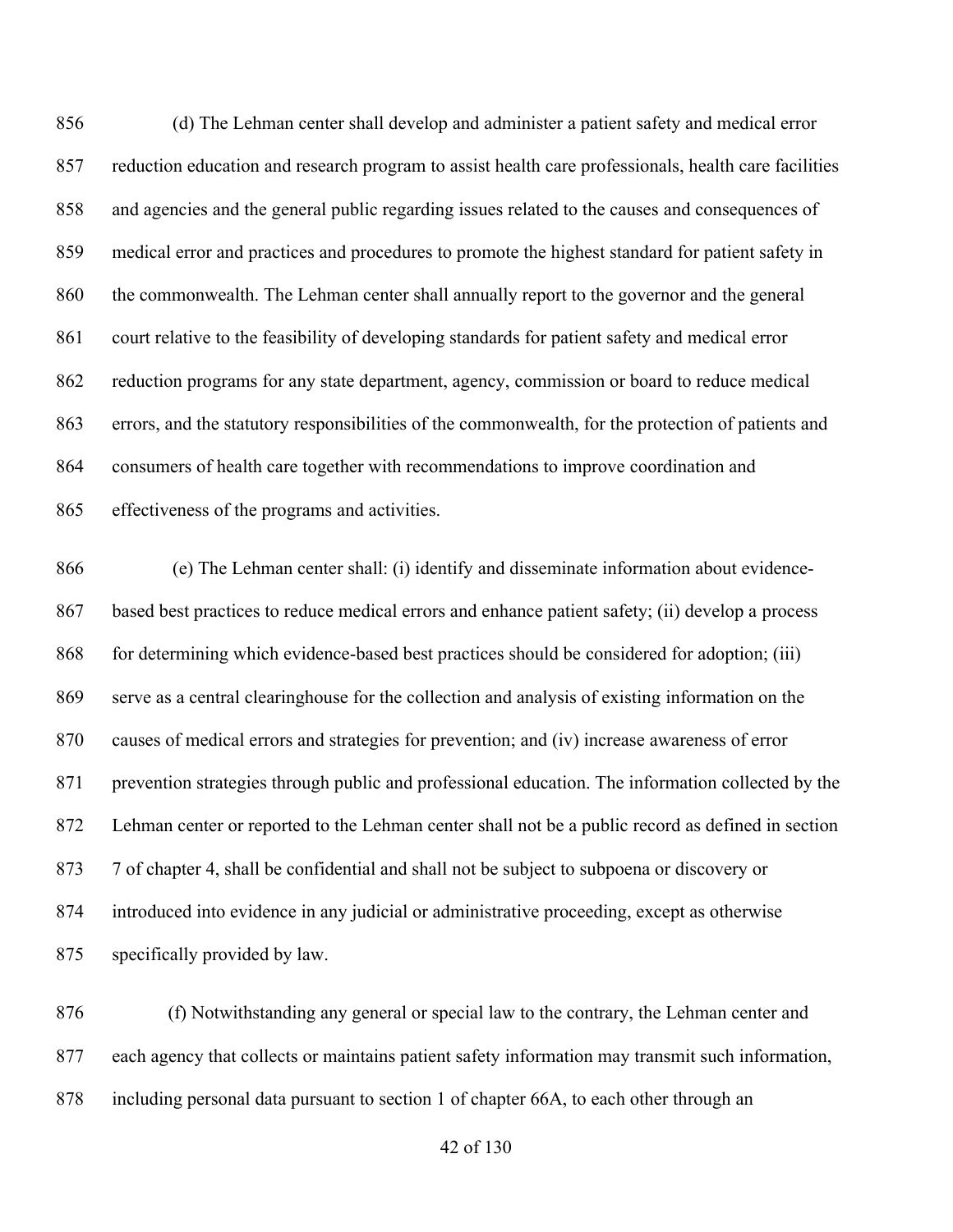(d) The Lehman center shall develop and administer a patient safety and medical error reduction education and research program to assist health care professionals, health care facilities and agencies and the general public regarding issues related to the causes and consequences of medical error and practices and procedures to promote the highest standard for patient safety in the commonwealth. The Lehman center shall annually report to the governor and the general court relative to the feasibility of developing standards for patient safety and medical error reduction programs for any state department, agency, commission or board to reduce medical errors, and the statutory responsibilities of the commonwealth, for the protection of patients and consumers of health care together with recommendations to improve coordination and effectiveness of the programs and activities.

(e) The Lehman center shall: (i) identify and disseminate information about evidence-based best practices to reduce medical errors and enhance patient safety; (ii) develop a process for determining which evidence-based best practices should be considered for adoption; (iii) serve as a central clearinghouse for the collection and analysis of existing information on the causes of medical errors and strategies for prevention; and (iv) increase awareness of error prevention strategies through public and professional education. The information collected by the Lehman center or reported to the Lehman center shall not be a public record as defined in section 7 of chapter 4, shall be confidential and shall not be subject to subpoena or discovery or introduced into evidence in any judicial or administrative proceeding, except as otherwise specifically provided by law.

(f) Notwithstanding any general or special law to the contrary, the Lehman center and each agency that collects or maintains patient safety information may transmit such information, including personal data pursuant to section 1 of chapter 66A, to each other through an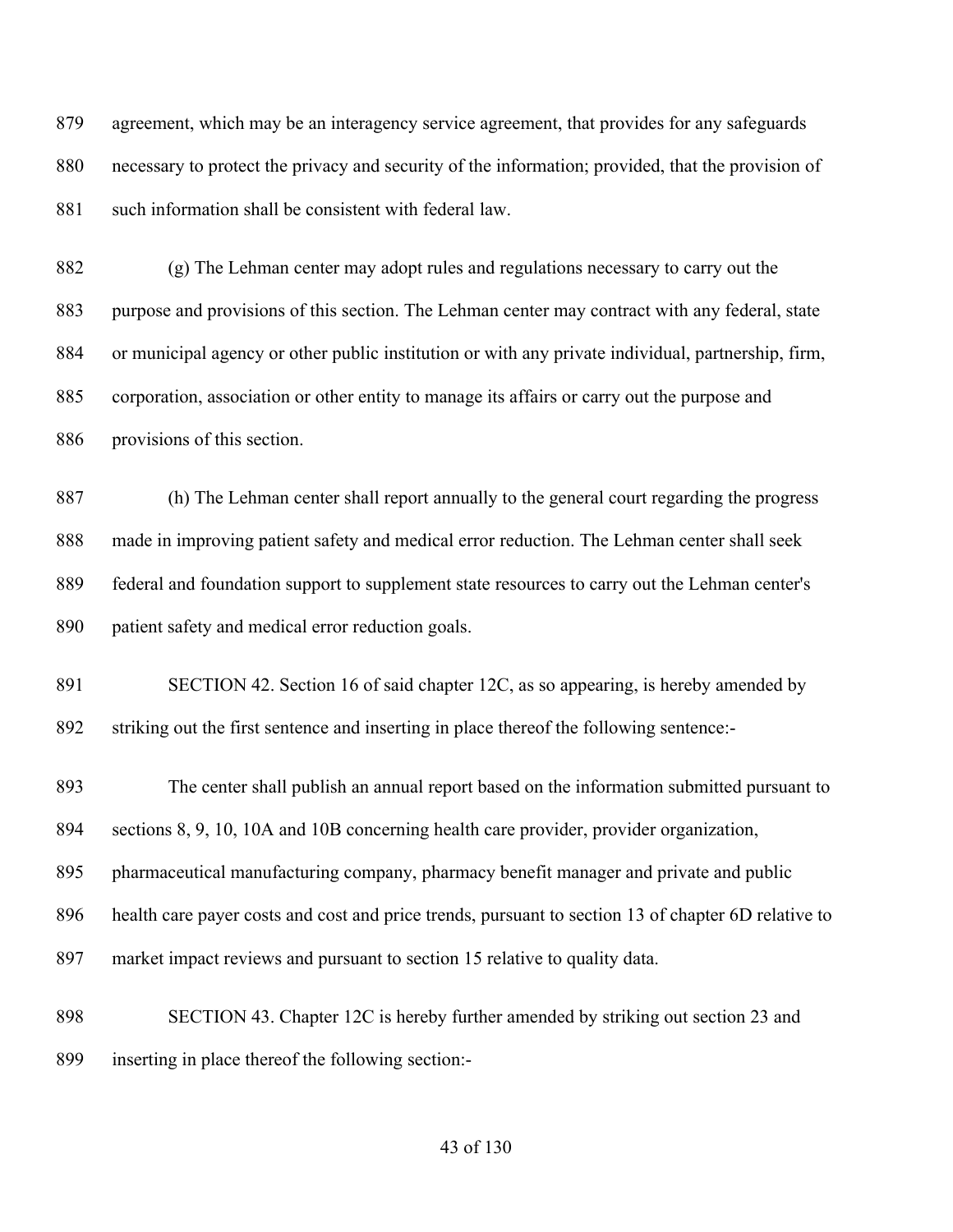agreement, which may be an interagency service agreement, that provides for any safeguards necessary to protect the privacy and security of the information; provided, that the provision of such information shall be consistent with federal law.

(g) The Lehman center may adopt rules and regulations necessary to carry out the purpose and provisions of this section. The Lehman center may contract with any federal, state or municipal agency or other public institution or with any private individual, partnership, firm, corporation, association or other entity to manage its affairs or carry out the purpose and provisions of this section.

(h) The Lehman center shall report annually to the general court regarding the progress made in improving patient safety and medical error reduction. The Lehman center shall seek federal and foundation support to supplement state resources to carry out the Lehman center's patient safety and medical error reduction goals.

SECTION 42. Section 16 of said chapter 12C, as so appearing, is hereby amended by striking out the first sentence and inserting in place thereof the following sentence:-

The center shall publish an annual report based on the information submitted pursuant to sections 8, 9, 10, 10A and 10B concerning health care provider, provider organization, pharmaceutical manufacturing company, pharmacy benefit manager and private and public health care payer costs and cost and price trends, pursuant to section 13 of chapter 6D relative to market impact reviews and pursuant to section 15 relative to quality data.

SECTION 43. Chapter 12C is hereby further amended by striking out section 23 and inserting in place thereof the following section:-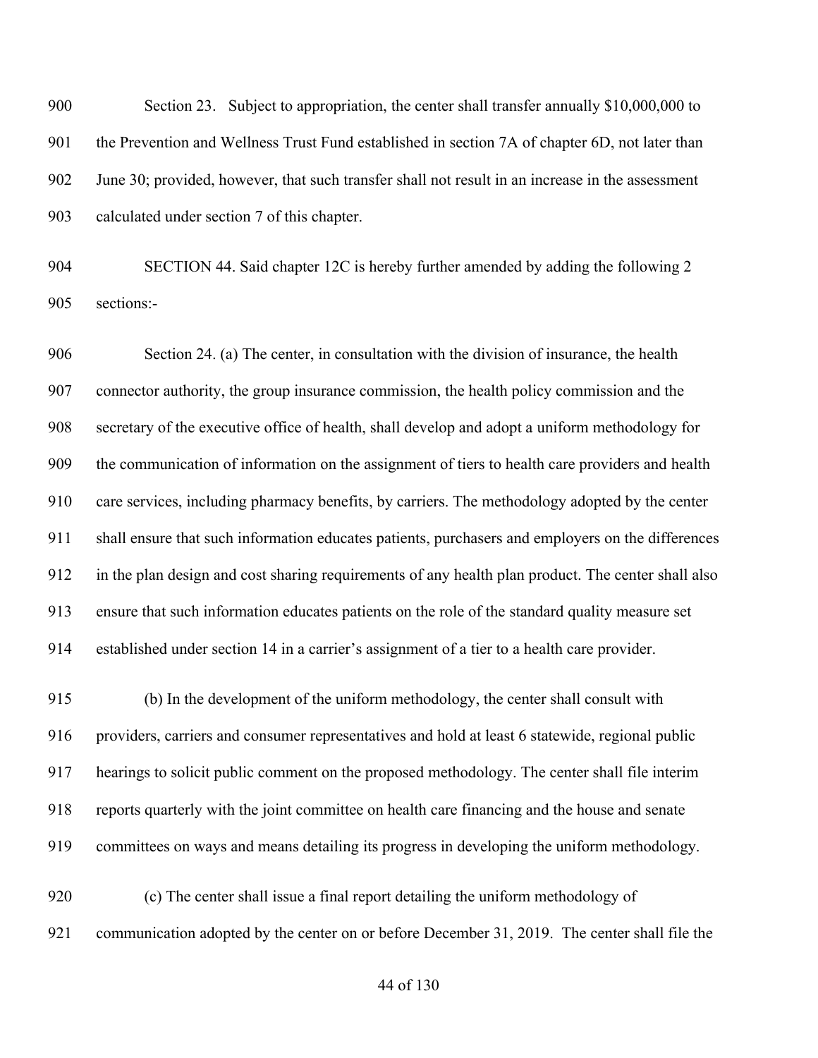Section 23. Subject to appropriation, the center shall transfer annually $10,000,000 to the Prevention and Wellness Trust Fund established in section 7A of chapter 6D, not later than June 30; provided, however, that such transfer shall not result in an increase in the assessment calculated under section 7 of this chapter.

SECTION 44. Said chapter 12C is hereby further amended by adding the following 2 sections:-

Section 24. (a) The center, in consultation with the division of insurance, the health connector authority, the group insurance commission, the health policy commission and the secretary of the executive office of health, shall develop and adopt a uniform methodology for the communication of information on the assignment of tiers to health care providers and health care services, including pharmacy benefits, by carriers. The methodology adopted by the center shall ensure that such information educates patients, purchasers and employers on the differences in the plan design and cost sharing requirements of any health plan product. The center shall also ensure that such information educates patients on the role of the standard quality measure set established under section 14 in a carrier's assignment of a tier to a health care provider.

(b) In the development of the uniform methodology, the center shall consult with providers, carriers and consumer representatives and hold at least 6 statewide, regional public hearings to solicit public comment on the proposed methodology. The center shall file interim reports quarterly with the joint committee on health care financing and the house and senate committees on ways and means detailing its progress in developing the uniform methodology.

(c) The center shall issue a final report detailing the uniform methodology of communication adopted by the center on or before December 31, 2019. The center shall file the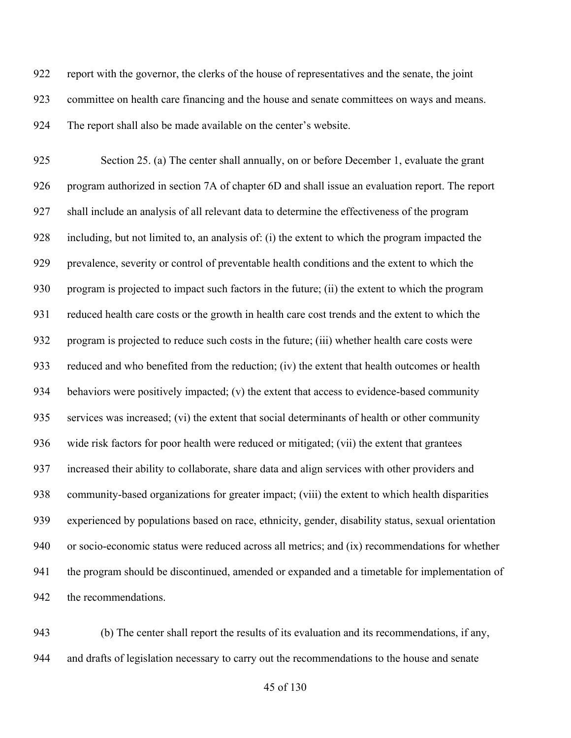report with the governor, the clerks of the house of representatives and the senate, the joint committee on health care financing and the house and senate committees on ways and means. The report shall also be made available on the center's website.

Section 25. (a) The center shall annually, on or before December 1, evaluate the grant program authorized in section 7A of chapter 6D and shall issue an evaluation report. The report shall include an analysis of all relevant data to determine the effectiveness of the program including, but not limited to, an analysis of: (i) the extent to which the program impacted the prevalence, severity or control of preventable health conditions and the extent to which the program is projected to impact such factors in the future; (ii) the extent to which the program reduced health care costs or the growth in health care cost trends and the extent to which the program is projected to reduce such costs in the future; (iii) whether health care costs were reduced and who benefited from the reduction; (iv) the extent that health outcomes or health behaviors were positively impacted; (v) the extent that access to evidence-based community services was increased; (vi) the extent that social determinants of health or other community wide risk factors for poor health were reduced or mitigated; (vii) the extent that grantees increased their ability to collaborate, share data and align services with other providers and community-based organizations for greater impact; (viii) the extent to which health disparities experienced by populations based on race, ethnicity, gender, disability status, sexual orientation or socio-economic status were reduced across all metrics; and (ix) recommendations for whether the program should be discontinued, amended or expanded and a timetable for implementation of the recommendations.

(b) The center shall report the results of its evaluation and its recommendations, if any, and drafts of legislation necessary to carry out the recommendations to the house and senate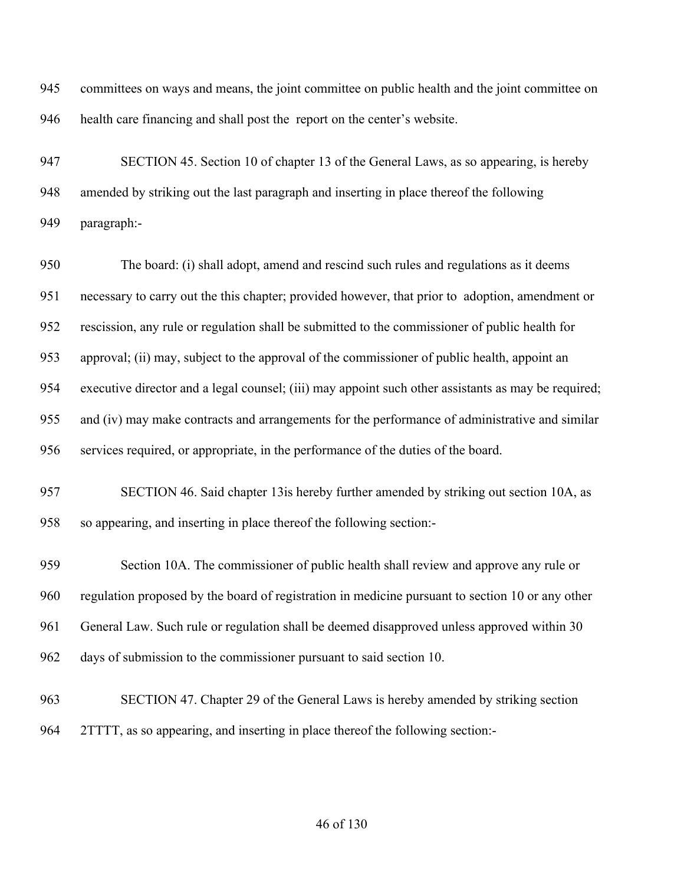945 committees on ways and means, the joint committee on public health and the joint committee on
946 health care financing and shall post the report on the center's website.

947 SECTION 45. Section 10 of chapter 13 of the General Laws, as so appearing, is hereby
948 amended by striking out the last paragraph and inserting in place thereof the following
949 paragraph:-

950 The board: (i) shall adopt, amend and rescind such rules and regulations as it deems
951 necessary to carry out the this chapter; provided however, that prior to adoption, amendment or
952 rescission, any rule or regulation shall be submitted to the commissioner of public health for
953 approval; (ii) may, subject to the approval of the commissioner of public health, appoint an
954 executive director and a legal counsel; (iii) may appoint such other assistants as may be required;
955 and (iv) may make contracts and arrangements for the performance of administrative and similar
956 services required, or appropriate, in the performance of the duties of the board.

957 SECTION 46. Said chapter 13is hereby further amended by striking out section 10A, as
958 so appearing, and inserting in place thereof the following section:-

959 Section 10A. The commissioner of public health shall review and approve any rule or
960 regulation proposed by the board of registration in medicine pursuant to section 10 or any other
961 General Law. Such rule or regulation shall be deemed disapproved unless approved within 30
962 days of submission to the commissioner pursuant to said section 10.

963 SECTION 47. Chapter 29 of the General Laws is hereby amended by striking section
964 2TTTT, as so appearing, and inserting in place thereof the following section:-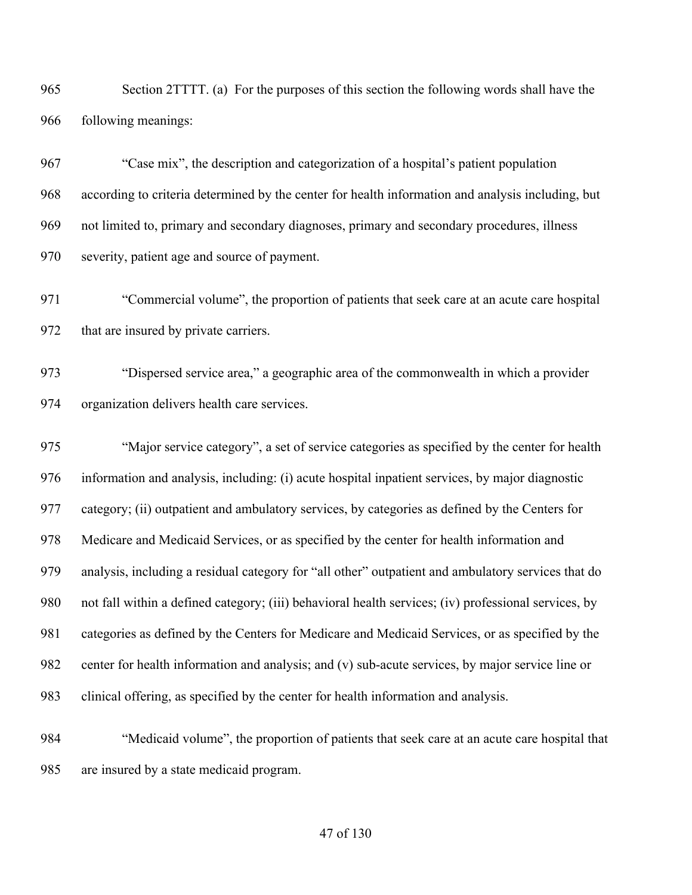Section 2TTTT. (a) For the purposes of this section the following words shall have the following meanings:

"Case mix", the description and categorization of a hospital's patient population according to criteria determined by the center for health information and analysis including, but not limited to, primary and secondary diagnoses, primary and secondary procedures, illness severity, patient age and source of payment.

"Commercial volume", the proportion of patients that seek care at an acute care hospital that are insured by private carriers.

"Dispersed service area," a geographic area of the commonwealth in which a provider organization delivers health care services.

"Major service category", a set of service categories as specified by the center for health information and analysis, including: (i) acute hospital inpatient services, by major diagnostic category; (ii) outpatient and ambulatory services, by categories as defined by the Centers for Medicare and Medicaid Services, or as specified by the center for health information and analysis, including a residual category for "all other" outpatient and ambulatory services that do not fall within a defined category; (iii) behavioral health services; (iv) professional services, by categories as defined by the Centers for Medicare and Medicaid Services, or as specified by the center for health information and analysis; and (v) sub-acute services, by major service line or clinical offering, as specified by the center for health information and analysis.

"Medicaid volume", the proportion of patients that seek care at an acute care hospital that are insured by a state medicaid program.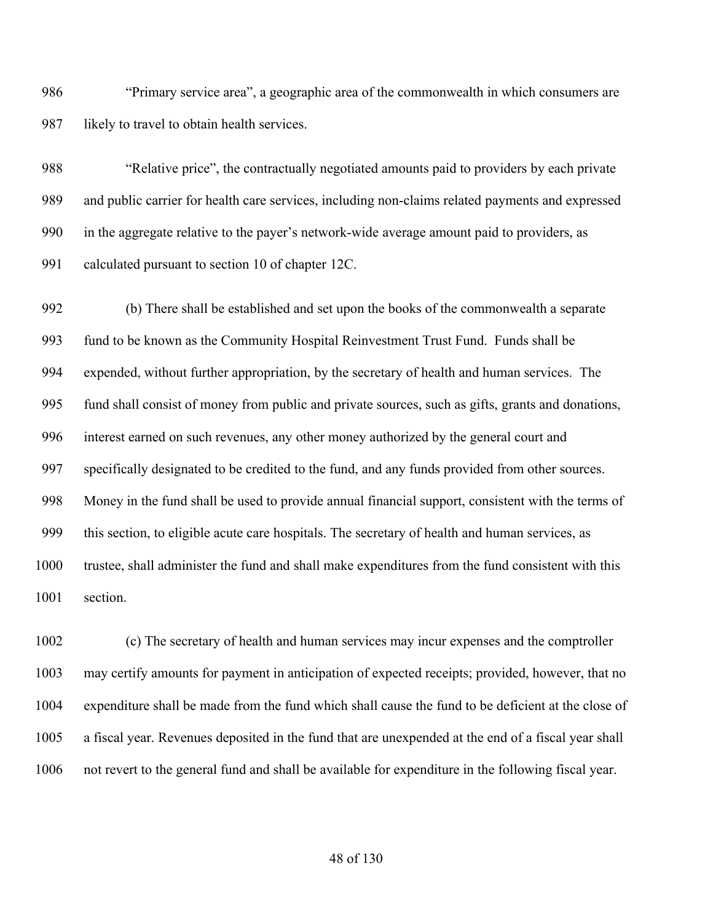"Primary service area", a geographic area of the commonwealth in which consumers are likely to travel to obtain health services.

"Relative price", the contractually negotiated amounts paid to providers by each private and public carrier for health care services, including non-claims related payments and expressed in the aggregate relative to the payer's network-wide average amount paid to providers, as calculated pursuant to section 10 of chapter 12C.

(b) There shall be established and set upon the books of the commonwealth a separate fund to be known as the Community Hospital Reinvestment Trust Fund. Funds shall be expended, without further appropriation, by the secretary of health and human services. The fund shall consist of money from public and private sources, such as gifts, grants and donations, interest earned on such revenues, any other money authorized by the general court and specifically designated to be credited to the fund, and any funds provided from other sources. Money in the fund shall be used to provide annual financial support, consistent with the terms of this section, to eligible acute care hospitals. The secretary of health and human services, as trustee, shall administer the fund and shall make expenditures from the fund consistent with this section.

(c) The secretary of health and human services may incur expenses and the comptroller may certify amounts for payment in anticipation of expected receipts; provided, however, that no expenditure shall be made from the fund which shall cause the fund to be deficient at the close of a fiscal year. Revenues deposited in the fund that are unexpended at the end of a fiscal year shall not revert to the general fund and shall be available for expenditure in the following fiscal year.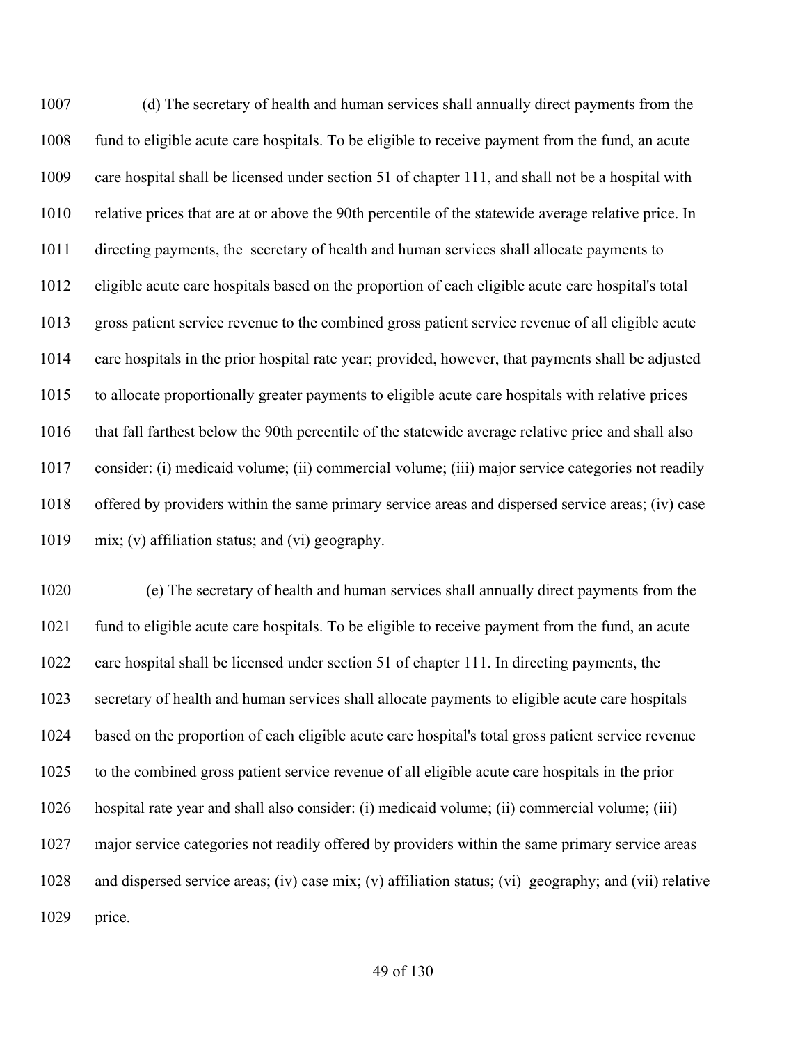(d) The secretary of health and human services shall annually direct payments from the fund to eligible acute care hospitals. To be eligible to receive payment from the fund, an acute care hospital shall be licensed under section 51 of chapter 111, and shall not be a hospital with relative prices that are at or above the 90th percentile of the statewide average relative price. In directing payments, the secretary of health and human services shall allocate payments to eligible acute care hospitals based on the proportion of each eligible acute care hospital's total gross patient service revenue to the combined gross patient service revenue of all eligible acute care hospitals in the prior hospital rate year; provided, however, that payments shall be adjusted to allocate proportionally greater payments to eligible acute care hospitals with relative prices that fall farthest below the 90th percentile of the statewide average relative price and shall also consider: (i) medicaid volume; (ii) commercial volume; (iii) major service categories not readily offered by providers within the same primary service areas and dispersed service areas; (iv) case mix; (v) affiliation status; and (vi) geography.

(e) The secretary of health and human services shall annually direct payments from the fund to eligible acute care hospitals. To be eligible to receive payment from the fund, an acute care hospital shall be licensed under section 51 of chapter 111. In directing payments, the secretary of health and human services shall allocate payments to eligible acute care hospitals based on the proportion of each eligible acute care hospital's total gross patient service revenue to the combined gross patient service revenue of all eligible acute care hospitals in the prior hospital rate year and shall also consider: (i) medicaid volume; (ii) commercial volume; (iii) major service categories not readily offered by providers within the same primary service areas and dispersed service areas; (iv) case mix; (v) affiliation status; (vi) geography; and (vii) relative price.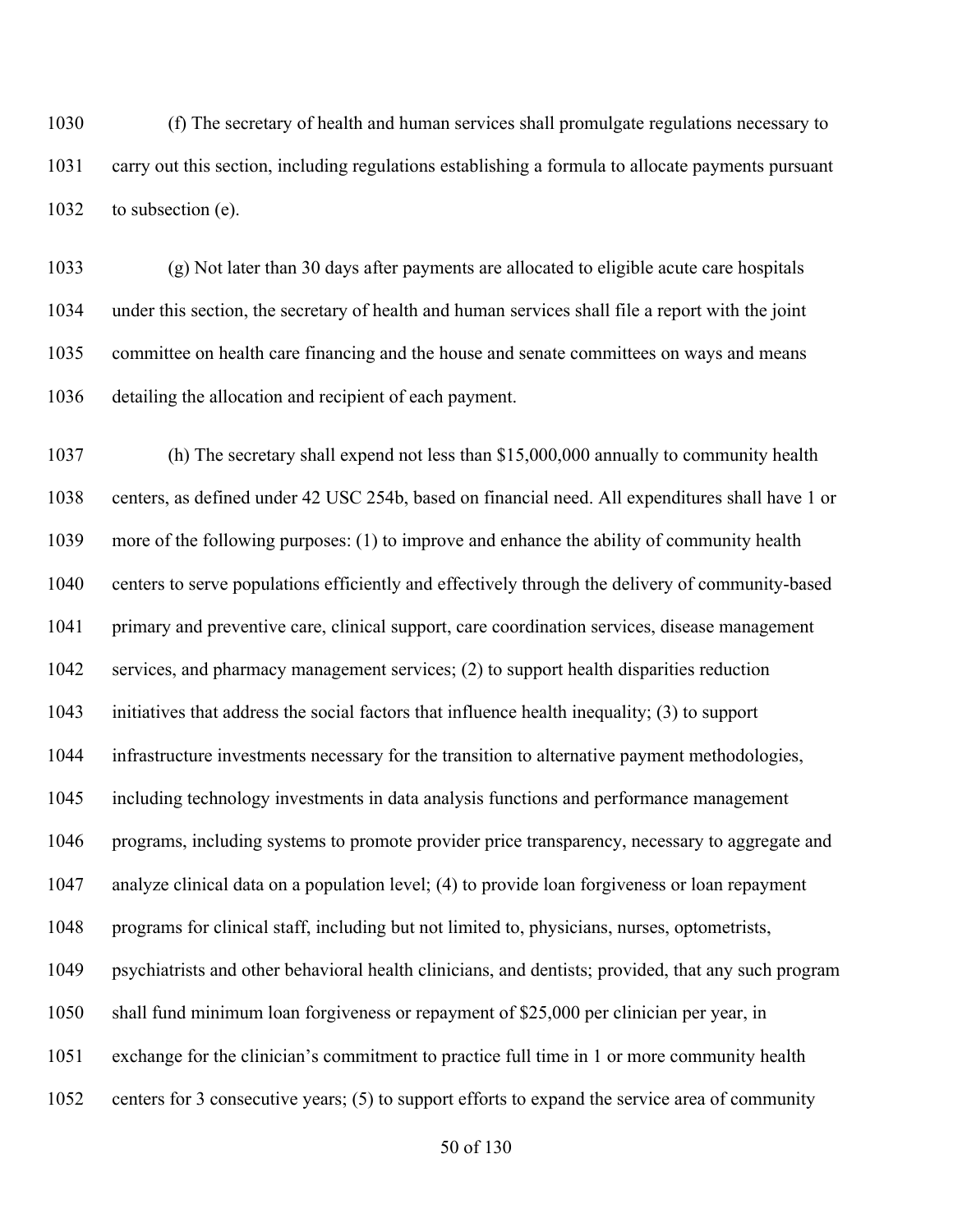(f) The secretary of health and human services shall promulgate regulations necessary to carry out this section, including regulations establishing a formula to allocate payments pursuant to subsection (e).

(g) Not later than 30 days after payments are allocated to eligible acute care hospitals under this section, the secretary of health and human services shall file a report with the joint committee on health care financing and the house and senate committees on ways and means detailing the allocation and recipient of each payment.

(h) The secretary shall expend not less than $15,000,000 annually to community health centers, as defined under 42 USC 254b, based on financial need. All expenditures shall have 1 or more of the following purposes: (1) to improve and enhance the ability of community health centers to serve populations efficiently and effectively through the delivery of community-based primary and preventive care, clinical support, care coordination services, disease management services, and pharmacy management services; (2) to support health disparities reduction initiatives that address the social factors that influence health inequality; (3) to support infrastructure investments necessary for the transition to alternative payment methodologies, including technology investments in data analysis functions and performance management programs, including systems to promote provider price transparency, necessary to aggregate and analyze clinical data on a population level; (4) to provide loan forgiveness or loan repayment programs for clinical staff, including but not limited to, physicians, nurses, optometrists, psychiatrists and other behavioral health clinicians, and dentists; provided, that any such program shall fund minimum loan forgiveness or repayment of $25,000 per clinician per year, in exchange for the clinician's commitment to practice full time in 1 or more community health centers for 3 consecutive years; (5) to support efforts to expand the service area of community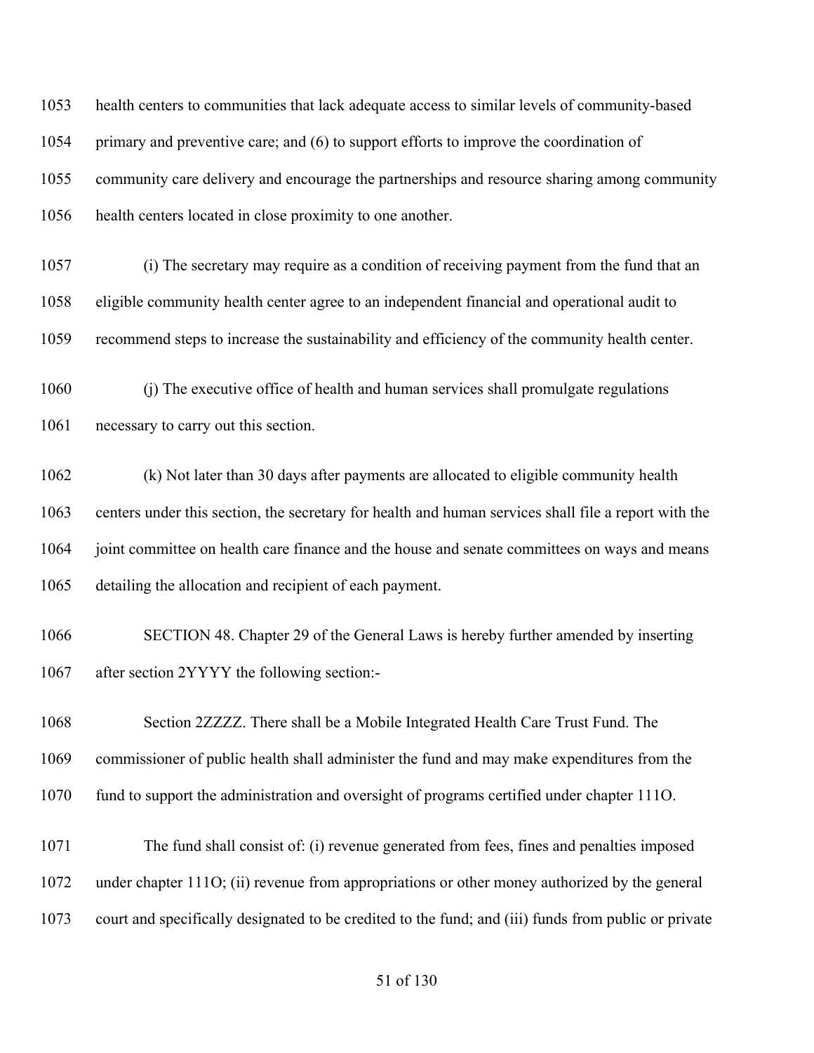health centers to communities that lack adequate access to similar levels of community-based primary and preventive care; and (6) to support efforts to improve the coordination of community care delivery and encourage the partnerships and resource sharing among community health centers located in close proximity to one another.

(i) The secretary may require as a condition of receiving payment from the fund that an eligible community health center agree to an independent financial and operational audit to recommend steps to increase the sustainability and efficiency of the community health center.

(j) The executive office of health and human services shall promulgate regulations necessary to carry out this section.

(k) Not later than 30 days after payments are allocated to eligible community health centers under this section, the secretary for health and human services shall file a report with the joint committee on health care finance and the house and senate committees on ways and means detailing the allocation and recipient of each payment.

SECTION 48. Chapter 29 of the General Laws is hereby further amended by inserting after section 2YYYY the following section:-

Section 2ZZZZ. There shall be a Mobile Integrated Health Care Trust Fund. The commissioner of public health shall administer the fund and may make expenditures from the fund to support the administration and oversight of programs certified under chapter 111O.

The fund shall consist of: (i) revenue generated from fees, fines and penalties imposed under chapter 111O; (ii) revenue from appropriations or other money authorized by the general court and specifically designated to be credited to the fund; and (iii) funds from public or private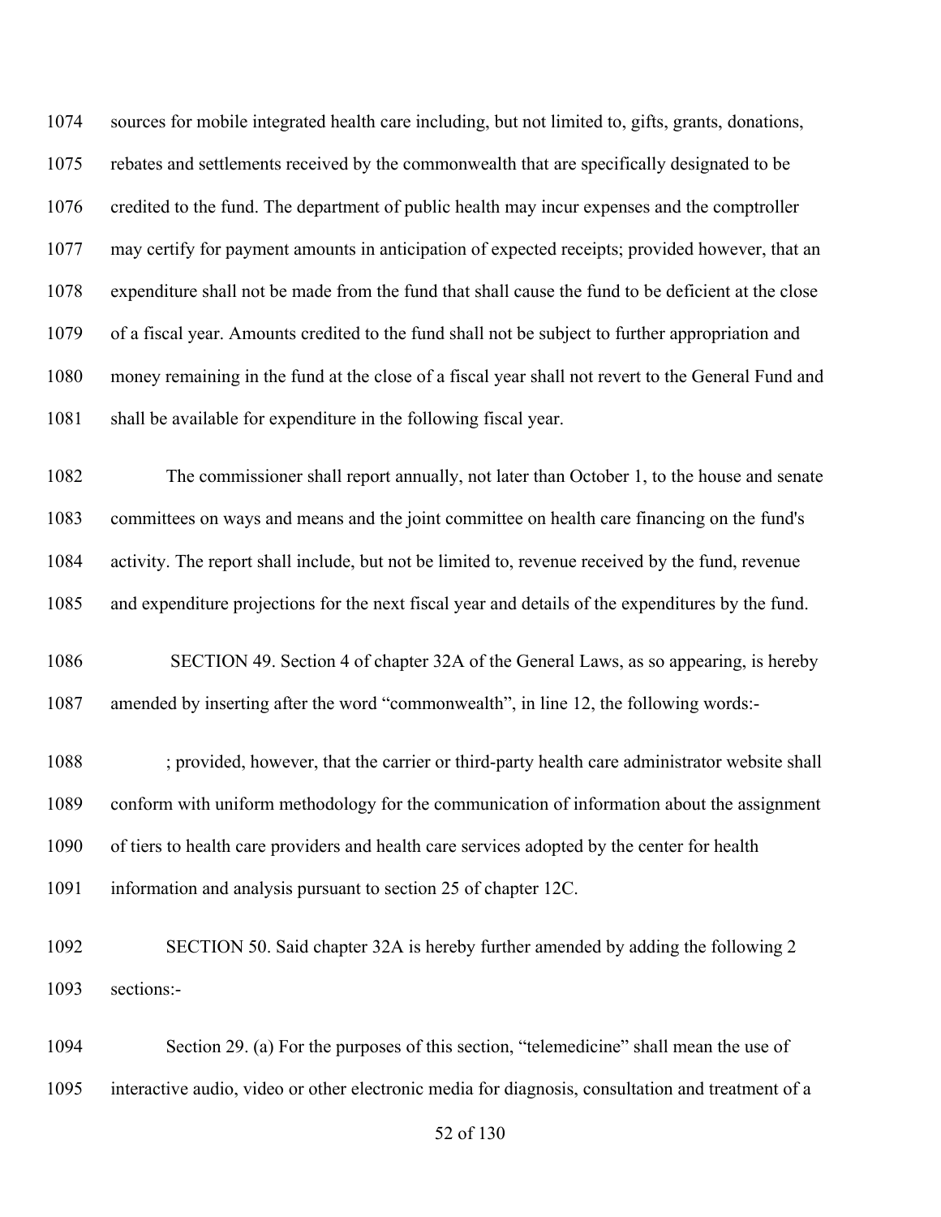sources for mobile integrated health care including, but not limited to, gifts, grants, donations, rebates and settlements received by the commonwealth that are specifically designated to be credited to the fund. The department of public health may incur expenses and the comptroller may certify for payment amounts in anticipation of expected receipts; provided however, that an expenditure shall not be made from the fund that shall cause the fund to be deficient at the close of a fiscal year. Amounts credited to the fund shall not be subject to further appropriation and money remaining in the fund at the close of a fiscal year shall not revert to the General Fund and shall be available for expenditure in the following fiscal year.

The commissioner shall report annually, not later than October 1, to the house and senate committees on ways and means and the joint committee on health care financing on the fund's activity. The report shall include, but not be limited to, revenue received by the fund, revenue and expenditure projections for the next fiscal year and details of the expenditures by the fund.

SECTION 49. Section 4 of chapter 32A of the General Laws, as so appearing, is hereby amended by inserting after the word "commonwealth", in line 12, the following words:-

; provided, however, that the carrier or third-party health care administrator website shall conform with uniform methodology for the communication of information about the assignment of tiers to health care providers and health care services adopted by the center for health information and analysis pursuant to section 25 of chapter 12C.

SECTION 50. Said chapter 32A is hereby further amended by adding the following 2 sections:-

Section 29. (a) For the purposes of this section, "telemedicine" shall mean the use of interactive audio, video or other electronic media for diagnosis, consultation and treatment of a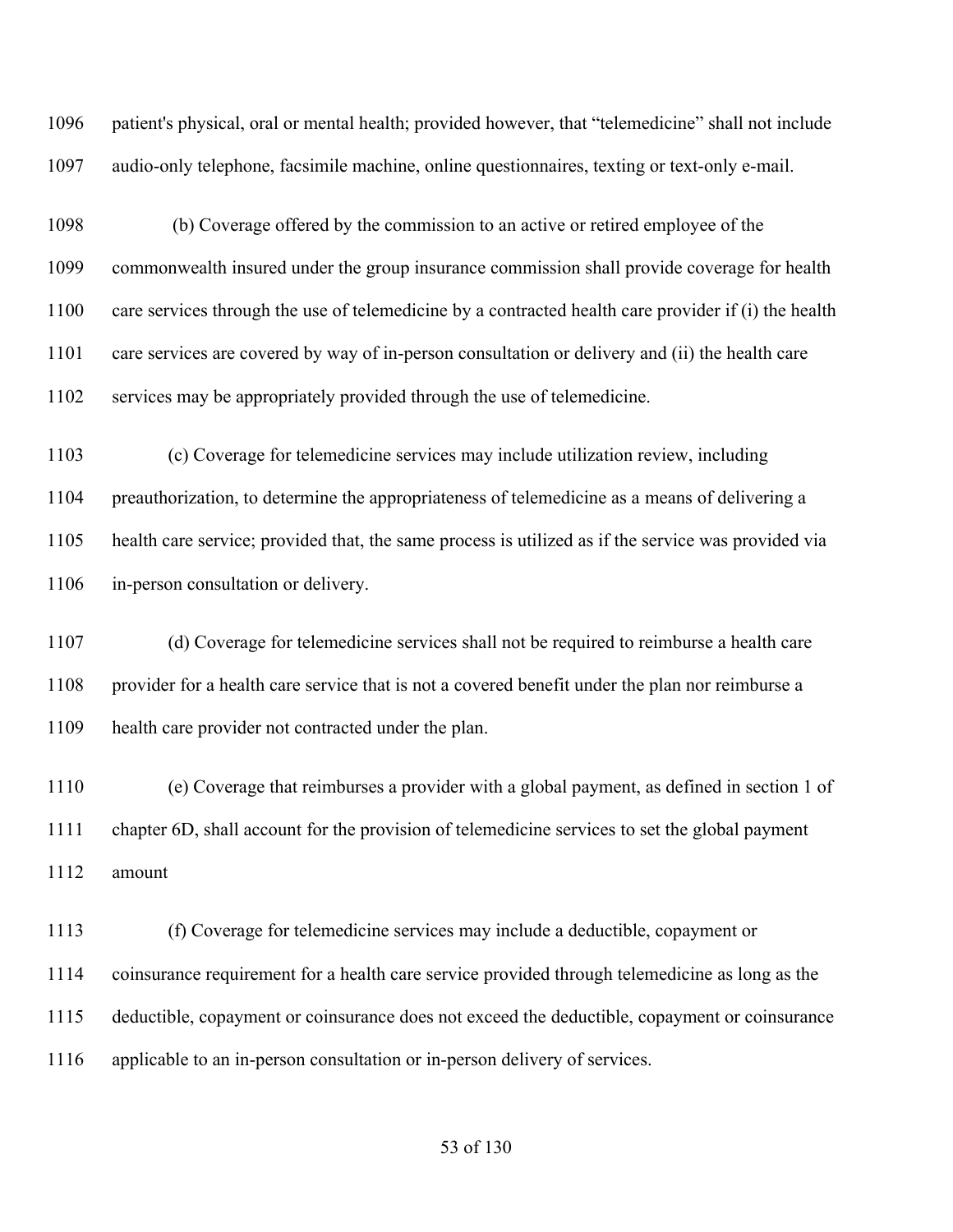patient's physical, oral or mental health; provided however, that "telemedicine" shall not include audio-only telephone, facsimile machine, online questionnaires, texting or text-only e-mail.

(b) Coverage offered by the commission to an active or retired employee of the commonwealth insured under the group insurance commission shall provide coverage for health care services through the use of telemedicine by a contracted health care provider if (i) the health care services are covered by way of in-person consultation or delivery and (ii) the health care services may be appropriately provided through the use of telemedicine.

(c) Coverage for telemedicine services may include utilization review, including preauthorization, to determine the appropriateness of telemedicine as a means of delivering a health care service; provided that, the same process is utilized as if the service was provided via in-person consultation or delivery.

(d) Coverage for telemedicine services shall not be required to reimburse a health care provider for a health care service that is not a covered benefit under the plan nor reimburse a health care provider not contracted under the plan.

(e) Coverage that reimburses a provider with a global payment, as defined in section 1 of chapter 6D, shall account for the provision of telemedicine services to set the global payment amount

(f) Coverage for telemedicine services may include a deductible, copayment or coinsurance requirement for a health care service provided through telemedicine as long as the deductible, copayment or coinsurance does not exceed the deductible, copayment or coinsurance applicable to an in-person consultation or in-person delivery of services.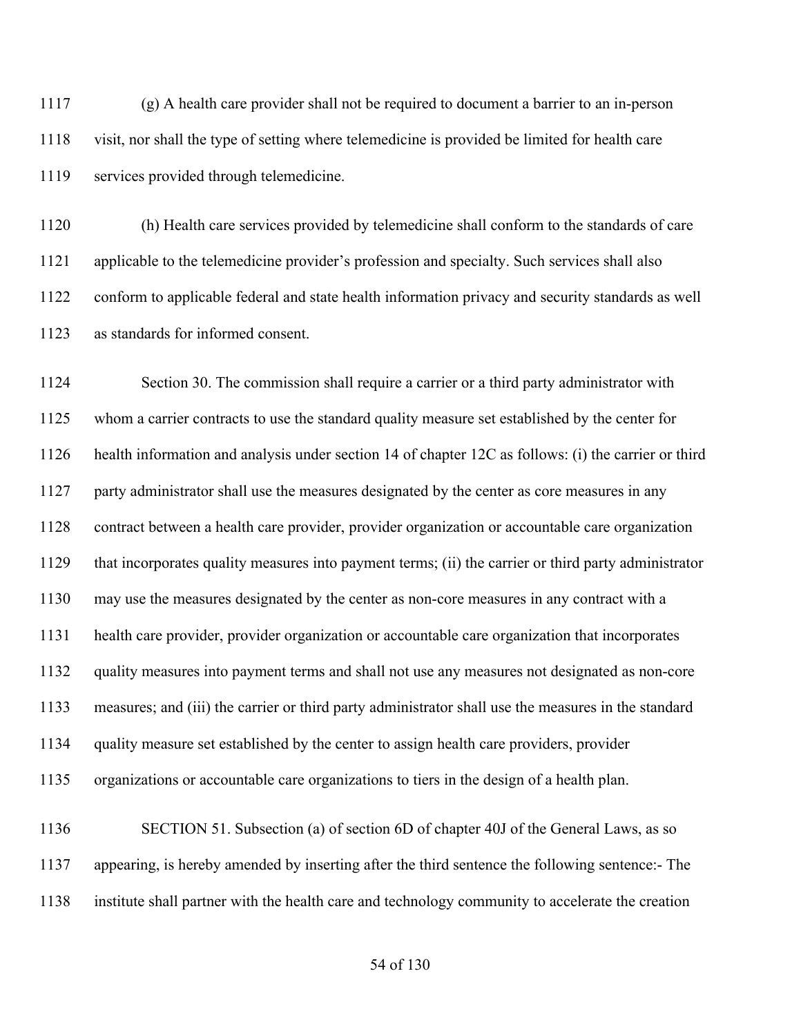(g) A health care provider shall not be required to document a barrier to an in-person visit, nor shall the type of setting where telemedicine is provided be limited for health care services provided through telemedicine.

(h) Health care services provided by telemedicine shall conform to the standards of care applicable to the telemedicine provider's profession and specialty. Such services shall also conform to applicable federal and state health information privacy and security standards as well as standards for informed consent.

Section 30. The commission shall require a carrier or a third party administrator with whom a carrier contracts to use the standard quality measure set established by the center for health information and analysis under section 14 of chapter 12C as follows: (i) the carrier or third party administrator shall use the measures designated by the center as core measures in any contract between a health care provider, provider organization or accountable care organization that incorporates quality measures into payment terms; (ii) the carrier or third party administrator may use the measures designated by the center as non-core measures in any contract with a health care provider, provider organization or accountable care organization that incorporates quality measures into payment terms and shall not use any measures not designated as non-core measures; and (iii) the carrier or third party administrator shall use the measures in the standard quality measure set established by the center to assign health care providers, provider organizations or accountable care organizations to tiers in the design of a health plan.

SECTION 51. Subsection (a) of section 6D of chapter 40J of the General Laws, as so appearing, is hereby amended by inserting after the third sentence the following sentence:- The institute shall partner with the health care and technology community to accelerate the creation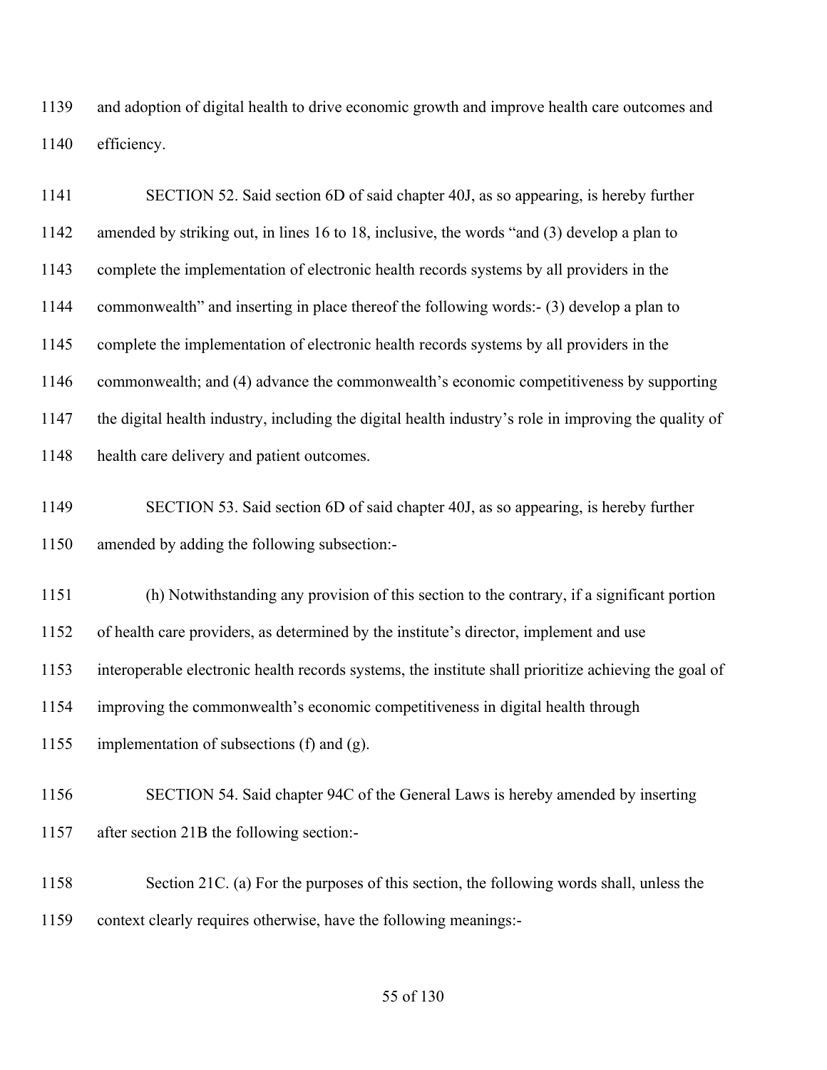and adoption of digital health to drive economic growth and improve health care outcomes and efficiency.

SECTION 52. Said section 6D of said chapter 40J, as so appearing, is hereby further amended by striking out, in lines 16 to 18, inclusive, the words "and (3) develop a plan to complete the implementation of electronic health records systems by all providers in the commonwealth" and inserting in place thereof the following words:- (3) develop a plan to complete the implementation of electronic health records systems by all providers in the commonwealth; and (4) advance the commonwealth's economic competitiveness by supporting the digital health industry, including the digital health industry's role in improving the quality of health care delivery and patient outcomes.

SECTION 53. Said section 6D of said chapter 40J, as so appearing, is hereby further amended by adding the following subsection:-

(h) Notwithstanding any provision of this section to the contrary, if a significant portion of health care providers, as determined by the institute's director, implement and use interoperable electronic health records systems, the institute shall prioritize achieving the goal of improving the commonwealth's economic competitiveness in digital health through implementation of subsections (f) and (g).

SECTION 54. Said chapter 94C of the General Laws is hereby amended by inserting after section 21B the following section:-

Section 21C. (a) For the purposes of this section, the following words shall, unless the context clearly requires otherwise, have the following meanings:-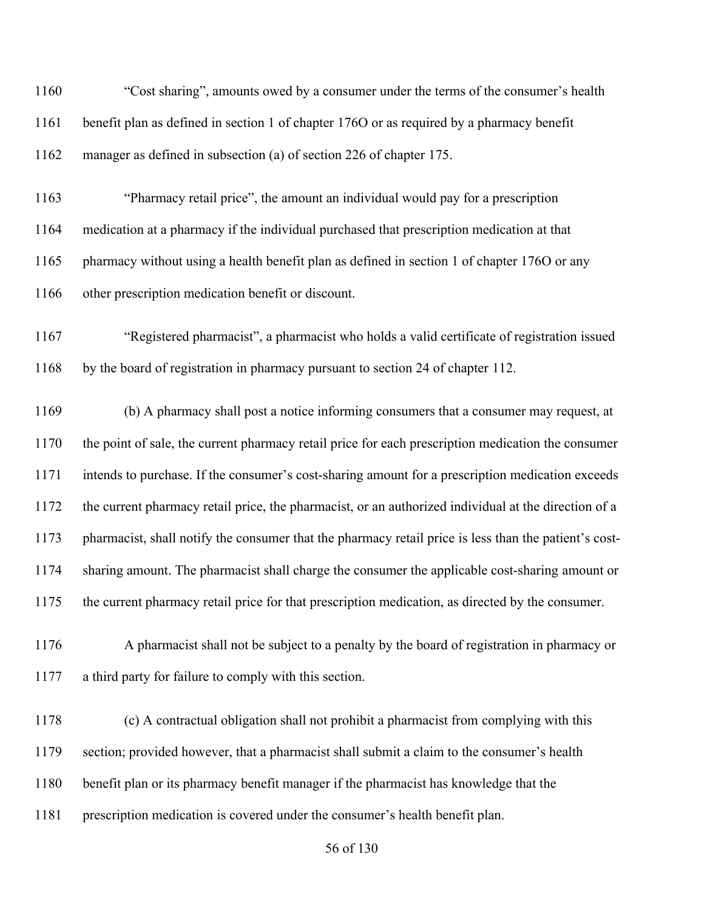"Cost sharing", amounts owed by a consumer under the terms of the consumer's health benefit plan as defined in section 1 of chapter 176O or as required by a pharmacy benefit manager as defined in subsection (a) of section 226 of chapter 175.

"Pharmacy retail price", the amount an individual would pay for a prescription medication at a pharmacy if the individual purchased that prescription medication at that pharmacy without using a health benefit plan as defined in section 1 of chapter 176O or any other prescription medication benefit or discount.

"Registered pharmacist", a pharmacist who holds a valid certificate of registration issued by the board of registration in pharmacy pursuant to section 24 of chapter 112.

(b) A pharmacy shall post a notice informing consumers that a consumer may request, at the point of sale, the current pharmacy retail price for each prescription medication the consumer intends to purchase. If the consumer's cost-sharing amount for a prescription medication exceeds the current pharmacy retail price, the pharmacist, or an authorized individual at the direction of a pharmacist, shall notify the consumer that the pharmacy retail price is less than the patient's cost-sharing amount. The pharmacist shall charge the consumer the applicable cost-sharing amount or the current pharmacy retail price for that prescription medication, as directed by the consumer.

A pharmacist shall not be subject to a penalty by the board of registration in pharmacy or a third party for failure to comply with this section.

(c) A contractual obligation shall not prohibit a pharmacist from complying with this section; provided however, that a pharmacist shall submit a claim to the consumer's health benefit plan or its pharmacy benefit manager if the pharmacist has knowledge that the prescription medication is covered under the consumer's health benefit plan.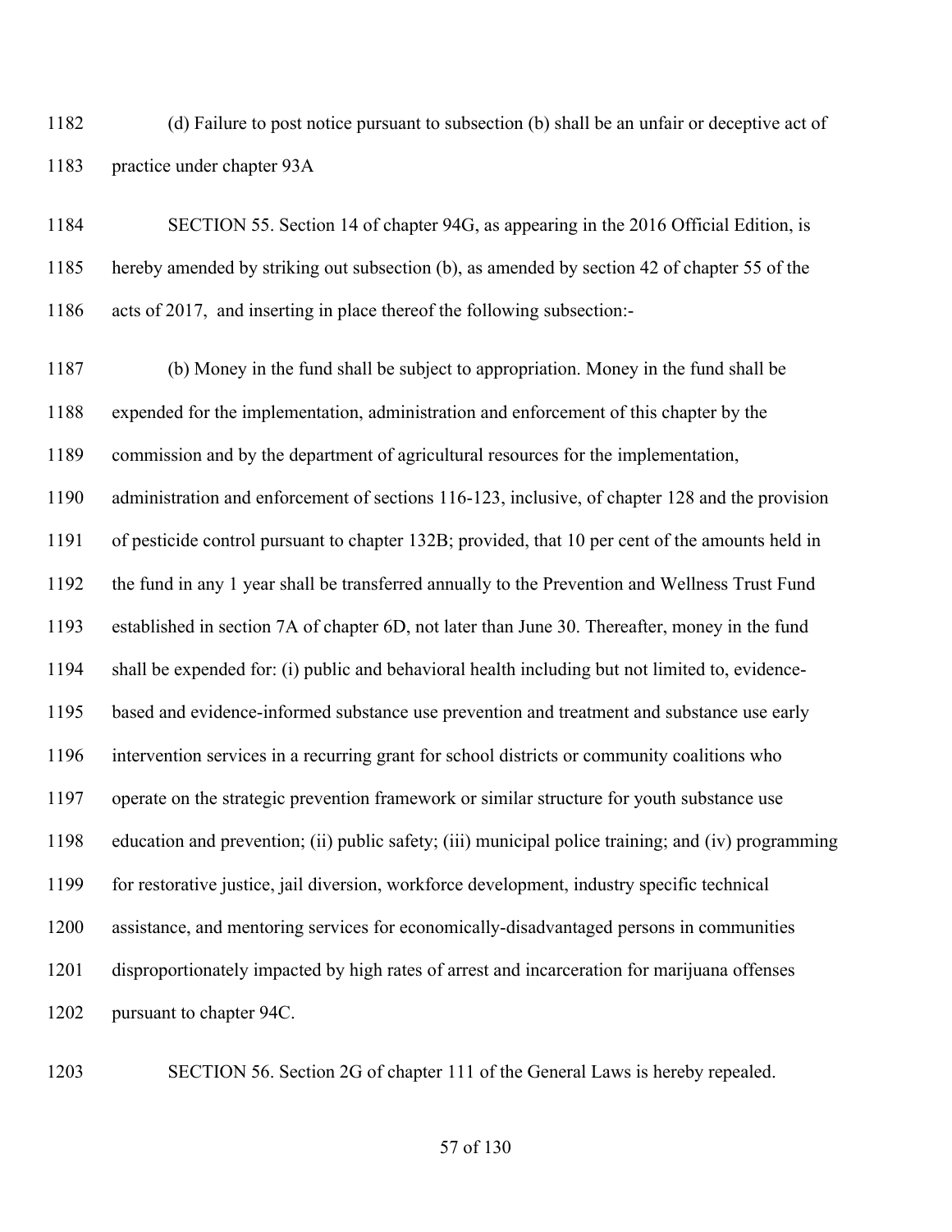(d) Failure to post notice pursuant to subsection (b) shall be an unfair or deceptive act of practice under chapter 93A

SECTION 55. Section 14 of chapter 94G, as appearing in the 2016 Official Edition, is hereby amended by striking out subsection (b), as amended by section 42 of chapter 55 of the acts of 2017, and inserting in place thereof the following subsection:-

(b) Money in the fund shall be subject to appropriation. Money in the fund shall be expended for the implementation, administration and enforcement of this chapter by the commission and by the department of agricultural resources for the implementation, administration and enforcement of sections 116-123, inclusive, of chapter 128 and the provision of pesticide control pursuant to chapter 132B; provided, that 10 per cent of the amounts held in the fund in any 1 year shall be transferred annually to the Prevention and Wellness Trust Fund established in section 7A of chapter 6D, not later than June 30. Thereafter, money in the fund shall be expended for: (i) public and behavioral health including but not limited to, evidence-based and evidence-informed substance use prevention and treatment and substance use early intervention services in a recurring grant for school districts or community coalitions who operate on the strategic prevention framework or similar structure for youth substance use education and prevention; (ii) public safety; (iii) municipal police training; and (iv) programming for restorative justice, jail diversion, workforce development, industry specific technical assistance, and mentoring services for economically-disadvantaged persons in communities disproportionately impacted by high rates of arrest and incarceration for marijuana offenses pursuant to chapter 94C.

SECTION 56. Section 2G of chapter 111 of the General Laws is hereby repealed.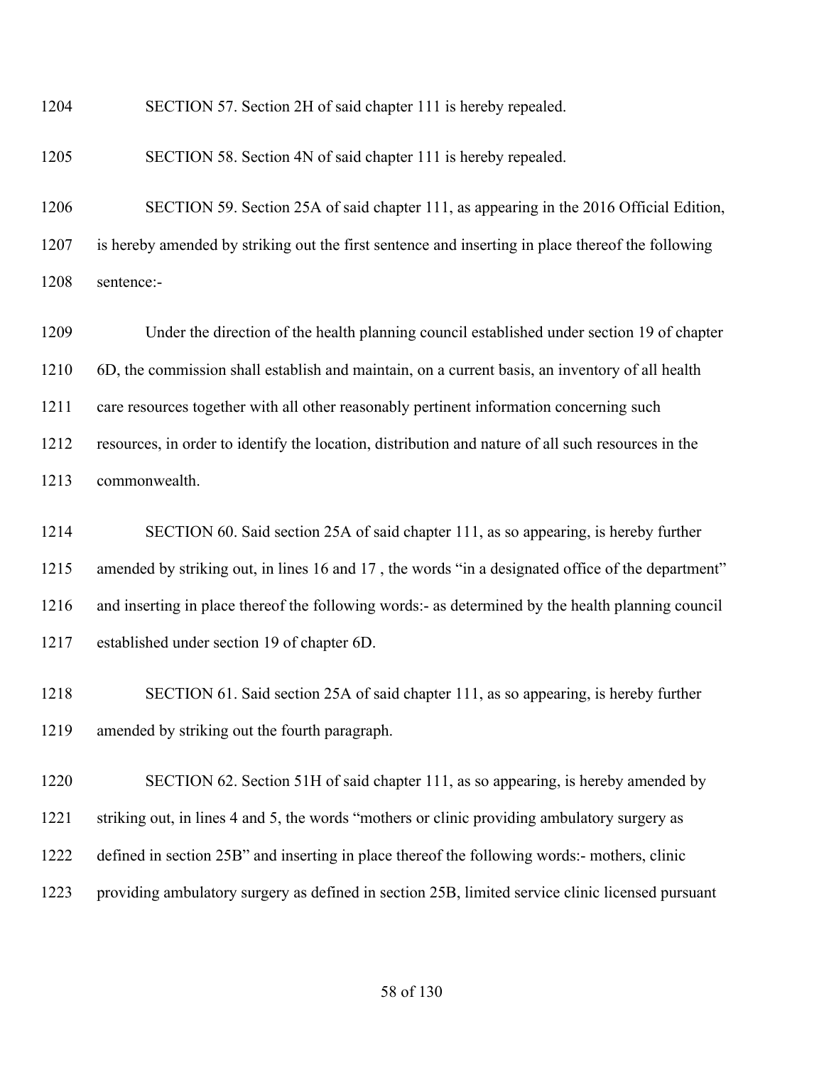1204 SECTION 57. Section 2H of said chapter 111 is hereby repealed.

1205 SECTION 58. Section 4N of said chapter 111 is hereby repealed.

1206 SECTION 59. Section 25A of said chapter 111, as appearing in the 2016 Official Edition,
1207 is hereby amended by striking out the first sentence and inserting in place thereof the following
1208 sentence:-

1209 Under the direction of the health planning council established under section 19 of chapter
1210 6D, the commission shall establish and maintain, on a current basis, an inventory of all health
1211 care resources together with all other reasonably pertinent information concerning such
1212 resources, in order to identify the location, distribution and nature of all such resources in the
1213 commonwealth.

1214 SECTION 60. Said section 25A of said chapter 111, as so appearing, is hereby further
1215 amended by striking out, in lines 16 and 17 , the words "in a designated office of the department"
1216 and inserting in place thereof the following words:- as determined by the health planning council
1217 established under section 19 of chapter 6D.

1218 SECTION 61. Said section 25A of said chapter 111, as so appearing, is hereby further
1219 amended by striking out the fourth paragraph.

1220 SECTION 62. Section 51H of said chapter 111, as so appearing, is hereby amended by
1221 striking out, in lines 4 and 5, the words "mothers or clinic providing ambulatory surgery as
1222 defined in section 25B" and inserting in place thereof the following words:- mothers, clinic
1223 providing ambulatory surgery as defined in section 25B, limited service clinic licensed pursuant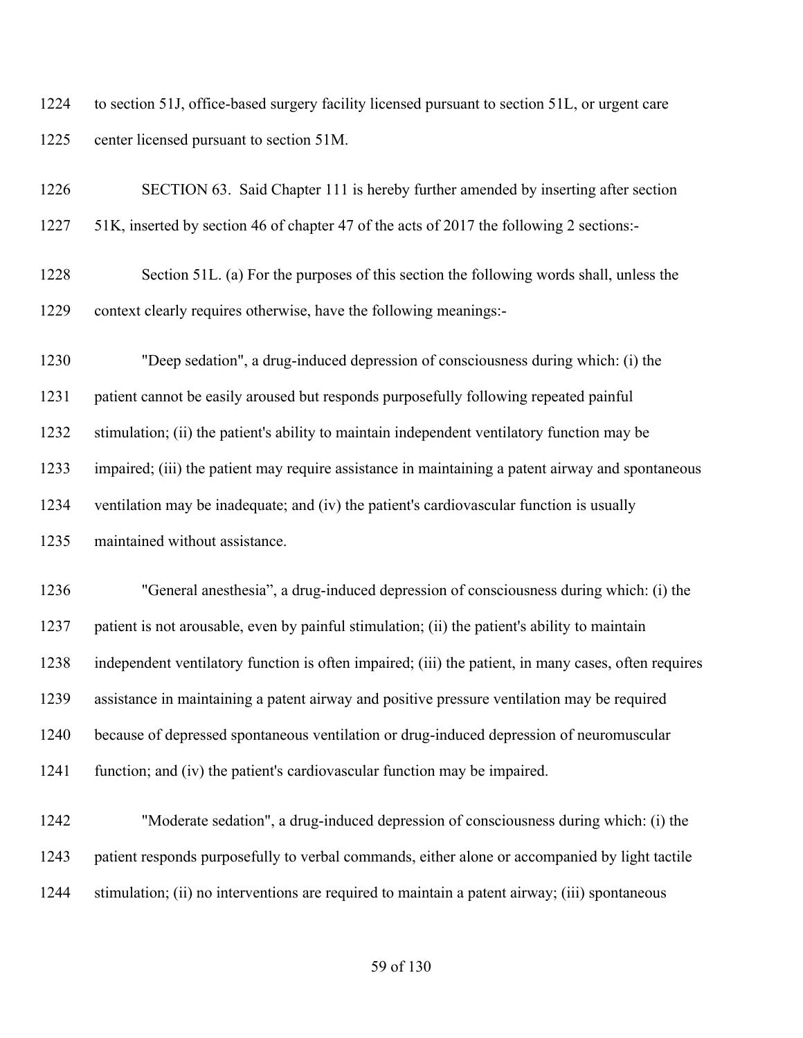to section 51J, office-based surgery facility licensed pursuant to section 51L, or urgent care center licensed pursuant to section 51M.

SECTION 63. Said Chapter 111 is hereby further amended by inserting after section 51K, inserted by section 46 of chapter 47 of the acts of 2017 the following 2 sections:-

Section 51L. (a) For the purposes of this section the following words shall, unless the context clearly requires otherwise, have the following meanings:-

"Deep sedation", a drug-induced depression of consciousness during which: (i) the patient cannot be easily aroused but responds purposefully following repeated painful stimulation; (ii) the patient's ability to maintain independent ventilatory function may be impaired; (iii) the patient may require assistance in maintaining a patent airway and spontaneous ventilation may be inadequate; and (iv) the patient's cardiovascular function is usually maintained without assistance.

"General anesthesia", a drug-induced depression of consciousness during which: (i) the patient is not arousable, even by painful stimulation; (ii) the patient's ability to maintain independent ventilatory function is often impaired; (iii) the patient, in many cases, often requires assistance in maintaining a patent airway and positive pressure ventilation may be required because of depressed spontaneous ventilation or drug-induced depression of neuromuscular function; and (iv) the patient's cardiovascular function may be impaired.

"Moderate sedation", a drug-induced depression of consciousness during which: (i) the patient responds purposefully to verbal commands, either alone or accompanied by light tactile stimulation; (ii) no interventions are required to maintain a patent airway; (iii) spontaneous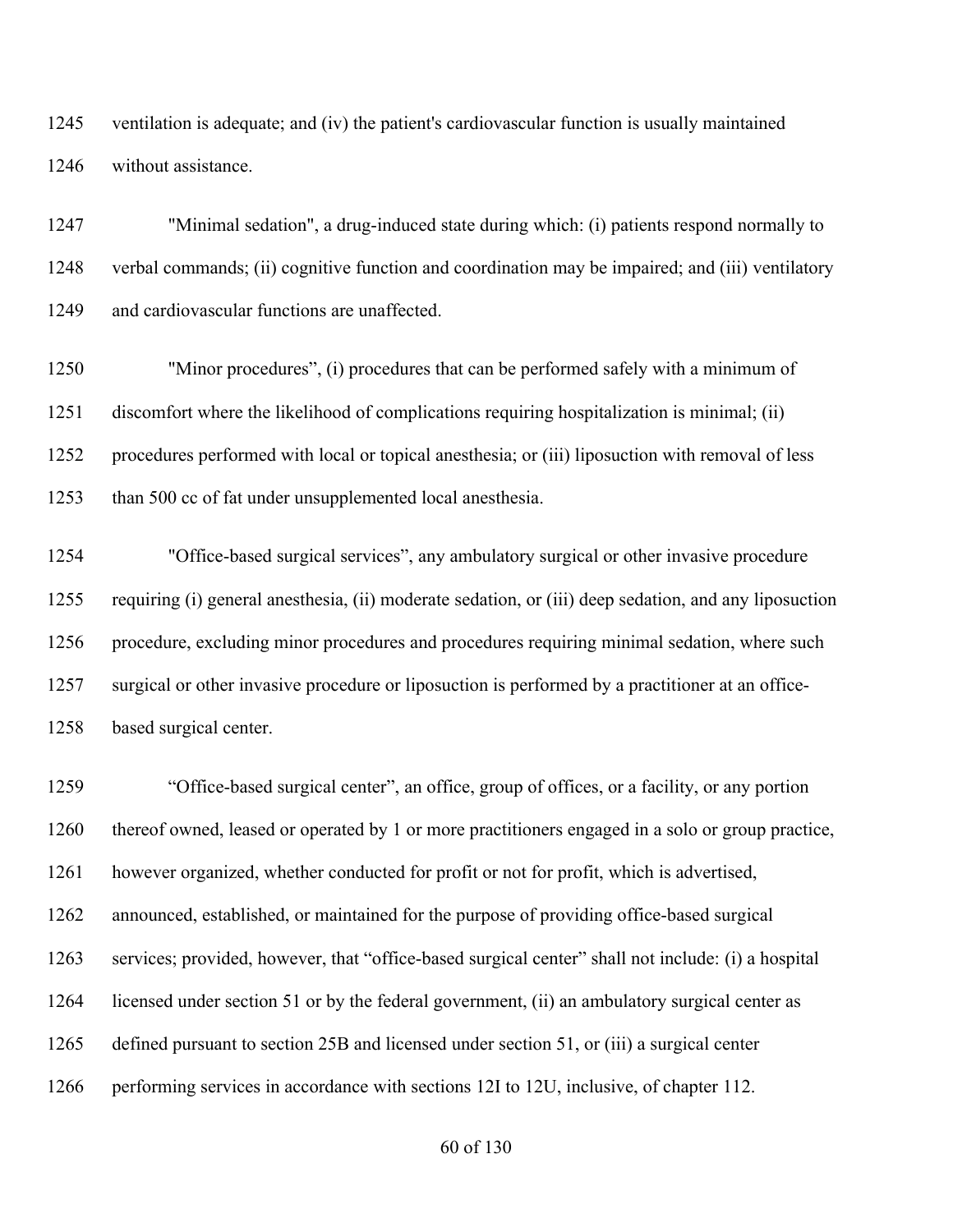ventilation is adequate; and (iv) the patient's cardiovascular function is usually maintained without assistance.

"Minimal sedation", a drug-induced state during which: (i) patients respond normally to verbal commands; (ii) cognitive function and coordination may be impaired; and (iii) ventilatory and cardiovascular functions are unaffected.

"Minor procedures", (i) procedures that can be performed safely with a minimum of discomfort where the likelihood of complications requiring hospitalization is minimal; (ii) procedures performed with local or topical anesthesia; or (iii) liposuction with removal of less than 500 cc of fat under unsupplemented local anesthesia.

"Office-based surgical services", any ambulatory surgical or other invasive procedure requiring (i) general anesthesia, (ii) moderate sedation, or (iii) deep sedation, and any liposuction procedure, excluding minor procedures and procedures requiring minimal sedation, where such surgical or other invasive procedure or liposuction is performed by a practitioner at an office-based surgical center.

"Office-based surgical center", an office, group of offices, or a facility, or any portion thereof owned, leased or operated by 1 or more practitioners engaged in a solo or group practice, however organized, whether conducted for profit or not for profit, which is advertised, announced, established, or maintained for the purpose of providing office-based surgical services; provided, however, that "office-based surgical center" shall not include: (i) a hospital licensed under section 51 or by the federal government, (ii) an ambulatory surgical center as defined pursuant to section 25B and licensed under section 51, or (iii) a surgical center performing services in accordance with sections 12I to 12U, inclusive, of chapter 112.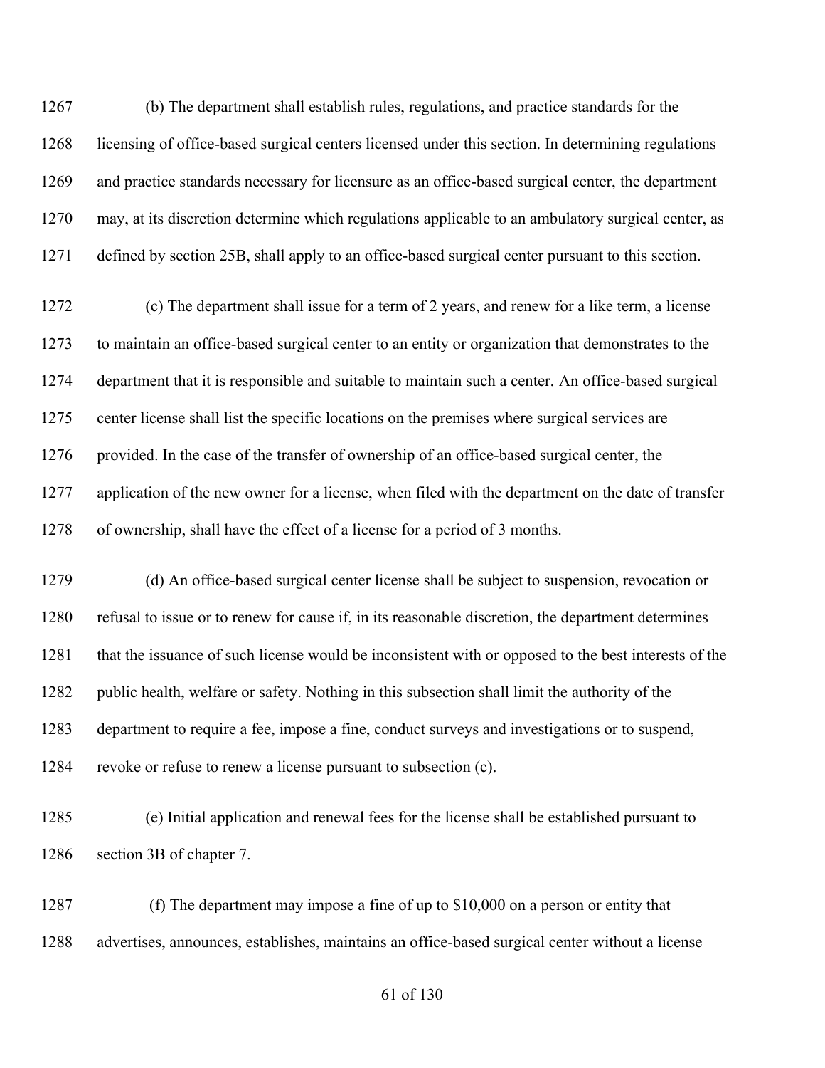(b) The department shall establish rules, regulations, and practice standards for the licensing of office-based surgical centers licensed under this section. In determining regulations and practice standards necessary for licensure as an office-based surgical center, the department may, at its discretion determine which regulations applicable to an ambulatory surgical center, as defined by section 25B, shall apply to an office-based surgical center pursuant to this section.

(c) The department shall issue for a term of 2 years, and renew for a like term, a license to maintain an office-based surgical center to an entity or organization that demonstrates to the department that it is responsible and suitable to maintain such a center. An office-based surgical center license shall list the specific locations on the premises where surgical services are provided. In the case of the transfer of ownership of an office-based surgical center, the application of the new owner for a license, when filed with the department on the date of transfer of ownership, shall have the effect of a license for a period of 3 months.

(d) An office-based surgical center license shall be subject to suspension, revocation or refusal to issue or to renew for cause if, in its reasonable discretion, the department determines that the issuance of such license would be inconsistent with or opposed to the best interests of the public health, welfare or safety. Nothing in this subsection shall limit the authority of the department to require a fee, impose a fine, conduct surveys and investigations or to suspend, revoke or refuse to renew a license pursuant to subsection (c).

(e) Initial application and renewal fees for the license shall be established pursuant to section 3B of chapter 7.

(f) The department may impose a fine of up to $10,000 on a person or entity that advertises, announces, establishes, maintains an office-based surgical center without a license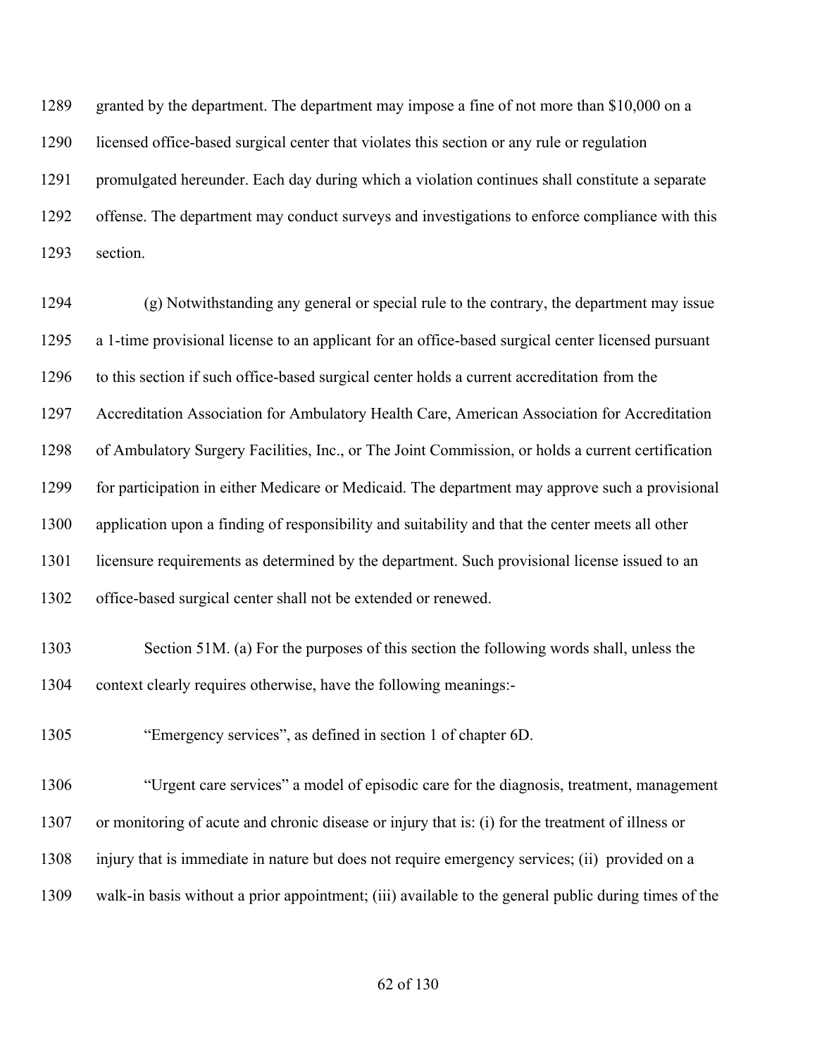granted by the department. The department may impose a fine of not more than $10,000 on a licensed office-based surgical center that violates this section or any rule or regulation promulgated hereunder. Each day during which a violation continues shall constitute a separate offense. The department may conduct surveys and investigations to enforce compliance with this section.

(g) Notwithstanding any general or special rule to the contrary, the department may issue a 1-time provisional license to an applicant for an office-based surgical center licensed pursuant to this section if such office-based surgical center holds a current accreditation from the Accreditation Association for Ambulatory Health Care, American Association for Accreditation of Ambulatory Surgery Facilities, Inc., or The Joint Commission, or holds a current certification for participation in either Medicare or Medicaid. The department may approve such a provisional application upon a finding of responsibility and suitability and that the center meets all other licensure requirements as determined by the department. Such provisional license issued to an office-based surgical center shall not be extended or renewed.

Section 51M. (a) For the purposes of this section the following words shall, unless the context clearly requires otherwise, have the following meanings:-

"Emergency services", as defined in section 1 of chapter 6D.

"Urgent care services" a model of episodic care for the diagnosis, treatment, management or monitoring of acute and chronic disease or injury that is: (i) for the treatment of illness or injury that is immediate in nature but does not require emergency services; (ii) provided on a walk-in basis without a prior appointment; (iii) available to the general public during times of the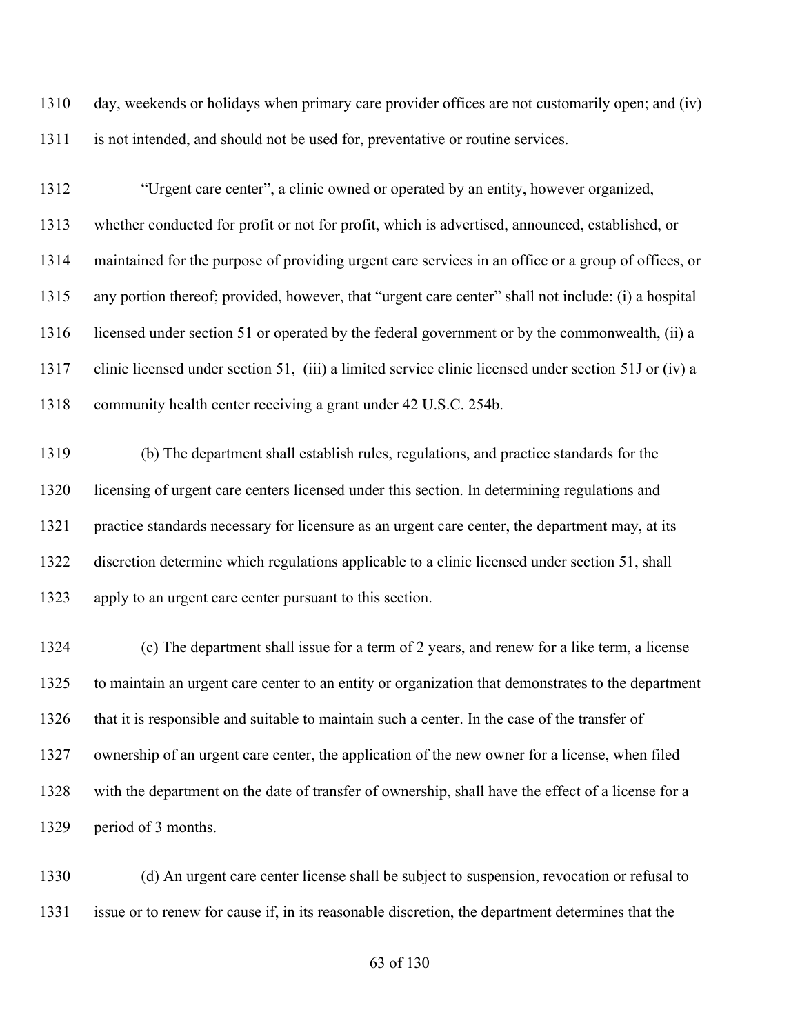day, weekends or holidays when primary care provider offices are not customarily open; and (iv) is not intended, and should not be used for, preventative or routine services.

"Urgent care center", a clinic owned or operated by an entity, however organized, whether conducted for profit or not for profit, which is advertised, announced, established, or maintained for the purpose of providing urgent care services in an office or a group of offices, or any portion thereof; provided, however, that "urgent care center" shall not include: (i) a hospital licensed under section 51 or operated by the federal government or by the commonwealth, (ii) a clinic licensed under section 51, (iii) a limited service clinic licensed under section 51J or (iv) a community health center receiving a grant under 42 U.S.C. 254b.

(b) The department shall establish rules, regulations, and practice standards for the licensing of urgent care centers licensed under this section. In determining regulations and practice standards necessary for licensure as an urgent care center, the department may, at its discretion determine which regulations applicable to a clinic licensed under section 51, shall apply to an urgent care center pursuant to this section.

(c) The department shall issue for a term of 2 years, and renew for a like term, a license to maintain an urgent care center to an entity or organization that demonstrates to the department that it is responsible and suitable to maintain such a center. In the case of the transfer of ownership of an urgent care center, the application of the new owner for a license, when filed with the department on the date of transfer of ownership, shall have the effect of a license for a period of 3 months.

(d) An urgent care center license shall be subject to suspension, revocation or refusal to issue or to renew for cause if, in its reasonable discretion, the department determines that the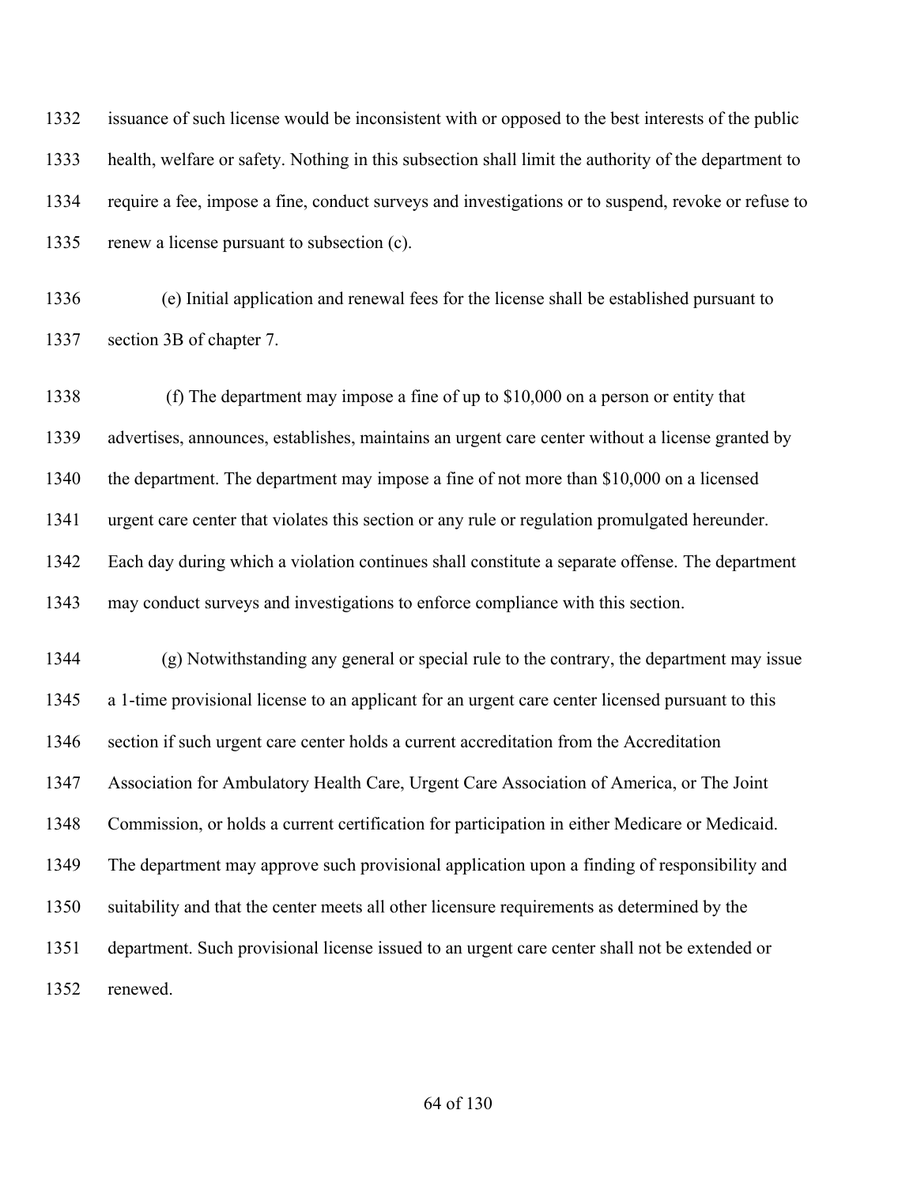issuance of such license would be inconsistent with or opposed to the best interests of the public health, welfare or safety. Nothing in this subsection shall limit the authority of the department to require a fee, impose a fine, conduct surveys and investigations or to suspend, revoke or refuse to renew a license pursuant to subsection (c).

(e) Initial application and renewal fees for the license shall be established pursuant to section 3B of chapter 7.

(f) The department may impose a fine of up to $10,000 on a person or entity that advertises, announces, establishes, maintains an urgent care center without a license granted by the department. The department may impose a fine of not more than $10,000 on a licensed urgent care center that violates this section or any rule or regulation promulgated hereunder. Each day during which a violation continues shall constitute a separate offense. The department may conduct surveys and investigations to enforce compliance with this section.

(g) Notwithstanding any general or special rule to the contrary, the department may issue a 1-time provisional license to an applicant for an urgent care center licensed pursuant to this section if such urgent care center holds a current accreditation from the Accreditation Association for Ambulatory Health Care, Urgent Care Association of America, or The Joint Commission, or holds a current certification for participation in either Medicare or Medicaid. The department may approve such provisional application upon a finding of responsibility and suitability and that the center meets all other licensure requirements as determined by the department. Such provisional license issued to an urgent care center shall not be extended or renewed.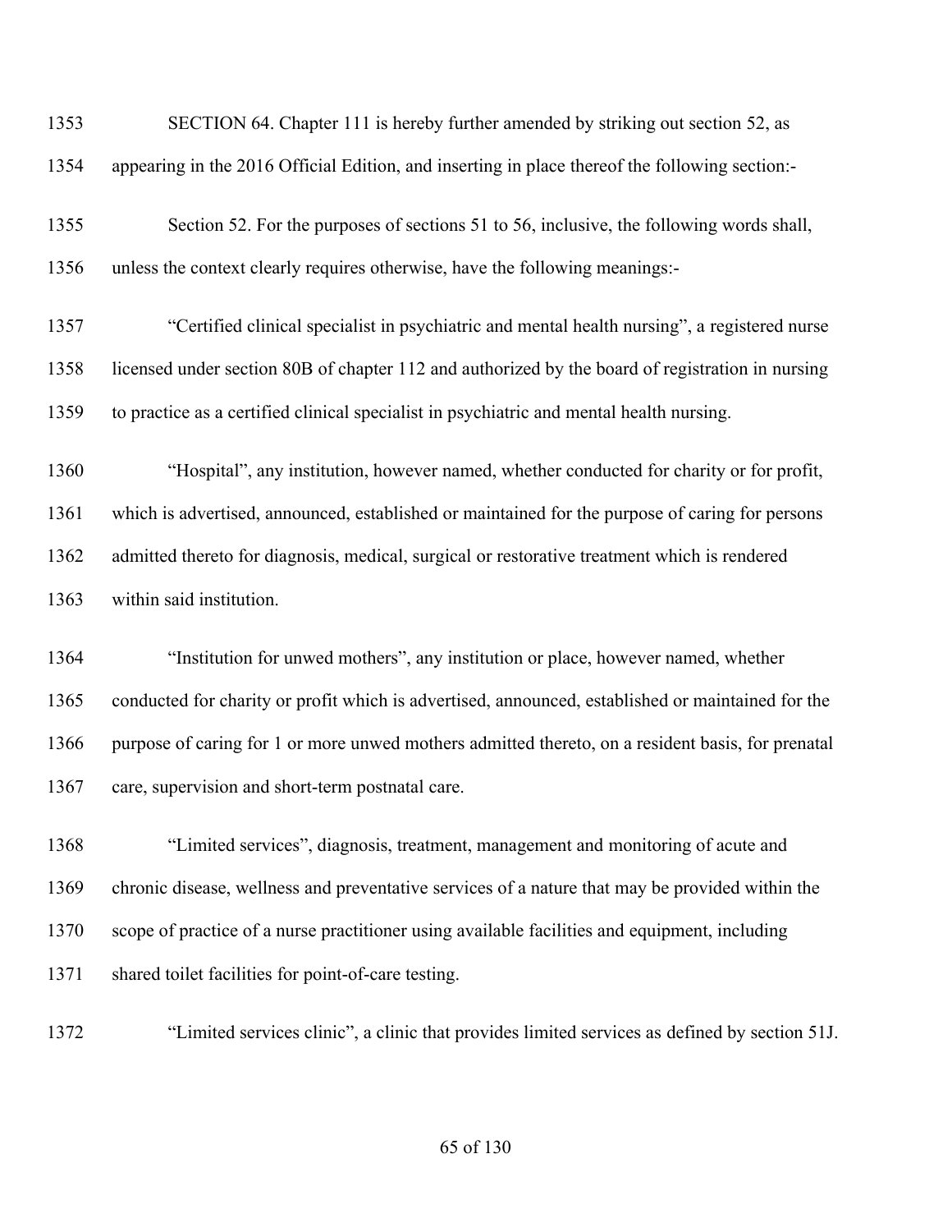SECTION 64. Chapter 111 is hereby further amended by striking out section 52, as appearing in the 2016 Official Edition, and inserting in place thereof the following section:-

Section 52. For the purposes of sections 51 to 56, inclusive, the following words shall, unless the context clearly requires otherwise, have the following meanings:-

"Certified clinical specialist in psychiatric and mental health nursing", a registered nurse licensed under section 80B of chapter 112 and authorized by the board of registration in nursing to practice as a certified clinical specialist in psychiatric and mental health nursing.

"Hospital", any institution, however named, whether conducted for charity or for profit, which is advertised, announced, established or maintained for the purpose of caring for persons admitted thereto for diagnosis, medical, surgical or restorative treatment which is rendered within said institution.

"Institution for unwed mothers", any institution or place, however named, whether conducted for charity or profit which is advertised, announced, established or maintained for the purpose of caring for 1 or more unwed mothers admitted thereto, on a resident basis, for prenatal care, supervision and short-term postnatal care.

"Limited services", diagnosis, treatment, management and monitoring of acute and chronic disease, wellness and preventative services of a nature that may be provided within the scope of practice of a nurse practitioner using available facilities and equipment, including shared toilet facilities for point-of-care testing.

"Limited services clinic", a clinic that provides limited services as defined by section 51J.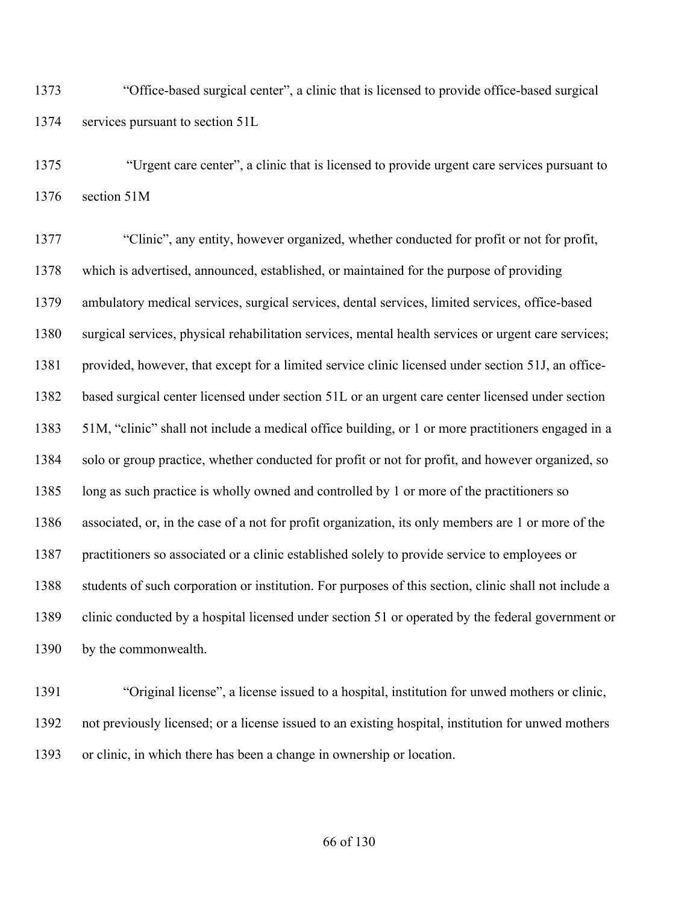"Office-based surgical center", a clinic that is licensed to provide office-based surgical services pursuant to section 51L

"Urgent care center", a clinic that is licensed to provide urgent care services pursuant to section 51M

"Clinic", any entity, however organized, whether conducted for profit or not for profit, which is advertised, announced, established, or maintained for the purpose of providing ambulatory medical services, surgical services, dental services, limited services, office-based surgical services, physical rehabilitation services, mental health services or urgent care services; provided, however, that except for a limited service clinic licensed under section 51J, an office-based surgical center licensed under section 51L or an urgent care center licensed under section 51M, "clinic" shall not include a medical office building, or 1 or more practitioners engaged in a solo or group practice, whether conducted for profit or not for profit, and however organized, so long as such practice is wholly owned and controlled by 1 or more of the practitioners so associated, or, in the case of a not for profit organization, its only members are 1 or more of the practitioners so associated or a clinic established solely to provide service to employees or students of such corporation or institution. For purposes of this section, clinic shall not include a clinic conducted by a hospital licensed under section 51 or operated by the federal government or by the commonwealth.

"Original license", a license issued to a hospital, institution for unwed mothers or clinic, not previously licensed; or a license issued to an existing hospital, institution for unwed mothers or clinic, in which there has been a change in ownership or location.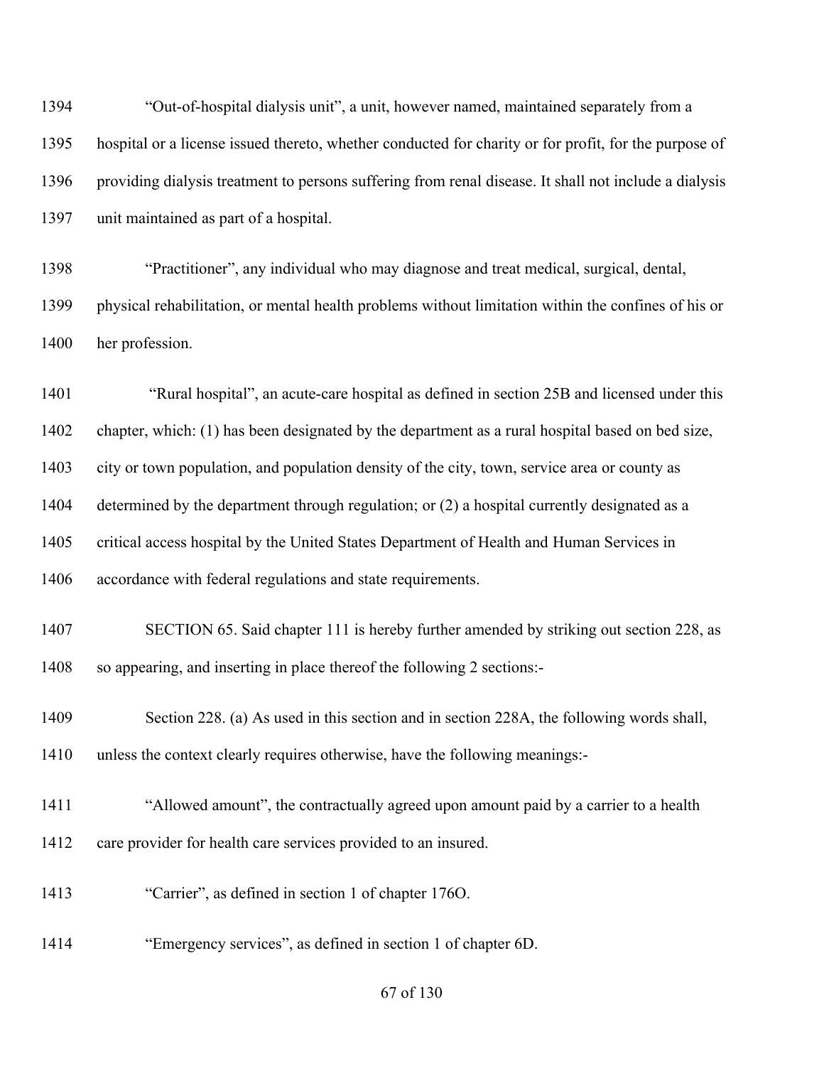"Out-of-hospital dialysis unit", a unit, however named, maintained separately from a hospital or a license issued thereto, whether conducted for charity or for profit, for the purpose of providing dialysis treatment to persons suffering from renal disease. It shall not include a dialysis unit maintained as part of a hospital.

"Practitioner", any individual who may diagnose and treat medical, surgical, dental, physical rehabilitation, or mental health problems without limitation within the confines of his or her profession.

"Rural hospital", an acute-care hospital as defined in section 25B and licensed under this chapter, which: (1) has been designated by the department as a rural hospital based on bed size, city or town population, and population density of the city, town, service area or county as determined by the department through regulation; or (2) a hospital currently designated as a critical access hospital by the United States Department of Health and Human Services in accordance with federal regulations and state requirements.

SECTION 65. Said chapter 111 is hereby further amended by striking out section 228, as so appearing, and inserting in place thereof the following 2 sections:-

Section 228. (a) As used in this section and in section 228A, the following words shall, unless the context clearly requires otherwise, have the following meanings:-

"Allowed amount", the contractually agreed upon amount paid by a carrier to a health care provider for health care services provided to an insured.

"Carrier", as defined in section 1 of chapter 176O.

"Emergency services", as defined in section 1 of chapter 6D.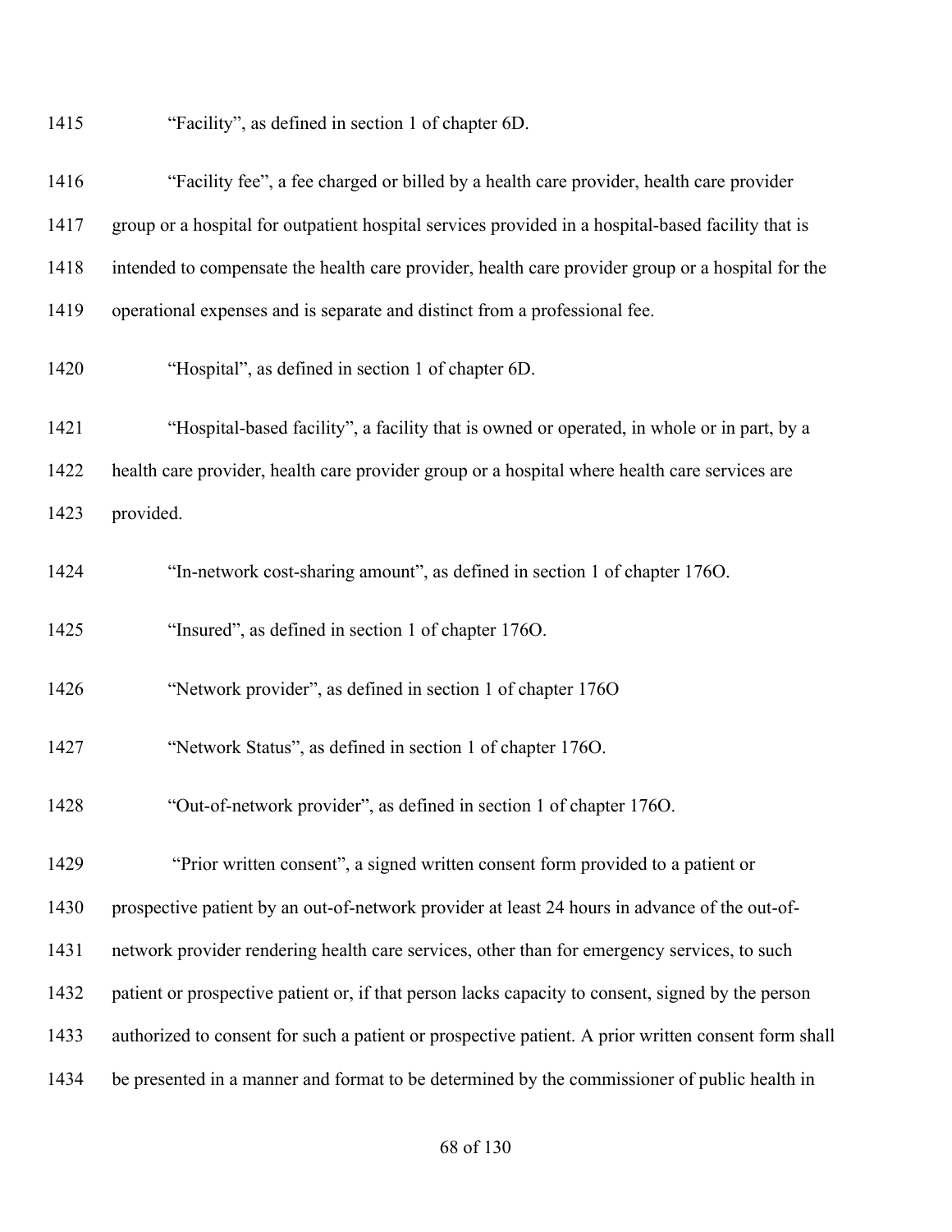1415 "Facility", as defined in section 1 of chapter 6D.

1416 "Facility fee", a fee charged or billed by a health care provider, health care provider
1417 group or a hospital for outpatient hospital services provided in a hospital-based facility that is
1418 intended to compensate the health care provider, health care provider group or a hospital for the
1419 operational expenses and is separate and distinct from a professional fee.

1420 "Hospital", as defined in section 1 of chapter 6D.

1421 "Hospital-based facility", a facility that is owned or operated, in whole or in part, by a
1422 health care provider, health care provider group or a hospital where health care services are
1423 provided.

1424 "In-network cost-sharing amount", as defined in section 1 of chapter 176O.

1425 "Insured", as defined in section 1 of chapter 176O.

1426 "Network provider", as defined in section 1 of chapter 176O

1427 "Network Status", as defined in section 1 of chapter 176O.

1428 "Out-of-network provider", as defined in section 1 of chapter 176O.

1429 "Prior written consent", a signed written consent form provided to a patient or
1430 prospective patient by an out-of-network provider at least 24 hours in advance of the out-of-
1431 network provider rendering health care services, other than for emergency services, to such
1432 patient or prospective patient or, if that person lacks capacity to consent, signed by the person
1433 authorized to consent for such a patient or prospective patient. A prior written consent form shall
1434 be presented in a manner and format to be determined by the commissioner of public health in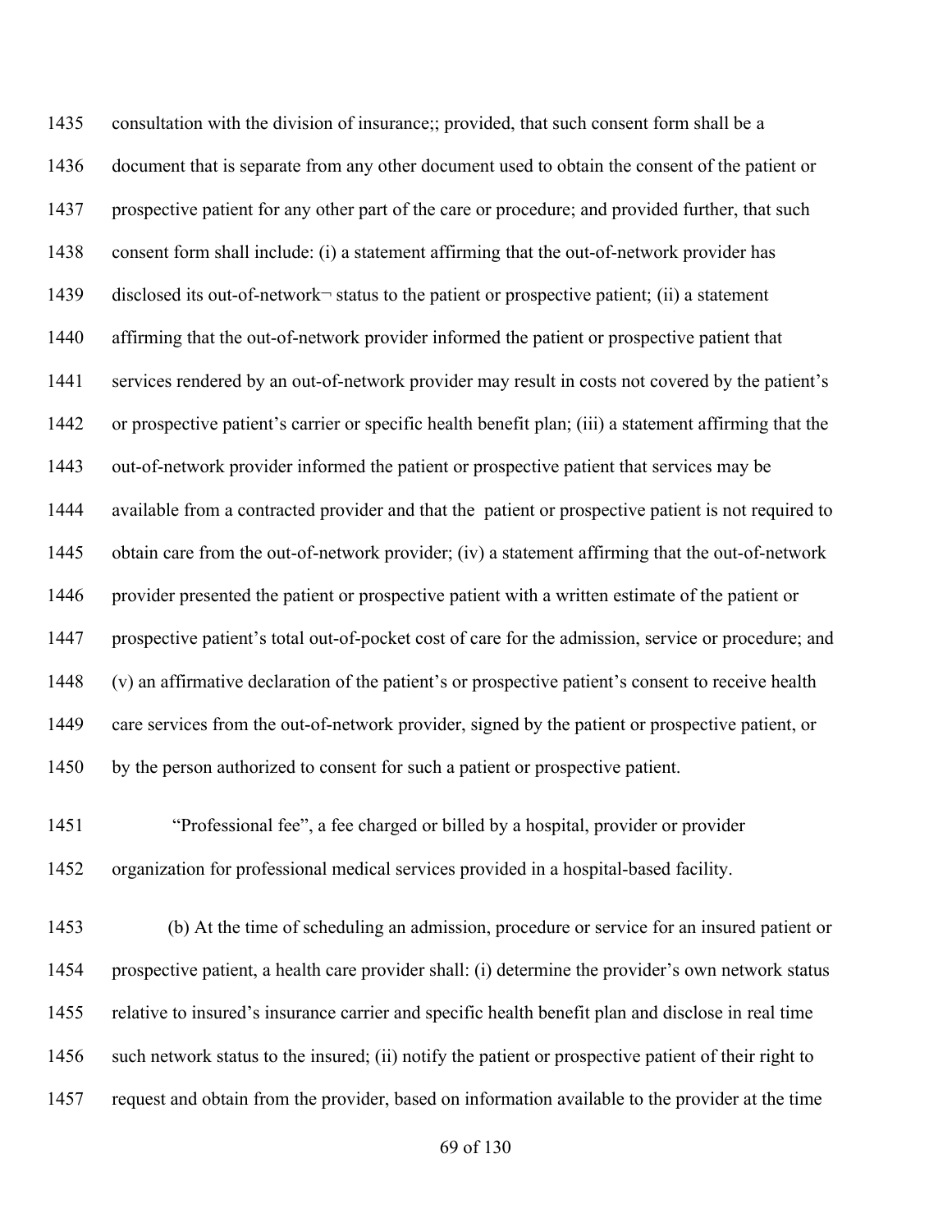consultation with the division of insurance;; provided, that such consent form shall be a document that is separate from any other document used to obtain the consent of the patient or prospective patient for any other part of the care or procedure; and provided further, that such consent form shall include: (i) a statement affirming that the out-of-network provider has disclosed its out-of-network¬ status to the patient or prospective patient; (ii) a statement affirming that the out-of-network provider informed the patient or prospective patient that services rendered by an out-of-network provider may result in costs not covered by the patient's or prospective patient's carrier or specific health benefit plan; (iii) a statement affirming that the out-of-network provider informed the patient or prospective patient that services may be available from a contracted provider and that the patient or prospective patient is not required to obtain care from the out-of-network provider; (iv) a statement affirming that the out-of-network provider presented the patient or prospective patient with a written estimate of the patient or prospective patient's total out-of-pocket cost of care for the admission, service or procedure; and (v) an affirmative declaration of the patient's or prospective patient's consent to receive health care services from the out-of-network provider, signed by the patient or prospective patient, or by the person authorized to consent for such a patient or prospective patient.

"Professional fee", a fee charged or billed by a hospital, provider or provider organization for professional medical services provided in a hospital-based facility.

(b) At the time of scheduling an admission, procedure or service for an insured patient or prospective patient, a health care provider shall: (i) determine the provider's own network status relative to insured's insurance carrier and specific health benefit plan and disclose in real time such network status to the insured; (ii) notify the patient or prospective patient of their right to request and obtain from the provider, based on information available to the provider at the time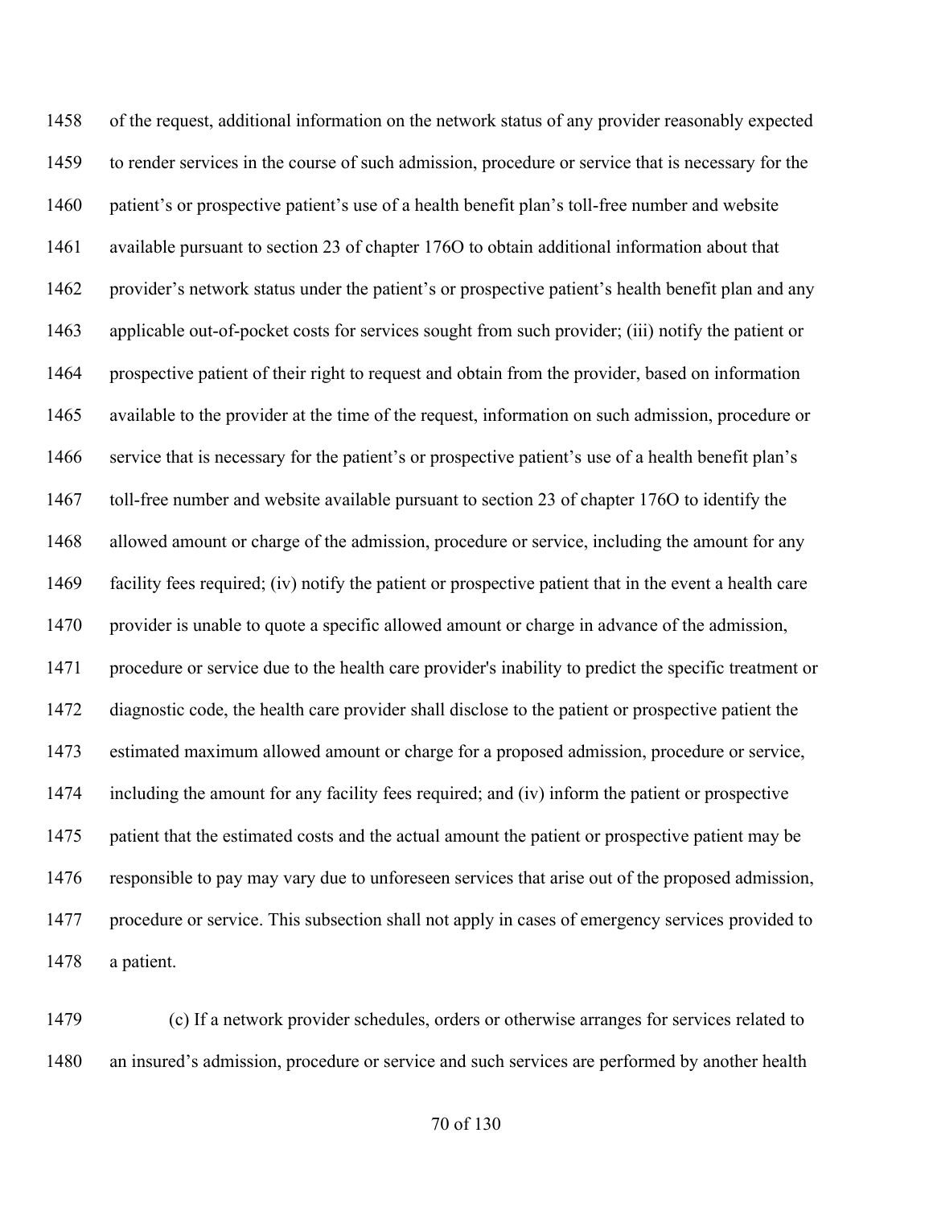of the request, additional information on the network status of any provider reasonably expected to render services in the course of such admission, procedure or service that is necessary for the patient's or prospective patient's use of a health benefit plan's toll-free number and website available pursuant to section 23 of chapter 176O to obtain additional information about that provider's network status under the patient's or prospective patient's health benefit plan and any applicable out-of-pocket costs for services sought from such provider; (iii) notify the patient or prospective patient of their right to request and obtain from the provider, based on information available to the provider at the time of the request, information on such admission, procedure or service that is necessary for the patient's or prospective patient's use of a health benefit plan's toll-free number and website available pursuant to section 23 of chapter 176O to identify the allowed amount or charge of the admission, procedure or service, including the amount for any facility fees required; (iv) notify the patient or prospective patient that in the event a health care provider is unable to quote a specific allowed amount or charge in advance of the admission, procedure or service due to the health care provider's inability to predict the specific treatment or diagnostic code, the health care provider shall disclose to the patient or prospective patient the estimated maximum allowed amount or charge for a proposed admission, procedure or service, including the amount for any facility fees required; and (iv) inform the patient or prospective patient that the estimated costs and the actual amount the patient or prospective patient may be responsible to pay may vary due to unforeseen services that arise out of the proposed admission, procedure or service. This subsection shall not apply in cases of emergency services provided to a patient.

(c) If a network provider schedules, orders or otherwise arranges for services related to an insured's admission, procedure or service and such services are performed by another health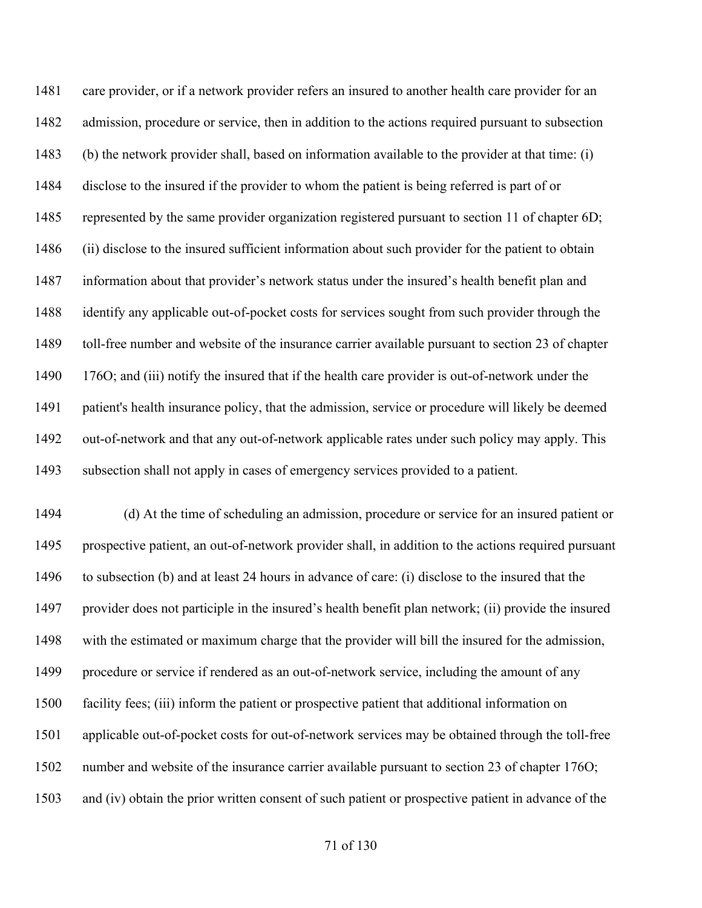care provider, or if a network provider refers an insured to another health care provider for an admission, procedure or service, then in addition to the actions required pursuant to subsection (b) the network provider shall, based on information available to the provider at that time: (i) disclose to the insured if the provider to whom the patient is being referred is part of or represented by the same provider organization registered pursuant to section 11 of chapter 6D; (ii) disclose to the insured sufficient information about such provider for the patient to obtain information about that provider's network status under the insured's health benefit plan and identify any applicable out-of-pocket costs for services sought from such provider through the toll-free number and website of the insurance carrier available pursuant to section 23 of chapter 176O; and (iii) notify the insured that if the health care provider is out-of-network under the patient's health insurance policy, that the admission, service or procedure will likely be deemed out-of-network and that any out-of-network applicable rates under such policy may apply. This subsection shall not apply in cases of emergency services provided to a patient.

(d) At the time of scheduling an admission, procedure or service for an insured patient or prospective patient, an out-of-network provider shall, in addition to the actions required pursuant to subsection (b) and at least 24 hours in advance of care: (i) disclose to the insured that the provider does not participle in the insured's health benefit plan network; (ii) provide the insured with the estimated or maximum charge that the provider will bill the insured for the admission, procedure or service if rendered as an out-of-network service, including the amount of any facility fees; (iii) inform the patient or prospective patient that additional information on applicable out-of-pocket costs for out-of-network services may be obtained through the toll-free number and website of the insurance carrier available pursuant to section 23 of chapter 176O; and (iv) obtain the prior written consent of such patient or prospective patient in advance of the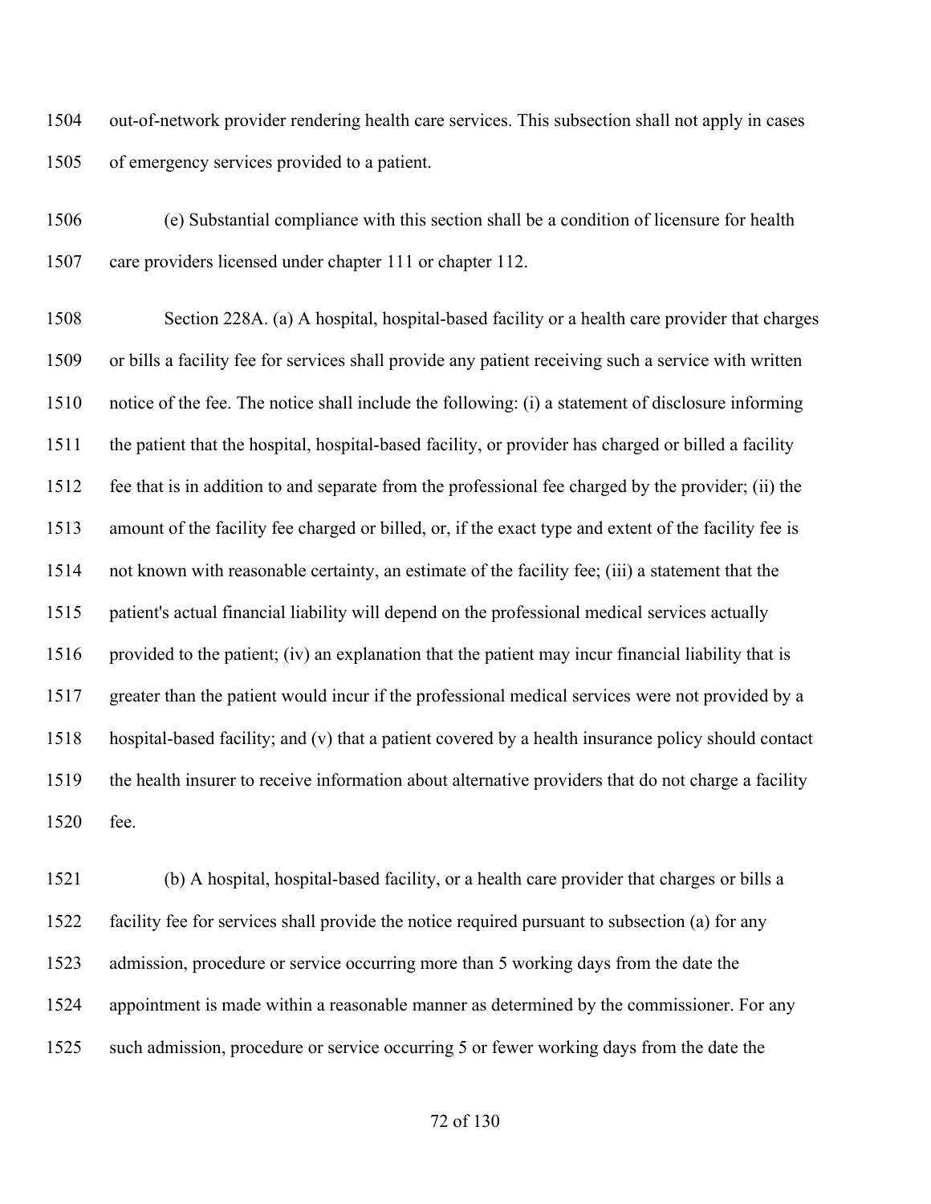out-of-network provider rendering health care services. This subsection shall not apply in cases of emergency services provided to a patient.

(e) Substantial compliance with this section shall be a condition of licensure for health care providers licensed under chapter 111 or chapter 112.

Section 228A. (a) A hospital, hospital-based facility or a health care provider that charges or bills a facility fee for services shall provide any patient receiving such a service with written notice of the fee. The notice shall include the following: (i) a statement of disclosure informing the patient that the hospital, hospital-based facility, or provider has charged or billed a facility fee that is in addition to and separate from the professional fee charged by the provider; (ii) the amount of the facility fee charged or billed, or, if the exact type and extent of the facility fee is not known with reasonable certainty, an estimate of the facility fee; (iii) a statement that the patient's actual financial liability will depend on the professional medical services actually provided to the patient; (iv) an explanation that the patient may incur financial liability that is greater than the patient would incur if the professional medical services were not provided by a hospital-based facility; and (v) that a patient covered by a health insurance policy should contact the health insurer to receive information about alternative providers that do not charge a facility fee.

(b) A hospital, hospital-based facility, or a health care provider that charges or bills a facility fee for services shall provide the notice required pursuant to subsection (a) for any admission, procedure or service occurring more than 5 working days from the date the appointment is made within a reasonable manner as determined by the commissioner. For any such admission, procedure or service occurring 5 or fewer working days from the date the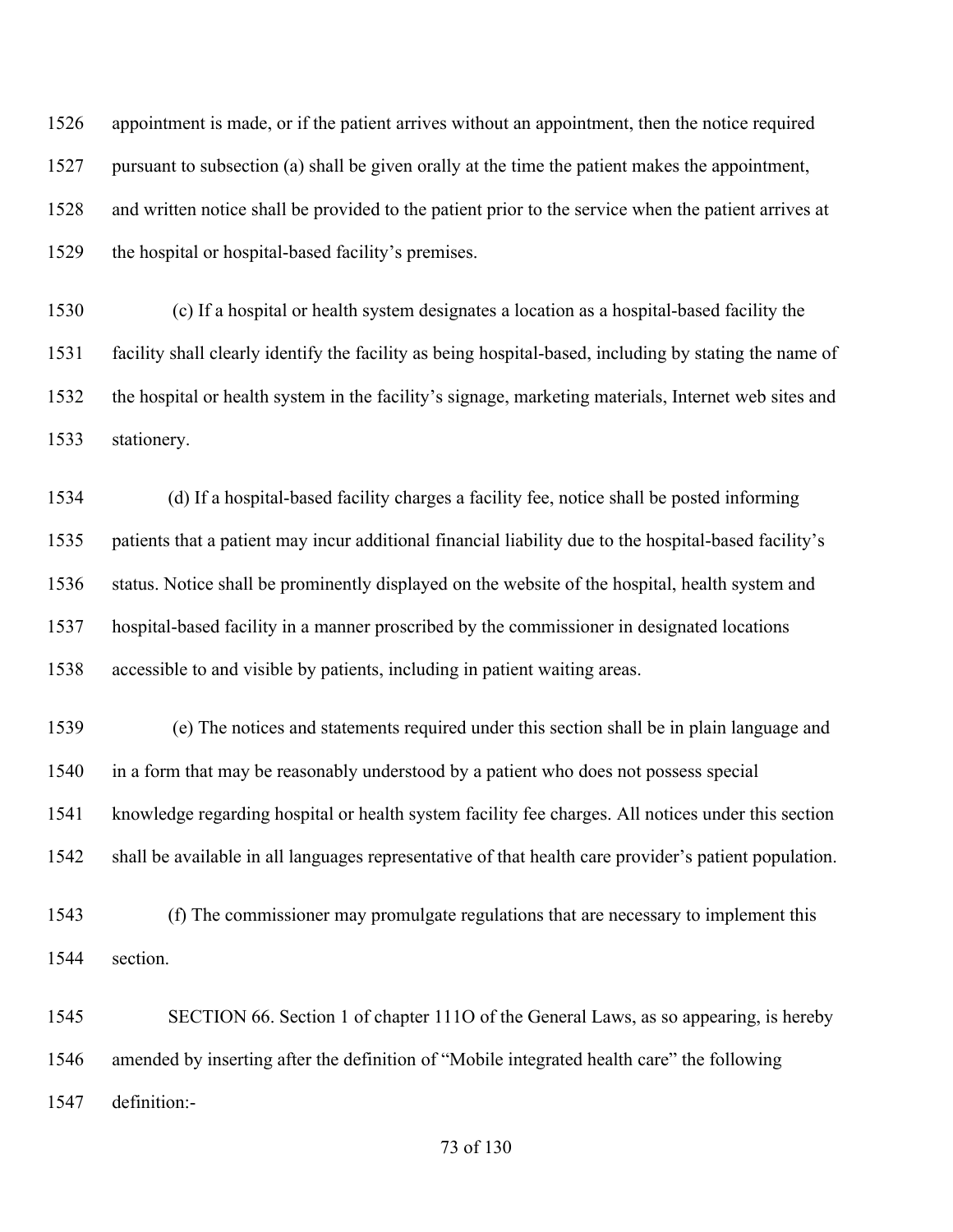appointment is made, or if the patient arrives without an appointment, then the notice required pursuant to subsection (a) shall be given orally at the time the patient makes the appointment, and written notice shall be provided to the patient prior to the service when the patient arrives at the hospital or hospital-based facility's premises.

(c) If a hospital or health system designates a location as a hospital-based facility the facility shall clearly identify the facility as being hospital-based, including by stating the name of the hospital or health system in the facility's signage, marketing materials, Internet web sites and stationery.

(d) If a hospital-based facility charges a facility fee, notice shall be posted informing patients that a patient may incur additional financial liability due to the hospital-based facility's status. Notice shall be prominently displayed on the website of the hospital, health system and hospital-based facility in a manner proscribed by the commissioner in designated locations accessible to and visible by patients, including in patient waiting areas.

(e) The notices and statements required under this section shall be in plain language and in a form that may be reasonably understood by a patient who does not possess special knowledge regarding hospital or health system facility fee charges. All notices under this section shall be available in all languages representative of that health care provider's patient population.

(f) The commissioner may promulgate regulations that are necessary to implement this section.

SECTION 66. Section 1 of chapter 111O of the General Laws, as so appearing, is hereby amended by inserting after the definition of "Mobile integrated health care" the following definition:-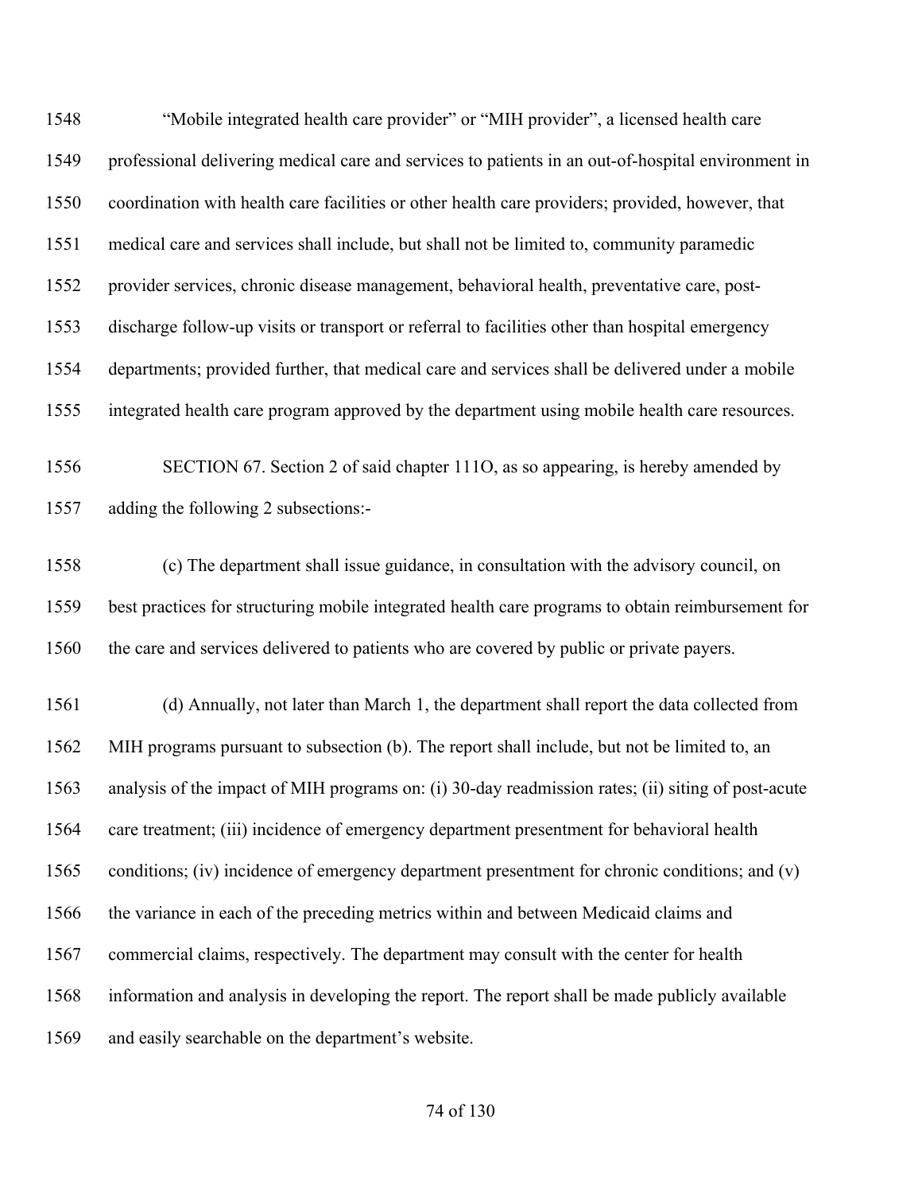“Mobile integrated health care provider” or “MIH provider”, a licensed health care professional delivering medical care and services to patients in an out-of-hospital environment in coordination with health care facilities or other health care providers; provided, however, that medical care and services shall include, but shall not be limited to, community paramedic provider services, chronic disease management, behavioral health, preventative care, post-discharge follow-up visits or transport or referral to facilities other than hospital emergency departments; provided further, that medical care and services shall be delivered under a mobile integrated health care program approved by the department using mobile health care resources.

SECTION 67. Section 2 of said chapter 111O, as so appearing, is hereby amended by adding the following 2 subsections:-

(c) The department shall issue guidance, in consultation with the advisory council, on best practices for structuring mobile integrated health care programs to obtain reimbursement for the care and services delivered to patients who are covered by public or private payers.

(d) Annually, not later than March 1, the department shall report the data collected from MIH programs pursuant to subsection (b). The report shall include, but not be limited to, an analysis of the impact of MIH programs on: (i) 30-day readmission rates; (ii) siting of post-acute care treatment; (iii) incidence of emergency department presentment for behavioral health conditions; (iv) incidence of emergency department presentment for chronic conditions; and (v) the variance in each of the preceding metrics within and between Medicaid claims and commercial claims, respectively. The department may consult with the center for health information and analysis in developing the report. The report shall be made publicly available and easily searchable on the department’s website.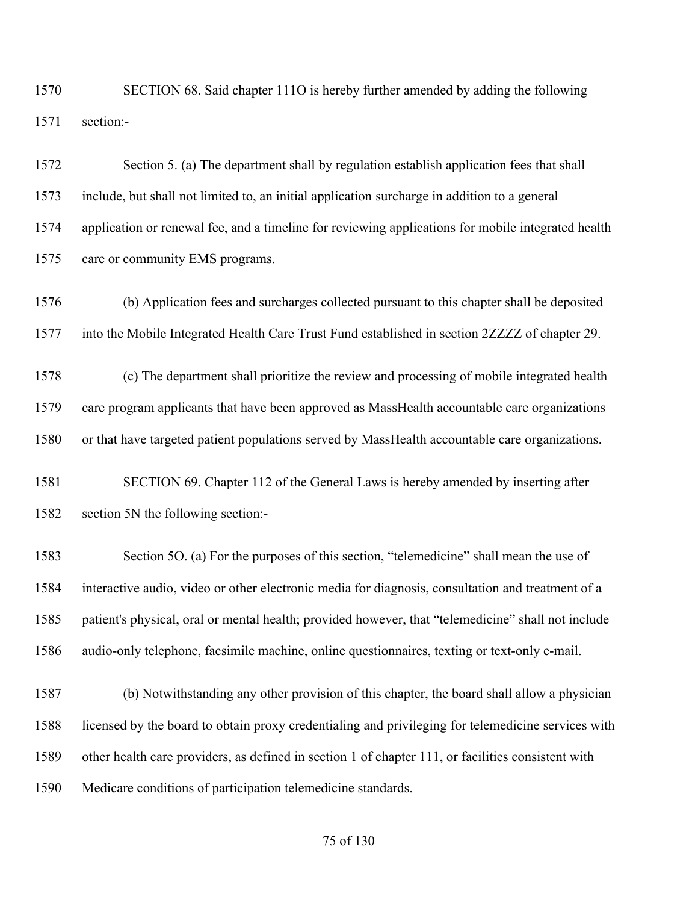1570 SECTION 68. Said chapter 111O is hereby further amended by adding the following
1571 section:-

1572 Section 5. (a) The department shall by regulation establish application fees that shall
1573 include, but shall not limited to, an initial application surcharge in addition to a general
1574 application or renewal fee, and a timeline for reviewing applications for mobile integrated health
1575 care or community EMS programs.

1576 (b) Application fees and surcharges collected pursuant to this chapter shall be deposited
1577 into the Mobile Integrated Health Care Trust Fund established in section 2ZZZZ of chapter 29.

1578 (c) The department shall prioritize the review and processing of mobile integrated health
1579 care program applicants that have been approved as MassHealth accountable care organizations
1580 or that have targeted patient populations served by MassHealth accountable care organizations.

1581 SECTION 69. Chapter 112 of the General Laws is hereby amended by inserting after
1582 section 5N the following section:-

1583 Section 5O. (a) For the purposes of this section, "telemedicine" shall mean the use of
1584 interactive audio, video or other electronic media for diagnosis, consultation and treatment of a
1585 patient's physical, oral or mental health; provided however, that "telemedicine" shall not include
1586 audio-only telephone, facsimile machine, online questionnaires, texting or text-only e-mail.

1587 (b) Notwithstanding any other provision of this chapter, the board shall allow a physician
1588 licensed by the board to obtain proxy credentialing and privileging for telemedicine services with
1589 other health care providers, as defined in section 1 of chapter 111, or facilities consistent with
1590 Medicare conditions of participation telemedicine standards.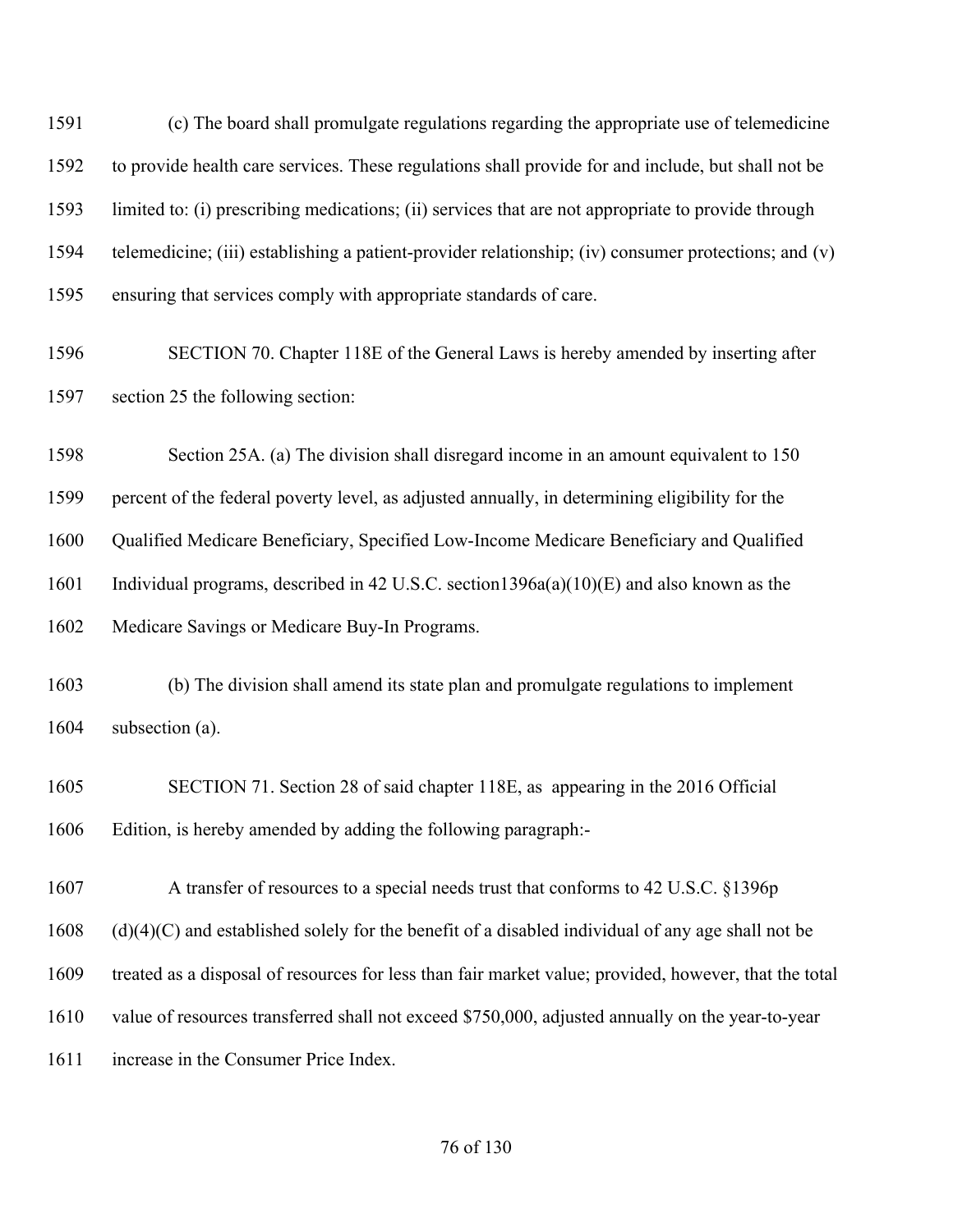(c) The board shall promulgate regulations regarding the appropriate use of telemedicine to provide health care services. These regulations shall provide for and include, but shall not be limited to: (i) prescribing medications; (ii) services that are not appropriate to provide through telemedicine; (iii) establishing a patient-provider relationship; (iv) consumer protections; and (v) ensuring that services comply with appropriate standards of care.

SECTION 70. Chapter 118E of the General Laws is hereby amended by inserting after section 25 the following section:

Section 25A. (a) The division shall disregard income in an amount equivalent to 150 percent of the federal poverty level, as adjusted annually, in determining eligibility for the Qualified Medicare Beneficiary, Specified Low-Income Medicare Beneficiary and Qualified Individual programs, described in 42 U.S.C. section1396a(a)(10)(E) and also known as the Medicare Savings or Medicare Buy-In Programs.

(b) The division shall amend its state plan and promulgate regulations to implement subsection (a).

SECTION 71. Section 28 of said chapter 118E, as appearing in the 2016 Official Edition, is hereby amended by adding the following paragraph:-

A transfer of resources to a special needs trust that conforms to 42 U.S.C. §1396p (d)(4)(C) and established solely for the benefit of a disabled individual of any age shall not be treated as a disposal of resources for less than fair market value; provided, however, that the total value of resources transferred shall not exceed $750,000, adjusted annually on the year-to-year increase in the Consumer Price Index.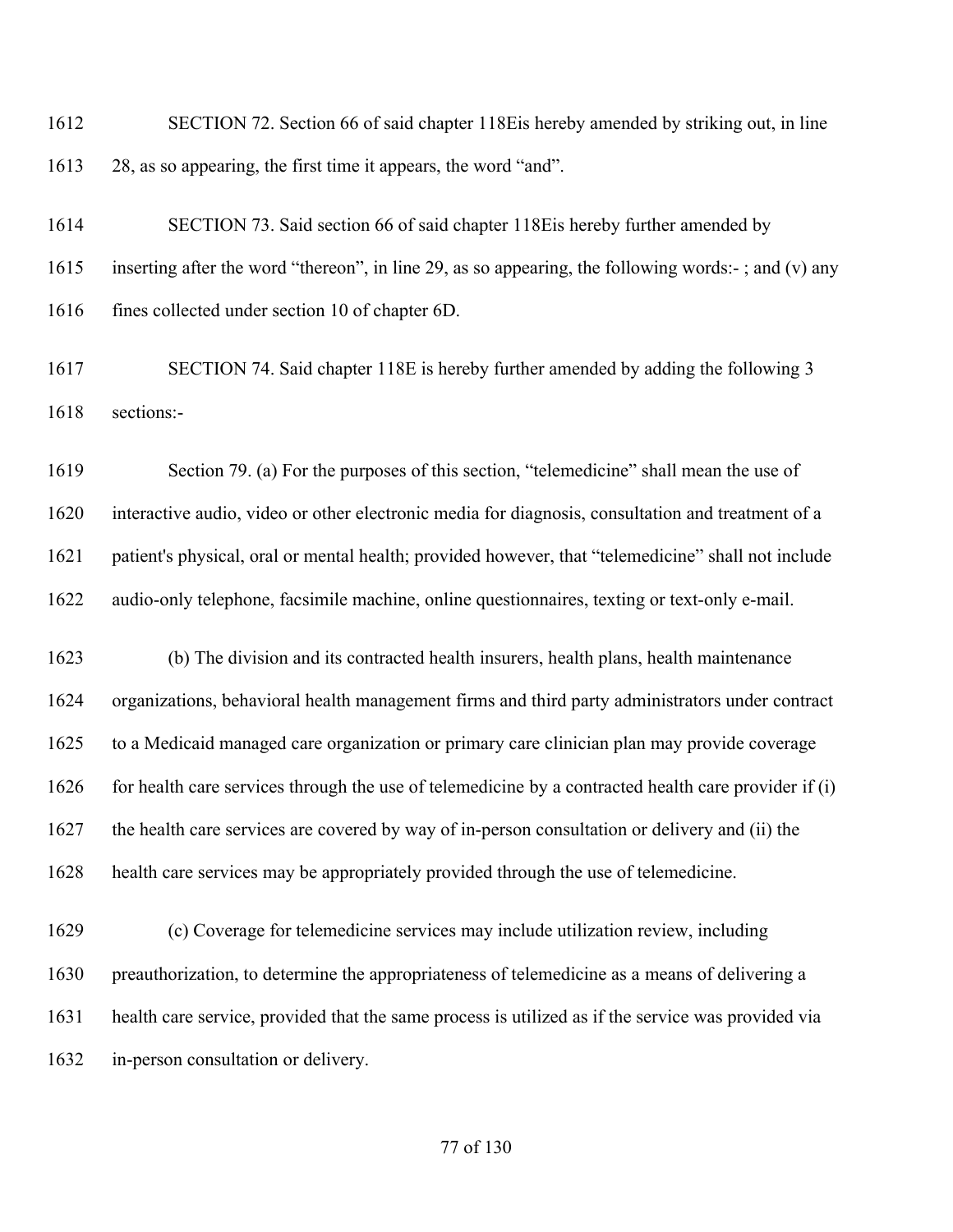SECTION 72. Section 66 of said chapter 118Eis hereby amended by striking out, in line 28, as so appearing, the first time it appears, the word "and".

SECTION 73. Said section 66 of said chapter 118Eis hereby further amended by inserting after the word "thereon", in line 29, as so appearing, the following words:- ; and (v) any fines collected under section 10 of chapter 6D.

SECTION 74. Said chapter 118E is hereby further amended by adding the following 3 sections:-

Section 79. (a) For the purposes of this section, "telemedicine" shall mean the use of interactive audio, video or other electronic media for diagnosis, consultation and treatment of a patient's physical, oral or mental health; provided however, that "telemedicine" shall not include audio-only telephone, facsimile machine, online questionnaires, texting or text-only e-mail.

(b) The division and its contracted health insurers, health plans, health maintenance organizations, behavioral health management firms and third party administrators under contract to a Medicaid managed care organization or primary care clinician plan may provide coverage for health care services through the use of telemedicine by a contracted health care provider if (i) the health care services are covered by way of in-person consultation or delivery and (ii) the health care services may be appropriately provided through the use of telemedicine.

(c) Coverage for telemedicine services may include utilization review, including preauthorization, to determine the appropriateness of telemedicine as a means of delivering a health care service, provided that the same process is utilized as if the service was provided via in-person consultation or delivery.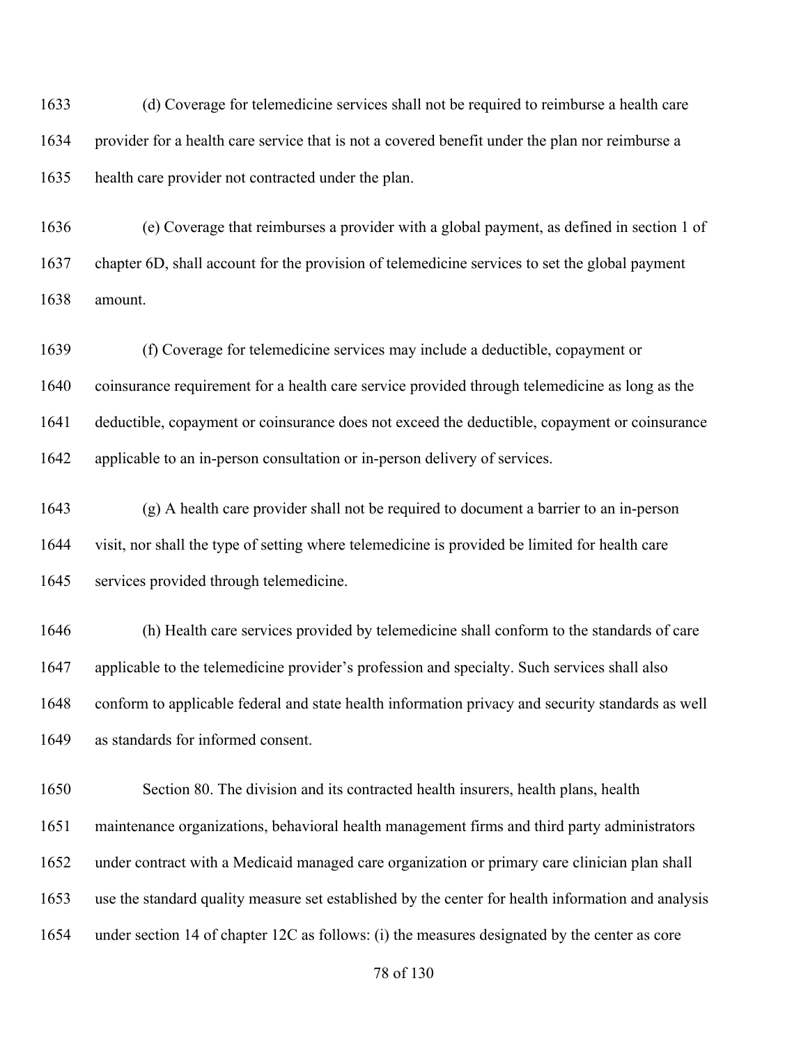(d) Coverage for telemedicine services shall not be required to reimburse a health care provider for a health care service that is not a covered benefit under the plan nor reimburse a health care provider not contracted under the plan.

(e) Coverage that reimburses a provider with a global payment, as defined in section 1 of chapter 6D, shall account for the provision of telemedicine services to set the global payment amount.

(f) Coverage for telemedicine services may include a deductible, copayment or coinsurance requirement for a health care service provided through telemedicine as long as the deductible, copayment or coinsurance does not exceed the deductible, copayment or coinsurance applicable to an in-person consultation or in-person delivery of services.

(g) A health care provider shall not be required to document a barrier to an in-person visit, nor shall the type of setting where telemedicine is provided be limited for health care services provided through telemedicine.

(h) Health care services provided by telemedicine shall conform to the standards of care applicable to the telemedicine provider's profession and specialty. Such services shall also conform to applicable federal and state health information privacy and security standards as well as standards for informed consent.

Section 80. The division and its contracted health insurers, health plans, health maintenance organizations, behavioral health management firms and third party administrators under contract with a Medicaid managed care organization or primary care clinician plan shall use the standard quality measure set established by the center for health information and analysis under section 14 of chapter 12C as follows: (i) the measures designated by the center as core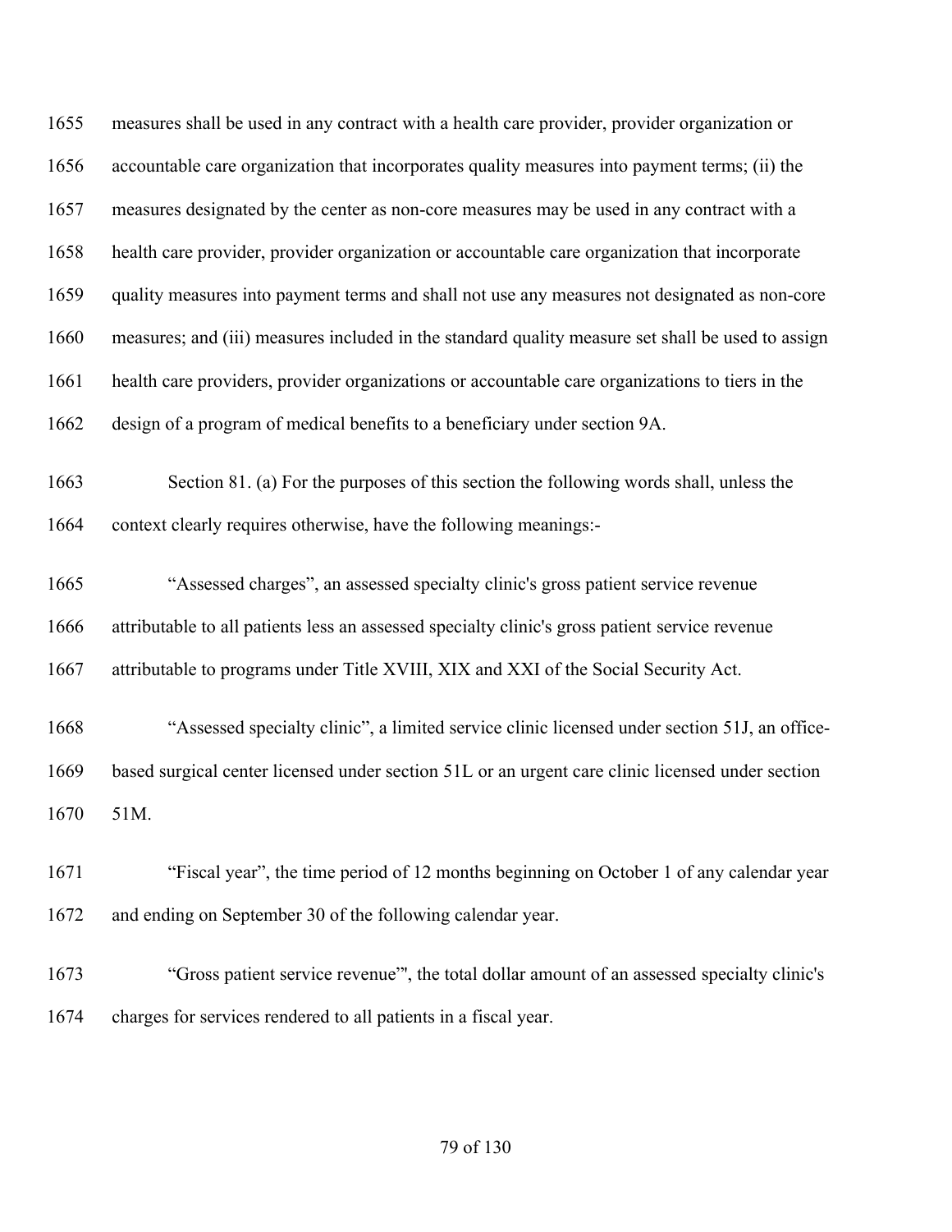measures shall be used in any contract with a health care provider, provider organization or accountable care organization that incorporates quality measures into payment terms; (ii) the measures designated by the center as non-core measures may be used in any contract with a health care provider, provider organization or accountable care organization that incorporate quality measures into payment terms and shall not use any measures not designated as non-core measures; and (iii) measures included in the standard quality measure set shall be used to assign health care providers, provider organizations or accountable care organizations to tiers in the design of a program of medical benefits to a beneficiary under section 9A.

Section 81. (a) For the purposes of this section the following words shall, unless the context clearly requires otherwise, have the following meanings:-

"Assessed charges", an assessed specialty clinic's gross patient service revenue attributable to all patients less an assessed specialty clinic's gross patient service revenue attributable to programs under Title XVIII, XIX and XXI of the Social Security Act.

"Assessed specialty clinic", a limited service clinic licensed under section 51J, an office-based surgical center licensed under section 51L or an urgent care clinic licensed under section 51M.

"Fiscal year", the time period of 12 months beginning on October 1 of any calendar year and ending on September 30 of the following calendar year.

"Gross patient service revenue"', the total dollar amount of an assessed specialty clinic's charges for services rendered to all patients in a fiscal year.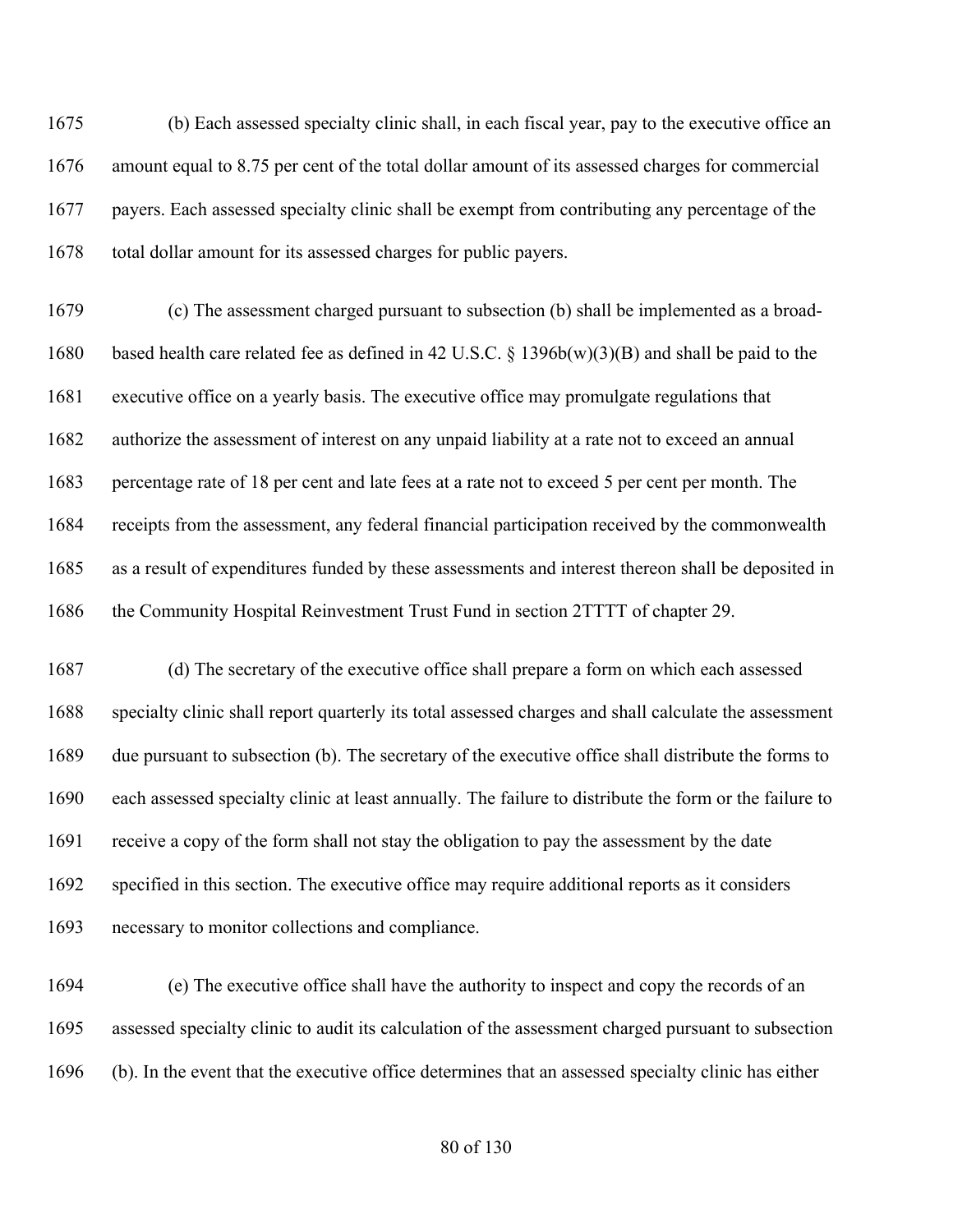(b) Each assessed specialty clinic shall, in each fiscal year, pay to the executive office an amount equal to 8.75 per cent of the total dollar amount of its assessed charges for commercial payers. Each assessed specialty clinic shall be exempt from contributing any percentage of the total dollar amount for its assessed charges for public payers.

(c) The assessment charged pursuant to subsection (b) shall be implemented as a broad-based health care related fee as defined in 42 U.S.C. § 1396b(w)(3)(B) and shall be paid to the executive office on a yearly basis. The executive office may promulgate regulations that authorize the assessment of interest on any unpaid liability at a rate not to exceed an annual percentage rate of 18 per cent and late fees at a rate not to exceed 5 per cent per month. The receipts from the assessment, any federal financial participation received by the commonwealth as a result of expenditures funded by these assessments and interest thereon shall be deposited in the Community Hospital Reinvestment Trust Fund in section 2TTTT of chapter 29.

(d) The secretary of the executive office shall prepare a form on which each assessed specialty clinic shall report quarterly its total assessed charges and shall calculate the assessment due pursuant to subsection (b). The secretary of the executive office shall distribute the forms to each assessed specialty clinic at least annually. The failure to distribute the form or the failure to receive a copy of the form shall not stay the obligation to pay the assessment by the date specified in this section. The executive office may require additional reports as it considers necessary to monitor collections and compliance.

(e) The executive office shall have the authority to inspect and copy the records of an assessed specialty clinic to audit its calculation of the assessment charged pursuant to subsection (b). In the event that the executive office determines that an assessed specialty clinic has either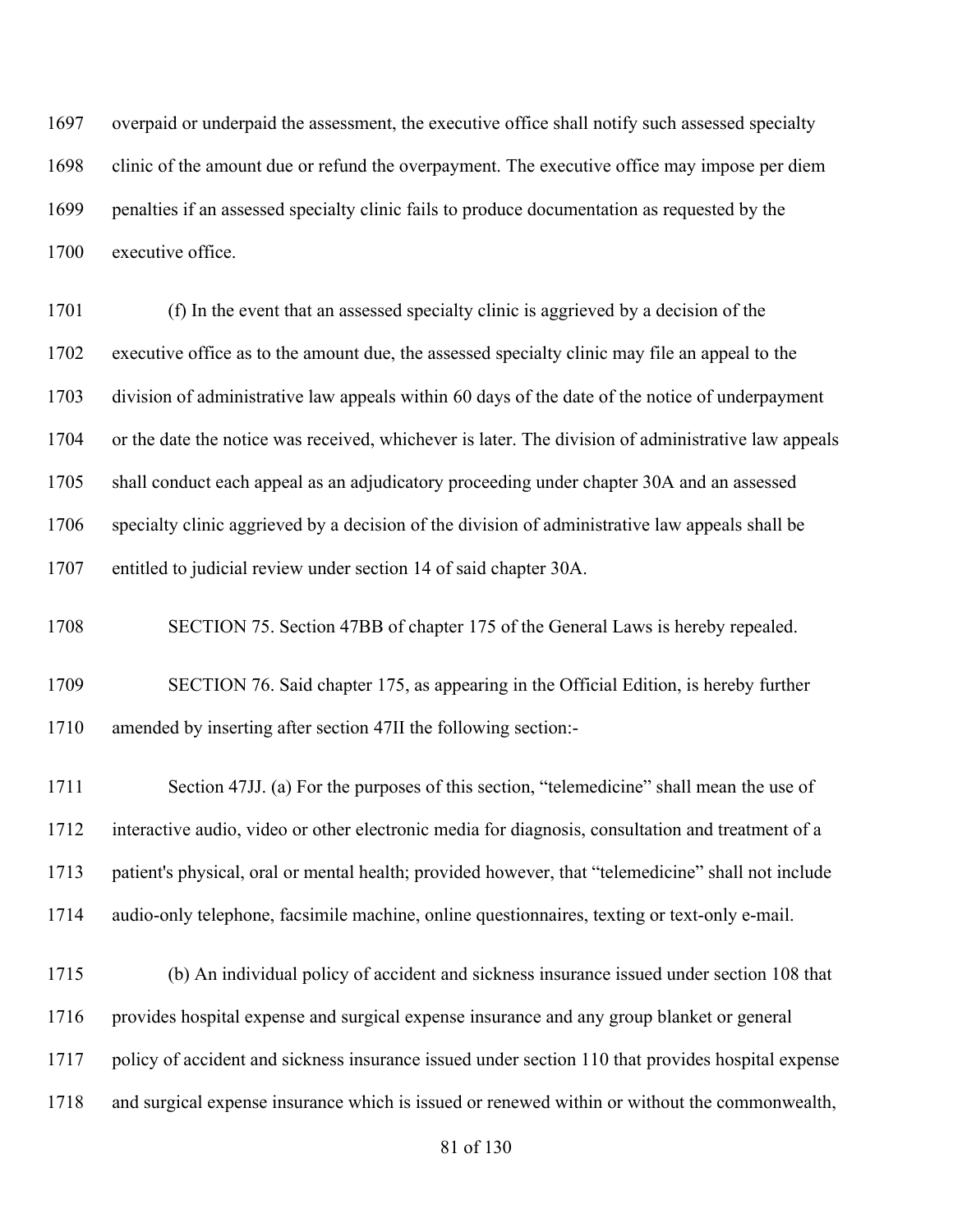overpaid or underpaid the assessment, the executive office shall notify such assessed specialty clinic of the amount due or refund the overpayment. The executive office may impose per diem penalties if an assessed specialty clinic fails to produce documentation as requested by the executive office.

(f) In the event that an assessed specialty clinic is aggrieved by a decision of the executive office as to the amount due, the assessed specialty clinic may file an appeal to the division of administrative law appeals within 60 days of the date of the notice of underpayment or the date the notice was received, whichever is later. The division of administrative law appeals shall conduct each appeal as an adjudicatory proceeding under chapter 30A and an assessed specialty clinic aggrieved by a decision of the division of administrative law appeals shall be entitled to judicial review under section 14 of said chapter 30A.

SECTION 75. Section 47BB of chapter 175 of the General Laws is hereby repealed.

SECTION 76. Said chapter 175, as appearing in the Official Edition, is hereby further amended by inserting after section 47II the following section:-

Section 47JJ. (a) For the purposes of this section, "telemedicine" shall mean the use of interactive audio, video or other electronic media for diagnosis, consultation and treatment of a patient's physical, oral or mental health; provided however, that "telemedicine" shall not include audio-only telephone, facsimile machine, online questionnaires, texting or text-only e-mail.

(b) An individual policy of accident and sickness insurance issued under section 108 that provides hospital expense and surgical expense insurance and any group blanket or general policy of accident and sickness insurance issued under section 110 that provides hospital expense and surgical expense insurance which is issued or renewed within or without the commonwealth,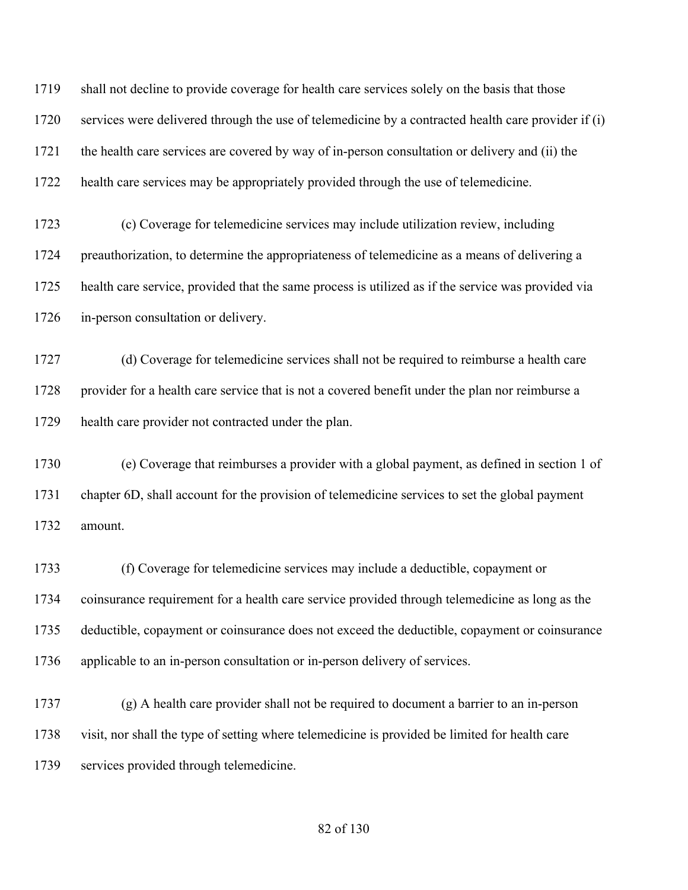shall not decline to provide coverage for health care services solely on the basis that those services were delivered through the use of telemedicine by a contracted health care provider if (i) the health care services are covered by way of in-person consultation or delivery and (ii) the health care services may be appropriately provided through the use of telemedicine.

(c) Coverage for telemedicine services may include utilization review, including preauthorization, to determine the appropriateness of telemedicine as a means of delivering a health care service, provided that the same process is utilized as if the service was provided via in-person consultation or delivery.

(d) Coverage for telemedicine services shall not be required to reimburse a health care provider for a health care service that is not a covered benefit under the plan nor reimburse a health care provider not contracted under the plan.

(e) Coverage that reimburses a provider with a global payment, as defined in section 1 of chapter 6D, shall account for the provision of telemedicine services to set the global payment amount.

(f) Coverage for telemedicine services may include a deductible, copayment or coinsurance requirement for a health care service provided through telemedicine as long as the deductible, copayment or coinsurance does not exceed the deductible, copayment or coinsurance applicable to an in-person consultation or in-person delivery of services.

(g) A health care provider shall not be required to document a barrier to an in-person visit, nor shall the type of setting where telemedicine is provided be limited for health care services provided through telemedicine.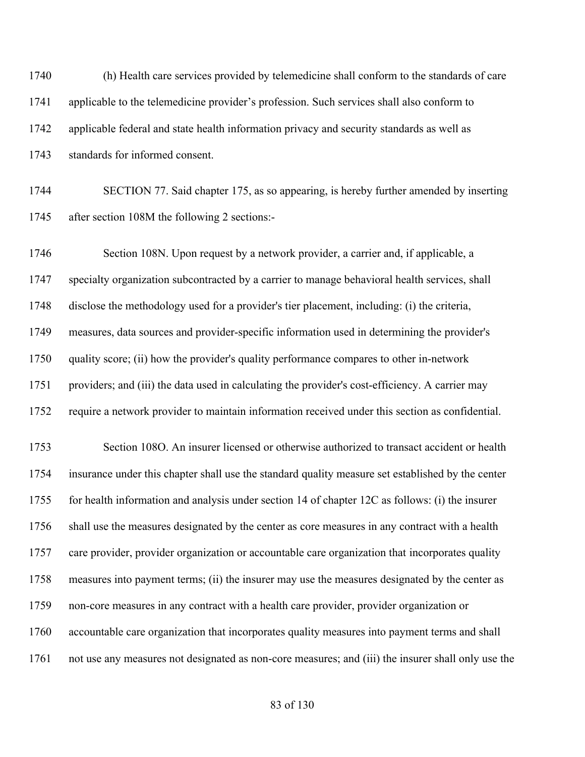(h) Health care services provided by telemedicine shall conform to the standards of care applicable to the telemedicine provider's profession. Such services shall also conform to applicable federal and state health information privacy and security standards as well as standards for informed consent.

SECTION 77. Said chapter 175, as so appearing, is hereby further amended by inserting after section 108M the following 2 sections:-

Section 108N. Upon request by a network provider, a carrier and, if applicable, a specialty organization subcontracted by a carrier to manage behavioral health services, shall disclose the methodology used for a provider's tier placement, including: (i) the criteria, measures, data sources and provider-specific information used in determining the provider's quality score; (ii) how the provider's quality performance compares to other in-network providers; and (iii) the data used in calculating the provider's cost-efficiency. A carrier may require a network provider to maintain information received under this section as confidential.

Section 108O. An insurer licensed or otherwise authorized to transact accident or health insurance under this chapter shall use the standard quality measure set established by the center for health information and analysis under section 14 of chapter 12C as follows: (i) the insurer shall use the measures designated by the center as core measures in any contract with a health care provider, provider organization or accountable care organization that incorporates quality measures into payment terms; (ii) the insurer may use the measures designated by the center as non-core measures in any contract with a health care provider, provider organization or accountable care organization that incorporates quality measures into payment terms and shall not use any measures not designated as non-core measures; and (iii) the insurer shall only use the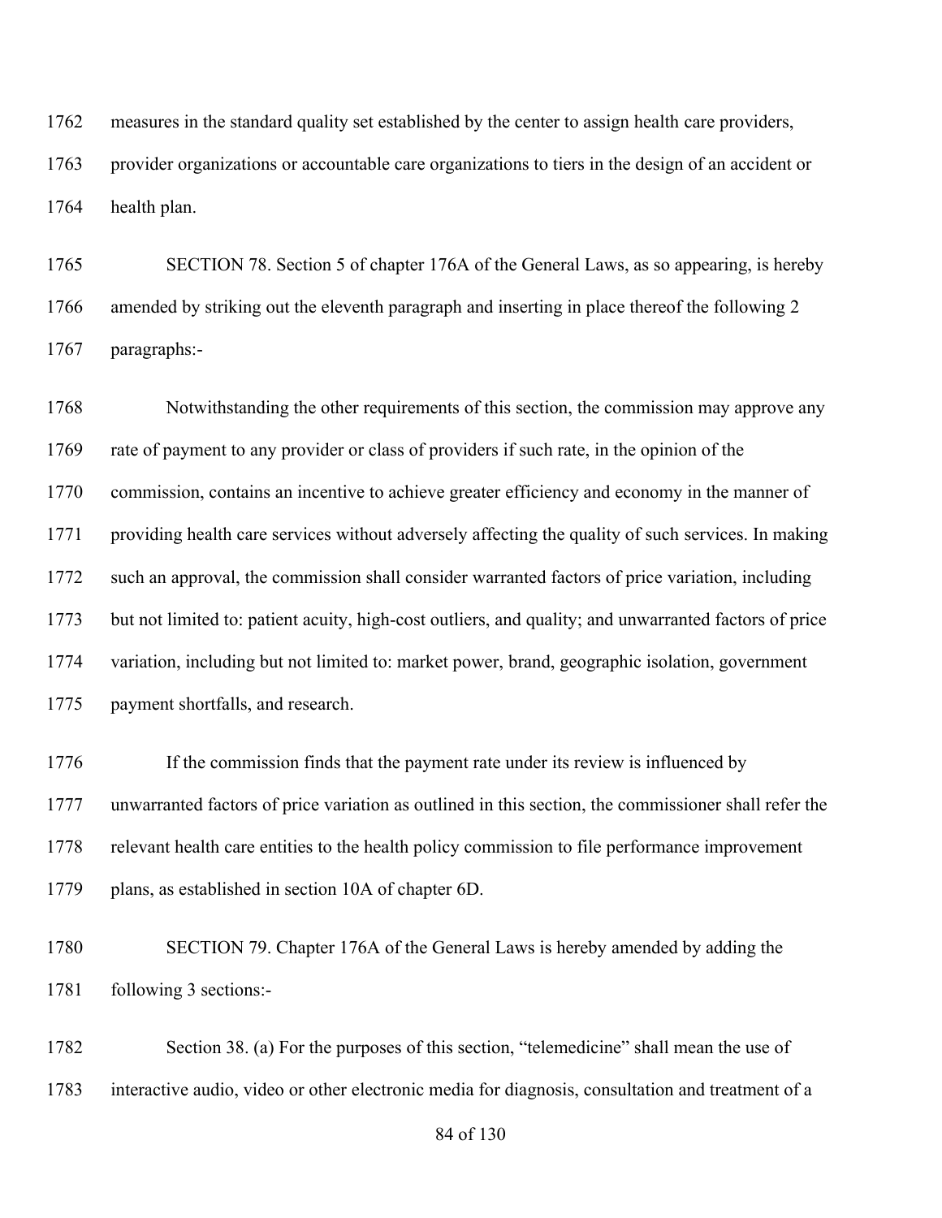measures in the standard quality set established by the center to assign health care providers, provider organizations or accountable care organizations to tiers in the design of an accident or health plan.

SECTION 78. Section 5 of chapter 176A of the General Laws, as so appearing, is hereby amended by striking out the eleventh paragraph and inserting in place thereof the following 2 paragraphs:-

Notwithstanding the other requirements of this section, the commission may approve any rate of payment to any provider or class of providers if such rate, in the opinion of the commission, contains an incentive to achieve greater efficiency and economy in the manner of providing health care services without adversely affecting the quality of such services. In making such an approval, the commission shall consider warranted factors of price variation, including but not limited to: patient acuity, high-cost outliers, and quality; and unwarranted factors of price variation, including but not limited to: market power, brand, geographic isolation, government payment shortfalls, and research.

If the commission finds that the payment rate under its review is influenced by unwarranted factors of price variation as outlined in this section, the commissioner shall refer the relevant health care entities to the health policy commission to file performance improvement plans, as established in section 10A of chapter 6D.

SECTION 79. Chapter 176A of the General Laws is hereby amended by adding the following 3 sections:-

Section 38. (a) For the purposes of this section, "telemedicine" shall mean the use of interactive audio, video or other electronic media for diagnosis, consultation and treatment of a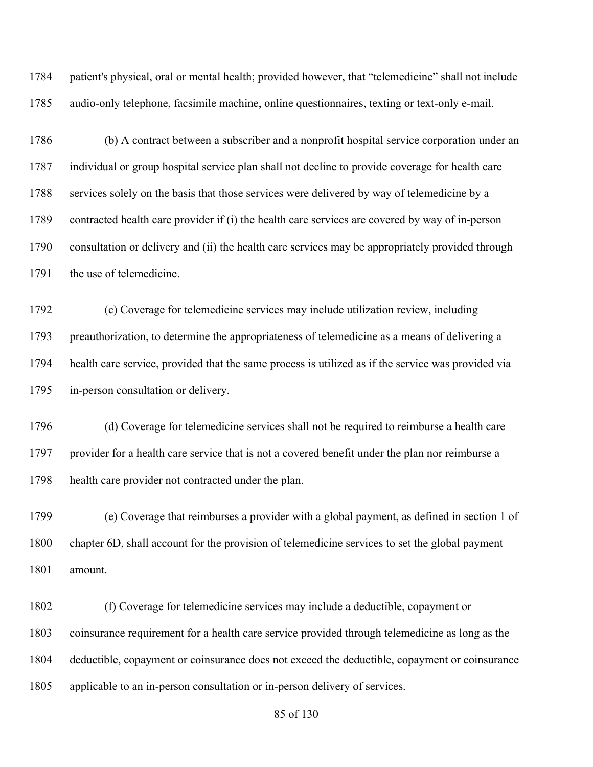patient's physical, oral or mental health; provided however, that “telemedicine” shall not include audio-only telephone, facsimile machine, online questionnaires, texting or text-only e-mail.

(b) A contract between a subscriber and a nonprofit hospital service corporation under an individual or group hospital service plan shall not decline to provide coverage for health care services solely on the basis that those services were delivered by way of telemedicine by a contracted health care provider if (i) the health care services are covered by way of in-person consultation or delivery and (ii) the health care services may be appropriately provided through the use of telemedicine.

(c) Coverage for telemedicine services may include utilization review, including preauthorization, to determine the appropriateness of telemedicine as a means of delivering a health care service, provided that the same process is utilized as if the service was provided via in-person consultation or delivery.

(d) Coverage for telemedicine services shall not be required to reimburse a health care provider for a health care service that is not a covered benefit under the plan nor reimburse a health care provider not contracted under the plan.

(e) Coverage that reimburses a provider with a global payment, as defined in section 1 of chapter 6D, shall account for the provision of telemedicine services to set the global payment amount.

(f) Coverage for telemedicine services may include a deductible, copayment or coinsurance requirement for a health care service provided through telemedicine as long as the deductible, copayment or coinsurance does not exceed the deductible, copayment or coinsurance applicable to an in-person consultation or in-person delivery of services.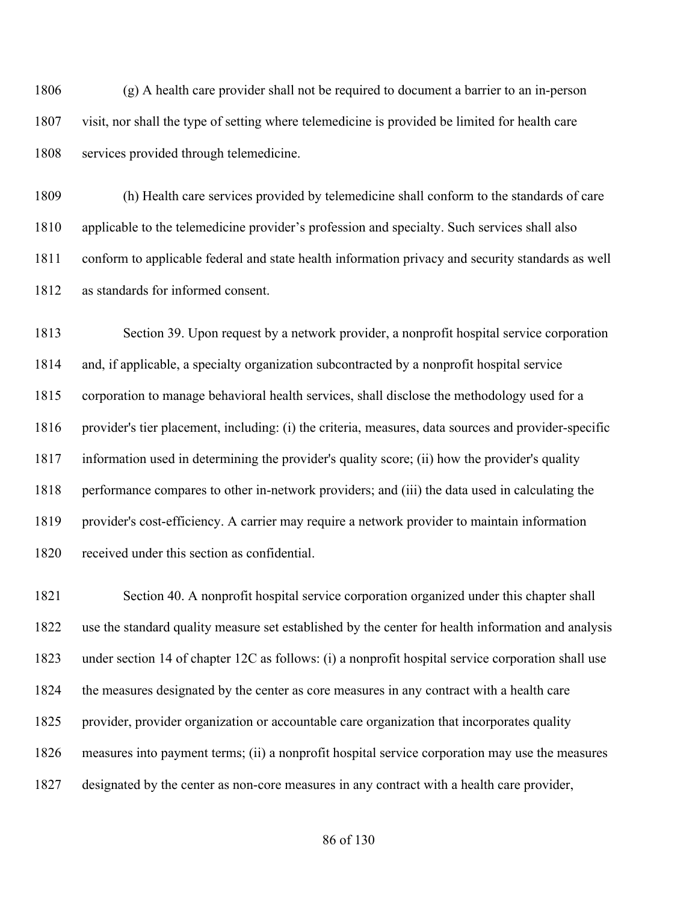(g) A health care provider shall not be required to document a barrier to an in-person visit, nor shall the type of setting where telemedicine is provided be limited for health care services provided through telemedicine.

(h) Health care services provided by telemedicine shall conform to the standards of care applicable to the telemedicine provider's profession and specialty. Such services shall also conform to applicable federal and state health information privacy and security standards as well as standards for informed consent.

Section 39. Upon request by a network provider, a nonprofit hospital service corporation and, if applicable, a specialty organization subcontracted by a nonprofit hospital service corporation to manage behavioral health services, shall disclose the methodology used for a provider's tier placement, including: (i) the criteria, measures, data sources and provider-specific information used in determining the provider's quality score; (ii) how the provider's quality performance compares to other in-network providers; and (iii) the data used in calculating the provider's cost-efficiency. A carrier may require a network provider to maintain information received under this section as confidential.

Section 40. A nonprofit hospital service corporation organized under this chapter shall use the standard quality measure set established by the center for health information and analysis under section 14 of chapter 12C as follows: (i) a nonprofit hospital service corporation shall use the measures designated by the center as core measures in any contract with a health care provider, provider organization or accountable care organization that incorporates quality measures into payment terms; (ii) a nonprofit hospital service corporation may use the measures designated by the center as non-core measures in any contract with a health care provider,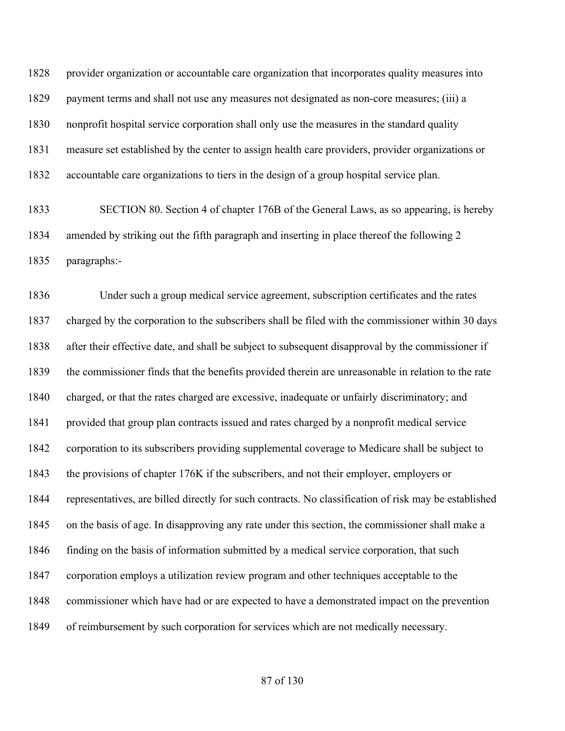provider organization or accountable care organization that incorporates quality measures into payment terms and shall not use any measures not designated as non-core measures; (iii) a nonprofit hospital service corporation shall only use the measures in the standard quality measure set established by the center to assign health care providers, provider organizations or accountable care organizations to tiers in the design of a group hospital service plan.

SECTION 80. Section 4 of chapter 176B of the General Laws, as so appearing, is hereby amended by striking out the fifth paragraph and inserting in place thereof the following 2 paragraphs:-

Under such a group medical service agreement, subscription certificates and the rates charged by the corporation to the subscribers shall be filed with the commissioner within 30 days after their effective date, and shall be subject to subsequent disapproval by the commissioner if the commissioner finds that the benefits provided therein are unreasonable in relation to the rate charged, or that the rates charged are excessive, inadequate or unfairly discriminatory; and provided that group plan contracts issued and rates charged by a nonprofit medical service corporation to its subscribers providing supplemental coverage to Medicare shall be subject to the provisions of chapter 176K if the subscribers, and not their employer, employers or representatives, are billed directly for such contracts. No classification of risk may be established on the basis of age. In disapproving any rate under this section, the commissioner shall make a finding on the basis of information submitted by a medical service corporation, that such corporation employs a utilization review program and other techniques acceptable to the commissioner which have had or are expected to have a demonstrated impact on the prevention of reimbursement by such corporation for services which are not medically necessary.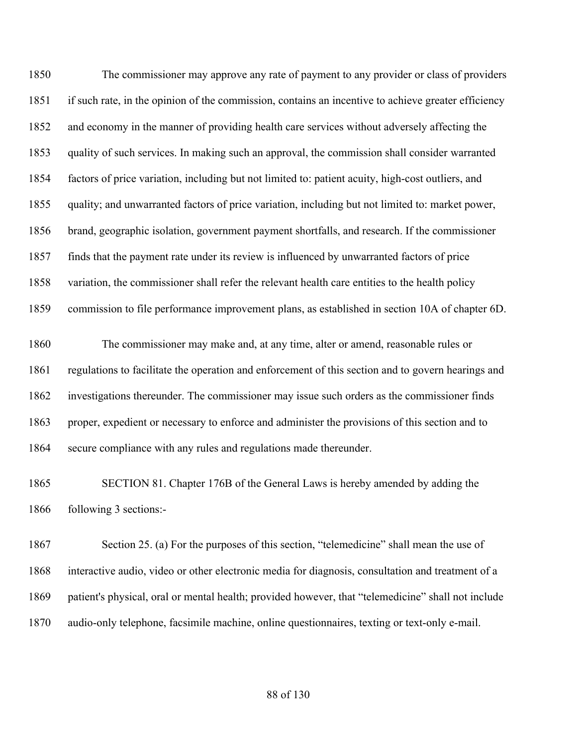The commissioner may approve any rate of payment to any provider or class of providers if such rate, in the opinion of the commission, contains an incentive to achieve greater efficiency and economy in the manner of providing health care services without adversely affecting the quality of such services. In making such an approval, the commission shall consider warranted factors of price variation, including but not limited to: patient acuity, high-cost outliers, and quality; and unwarranted factors of price variation, including but not limited to: market power, brand, geographic isolation, government payment shortfalls, and research. If the commissioner finds that the payment rate under its review is influenced by unwarranted factors of price variation, the commissioner shall refer the relevant health care entities to the health policy commission to file performance improvement plans, as established in section 10A of chapter 6D.

The commissioner may make and, at any time, alter or amend, reasonable rules or regulations to facilitate the operation and enforcement of this section and to govern hearings and investigations thereunder. The commissioner may issue such orders as the commissioner finds proper, expedient or necessary to enforce and administer the provisions of this section and to secure compliance with any rules and regulations made thereunder.

SECTION 81. Chapter 176B of the General Laws is hereby amended by adding the following 3 sections:-

Section 25. (a) For the purposes of this section, “telemedicine” shall mean the use of interactive audio, video or other electronic media for diagnosis, consultation and treatment of a patient's physical, oral or mental health; provided however, that “telemedicine” shall not include audio-only telephone, facsimile machine, online questionnaires, texting or text-only e-mail.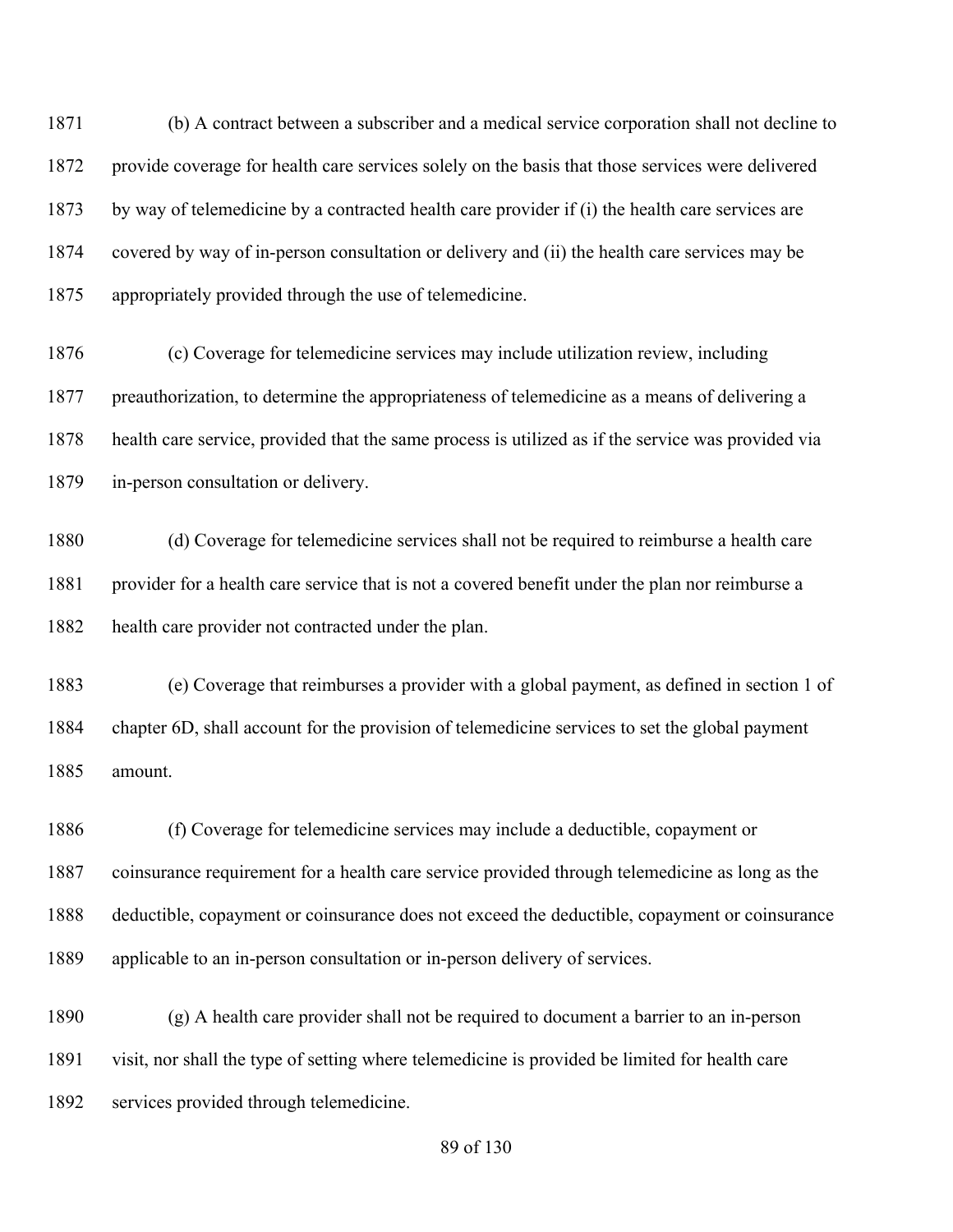(b) A contract between a subscriber and a medical service corporation shall not decline to provide coverage for health care services solely on the basis that those services were delivered by way of telemedicine by a contracted health care provider if (i) the health care services are covered by way of in-person consultation or delivery and (ii) the health care services may be appropriately provided through the use of telemedicine.

(c) Coverage for telemedicine services may include utilization review, including preauthorization, to determine the appropriateness of telemedicine as a means of delivering a health care service, provided that the same process is utilized as if the service was provided via in-person consultation or delivery.

(d) Coverage for telemedicine services shall not be required to reimburse a health care provider for a health care service that is not a covered benefit under the plan nor reimburse a health care provider not contracted under the plan.

(e) Coverage that reimburses a provider with a global payment, as defined in section 1 of chapter 6D, shall account for the provision of telemedicine services to set the global payment amount.

(f) Coverage for telemedicine services may include a deductible, copayment or coinsurance requirement for a health care service provided through telemedicine as long as the deductible, copayment or coinsurance does not exceed the deductible, copayment or coinsurance applicable to an in-person consultation or in-person delivery of services.

(g) A health care provider shall not be required to document a barrier to an in-person visit, nor shall the type of setting where telemedicine is provided be limited for health care services provided through telemedicine.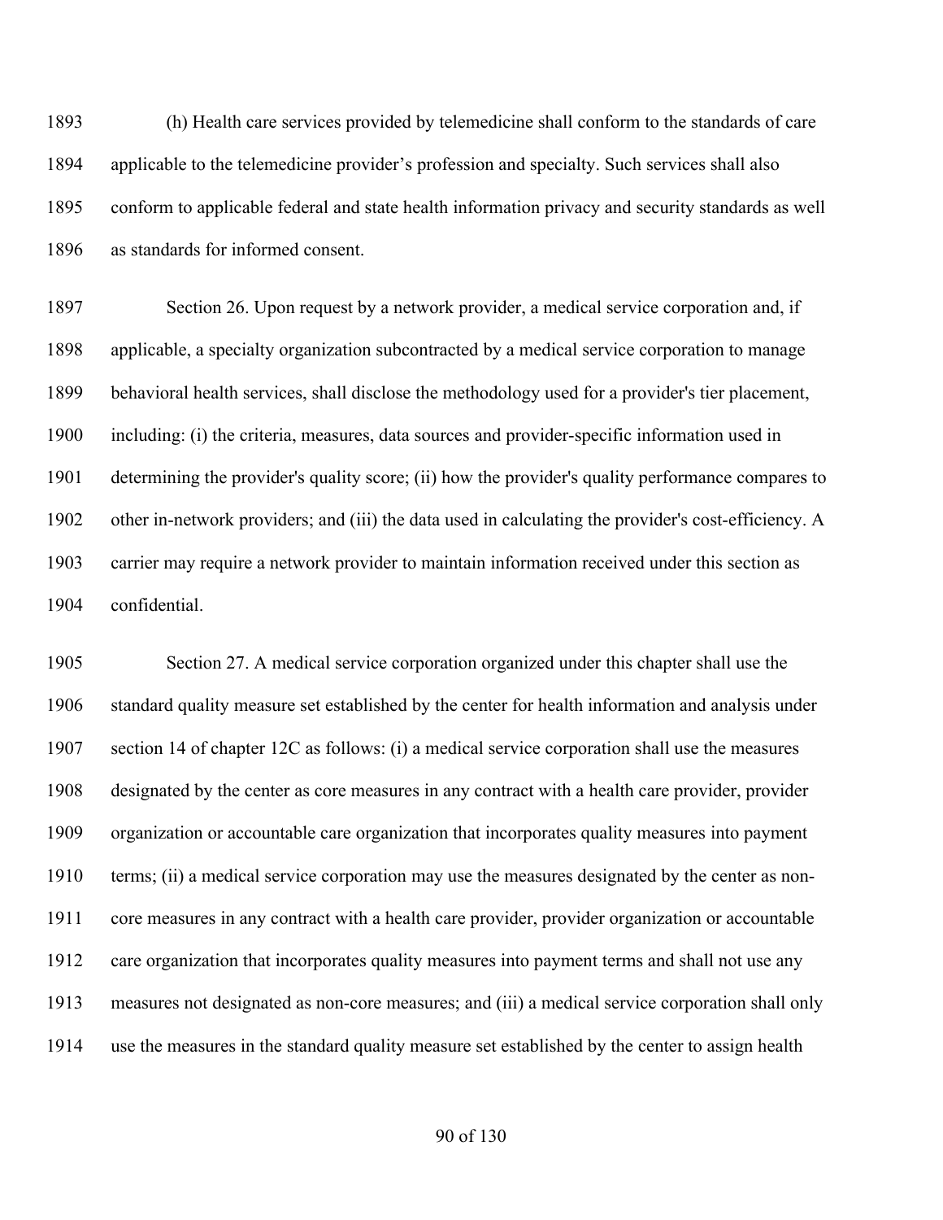(h) Health care services provided by telemedicine shall conform to the standards of care applicable to the telemedicine provider's profession and specialty. Such services shall also conform to applicable federal and state health information privacy and security standards as well as standards for informed consent.

Section 26. Upon request by a network provider, a medical service corporation and, if applicable, a specialty organization subcontracted by a medical service corporation to manage behavioral health services, shall disclose the methodology used for a provider's tier placement, including: (i) the criteria, measures, data sources and provider-specific information used in determining the provider's quality score; (ii) how the provider's quality performance compares to other in-network providers; and (iii) the data used in calculating the provider's cost-efficiency. A carrier may require a network provider to maintain information received under this section as confidential.

Section 27. A medical service corporation organized under this chapter shall use the standard quality measure set established by the center for health information and analysis under section 14 of chapter 12C as follows: (i) a medical service corporation shall use the measures designated by the center as core measures in any contract with a health care provider, provider organization or accountable care organization that incorporates quality measures into payment terms; (ii) a medical service corporation may use the measures designated by the center as non-core measures in any contract with a health care provider, provider organization or accountable care organization that incorporates quality measures into payment terms and shall not use any measures not designated as non-core measures; and (iii) a medical service corporation shall only use the measures in the standard quality measure set established by the center to assign health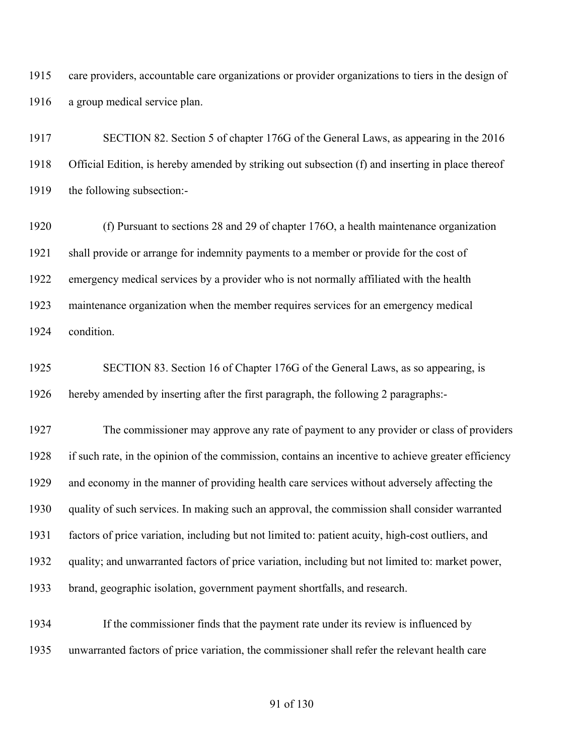care providers, accountable care organizations or provider organizations to tiers in the design of a group medical service plan.

SECTION 82. Section 5 of chapter 176G of the General Laws, as appearing in the 2016 Official Edition, is hereby amended by striking out subsection (f) and inserting in place thereof the following subsection:-

(f) Pursuant to sections 28 and 29 of chapter 176O, a health maintenance organization shall provide or arrange for indemnity payments to a member or provide for the cost of emergency medical services by a provider who is not normally affiliated with the health maintenance organization when the member requires services for an emergency medical condition.

SECTION 83. Section 16 of Chapter 176G of the General Laws, as so appearing, is hereby amended by inserting after the first paragraph, the following 2 paragraphs:-

The commissioner may approve any rate of payment to any provider or class of providers if such rate, in the opinion of the commission, contains an incentive to achieve greater efficiency and economy in the manner of providing health care services without adversely affecting the quality of such services. In making such an approval, the commission shall consider warranted factors of price variation, including but not limited to: patient acuity, high-cost outliers, and quality; and unwarranted factors of price variation, including but not limited to: market power, brand, geographic isolation, government payment shortfalls, and research.

If the commissioner finds that the payment rate under its review is influenced by unwarranted factors of price variation, the commissioner shall refer the relevant health care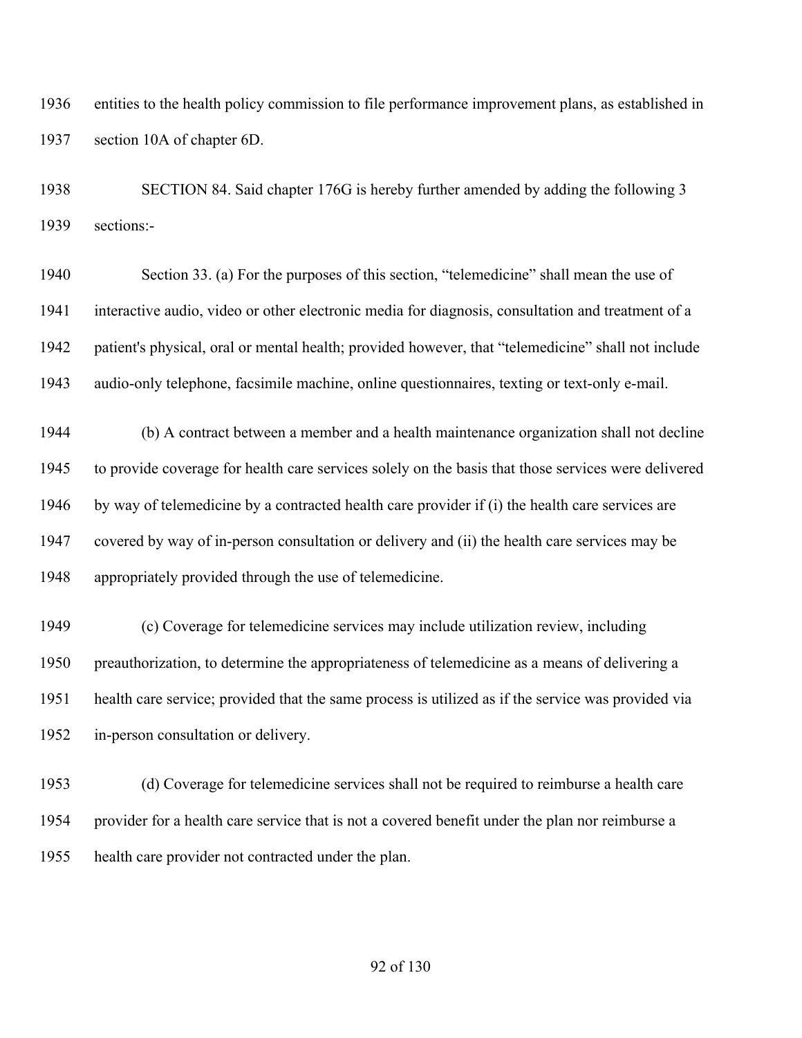entities to the health policy commission to file performance improvement plans, as established in section 10A of chapter 6D.

SECTION 84. Said chapter 176G is hereby further amended by adding the following 3 sections:-

Section 33. (a) For the purposes of this section, “telemedicine” shall mean the use of interactive audio, video or other electronic media for diagnosis, consultation and treatment of a patient's physical, oral or mental health; provided however, that “telemedicine” shall not include audio-only telephone, facsimile machine, online questionnaires, texting or text-only e-mail.

(b) A contract between a member and a health maintenance organization shall not decline to provide coverage for health care services solely on the basis that those services were delivered by way of telemedicine by a contracted health care provider if (i) the health care services are covered by way of in-person consultation or delivery and (ii) the health care services may be appropriately provided through the use of telemedicine.

(c) Coverage for telemedicine services may include utilization review, including preauthorization, to determine the appropriateness of telemedicine as a means of delivering a health care service; provided that the same process is utilized as if the service was provided via in-person consultation or delivery.

(d) Coverage for telemedicine services shall not be required to reimburse a health care provider for a health care service that is not a covered benefit under the plan nor reimburse a health care provider not contracted under the plan.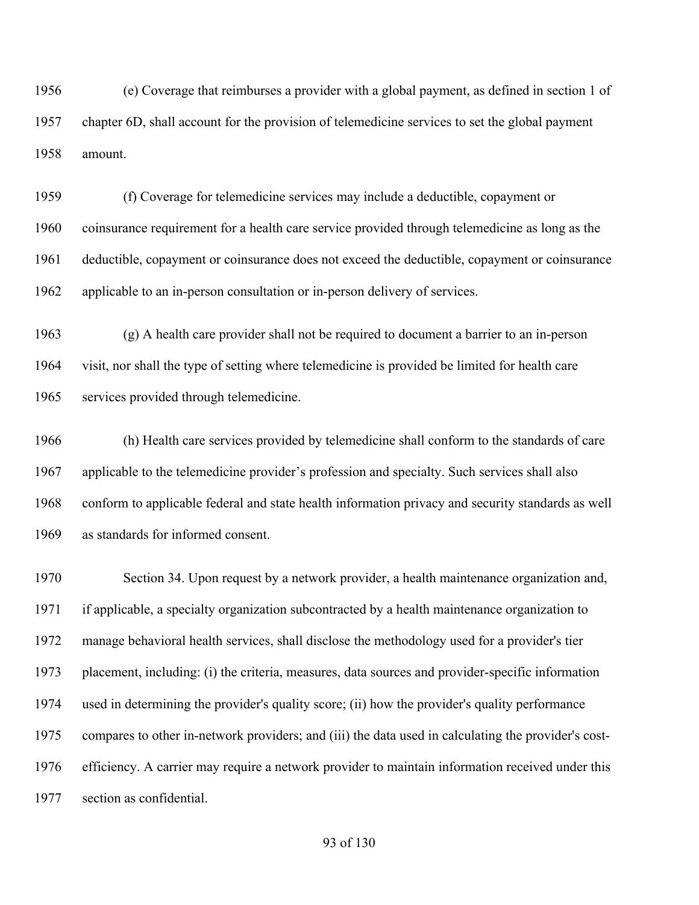(e) Coverage that reimburses a provider with a global payment, as defined in section 1 of chapter 6D, shall account for the provision of telemedicine services to set the global payment amount.

(f) Coverage for telemedicine services may include a deductible, copayment or coinsurance requirement for a health care service provided through telemedicine as long as the deductible, copayment or coinsurance does not exceed the deductible, copayment or coinsurance applicable to an in-person consultation or in-person delivery of services.

(g) A health care provider shall not be required to document a barrier to an in-person visit, nor shall the type of setting where telemedicine is provided be limited for health care services provided through telemedicine.

(h) Health care services provided by telemedicine shall conform to the standards of care applicable to the telemedicine provider's profession and specialty. Such services shall also conform to applicable federal and state health information privacy and security standards as well as standards for informed consent.

Section 34. Upon request by a network provider, a health maintenance organization and, if applicable, a specialty organization subcontracted by a health maintenance organization to manage behavioral health services, shall disclose the methodology used for a provider's tier placement, including: (i) the criteria, measures, data sources and provider-specific information used in determining the provider's quality score; (ii) how the provider's quality performance compares to other in-network providers; and (iii) the data used in calculating the provider's cost-efficiency. A carrier may require a network provider to maintain information received under this section as confidential.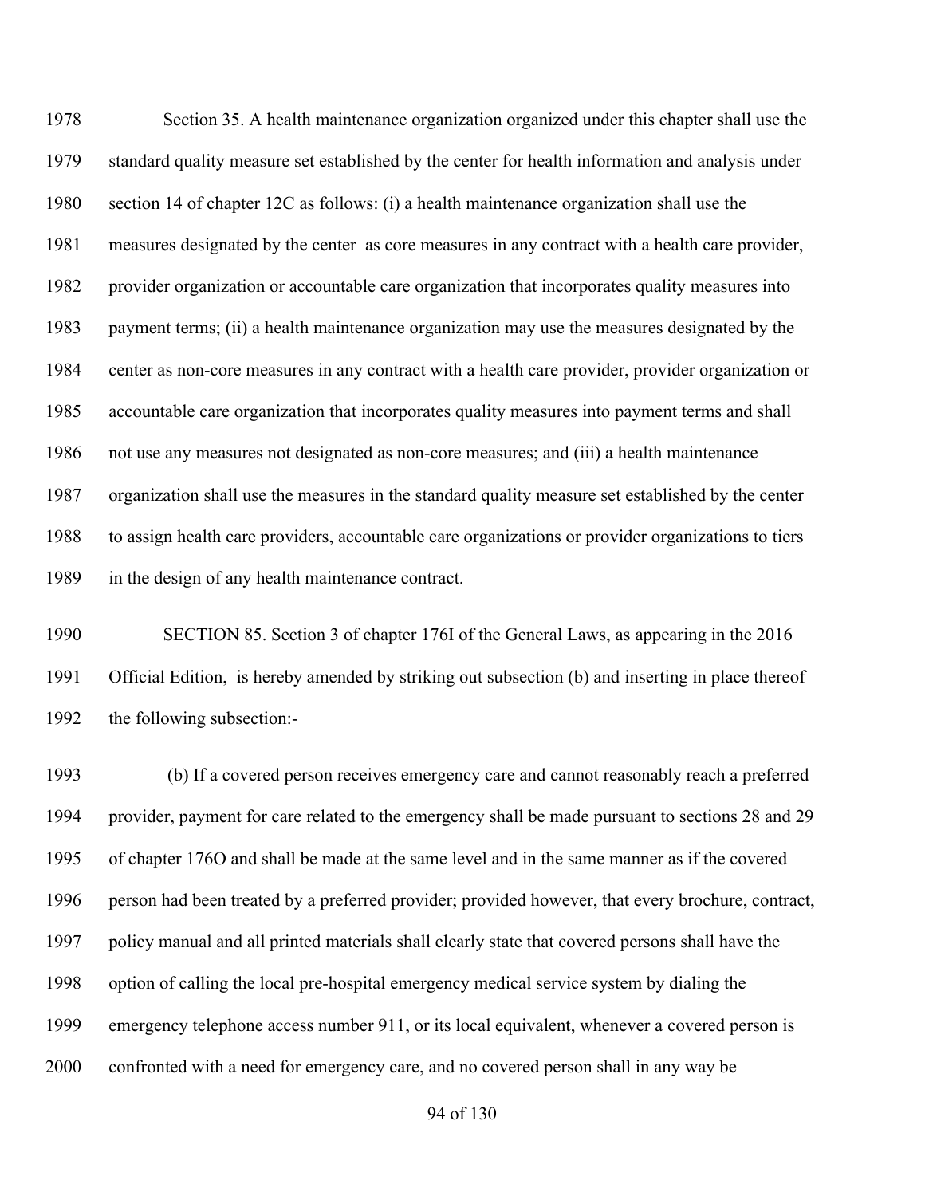Section 35. A health maintenance organization organized under this chapter shall use the standard quality measure set established by the center for health information and analysis under section 14 of chapter 12C as follows: (i) a health maintenance organization shall use the measures designated by the center as core measures in any contract with a health care provider, provider organization or accountable care organization that incorporates quality measures into payment terms; (ii) a health maintenance organization may use the measures designated by the center as non-core measures in any contract with a health care provider, provider organization or accountable care organization that incorporates quality measures into payment terms and shall not use any measures not designated as non-core measures; and (iii) a health maintenance organization shall use the measures in the standard quality measure set established by the center to assign health care providers, accountable care organizations or provider organizations to tiers in the design of any health maintenance contract.

SECTION 85. Section 3 of chapter 176I of the General Laws, as appearing in the 2016 Official Edition, is hereby amended by striking out subsection (b) and inserting in place thereof the following subsection:-

(b) If a covered person receives emergency care and cannot reasonably reach a preferred provider, payment for care related to the emergency shall be made pursuant to sections 28 and 29 of chapter 176O and shall be made at the same level and in the same manner as if the covered person had been treated by a preferred provider; provided however, that every brochure, contract, policy manual and all printed materials shall clearly state that covered persons shall have the option of calling the local pre-hospital emergency medical service system by dialing the emergency telephone access number 911, or its local equivalent, whenever a covered person is confronted with a need for emergency care, and no covered person shall in any way be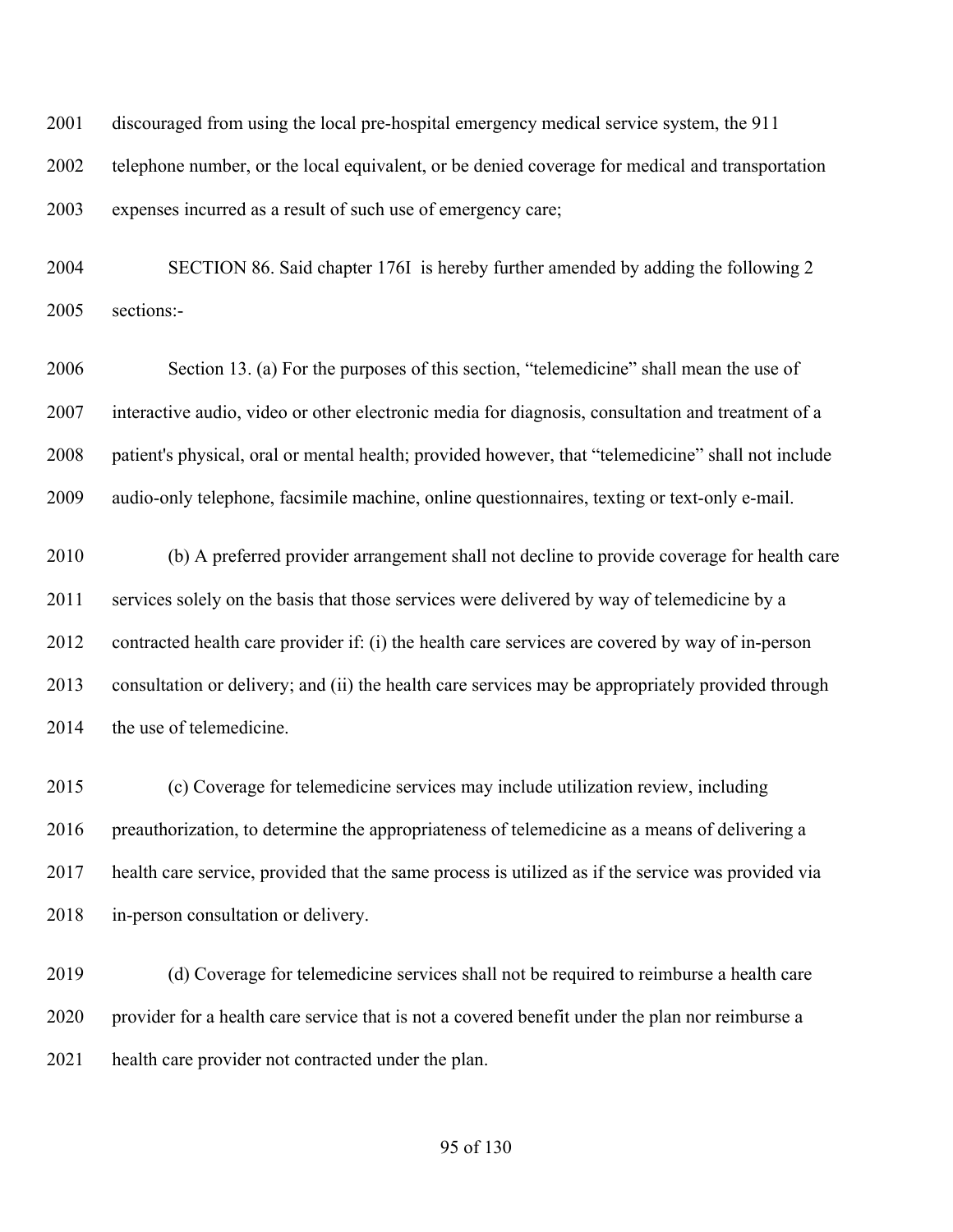discouraged from using the local pre-hospital emergency medical service system, the 911 telephone number, or the local equivalent, or be denied coverage for medical and transportation expenses incurred as a result of such use of emergency care;

SECTION 86. Said chapter 176I is hereby further amended by adding the following 2 sections:-

Section 13. (a) For the purposes of this section, “telemedicine” shall mean the use of interactive audio, video or other electronic media for diagnosis, consultation and treatment of a patient's physical, oral or mental health; provided however, that “telemedicine” shall not include audio-only telephone, facsimile machine, online questionnaires, texting or text-only e-mail.

(b) A preferred provider arrangement shall not decline to provide coverage for health care services solely on the basis that those services were delivered by way of telemedicine by a contracted health care provider if: (i) the health care services are covered by way of in-person consultation or delivery; and (ii) the health care services may be appropriately provided through the use of telemedicine.

(c) Coverage for telemedicine services may include utilization review, including preauthorization, to determine the appropriateness of telemedicine as a means of delivering a health care service, provided that the same process is utilized as if the service was provided via in-person consultation or delivery.

(d) Coverage for telemedicine services shall not be required to reimburse a health care provider for a health care service that is not a covered benefit under the plan nor reimburse a health care provider not contracted under the plan.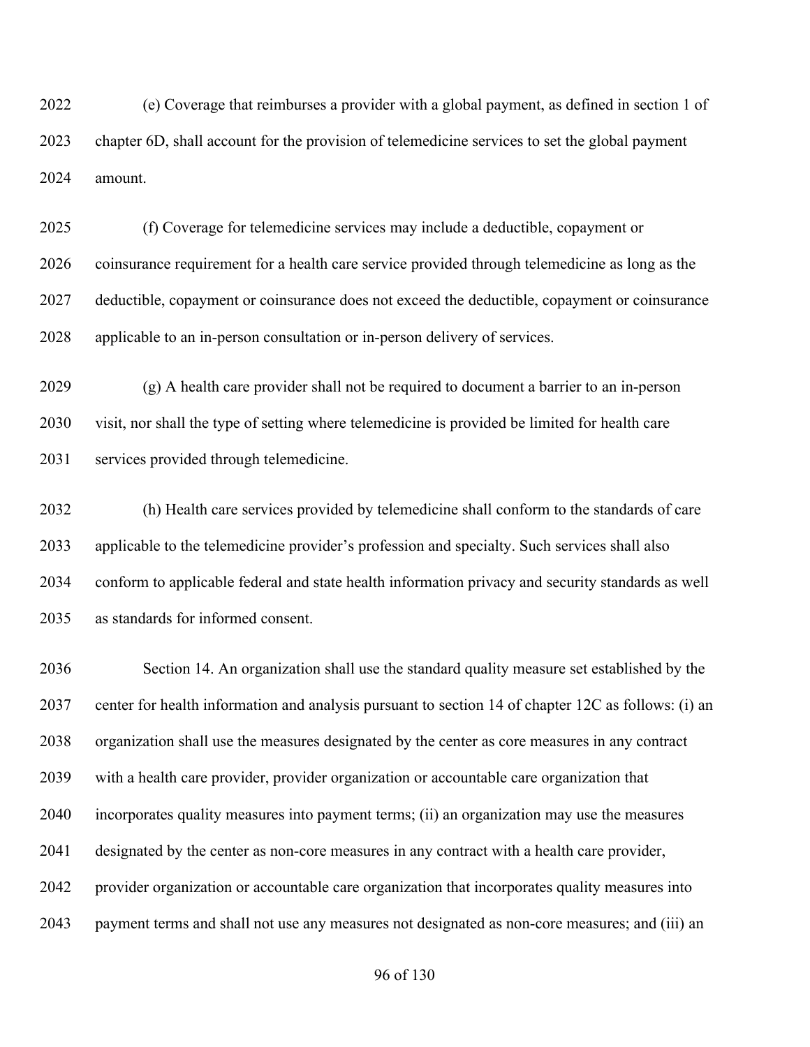2022 (e) Coverage that reimburses a provider with a global payment, as defined in section 1 of
2023 chapter 6D, shall account for the provision of telemedicine services to set the global payment
2024 amount.

2025 (f) Coverage for telemedicine services may include a deductible, copayment or
2026 coinsurance requirement for a health care service provided through telemedicine as long as the
2027 deductible, copayment or coinsurance does not exceed the deductible, copayment or coinsurance
2028 applicable to an in-person consultation or in-person delivery of services.

2029 (g) A health care provider shall not be required to document a barrier to an in-person
2030 visit, nor shall the type of setting where telemedicine is provided be limited for health care
2031 services provided through telemedicine.

2032 (h) Health care services provided by telemedicine shall conform to the standards of care
2033 applicable to the telemedicine provider's profession and specialty. Such services shall also
2034 conform to applicable federal and state health information privacy and security standards as well
2035 as standards for informed consent.

2036 Section 14. An organization shall use the standard quality measure set established by the
2037 center for health information and analysis pursuant to section 14 of chapter 12C as follows: (i) an
2038 organization shall use the measures designated by the center as core measures in any contract
2039 with a health care provider, provider organization or accountable care organization that
2040 incorporates quality measures into payment terms; (ii) an organization may use the measures
2041 designated by the center as non-core measures in any contract with a health care provider,
2042 provider organization or accountable care organization that incorporates quality measures into
2043 payment terms and shall not use any measures not designated as non-core measures; and (iii) an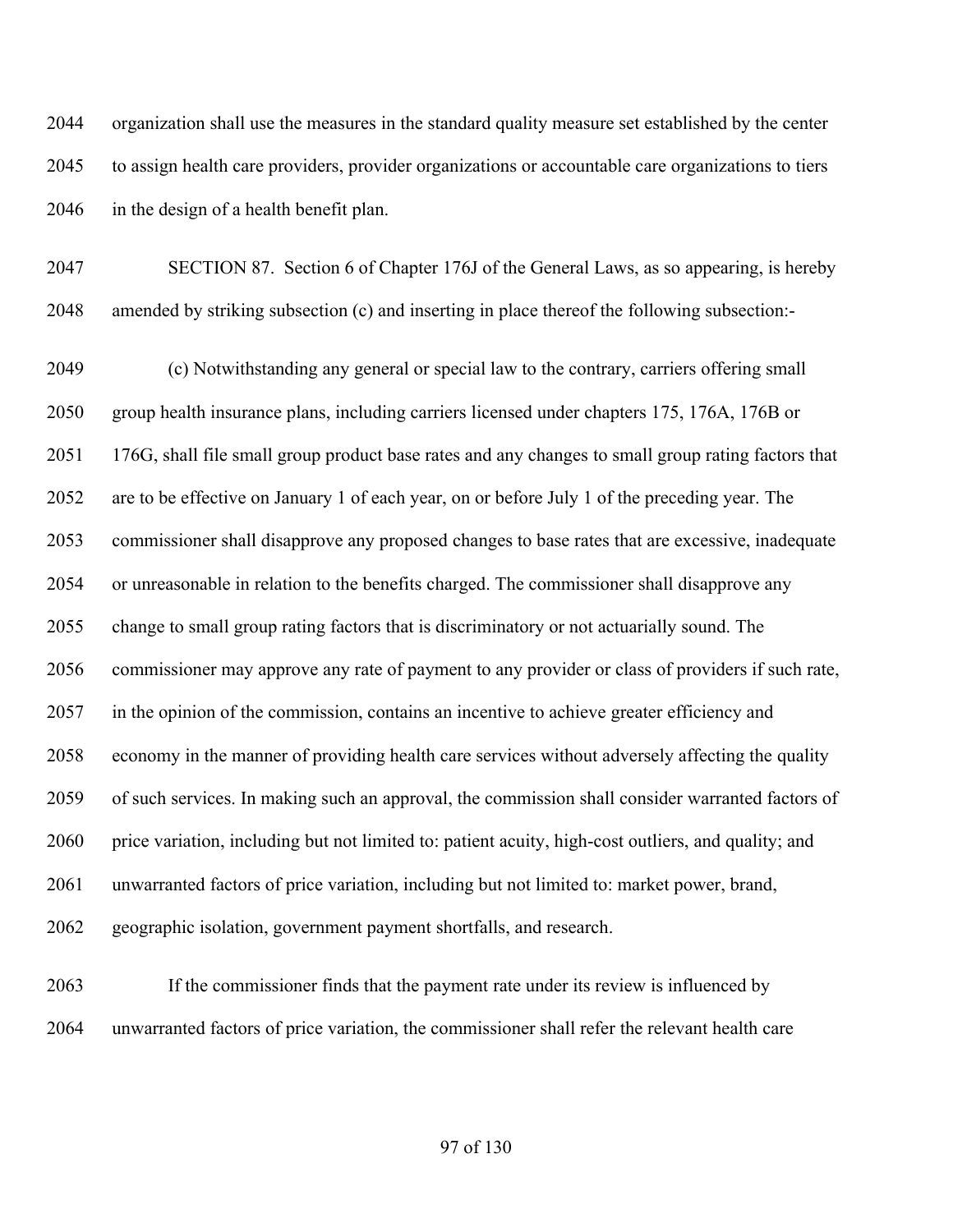organization shall use the measures in the standard quality measure set established by the center to assign health care providers, provider organizations or accountable care organizations to tiers in the design of a health benefit plan.

SECTION 87. Section 6 of Chapter 176J of the General Laws, as so appearing, is hereby amended by striking subsection (c) and inserting in place thereof the following subsection:-

(c) Notwithstanding any general or special law to the contrary, carriers offering small group health insurance plans, including carriers licensed under chapters 175, 176A, 176B or 176G, shall file small group product base rates and any changes to small group rating factors that are to be effective on January 1 of each year, on or before July 1 of the preceding year. The commissioner shall disapprove any proposed changes to base rates that are excessive, inadequate or unreasonable in relation to the benefits charged. The commissioner shall disapprove any change to small group rating factors that is discriminatory or not actuarially sound. The commissioner may approve any rate of payment to any provider or class of providers if such rate, in the opinion of the commission, contains an incentive to achieve greater efficiency and economy in the manner of providing health care services without adversely affecting the quality of such services. In making such an approval, the commission shall consider warranted factors of price variation, including but not limited to: patient acuity, high-cost outliers, and quality; and unwarranted factors of price variation, including but not limited to: market power, brand, geographic isolation, government payment shortfalls, and research.

If the commissioner finds that the payment rate under its review is influenced by unwarranted factors of price variation, the commissioner shall refer the relevant health care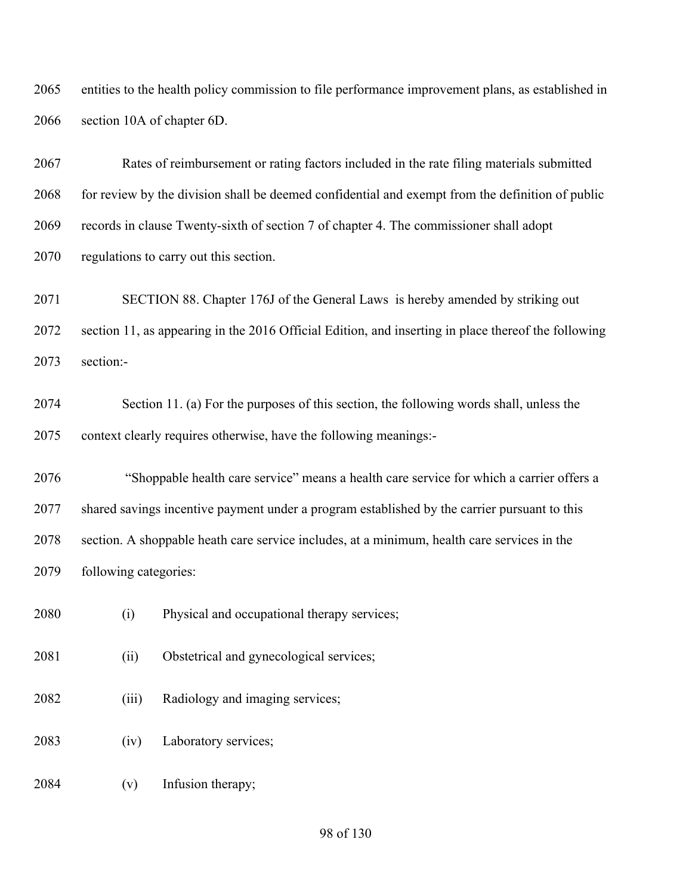entities to the health policy commission to file performance improvement plans, as established in section 10A of chapter 6D.

Rates of reimbursement or rating factors included in the rate filing materials submitted for review by the division shall be deemed confidential and exempt from the definition of public records in clause Twenty-sixth of section 7 of chapter 4. The commissioner shall adopt regulations to carry out this section.

SECTION 88. Chapter 176J of the General Laws is hereby amended by striking out section 11, as appearing in the 2016 Official Edition, and inserting in place thereof the following section:-

Section 11. (a) For the purposes of this section, the following words shall, unless the context clearly requires otherwise, have the following meanings:-

"Shoppable health care service" means a health care service for which a carrier offers a shared savings incentive payment under a program established by the carrier pursuant to this section. A shoppable heath care service includes, at a minimum, health care services in the following categories:

(i) Physical and occupational therapy services;

(ii) Obstetrical and gynecological services;

(iii) Radiology and imaging services;

(iv) Laboratory services;

(v) Infusion therapy;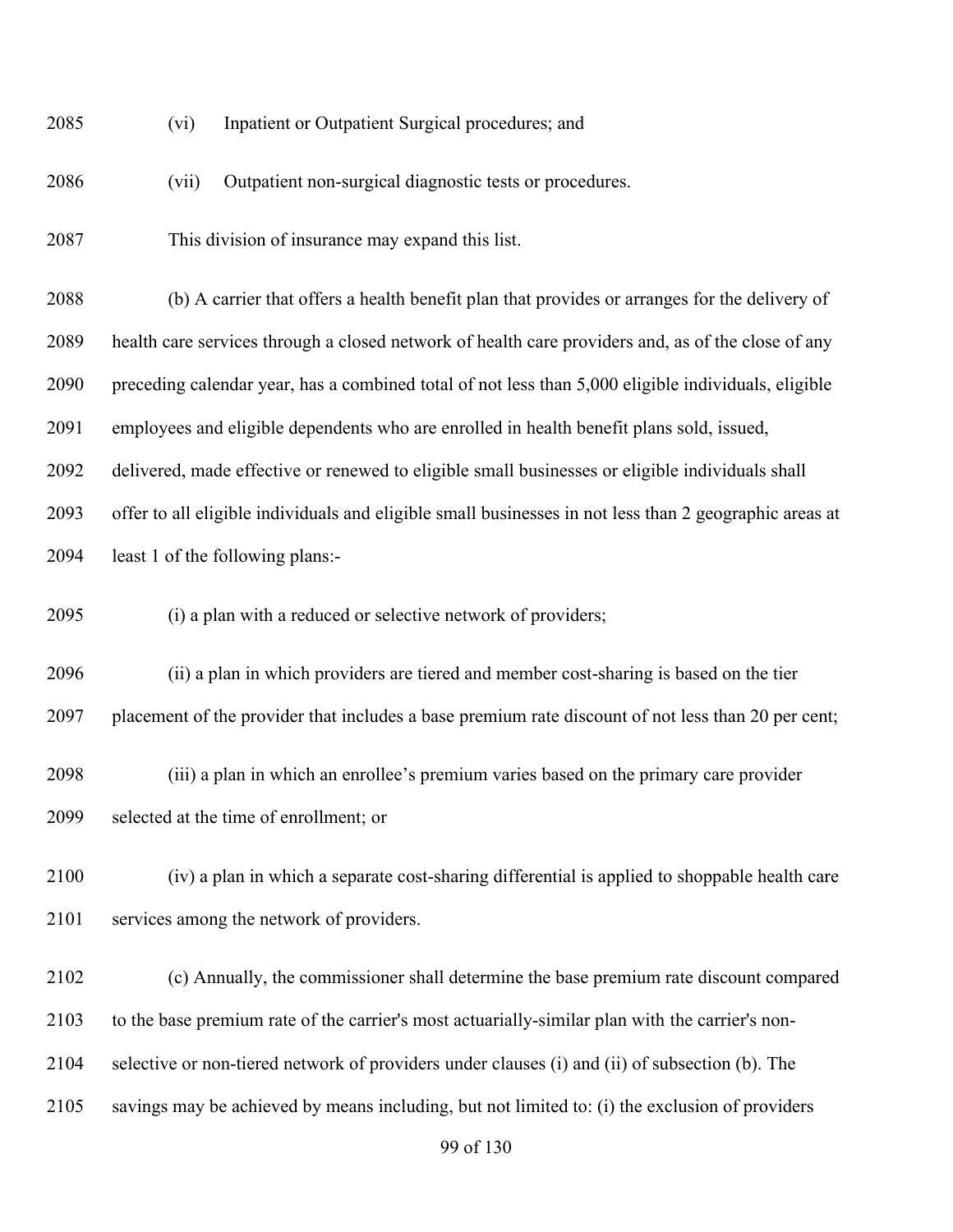(vi) Inpatient or Outpatient Surgical procedures; and

(vii) Outpatient non-surgical diagnostic tests or procedures.

This division of insurance may expand this list.

(b) A carrier that offers a health benefit plan that provides or arranges for the delivery of health care services through a closed network of health care providers and, as of the close of any preceding calendar year, has a combined total of not less than 5,000 eligible individuals, eligible employees and eligible dependents who are enrolled in health benefit plans sold, issued, delivered, made effective or renewed to eligible small businesses or eligible individuals shall offer to all eligible individuals and eligible small businesses in not less than 2 geographic areas at least 1 of the following plans:-

(i) a plan with a reduced or selective network of providers;

(ii) a plan in which providers are tiered and member cost-sharing is based on the tier placement of the provider that includes a base premium rate discount of not less than 20 per cent;

(iii) a plan in which an enrollee's premium varies based on the primary care provider selected at the time of enrollment; or

(iv) a plan in which a separate cost-sharing differential is applied to shoppable health care services among the network of providers.

(c) Annually, the commissioner shall determine the base premium rate discount compared to the base premium rate of the carrier's most actuarially-similar plan with the carrier's non-selective or non-tiered network of providers under clauses (i) and (ii) of subsection (b). The savings may be achieved by means including, but not limited to: (i) the exclusion of providers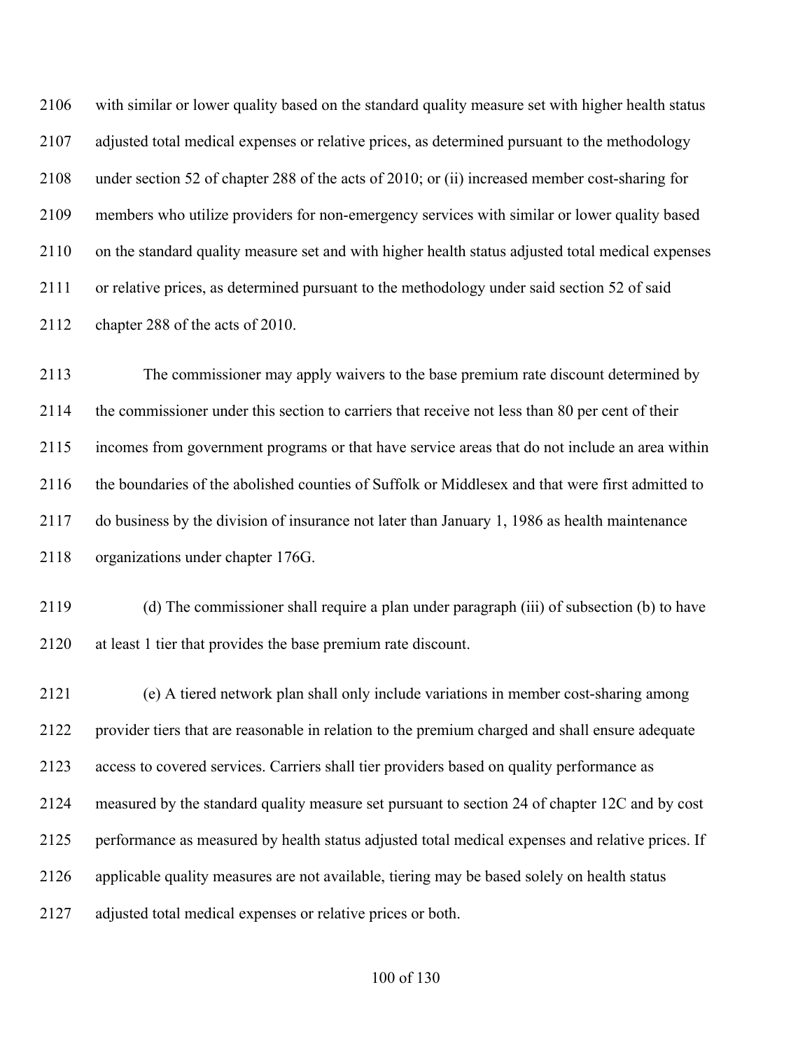with similar or lower quality based on the standard quality measure set with higher health status adjusted total medical expenses or relative prices, as determined pursuant to the methodology under section 52 of chapter 288 of the acts of 2010; or (ii) increased member cost-sharing for members who utilize providers for non-emergency services with similar or lower quality based on the standard quality measure set and with higher health status adjusted total medical expenses or relative prices, as determined pursuant to the methodology under said section 52 of said chapter 288 of the acts of 2010.

The commissioner may apply waivers to the base premium rate discount determined by the commissioner under this section to carriers that receive not less than 80 per cent of their incomes from government programs or that have service areas that do not include an area within the boundaries of the abolished counties of Suffolk or Middlesex and that were first admitted to do business by the division of insurance not later than January 1, 1986 as health maintenance organizations under chapter 176G.

(d) The commissioner shall require a plan under paragraph (iii) of subsection (b) to have at least 1 tier that provides the base premium rate discount.

(e) A tiered network plan shall only include variations in member cost-sharing among provider tiers that are reasonable in relation to the premium charged and shall ensure adequate access to covered services. Carriers shall tier providers based on quality performance as measured by the standard quality measure set pursuant to section 24 of chapter 12C and by cost performance as measured by health status adjusted total medical expenses and relative prices. If applicable quality measures are not available, tiering may be based solely on health status adjusted total medical expenses or relative prices or both.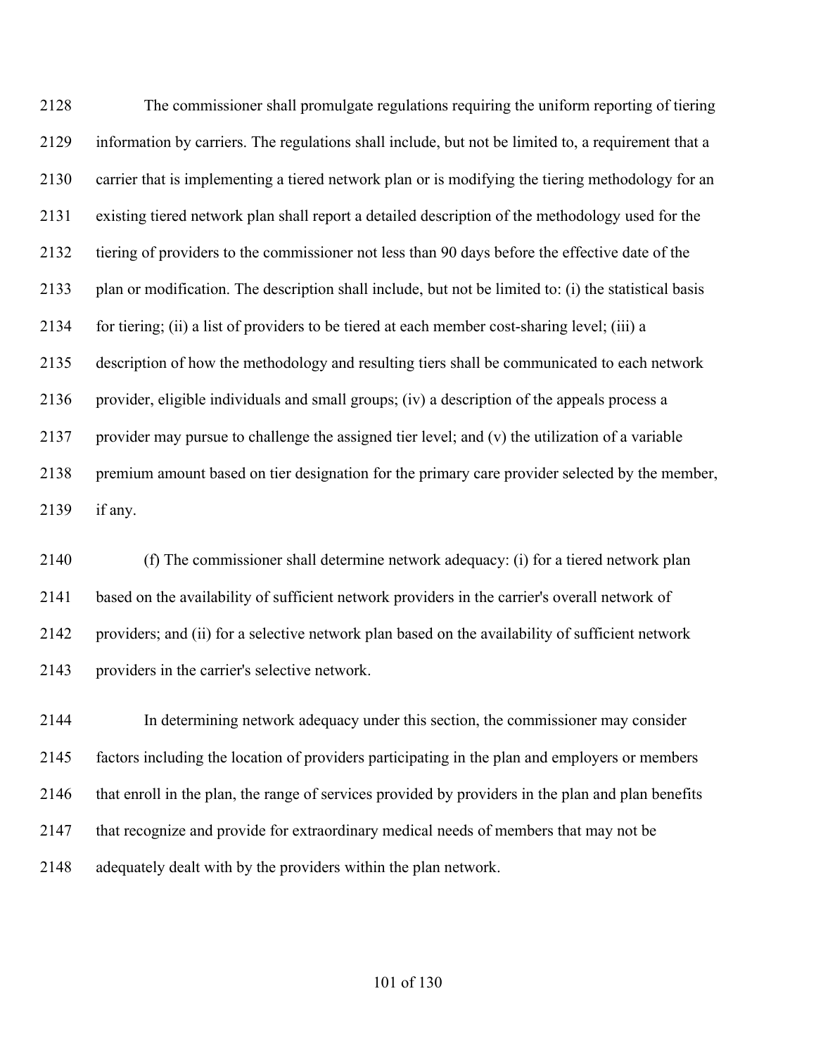The commissioner shall promulgate regulations requiring the uniform reporting of tiering information by carriers. The regulations shall include, but not be limited to, a requirement that a carrier that is implementing a tiered network plan or is modifying the tiering methodology for an existing tiered network plan shall report a detailed description of the methodology used for the tiering of providers to the commissioner not less than 90 days before the effective date of the plan or modification. The description shall include, but not be limited to: (i) the statistical basis for tiering; (ii) a list of providers to be tiered at each member cost-sharing level; (iii) a description of how the methodology and resulting tiers shall be communicated to each network provider, eligible individuals and small groups; (iv) a description of the appeals process a provider may pursue to challenge the assigned tier level; and (v) the utilization of a variable premium amount based on tier designation for the primary care provider selected by the member, if any.

(f) The commissioner shall determine network adequacy: (i) for a tiered network plan based on the availability of sufficient network providers in the carrier's overall network of providers; and (ii) for a selective network plan based on the availability of sufficient network providers in the carrier's selective network.

In determining network adequacy under this section, the commissioner may consider factors including the location of providers participating in the plan and employers or members that enroll in the plan, the range of services provided by providers in the plan and plan benefits that recognize and provide for extraordinary medical needs of members that may not be adequately dealt with by the providers within the plan network.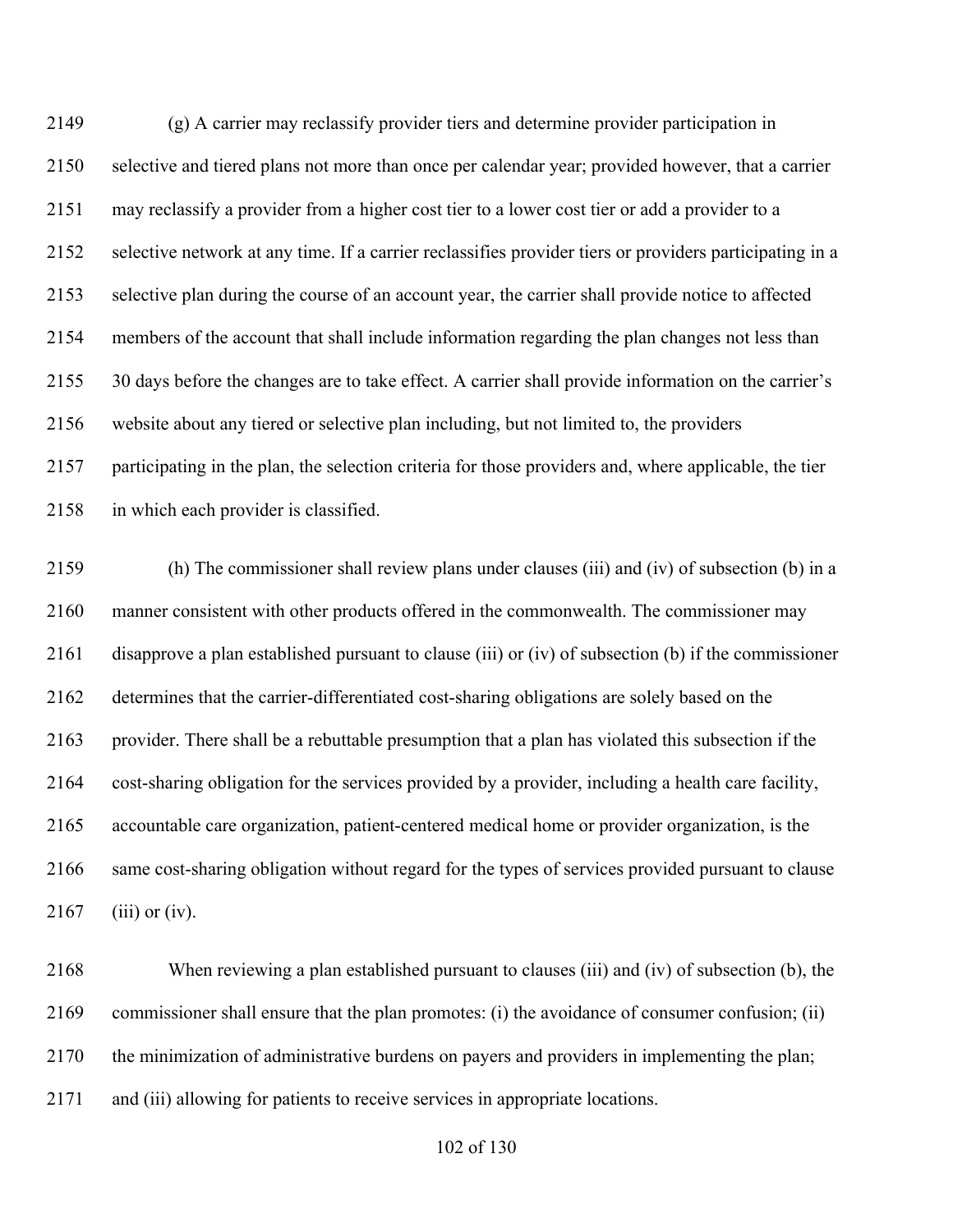(g) A carrier may reclassify provider tiers and determine provider participation in selective and tiered plans not more than once per calendar year; provided however, that a carrier may reclassify a provider from a higher cost tier to a lower cost tier or add a provider to a selective network at any time. If a carrier reclassifies provider tiers or providers participating in a selective plan during the course of an account year, the carrier shall provide notice to affected members of the account that shall include information regarding the plan changes not less than 30 days before the changes are to take effect. A carrier shall provide information on the carrier's website about any tiered or selective plan including, but not limited to, the providers participating in the plan, the selection criteria for those providers and, where applicable, the tier in which each provider is classified.

(h) The commissioner shall review plans under clauses (iii) and (iv) of subsection (b) in a manner consistent with other products offered in the commonwealth. The commissioner may disapprove a plan established pursuant to clause (iii) or (iv) of subsection (b) if the commissioner determines that the carrier-differentiated cost-sharing obligations are solely based on the provider. There shall be a rebuttable presumption that a plan has violated this subsection if the cost-sharing obligation for the services provided by a provider, including a health care facility, accountable care organization, patient-centered medical home or provider organization, is the same cost-sharing obligation without regard for the types of services provided pursuant to clause (iii) or (iv).

When reviewing a plan established pursuant to clauses (iii) and (iv) of subsection (b), the commissioner shall ensure that the plan promotes: (i) the avoidance of consumer confusion; (ii) the minimization of administrative burdens on payers and providers in implementing the plan; and (iii) allowing for patients to receive services in appropriate locations.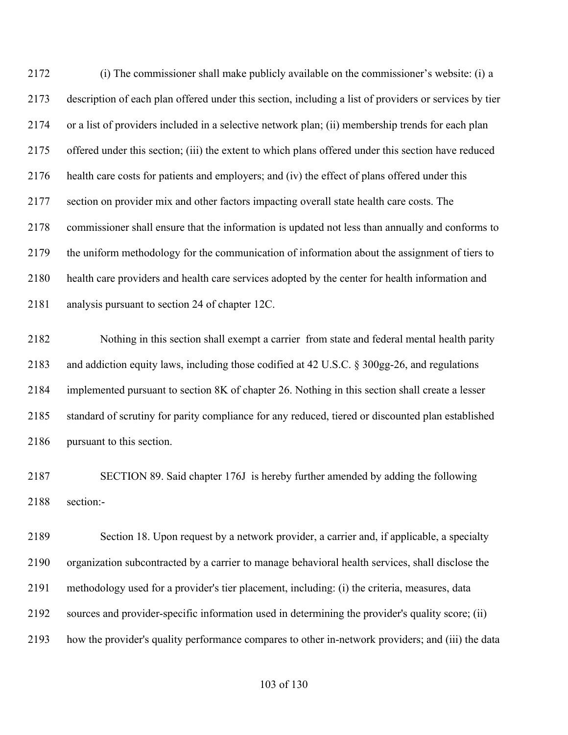(i) The commissioner shall make publicly available on the commissioner's website: (i) a description of each plan offered under this section, including a list of providers or services by tier or a list of providers included in a selective network plan; (ii) membership trends for each plan offered under this section; (iii) the extent to which plans offered under this section have reduced health care costs for patients and employers; and (iv) the effect of plans offered under this section on provider mix and other factors impacting overall state health care costs. The commissioner shall ensure that the information is updated not less than annually and conforms to the uniform methodology for the communication of information about the assignment of tiers to health care providers and health care services adopted by the center for health information and analysis pursuant to section 24 of chapter 12C.

Nothing in this section shall exempt a carrier from state and federal mental health parity and addiction equity laws, including those codified at 42 U.S.C. § 300gg-26, and regulations implemented pursuant to section 8K of chapter 26. Nothing in this section shall create a lesser standard of scrutiny for parity compliance for any reduced, tiered or discounted plan established pursuant to this section.

SECTION 89. Said chapter 176J is hereby further amended by adding the following section:-

Section 18. Upon request by a network provider, a carrier and, if applicable, a specialty organization subcontracted by a carrier to manage behavioral health services, shall disclose the methodology used for a provider's tier placement, including: (i) the criteria, measures, data sources and provider-specific information used in determining the provider's quality score; (ii) how the provider's quality performance compares to other in-network providers; and (iii) the data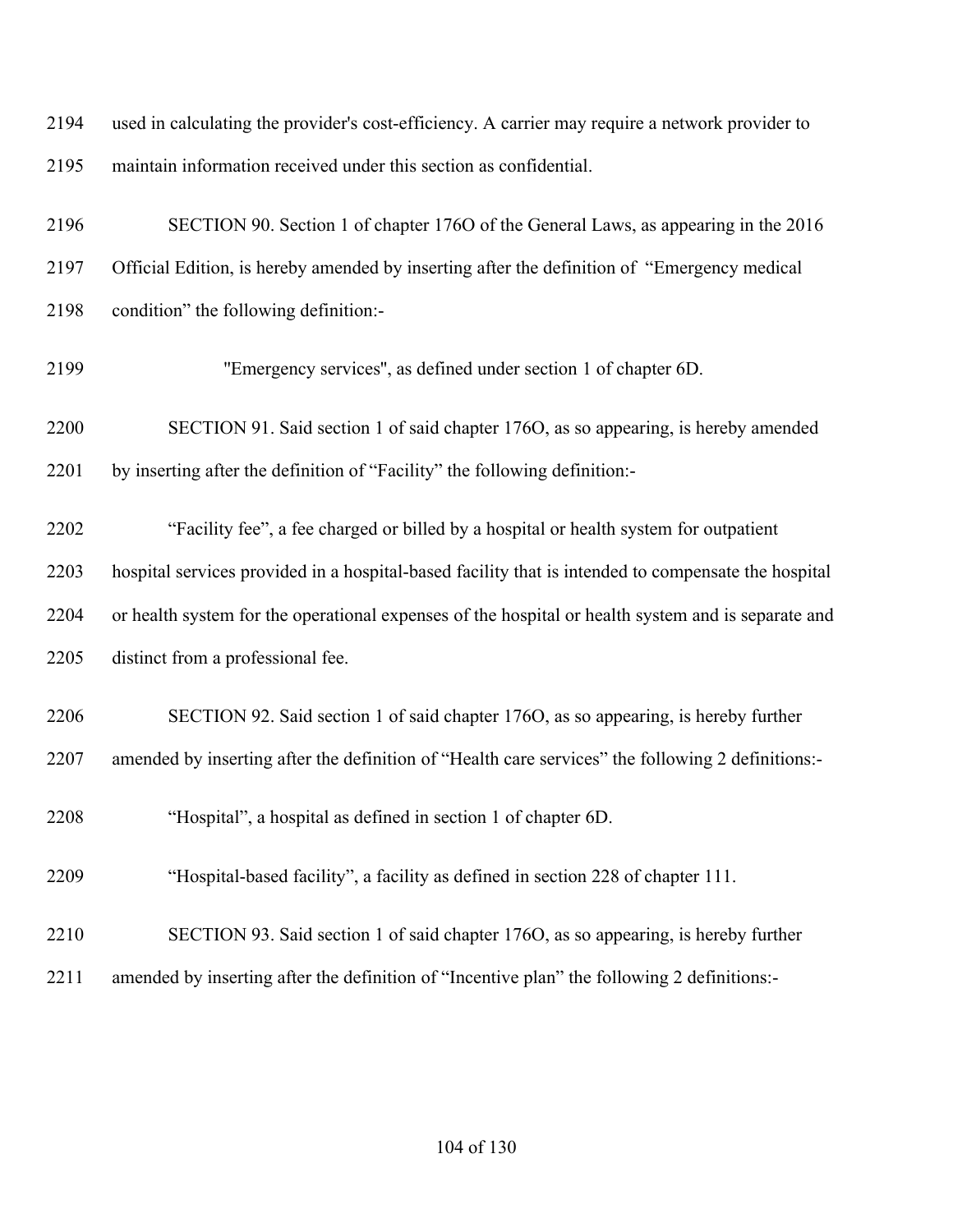used in calculating the provider's cost-efficiency. A carrier may require a network provider to maintain information received under this section as confidential.

SECTION 90. Section 1 of chapter 176O of the General Laws, as appearing in the 2016 Official Edition, is hereby amended by inserting after the definition of "Emergency medical condition" the following definition:-

"Emergency services", as defined under section 1 of chapter 6D.

SECTION 91. Said section 1 of said chapter 176O, as so appearing, is hereby amended by inserting after the definition of "Facility" the following definition:-

"Facility fee", a fee charged or billed by a hospital or health system for outpatient hospital services provided in a hospital-based facility that is intended to compensate the hospital or health system for the operational expenses of the hospital or health system and is separate and distinct from a professional fee.

SECTION 92. Said section 1 of said chapter 176O, as so appearing, is hereby further amended by inserting after the definition of "Health care services" the following 2 definitions:-

"Hospital", a hospital as defined in section 1 of chapter 6D.

"Hospital-based facility", a facility as defined in section 228 of chapter 111.

SECTION 93. Said section 1 of said chapter 176O, as so appearing, is hereby further amended by inserting after the definition of "Incentive plan" the following 2 definitions:-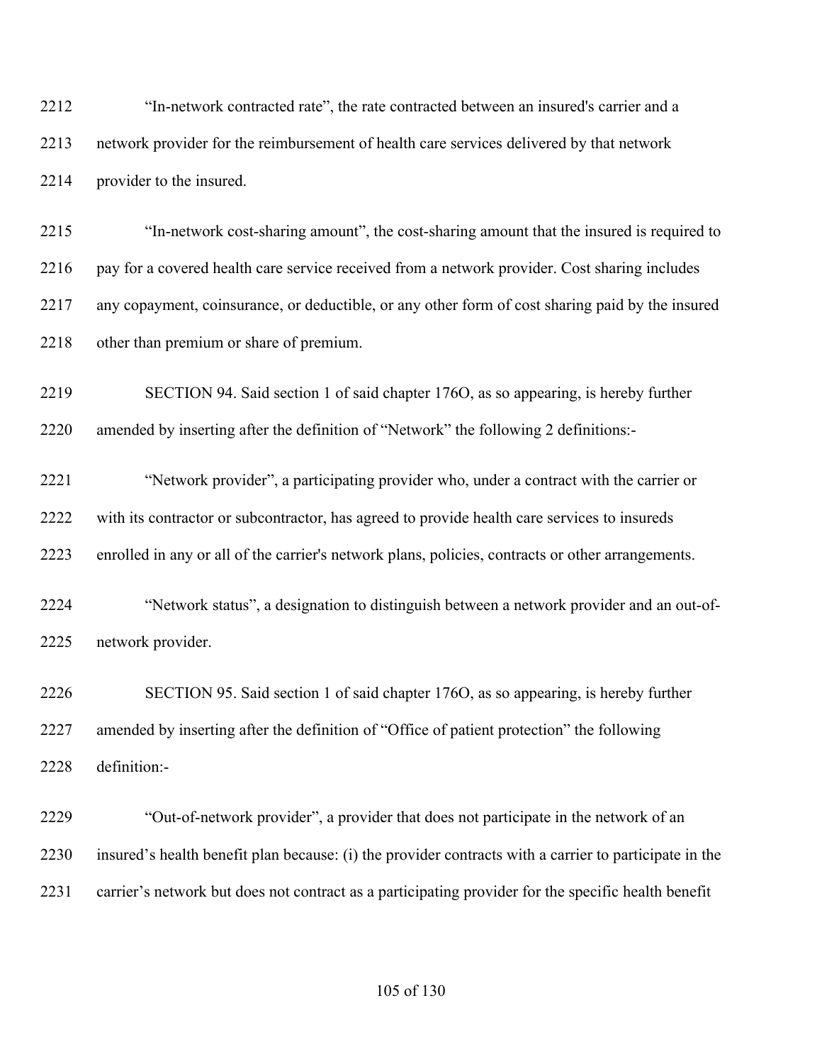2212 “In-network contracted rate”, the rate contracted between an insured's carrier and a
2213 network provider for the reimbursement of health care services delivered by that network
2214 provider to the insured.

2215 “In-network cost-sharing amount”, the cost-sharing amount that the insured is required to
2216 pay for a covered health care service received from a network provider. Cost sharing includes
2217 any copayment, coinsurance, or deductible, or any other form of cost sharing paid by the insured
2218 other than premium or share of premium.

2219 SECTION 94. Said section 1 of said chapter 176O, as so appearing, is hereby further
2220 amended by inserting after the definition of “Network” the following 2 definitions:-

2221 “Network provider”, a participating provider who, under a contract with the carrier or
2222 with its contractor or subcontractor, has agreed to provide health care services to insureds
2223 enrolled in any or all of the carrier's network plans, policies, contracts or other arrangements.

2224 “Network status”, a designation to distinguish between a network provider and an out-of-
2225 network provider.

2226 SECTION 95. Said section 1 of said chapter 176O, as so appearing, is hereby further
2227 amended by inserting after the definition of “Office of patient protection” the following
2228 definition:-

2229 “Out-of-network provider”, a provider that does not participate in the network of an
2230 insured’s health benefit plan because: (i) the provider contracts with a carrier to participate in the
2231 carrier’s network but does not contract as a participating provider for the specific health benefit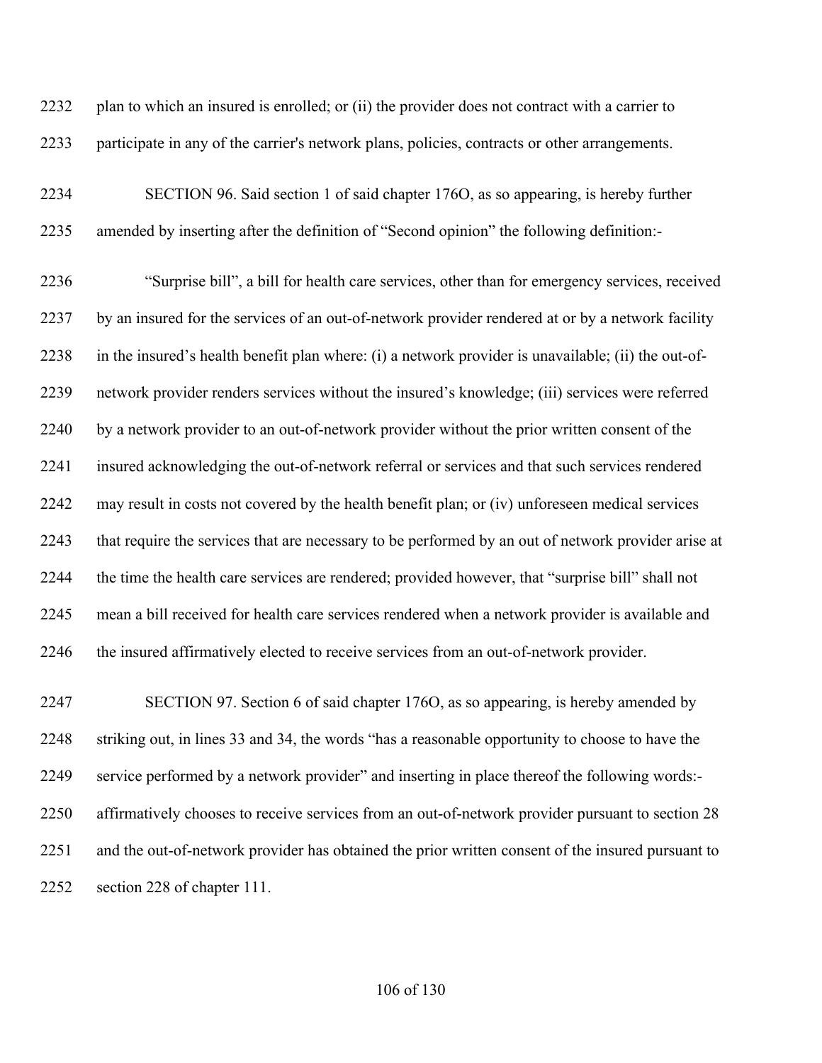plan to which an insured is enrolled; or (ii) the provider does not contract with a carrier to participate in any of the carrier's network plans, policies, contracts or other arrangements.

SECTION 96. Said section 1 of said chapter 176O, as so appearing, is hereby further amended by inserting after the definition of "Second opinion" the following definition:-

"Surprise bill", a bill for health care services, other than for emergency services, received by an insured for the services of an out-of-network provider rendered at or by a network facility in the insured's health benefit plan where: (i) a network provider is unavailable; (ii) the out-of-network provider renders services without the insured's knowledge; (iii) services were referred by a network provider to an out-of-network provider without the prior written consent of the insured acknowledging the out-of-network referral or services and that such services rendered may result in costs not covered by the health benefit plan; or (iv) unforeseen medical services that require the services that are necessary to be performed by an out of network provider arise at the time the health care services are rendered; provided however, that "surprise bill" shall not mean a bill received for health care services rendered when a network provider is available and the insured affirmatively elected to receive services from an out-of-network provider.

SECTION 97. Section 6 of said chapter 176O, as so appearing, is hereby amended by striking out, in lines 33 and 34, the words "has a reasonable opportunity to choose to have the service performed by a network provider" and inserting in place thereof the following words:- affirmatively chooses to receive services from an out-of-network provider pursuant to section 28 and the out-of-network provider has obtained the prior written consent of the insured pursuant to section 228 of chapter 111.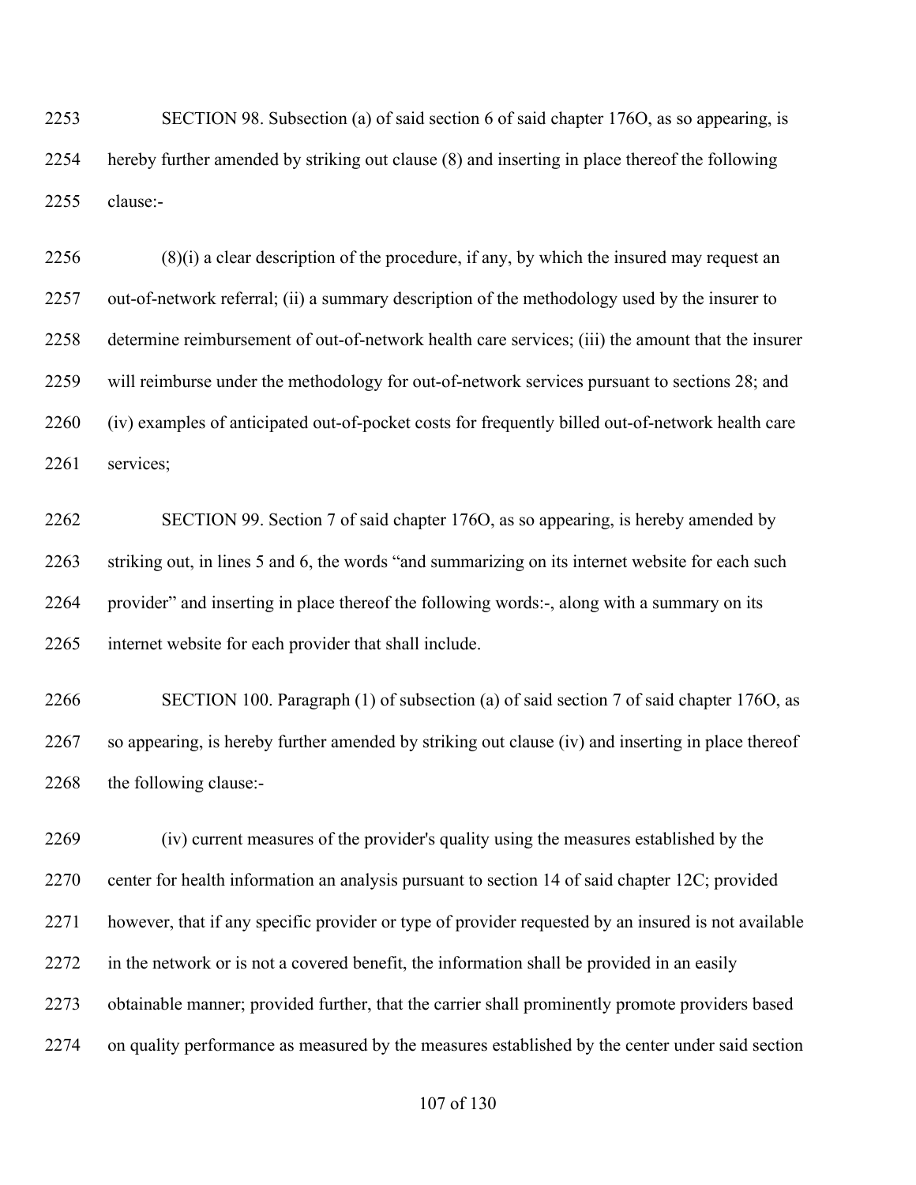SECTION 98. Subsection (a) of said section 6 of said chapter 176O, as so appearing, is hereby further amended by striking out clause (8) and inserting in place thereof the following clause:-

(8)(i) a clear description of the procedure, if any, by which the insured may request an out-of-network referral; (ii) a summary description of the methodology used by the insurer to determine reimbursement of out-of-network health care services; (iii) the amount that the insurer will reimburse under the methodology for out-of-network services pursuant to sections 28; and (iv) examples of anticipated out-of-pocket costs for frequently billed out-of-network health care services;

SECTION 99. Section 7 of said chapter 176O, as so appearing, is hereby amended by striking out, in lines 5 and 6, the words "and summarizing on its internet website for each such provider" and inserting in place thereof the following words:-, along with a summary on its internet website for each provider that shall include.

SECTION 100. Paragraph (1) of subsection (a) of said section 7 of said chapter 176O, as so appearing, is hereby further amended by striking out clause (iv) and inserting in place thereof the following clause:-

(iv) current measures of the provider's quality using the measures established by the center for health information an analysis pursuant to section 14 of said chapter 12C; provided however, that if any specific provider or type of provider requested by an insured is not available in the network or is not a covered benefit, the information shall be provided in an easily obtainable manner; provided further, that the carrier shall prominently promote providers based on quality performance as measured by the measures established by the center under said section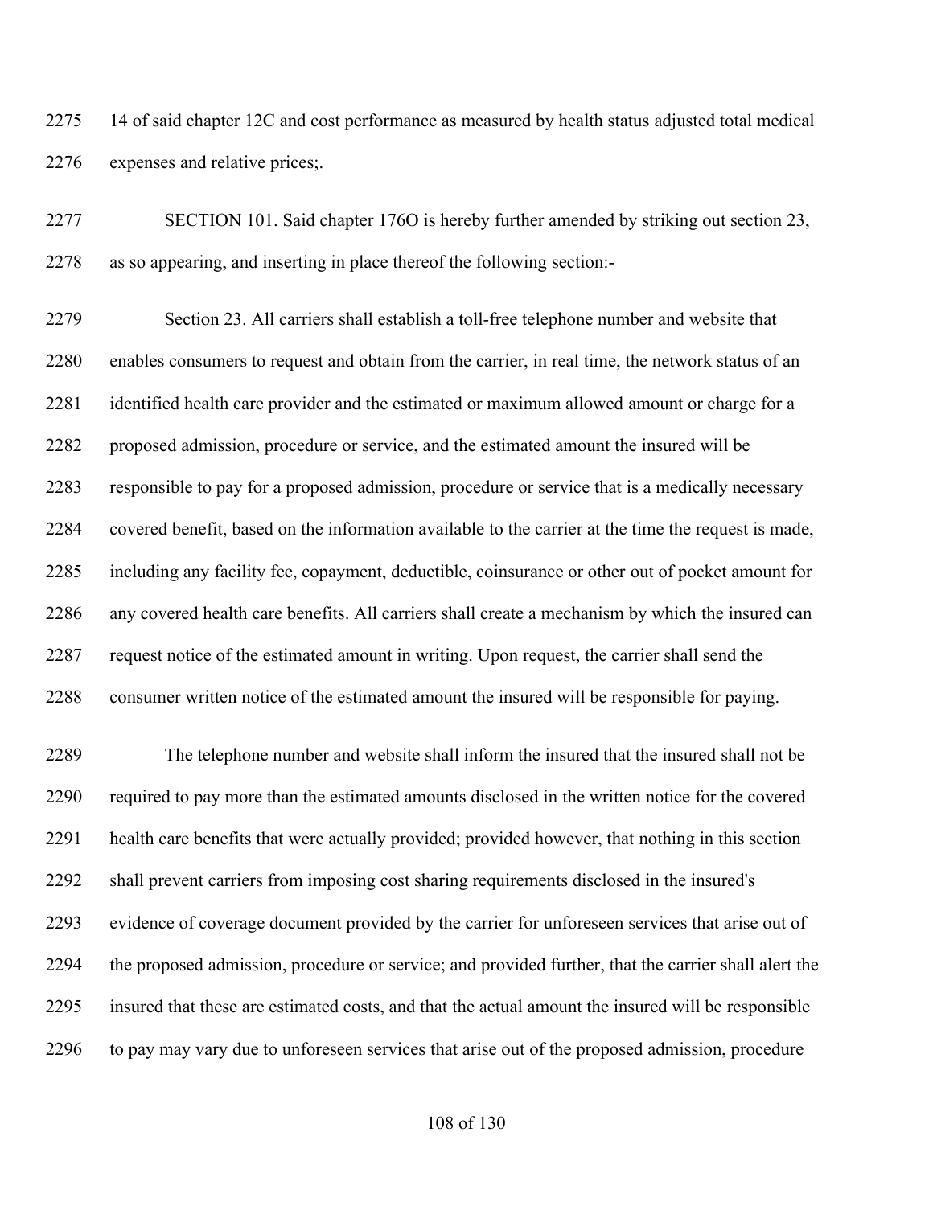14 of said chapter 12C and cost performance as measured by health status adjusted total medical expenses and relative prices;.

SECTION 101. Said chapter 176O is hereby further amended by striking out section 23, as so appearing, and inserting in place thereof the following section:-

Section 23. All carriers shall establish a toll-free telephone number and website that enables consumers to request and obtain from the carrier, in real time, the network status of an identified health care provider and the estimated or maximum allowed amount or charge for a proposed admission, procedure or service, and the estimated amount the insured will be responsible to pay for a proposed admission, procedure or service that is a medically necessary covered benefit, based on the information available to the carrier at the time the request is made, including any facility fee, copayment, deductible, coinsurance or other out of pocket amount for any covered health care benefits. All carriers shall create a mechanism by which the insured can request notice of the estimated amount in writing. Upon request, the carrier shall send the consumer written notice of the estimated amount the insured will be responsible for paying.

The telephone number and website shall inform the insured that the insured shall not be required to pay more than the estimated amounts disclosed in the written notice for the covered health care benefits that were actually provided; provided however, that nothing in this section shall prevent carriers from imposing cost sharing requirements disclosed in the insured's evidence of coverage document provided by the carrier for unforeseen services that arise out of the proposed admission, procedure or service; and provided further, that the carrier shall alert the insured that these are estimated costs, and that the actual amount the insured will be responsible to pay may vary due to unforeseen services that arise out of the proposed admission, procedure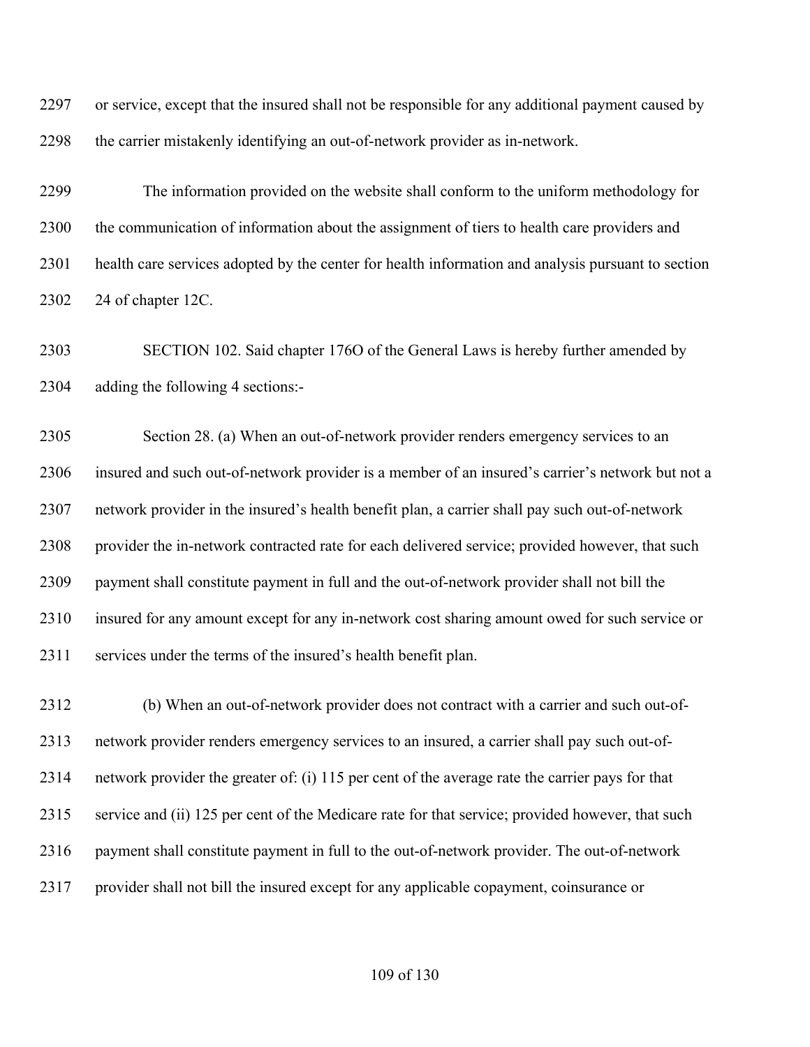or service, except that the insured shall not be responsible for any additional payment caused by the carrier mistakenly identifying an out-of-network provider as in-network.

The information provided on the website shall conform to the uniform methodology for the communication of information about the assignment of tiers to health care providers and health care services adopted by the center for health information and analysis pursuant to section 24 of chapter 12C.

SECTION 102. Said chapter 176O of the General Laws is hereby further amended by adding the following 4 sections:-

Section 28. (a) When an out-of-network provider renders emergency services to an insured and such out-of-network provider is a member of an insured's carrier's network but not a network provider in the insured's health benefit plan, a carrier shall pay such out-of-network provider the in-network contracted rate for each delivered service; provided however, that such payment shall constitute payment in full and the out-of-network provider shall not bill the insured for any amount except for any in-network cost sharing amount owed for such service or services under the terms of the insured's health benefit plan.

(b) When an out-of-network provider does not contract with a carrier and such out-of-network provider renders emergency services to an insured, a carrier shall pay such out-of-network provider the greater of: (i) 115 per cent of the average rate the carrier pays for that service and (ii) 125 per cent of the Medicare rate for that service; provided however, that such payment shall constitute payment in full to the out-of-network provider. The out-of-network provider shall not bill the insured except for any applicable copayment, coinsurance or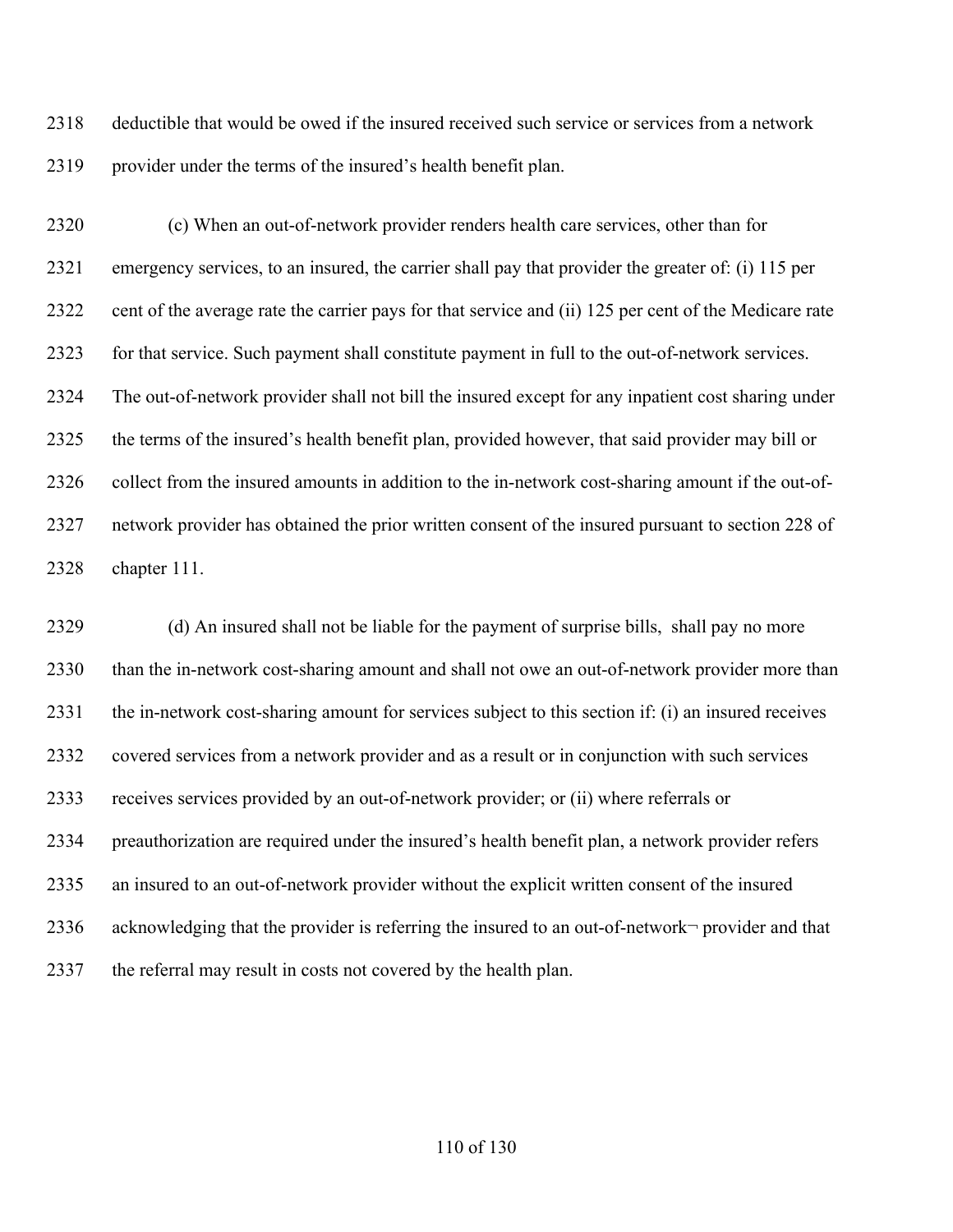deductible that would be owed if the insured received such service or services from a network provider under the terms of the insured's health benefit plan.

(c) When an out-of-network provider renders health care services, other than for emergency services, to an insured, the carrier shall pay that provider the greater of: (i) 115 per cent of the average rate the carrier pays for that service and (ii) 125 per cent of the Medicare rate for that service. Such payment shall constitute payment in full to the out-of-network services. The out-of-network provider shall not bill the insured except for any inpatient cost sharing under the terms of the insured's health benefit plan, provided however, that said provider may bill or collect from the insured amounts in addition to the in-network cost-sharing amount if the out-of-network provider has obtained the prior written consent of the insured pursuant to section 228 of chapter 111.

(d) An insured shall not be liable for the payment of surprise bills, shall pay no more than the in-network cost-sharing amount and shall not owe an out-of-network provider more than the in-network cost-sharing amount for services subject to this section if: (i) an insured receives covered services from a network provider and as a result or in conjunction with such services receives services provided by an out-of-network provider; or (ii) where referrals or preauthorization are required under the insured's health benefit plan, a network provider refers an insured to an out-of-network provider without the explicit written consent of the insured acknowledging that the provider is referring the insured to an out-of-network¬ provider and that the referral may result in costs not covered by the health plan.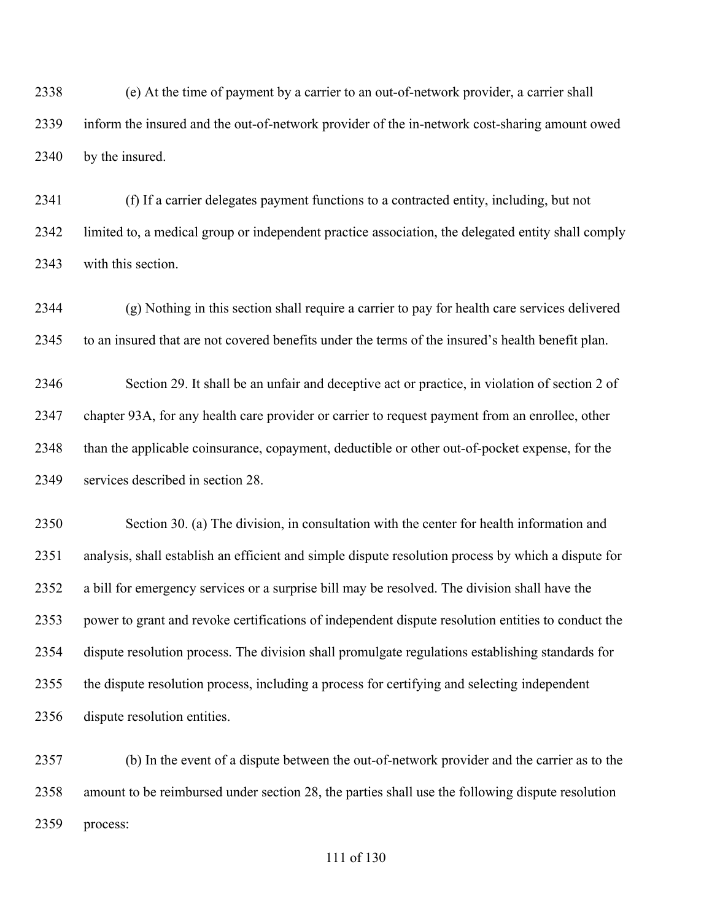(e) At the time of payment by a carrier to an out-of-network provider, a carrier shall inform the insured and the out-of-network provider of the in-network cost-sharing amount owed by the insured.

(f) If a carrier delegates payment functions to a contracted entity, including, but not limited to, a medical group or independent practice association, the delegated entity shall comply with this section.

(g) Nothing in this section shall require a carrier to pay for health care services delivered to an insured that are not covered benefits under the terms of the insured's health benefit plan.

Section 29. It shall be an unfair and deceptive act or practice, in violation of section 2 of chapter 93A, for any health care provider or carrier to request payment from an enrollee, other than the applicable coinsurance, copayment, deductible or other out-of-pocket expense, for the services described in section 28.

Section 30. (a) The division, in consultation with the center for health information and analysis, shall establish an efficient and simple dispute resolution process by which a dispute for a bill for emergency services or a surprise bill may be resolved. The division shall have the power to grant and revoke certifications of independent dispute resolution entities to conduct the dispute resolution process. The division shall promulgate regulations establishing standards for the dispute resolution process, including a process for certifying and selecting independent dispute resolution entities.

(b) In the event of a dispute between the out-of-network provider and the carrier as to the amount to be reimbursed under section 28, the parties shall use the following dispute resolution process: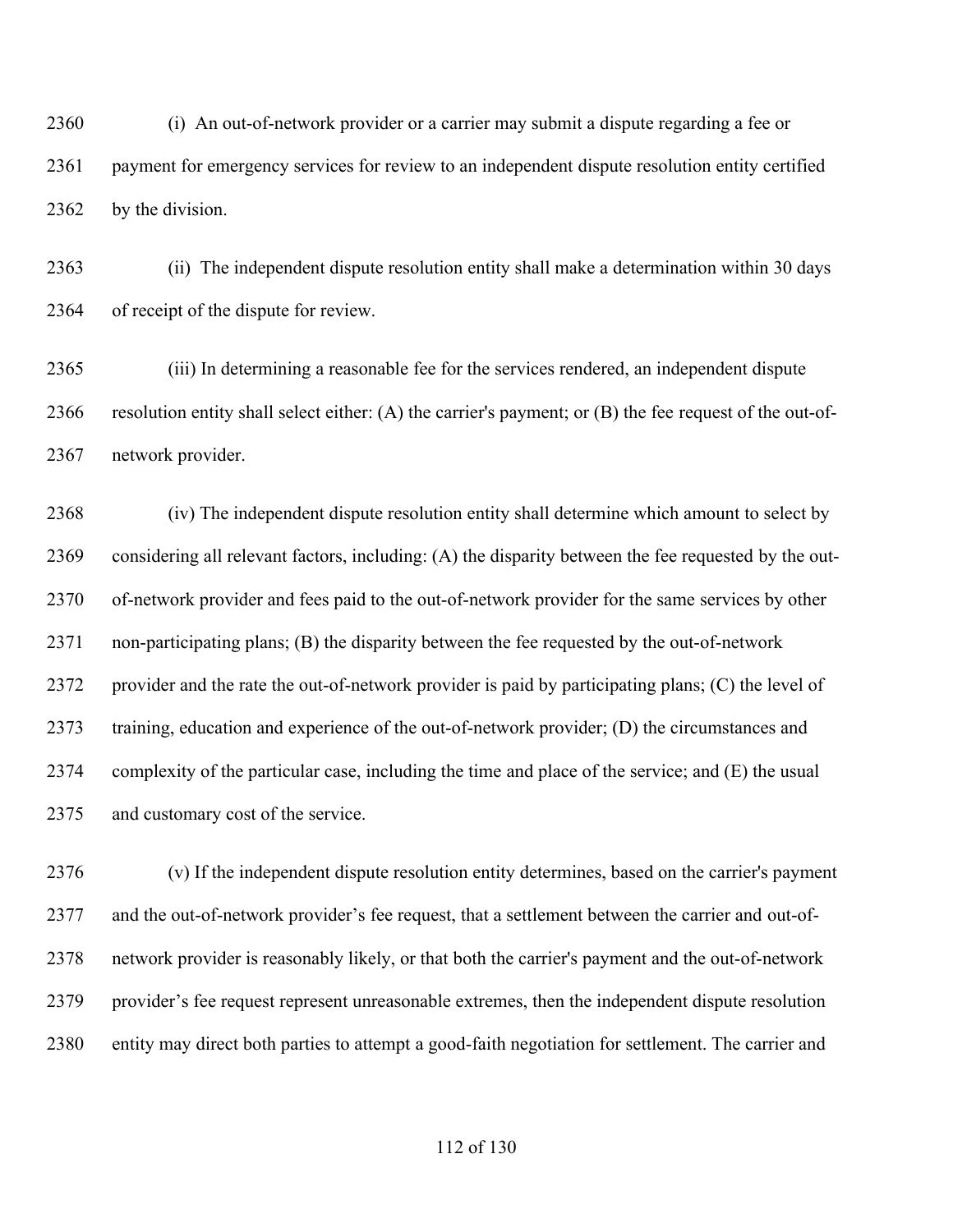(i) An out-of-network provider or a carrier may submit a dispute regarding a fee or payment for emergency services for review to an independent dispute resolution entity certified by the division.

(ii) The independent dispute resolution entity shall make a determination within 30 days of receipt of the dispute for review.

(iii) In determining a reasonable fee for the services rendered, an independent dispute resolution entity shall select either: (A) the carrier's payment; or (B) the fee request of the out-of-network provider.

(iv) The independent dispute resolution entity shall determine which amount to select by considering all relevant factors, including: (A) the disparity between the fee requested by the out-of-network provider and fees paid to the out-of-network provider for the same services by other non-participating plans; (B) the disparity between the fee requested by the out-of-network provider and the rate the out-of-network provider is paid by participating plans; (C) the level of training, education and experience of the out-of-network provider; (D) the circumstances and complexity of the particular case, including the time and place of the service; and (E) the usual and customary cost of the service.

(v) If the independent dispute resolution entity determines, based on the carrier's payment and the out-of-network provider's fee request, that a settlement between the carrier and out-of-network provider is reasonably likely, or that both the carrier's payment and the out-of-network provider's fee request represent unreasonable extremes, then the independent dispute resolution entity may direct both parties to attempt a good-faith negotiation for settlement. The carrier and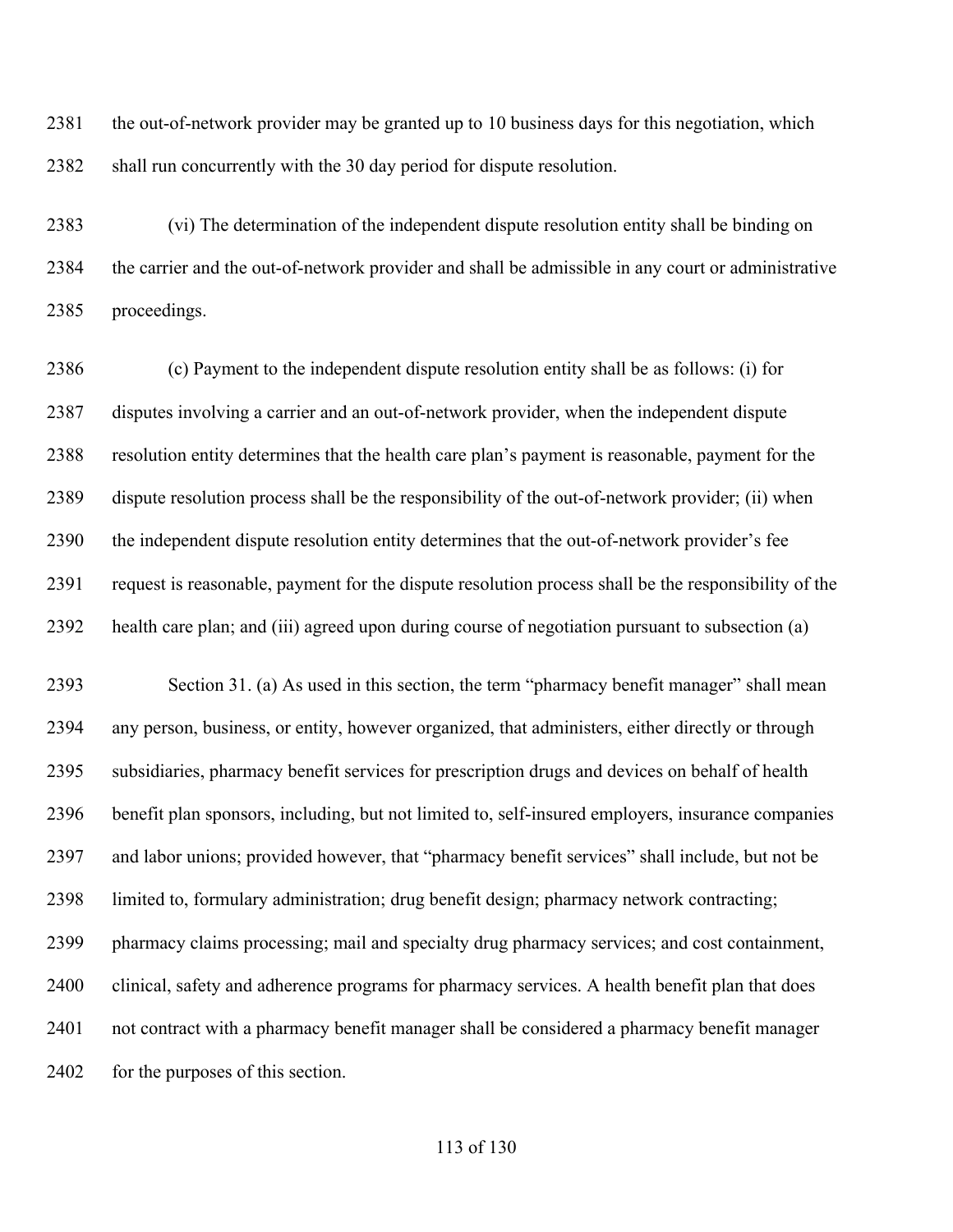the out-of-network provider may be granted up to 10 business days for this negotiation, which shall run concurrently with the 30 day period for dispute resolution.

(vi) The determination of the independent dispute resolution entity shall be binding on the carrier and the out-of-network provider and shall be admissible in any court or administrative proceedings.

(c) Payment to the independent dispute resolution entity shall be as follows: (i) for disputes involving a carrier and an out-of-network provider, when the independent dispute resolution entity determines that the health care plan's payment is reasonable, payment for the dispute resolution process shall be the responsibility of the out-of-network provider; (ii) when the independent dispute resolution entity determines that the out-of-network provider's fee request is reasonable, payment for the dispute resolution process shall be the responsibility of the health care plan; and (iii) agreed upon during course of negotiation pursuant to subsection (a)

Section 31. (a) As used in this section, the term "pharmacy benefit manager" shall mean any person, business, or entity, however organized, that administers, either directly or through subsidiaries, pharmacy benefit services for prescription drugs and devices on behalf of health benefit plan sponsors, including, but not limited to, self-insured employers, insurance companies and labor unions; provided however, that "pharmacy benefit services" shall include, but not be limited to, formulary administration; drug benefit design; pharmacy network contracting; pharmacy claims processing; mail and specialty drug pharmacy services; and cost containment, clinical, safety and adherence programs for pharmacy services. A health benefit plan that does not contract with a pharmacy benefit manager shall be considered a pharmacy benefit manager for the purposes of this section.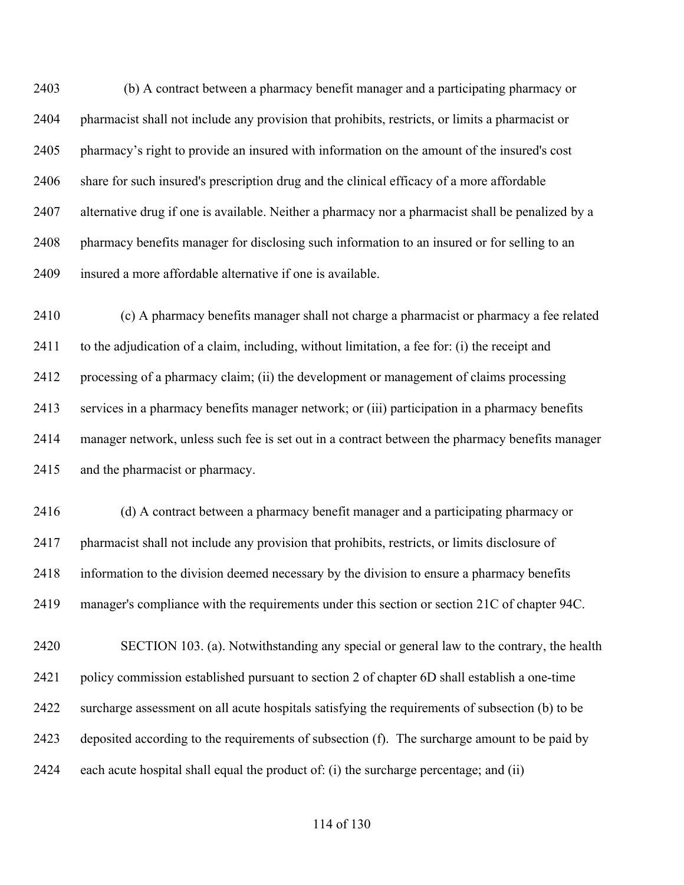(b) A contract between a pharmacy benefit manager and a participating pharmacy or pharmacist shall not include any provision that prohibits, restricts, or limits a pharmacist or pharmacy's right to provide an insured with information on the amount of the insured's cost share for such insured's prescription drug and the clinical efficacy of a more affordable alternative drug if one is available. Neither a pharmacy nor a pharmacist shall be penalized by a pharmacy benefits manager for disclosing such information to an insured or for selling to an insured a more affordable alternative if one is available.

(c) A pharmacy benefits manager shall not charge a pharmacist or pharmacy a fee related to the adjudication of a claim, including, without limitation, a fee for: (i) the receipt and processing of a pharmacy claim; (ii) the development or management of claims processing services in a pharmacy benefits manager network; or (iii) participation in a pharmacy benefits manager network, unless such fee is set out in a contract between the pharmacy benefits manager and the pharmacist or pharmacy.

(d) A contract between a pharmacy benefit manager and a participating pharmacy or pharmacist shall not include any provision that prohibits, restricts, or limits disclosure of information to the division deemed necessary by the division to ensure a pharmacy benefits manager's compliance with the requirements under this section or section 21C of chapter 94C.

SECTION 103. (a). Notwithstanding any special or general law to the contrary, the health policy commission established pursuant to section 2 of chapter 6D shall establish a one-time surcharge assessment on all acute hospitals satisfying the requirements of subsection (b) to be deposited according to the requirements of subsection (f). The surcharge amount to be paid by each acute hospital shall equal the product of: (i) the surcharge percentage; and (ii)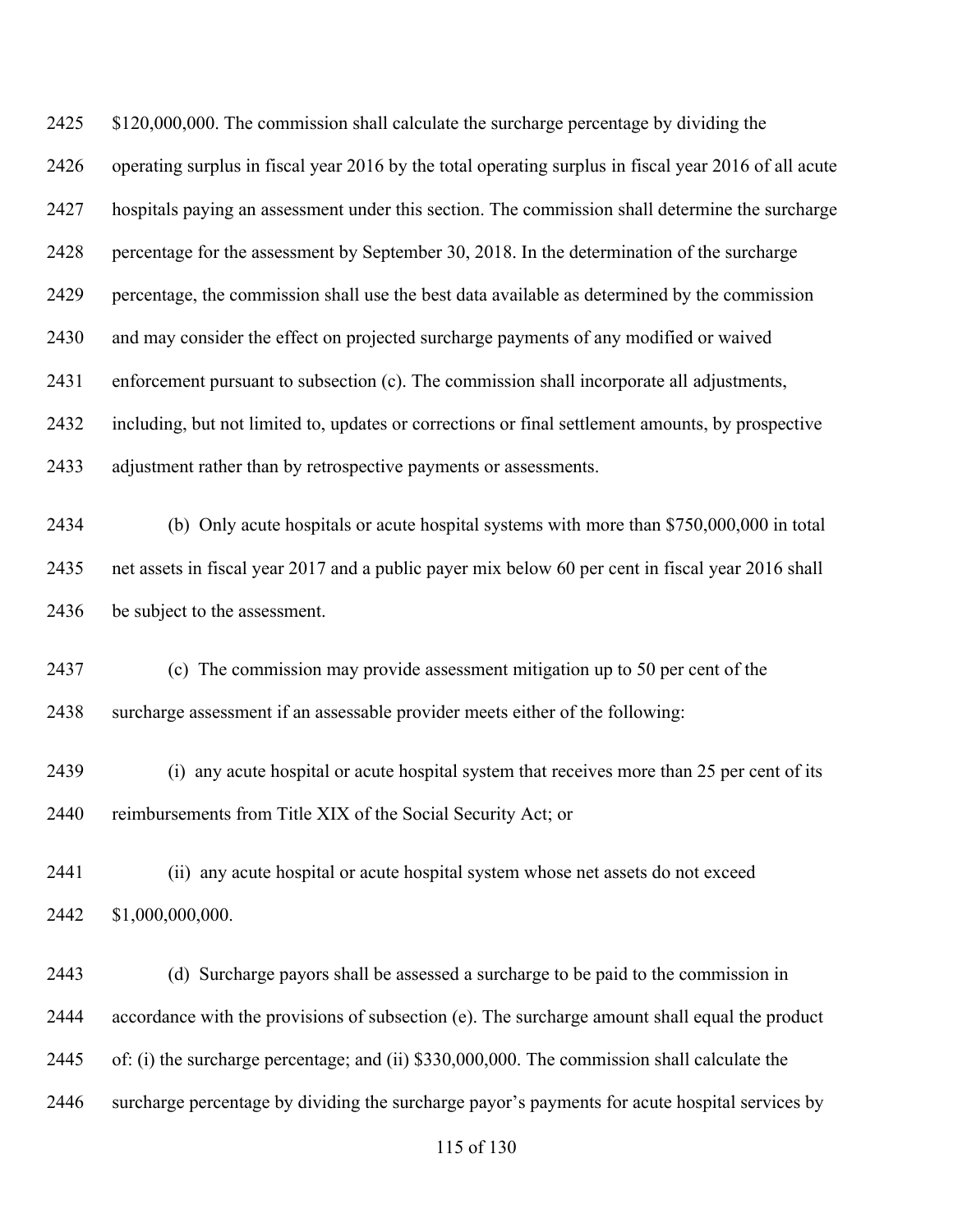\$120,000,000. The commission shall calculate the surcharge percentage by dividing the operating surplus in fiscal year 2016 by the total operating surplus in fiscal year 2016 of all acute hospitals paying an assessment under this section. The commission shall determine the surcharge percentage for the assessment by September 30, 2018. In the determination of the surcharge percentage, the commission shall use the best data available as determined by the commission and may consider the effect on projected surcharge payments of any modified or waived enforcement pursuant to subsection (c). The commission shall incorporate all adjustments, including, but not limited to, updates or corrections or final settlement amounts, by prospective adjustment rather than by retrospective payments or assessments.

(b) Only acute hospitals or acute hospital systems with more than \$750,000,000 in total net assets in fiscal year 2017 and a public payer mix below 60 per cent in fiscal year 2016 shall be subject to the assessment.

(c) The commission may provide assessment mitigation up to 50 per cent of the surcharge assessment if an assessable provider meets either of the following:

(i) any acute hospital or acute hospital system that receives more than 25 per cent of its reimbursements from Title XIX of the Social Security Act; or

(ii) any acute hospital or acute hospital system whose net assets do not exceed \$1,000,000,000.

(d) Surcharge payors shall be assessed a surcharge to be paid to the commission in accordance with the provisions of subsection (e). The surcharge amount shall equal the product of: (i) the surcharge percentage; and (ii) \$330,000,000. The commission shall calculate the surcharge percentage by dividing the surcharge payor's payments for acute hospital services by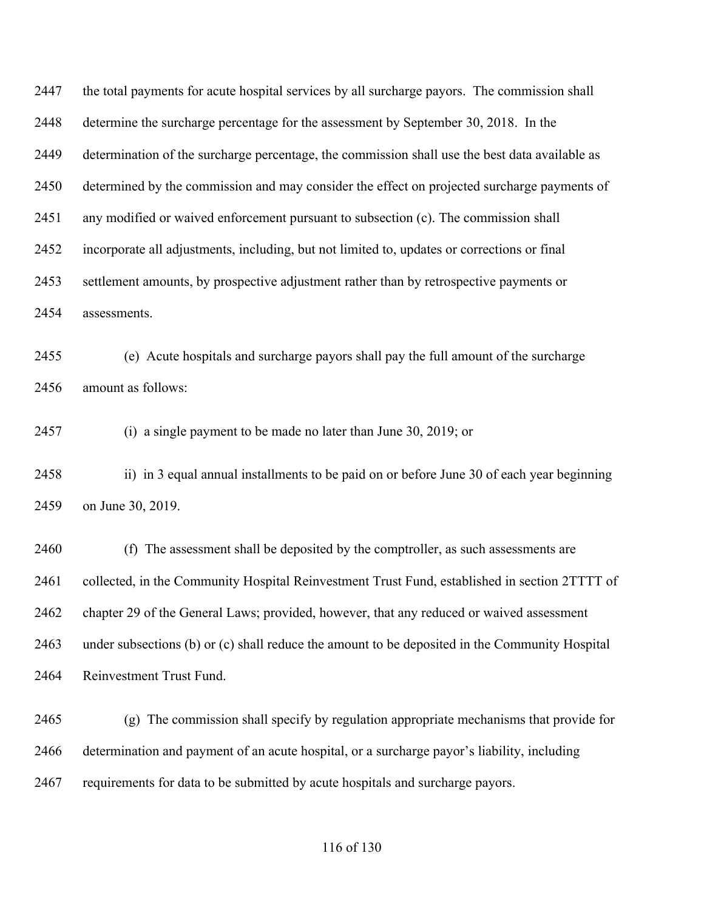the total payments for acute hospital services by all surcharge payors. The commission shall determine the surcharge percentage for the assessment by September 30, 2018. In the determination of the surcharge percentage, the commission shall use the best data available as determined by the commission and may consider the effect on projected surcharge payments of any modified or waived enforcement pursuant to subsection (c). The commission shall incorporate all adjustments, including, but not limited to, updates or corrections or final settlement amounts, by prospective adjustment rather than by retrospective payments or assessments.

(e) Acute hospitals and surcharge payors shall pay the full amount of the surcharge amount as follows:

(i) a single payment to be made no later than June 30, 2019; or

ii) in 3 equal annual installments to be paid on or before June 30 of each year beginning on June 30, 2019.

(f) The assessment shall be deposited by the comptroller, as such assessments are collected, in the Community Hospital Reinvestment Trust Fund, established in section 2TTTT of chapter 29 of the General Laws; provided, however, that any reduced or waived assessment under subsections (b) or (c) shall reduce the amount to be deposited in the Community Hospital Reinvestment Trust Fund.

(g) The commission shall specify by regulation appropriate mechanisms that provide for determination and payment of an acute hospital, or a surcharge payor's liability, including requirements for data to be submitted by acute hospitals and surcharge payors.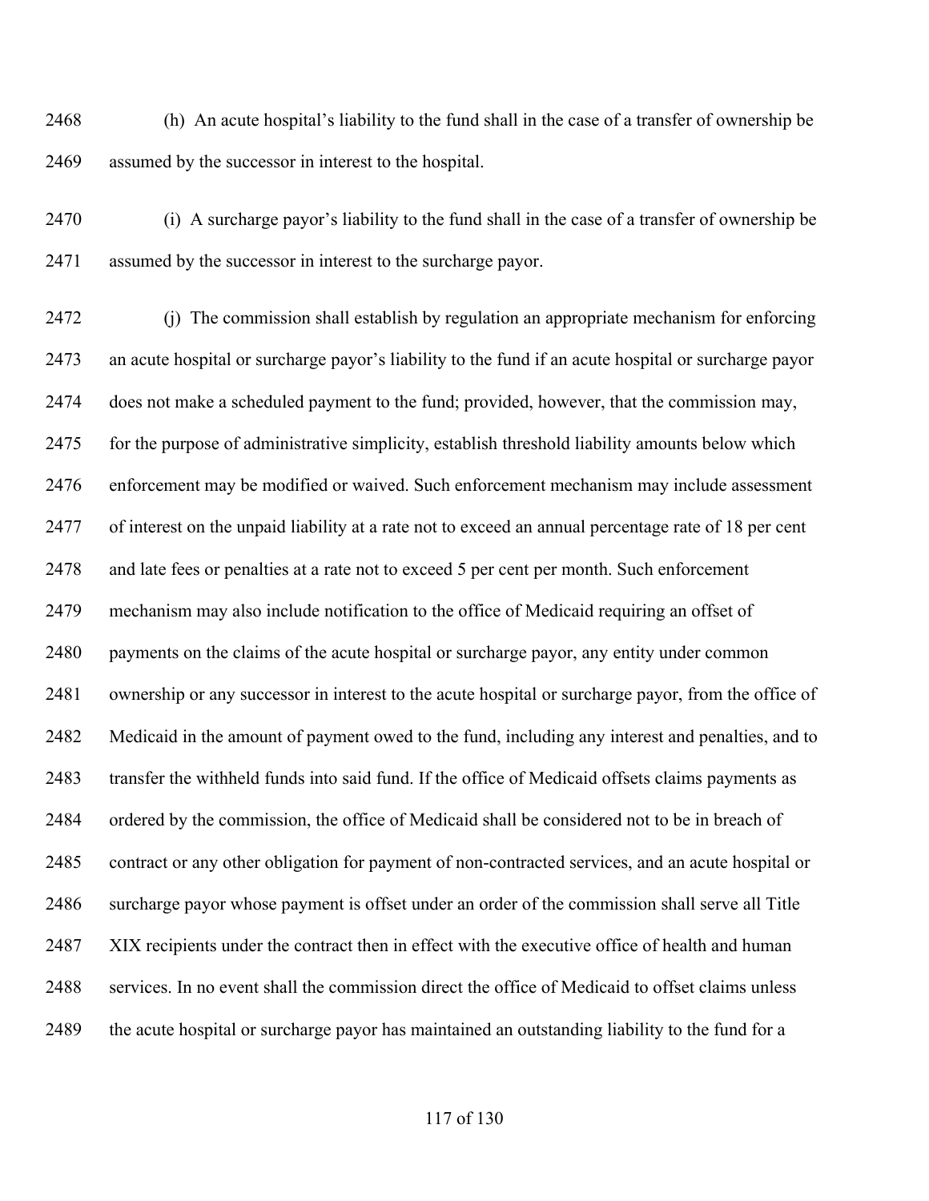(h) An acute hospital's liability to the fund shall in the case of a transfer of ownership be assumed by the successor in interest to the hospital.

(i) A surcharge payor's liability to the fund shall in the case of a transfer of ownership be assumed by the successor in interest to the surcharge payor.

(j) The commission shall establish by regulation an appropriate mechanism for enforcing an acute hospital or surcharge payor's liability to the fund if an acute hospital or surcharge payor does not make a scheduled payment to the fund; provided, however, that the commission may, for the purpose of administrative simplicity, establish threshold liability amounts below which enforcement may be modified or waived. Such enforcement mechanism may include assessment of interest on the unpaid liability at a rate not to exceed an annual percentage rate of 18 per cent and late fees or penalties at a rate not to exceed 5 per cent per month. Such enforcement mechanism may also include notification to the office of Medicaid requiring an offset of payments on the claims of the acute hospital or surcharge payor, any entity under common ownership or any successor in interest to the acute hospital or surcharge payor, from the office of Medicaid in the amount of payment owed to the fund, including any interest and penalties, and to transfer the withheld funds into said fund. If the office of Medicaid offsets claims payments as ordered by the commission, the office of Medicaid shall be considered not to be in breach of contract or any other obligation for payment of non-contracted services, and an acute hospital or surcharge payor whose payment is offset under an order of the commission shall serve all Title XIX recipients under the contract then in effect with the executive office of health and human services. In no event shall the commission direct the office of Medicaid to offset claims unless the acute hospital or surcharge payor has maintained an outstanding liability to the fund for a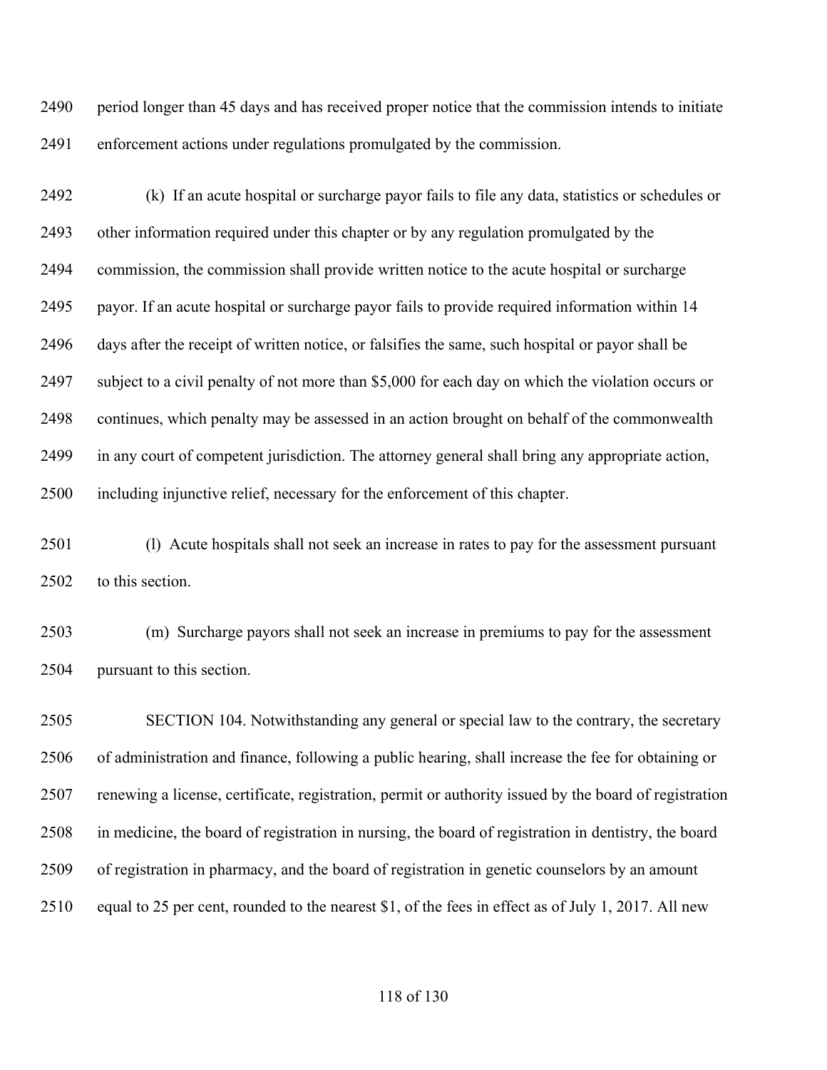period longer than 45 days and has received proper notice that the commission intends to initiate enforcement actions under regulations promulgated by the commission.

(k) If an acute hospital or surcharge payor fails to file any data, statistics or schedules or other information required under this chapter or by any regulation promulgated by the commission, the commission shall provide written notice to the acute hospital or surcharge payor. If an acute hospital or surcharge payor fails to provide required information within 14 days after the receipt of written notice, or falsifies the same, such hospital or payor shall be subject to a civil penalty of not more than $5,000 for each day on which the violation occurs or continues, which penalty may be assessed in an action brought on behalf of the commonwealth in any court of competent jurisdiction. The attorney general shall bring any appropriate action, including injunctive relief, necessary for the enforcement of this chapter.

(l) Acute hospitals shall not seek an increase in rates to pay for the assessment pursuant to this section.

(m) Surcharge payors shall not seek an increase in premiums to pay for the assessment pursuant to this section.

SECTION 104. Notwithstanding any general or special law to the contrary, the secretary of administration and finance, following a public hearing, shall increase the fee for obtaining or renewing a license, certificate, registration, permit or authority issued by the board of registration in medicine, the board of registration in nursing, the board of registration in dentistry, the board of registration in pharmacy, and the board of registration in genetic counselors by an amount equal to 25 per cent, rounded to the nearest $1, of the fees in effect as of July 1, 2017. All new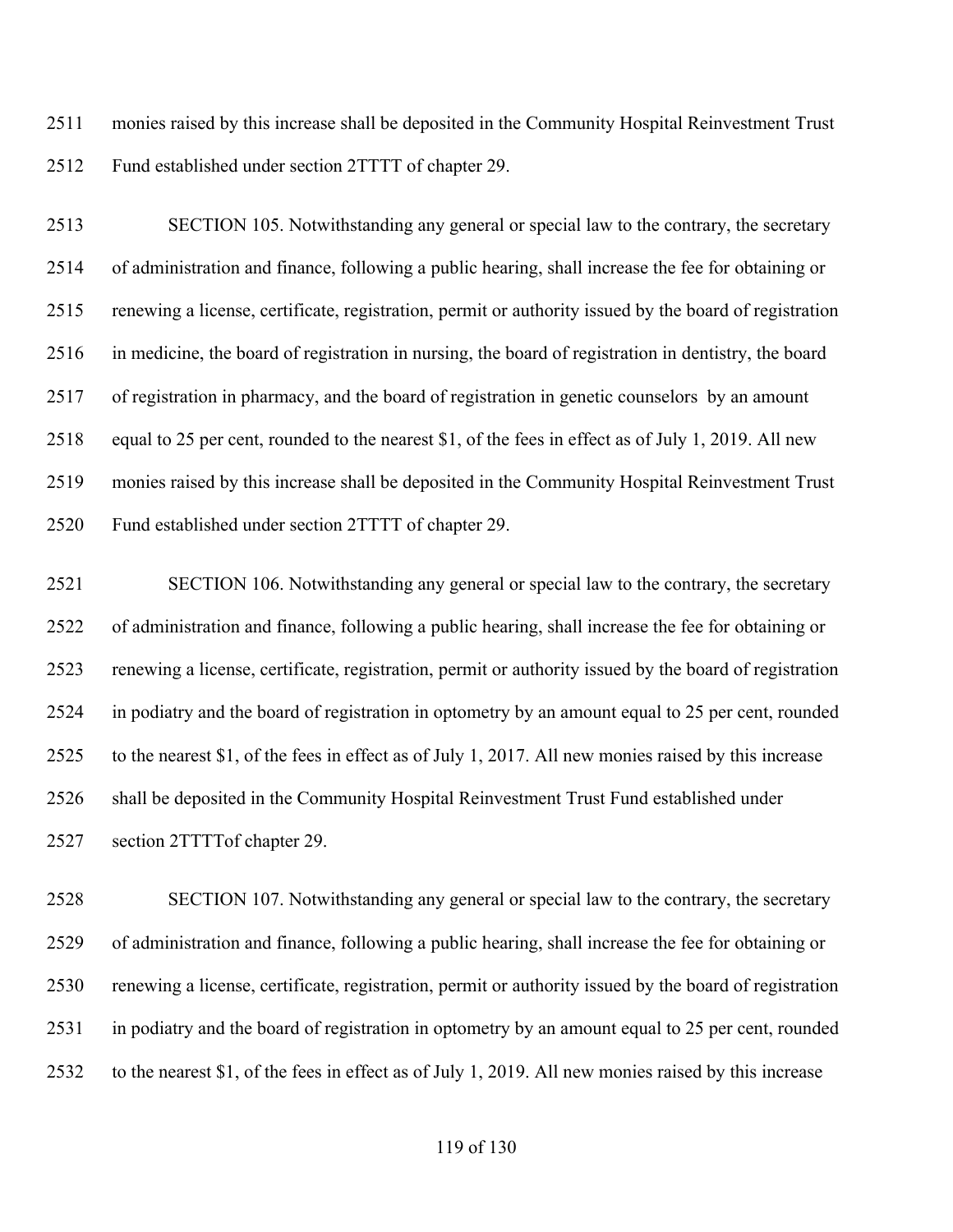monies raised by this increase shall be deposited in the Community Hospital Reinvestment Trust Fund established under section 2TTTT of chapter 29.

SECTION 105. Notwithstanding any general or special law to the contrary, the secretary of administration and finance, following a public hearing, shall increase the fee for obtaining or renewing a license, certificate, registration, permit or authority issued by the board of registration in medicine, the board of registration in nursing, the board of registration in dentistry, the board of registration in pharmacy, and the board of registration in genetic counselors by an amount equal to 25 per cent, rounded to the nearest $1, of the fees in effect as of July 1, 2019. All new monies raised by this increase shall be deposited in the Community Hospital Reinvestment Trust Fund established under section 2TTTT of chapter 29.

SECTION 106. Notwithstanding any general or special law to the contrary, the secretary of administration and finance, following a public hearing, shall increase the fee for obtaining or renewing a license, certificate, registration, permit or authority issued by the board of registration in podiatry and the board of registration in optometry by an amount equal to 25 per cent, rounded to the nearest $1, of the fees in effect as of July 1, 2017. All new monies raised by this increase shall be deposited in the Community Hospital Reinvestment Trust Fund established under section 2TTTTof chapter 29.

SECTION 107. Notwithstanding any general or special law to the contrary, the secretary of administration and finance, following a public hearing, shall increase the fee for obtaining or renewing a license, certificate, registration, permit or authority issued by the board of registration in podiatry and the board of registration in optometry by an amount equal to 25 per cent, rounded to the nearest $1, of the fees in effect as of July 1, 2019. All new monies raised by this increase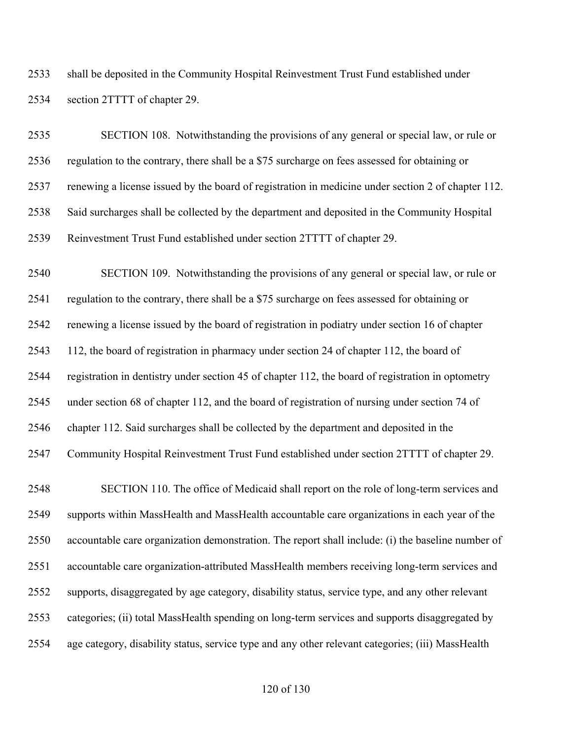shall be deposited in the Community Hospital Reinvestment Trust Fund established under section 2TTTT of chapter 29.

SECTION 108. Notwithstanding the provisions of any general or special law, or rule or regulation to the contrary, there shall be a $75 surcharge on fees assessed for obtaining or renewing a license issued by the board of registration in medicine under section 2 of chapter 112. Said surcharges shall be collected by the department and deposited in the Community Hospital Reinvestment Trust Fund established under section 2TTTT of chapter 29.

SECTION 109. Notwithstanding the provisions of any general or special law, or rule or regulation to the contrary, there shall be a $75 surcharge on fees assessed for obtaining or renewing a license issued by the board of registration in podiatry under section 16 of chapter 112, the board of registration in pharmacy under section 24 of chapter 112, the board of registration in dentistry under section 45 of chapter 112, the board of registration in optometry under section 68 of chapter 112, and the board of registration of nursing under section 74 of chapter 112. Said surcharges shall be collected by the department and deposited in the Community Hospital Reinvestment Trust Fund established under section 2TTTT of chapter 29.

SECTION 110. The office of Medicaid shall report on the role of long-term services and supports within MassHealth and MassHealth accountable care organizations in each year of the accountable care organization demonstration. The report shall include: (i) the baseline number of accountable care organization-attributed MassHealth members receiving long-term services and supports, disaggregated by age category, disability status, service type, and any other relevant categories; (ii) total MassHealth spending on long-term services and supports disaggregated by age category, disability status, service type and any other relevant categories; (iii) MassHealth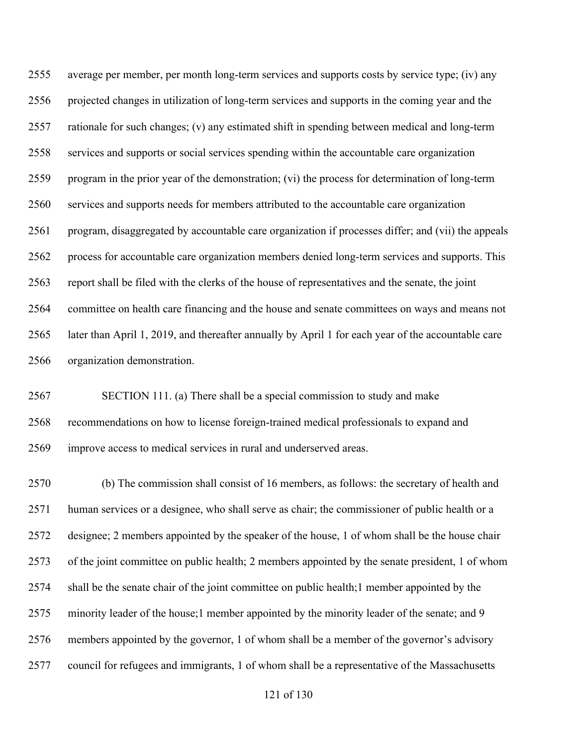average per member, per month long-term services and supports costs by service type; (iv) any projected changes in utilization of long-term services and supports in the coming year and the rationale for such changes; (v) any estimated shift in spending between medical and long-term services and supports or social services spending within the accountable care organization program in the prior year of the demonstration; (vi) the process for determination of long-term services and supports needs for members attributed to the accountable care organization program, disaggregated by accountable care organization if processes differ; and (vii) the appeals process for accountable care organization members denied long-term services and supports. This report shall be filed with the clerks of the house of representatives and the senate, the joint committee on health care financing and the house and senate committees on ways and means not later than April 1, 2019, and thereafter annually by April 1 for each year of the accountable care organization demonstration.

SECTION 111. (a) There shall be a special commission to study and make recommendations on how to license foreign-trained medical professionals to expand and improve access to medical services in rural and underserved areas.

(b) The commission shall consist of 16 members, as follows: the secretary of health and human services or a designee, who shall serve as chair; the commissioner of public health or a designee; 2 members appointed by the speaker of the house, 1 of whom shall be the house chair of the joint committee on public health; 2 members appointed by the senate president, 1 of whom shall be the senate chair of the joint committee on public health;1 member appointed by the minority leader of the house;1 member appointed by the minority leader of the senate; and 9 members appointed by the governor, 1 of whom shall be a member of the governor's advisory council for refugees and immigrants, 1 of whom shall be a representative of the Massachusetts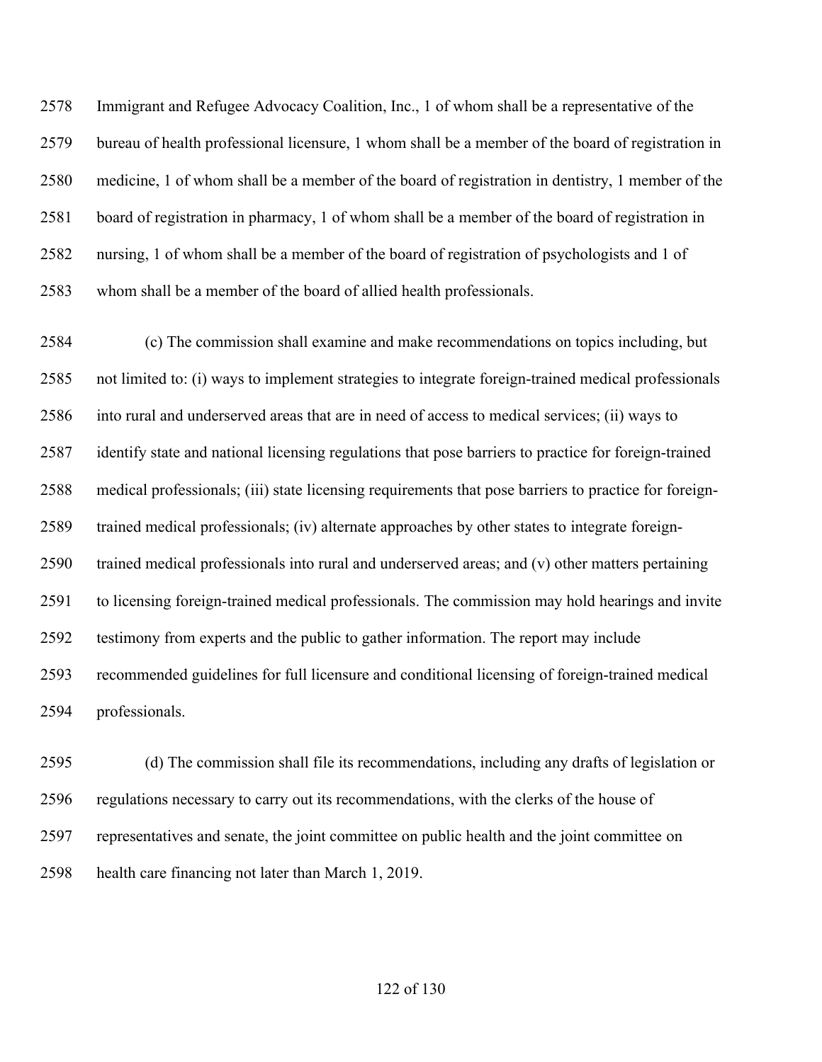2578 Immigrant and Refugee Advocacy Coalition, Inc., 1 of whom shall be a representative of the
2579 bureau of health professional licensure, 1 whom shall be a member of the board of registration in
2580 medicine, 1 of whom shall be a member of the board of registration in dentistry, 1 member of the
2581 board of registration in pharmacy, 1 of whom shall be a member of the board of registration in
2582 nursing, 1 of whom shall be a member of the board of registration of psychologists and 1 of
2583 whom shall be a member of the board of allied health professionals.

2584 (c) The commission shall examine and make recommendations on topics including, but
2585 not limited to: (i) ways to implement strategies to integrate foreign-trained medical professionals
2586 into rural and underserved areas that are in need of access to medical services; (ii) ways to
2587 identify state and national licensing regulations that pose barriers to practice for foreign-trained
2588 medical professionals; (iii) state licensing requirements that pose barriers to practice for foreign-
2589 trained medical professionals; (iv) alternate approaches by other states to integrate foreign-
2590 trained medical professionals into rural and underserved areas; and (v) other matters pertaining
2591 to licensing foreign-trained medical professionals. The commission may hold hearings and invite
2592 testimony from experts and the public to gather information. The report may include
2593 recommended guidelines for full licensure and conditional licensing of foreign-trained medical
2594 professionals.

2595 (d) The commission shall file its recommendations, including any drafts of legislation or
2596 regulations necessary to carry out its recommendations, with the clerks of the house of
2597 representatives and senate, the joint committee on public health and the joint committee on
2598 health care financing not later than March 1, 2019.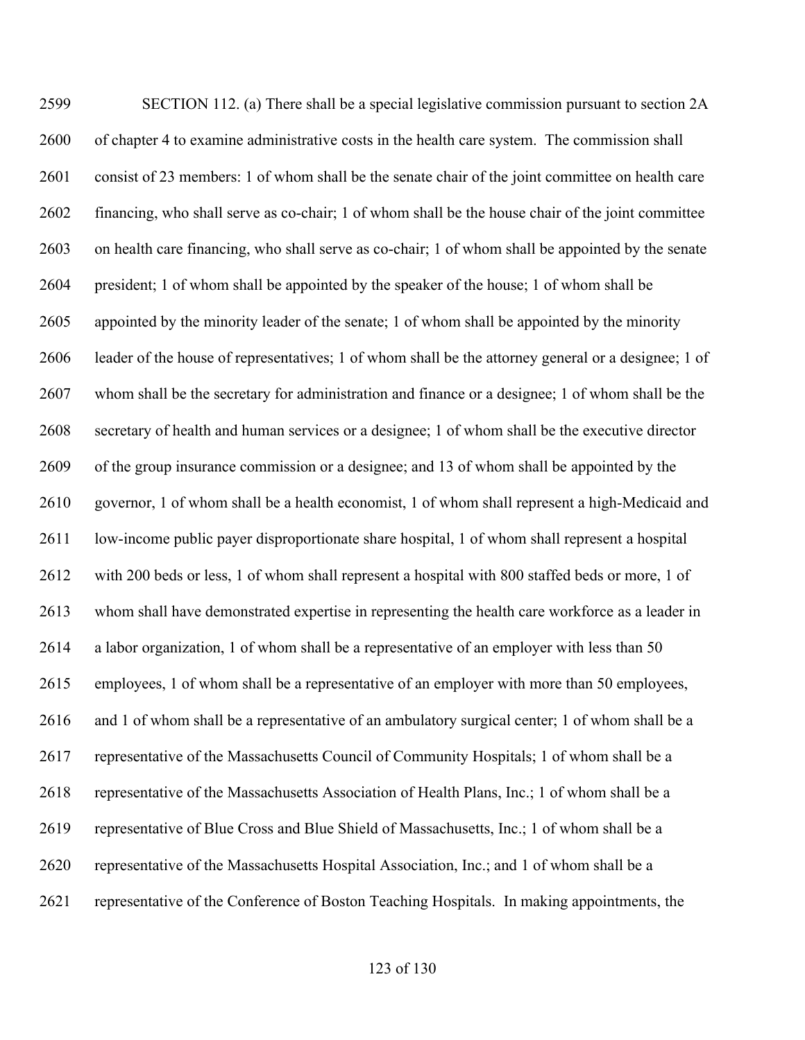2599 SECTION 112. (a) There shall be a special legislative commission pursuant to section 2A
2600 of chapter 4 to examine administrative costs in the health care system. The commission shall
2601 consist of 23 members: 1 of whom shall be the senate chair of the joint committee on health care
2602 financing, who shall serve as co-chair; 1 of whom shall be the house chair of the joint committee
2603 on health care financing, who shall serve as co-chair; 1 of whom shall be appointed by the senate
2604 president; 1 of whom shall be appointed by the speaker of the house; 1 of whom shall be
2605 appointed by the minority leader of the senate; 1 of whom shall be appointed by the minority
2606 leader of the house of representatives; 1 of whom shall be the attorney general or a designee; 1 of
2607 whom shall be the secretary for administration and finance or a designee; 1 of whom shall be the
2608 secretary of health and human services or a designee; 1 of whom shall be the executive director
2609 of the group insurance commission or a designee; and 13 of whom shall be appointed by the
2610 governor, 1 of whom shall be a health economist, 1 of whom shall represent a high-Medicaid and
2611 low-income public payer disproportionate share hospital, 1 of whom shall represent a hospital
2612 with 200 beds or less, 1 of whom shall represent a hospital with 800 staffed beds or more, 1 of
2613 whom shall have demonstrated expertise in representing the health care workforce as a leader in
2614 a labor organization, 1 of whom shall be a representative of an employer with less than 50
2615 employees, 1 of whom shall be a representative of an employer with more than 50 employees,
2616 and 1 of whom shall be a representative of an ambulatory surgical center; 1 of whom shall be a
2617 representative of the Massachusetts Council of Community Hospitals; 1 of whom shall be a
2618 representative of the Massachusetts Association of Health Plans, Inc.; 1 of whom shall be a
2619 representative of Blue Cross and Blue Shield of Massachusetts, Inc.; 1 of whom shall be a
2620 representative of the Massachusetts Hospital Association, Inc.; and 1 of whom shall be a
2621 representative of the Conference of Boston Teaching Hospitals. In making appointments, the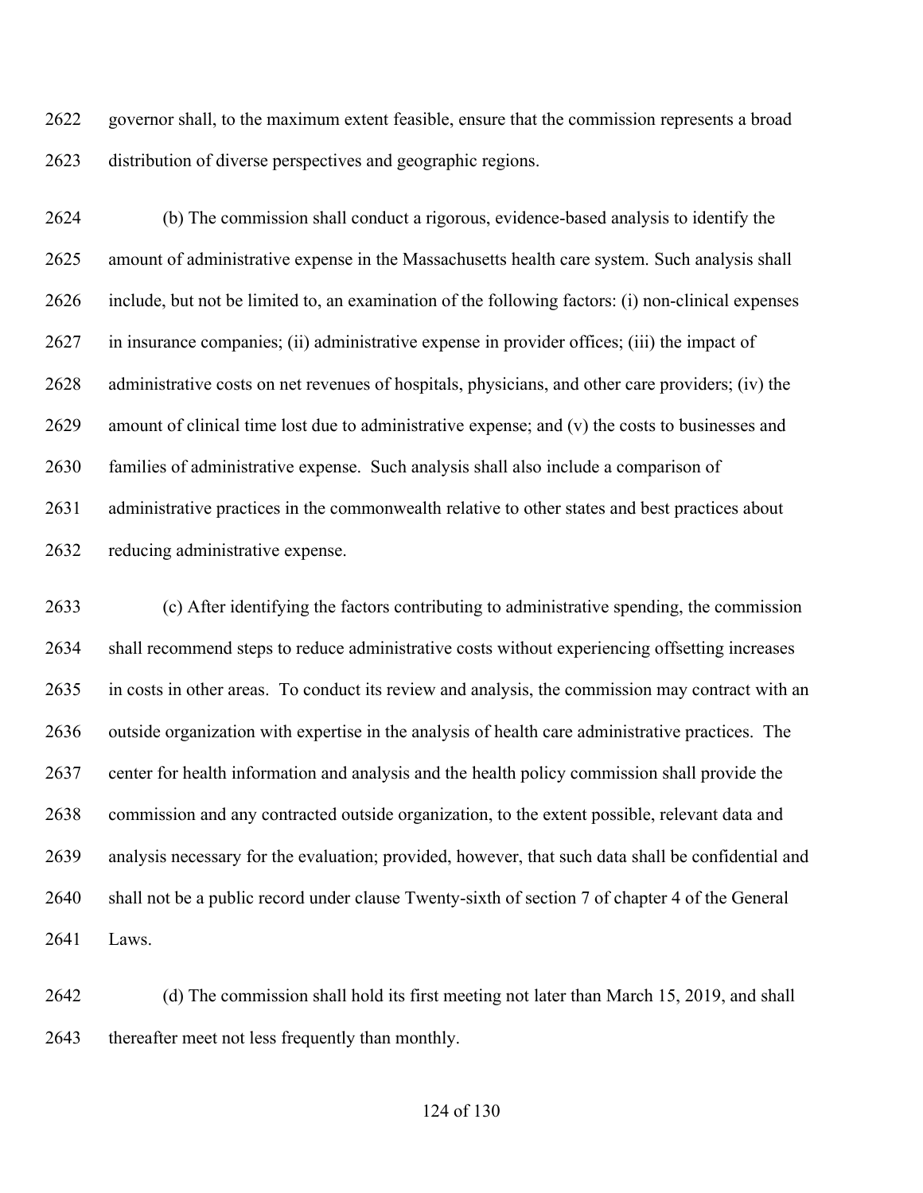governor shall, to the maximum extent feasible, ensure that the commission represents a broad distribution of diverse perspectives and geographic regions.

(b) The commission shall conduct a rigorous, evidence-based analysis to identify the amount of administrative expense in the Massachusetts health care system. Such analysis shall include, but not be limited to, an examination of the following factors: (i) non-clinical expenses in insurance companies; (ii) administrative expense in provider offices; (iii) the impact of administrative costs on net revenues of hospitals, physicians, and other care providers; (iv) the amount of clinical time lost due to administrative expense; and (v) the costs to businesses and families of administrative expense. Such analysis shall also include a comparison of administrative practices in the commonwealth relative to other states and best practices about reducing administrative expense.

(c) After identifying the factors contributing to administrative spending, the commission shall recommend steps to reduce administrative costs without experiencing offsetting increases in costs in other areas. To conduct its review and analysis, the commission may contract with an outside organization with expertise in the analysis of health care administrative practices. The center for health information and analysis and the health policy commission shall provide the commission and any contracted outside organization, to the extent possible, relevant data and analysis necessary for the evaluation; provided, however, that such data shall be confidential and shall not be a public record under clause Twenty-sixth of section 7 of chapter 4 of the General Laws.

(d) The commission shall hold its first meeting not later than March 15, 2019, and shall thereafter meet not less frequently than monthly.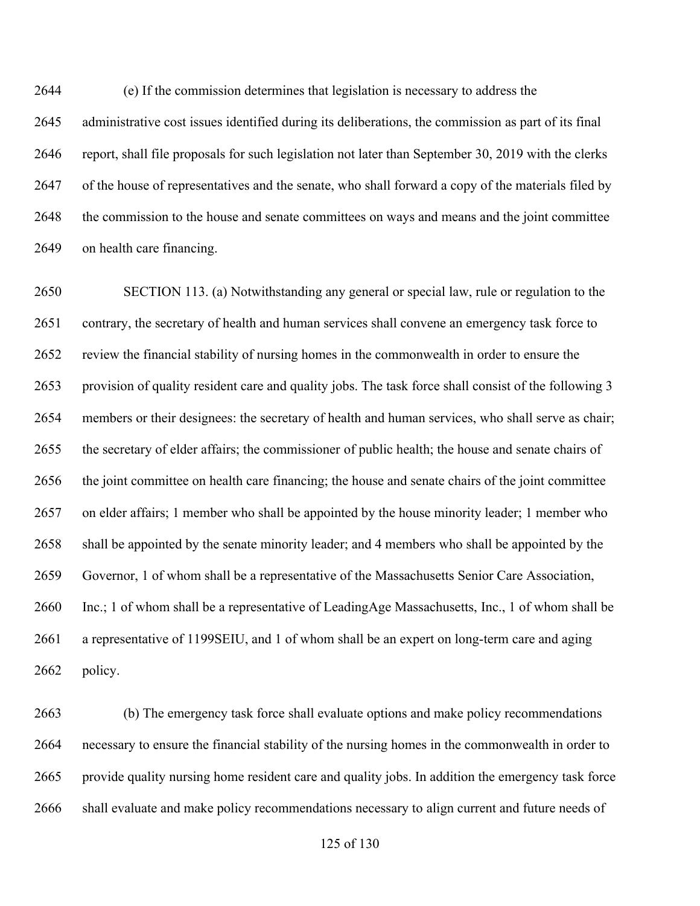(e) If the commission determines that legislation is necessary to address the administrative cost issues identified during its deliberations, the commission as part of its final report, shall file proposals for such legislation not later than September 30, 2019 with the clerks of the house of representatives and the senate, who shall forward a copy of the materials filed by the commission to the house and senate committees on ways and means and the joint committee on health care financing.

SECTION 113. (a) Notwithstanding any general or special law, rule or regulation to the contrary, the secretary of health and human services shall convene an emergency task force to review the financial stability of nursing homes in the commonwealth in order to ensure the provision of quality resident care and quality jobs. The task force shall consist of the following 3 members or their designees: the secretary of health and human services, who shall serve as chair; the secretary of elder affairs; the commissioner of public health; the house and senate chairs of the joint committee on health care financing; the house and senate chairs of the joint committee on elder affairs; 1 member who shall be appointed by the house minority leader; 1 member who shall be appointed by the senate minority leader; and 4 members who shall be appointed by the Governor, 1 of whom shall be a representative of the Massachusetts Senior Care Association, Inc.; 1 of whom shall be a representative of LeadingAge Massachusetts, Inc., 1 of whom shall be a representative of 1199SEIU, and 1 of whom shall be an expert on long-term care and aging policy.

(b) The emergency task force shall evaluate options and make policy recommendations necessary to ensure the financial stability of the nursing homes in the commonwealth in order to provide quality nursing home resident care and quality jobs. In addition the emergency task force shall evaluate and make policy recommendations necessary to align current and future needs of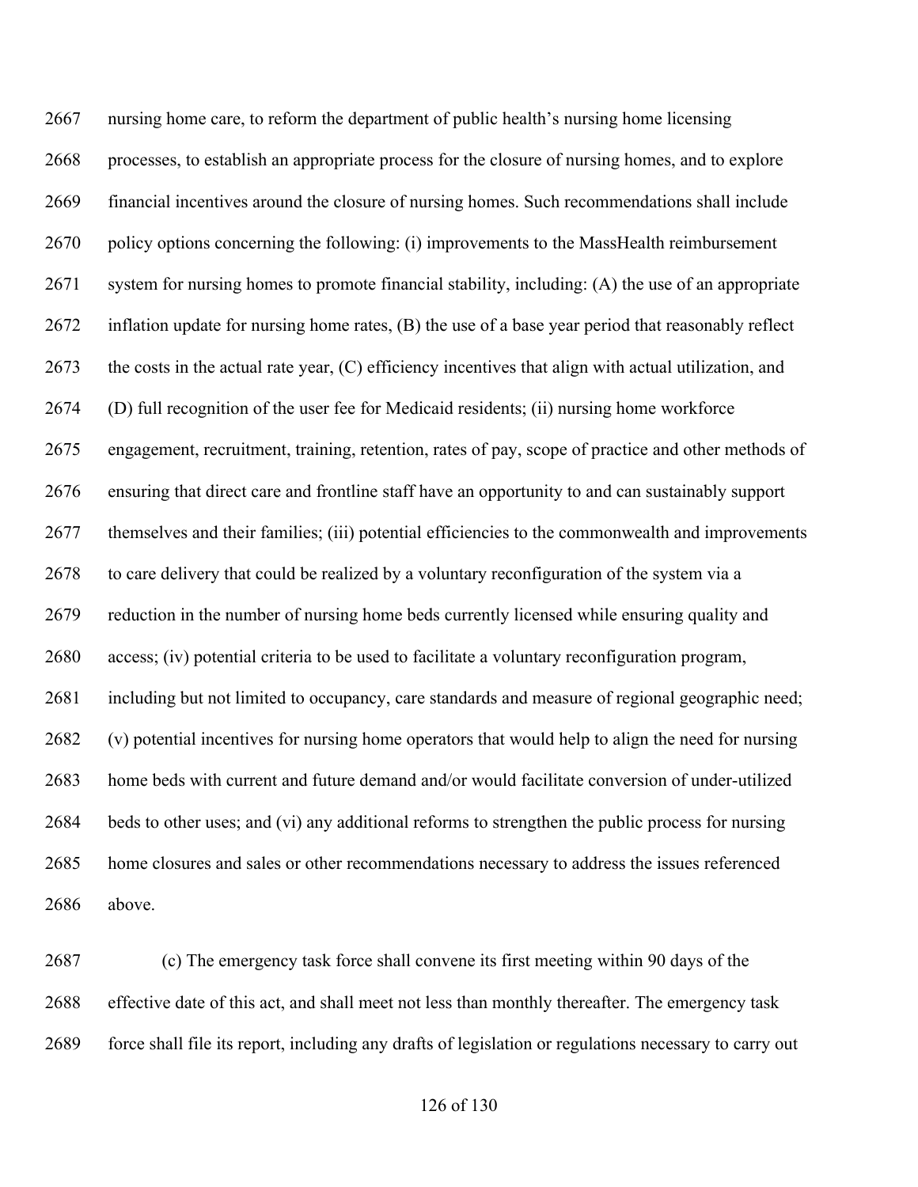nursing home care, to reform the department of public health's nursing home licensing processes, to establish an appropriate process for the closure of nursing homes, and to explore financial incentives around the closure of nursing homes. Such recommendations shall include policy options concerning the following: (i) improvements to the MassHealth reimbursement system for nursing homes to promote financial stability, including: (A) the use of an appropriate inflation update for nursing home rates, (B) the use of a base year period that reasonably reflect the costs in the actual rate year, (C) efficiency incentives that align with actual utilization, and (D) full recognition of the user fee for Medicaid residents; (ii) nursing home workforce engagement, recruitment, training, retention, rates of pay, scope of practice and other methods of ensuring that direct care and frontline staff have an opportunity to and can sustainably support themselves and their families; (iii) potential efficiencies to the commonwealth and improvements to care delivery that could be realized by a voluntary reconfiguration of the system via a reduction in the number of nursing home beds currently licensed while ensuring quality and access; (iv) potential criteria to be used to facilitate a voluntary reconfiguration program, including but not limited to occupancy, care standards and measure of regional geographic need; (v) potential incentives for nursing home operators that would help to align the need for nursing home beds with current and future demand and/or would facilitate conversion of under-utilized beds to other uses; and (vi) any additional reforms to strengthen the public process for nursing home closures and sales or other recommendations necessary to address the issues referenced above.

(c) The emergency task force shall convene its first meeting within 90 days of the effective date of this act, and shall meet not less than monthly thereafter. The emergency task force shall file its report, including any drafts of legislation or regulations necessary to carry out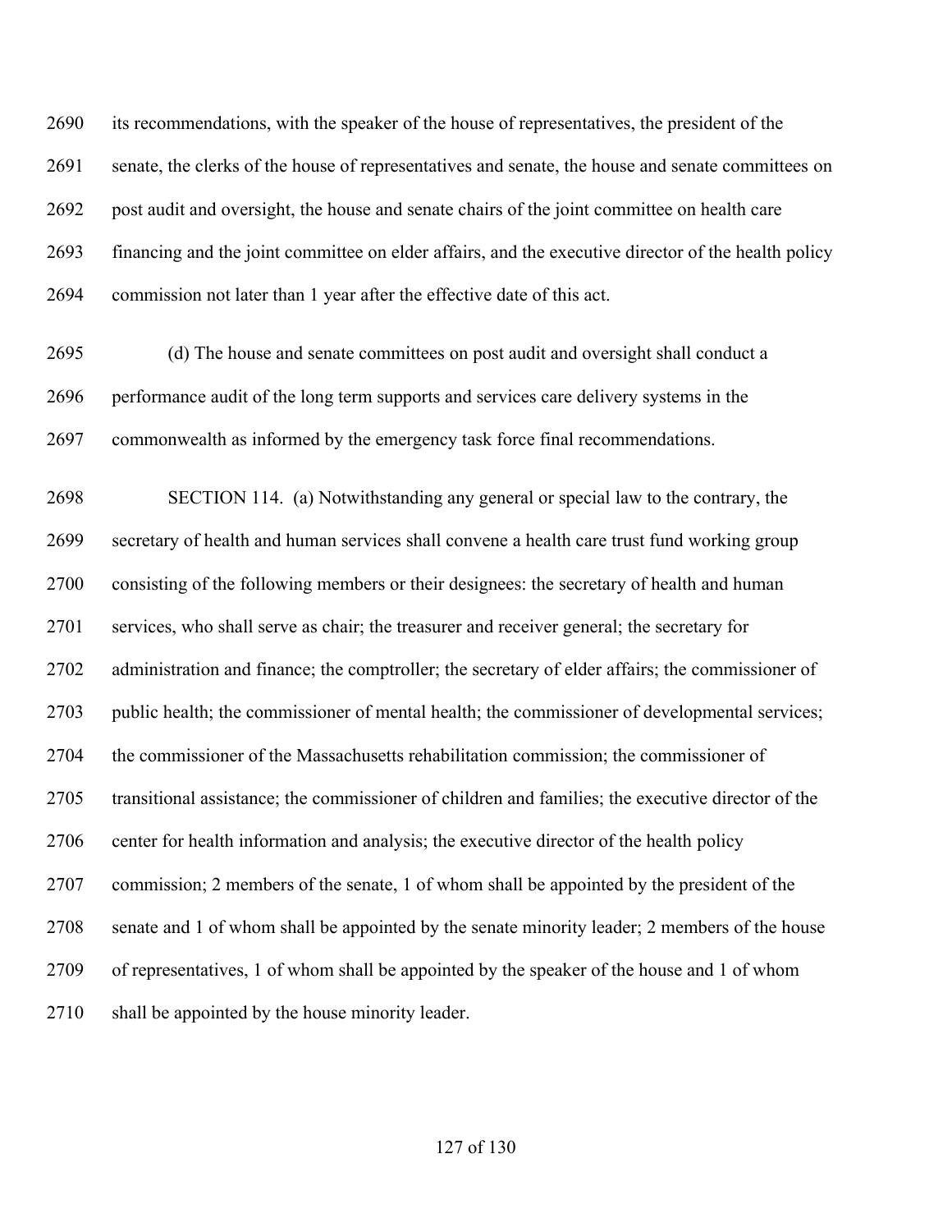its recommendations, with the speaker of the house of representatives, the president of the senate, the clerks of the house of representatives and senate, the house and senate committees on post audit and oversight, the house and senate chairs of the joint committee on health care financing and the joint committee on elder affairs, and the executive director of the health policy commission not later than 1 year after the effective date of this act.

(d) The house and senate committees on post audit and oversight shall conduct a performance audit of the long term supports and services care delivery systems in the commonwealth as informed by the emergency task force final recommendations.

SECTION 114. (a) Notwithstanding any general or special law to the contrary, the secretary of health and human services shall convene a health care trust fund working group consisting of the following members or their designees: the secretary of health and human services, who shall serve as chair; the treasurer and receiver general; the secretary for administration and finance; the comptroller; the secretary of elder affairs; the commissioner of public health; the commissioner of mental health; the commissioner of developmental services; the commissioner of the Massachusetts rehabilitation commission; the commissioner of transitional assistance; the commissioner of children and families; the executive director of the center for health information and analysis; the executive director of the health policy commission; 2 members of the senate, 1 of whom shall be appointed by the president of the senate and 1 of whom shall be appointed by the senate minority leader; 2 members of the house of representatives, 1 of whom shall be appointed by the speaker of the house and 1 of whom shall be appointed by the house minority leader.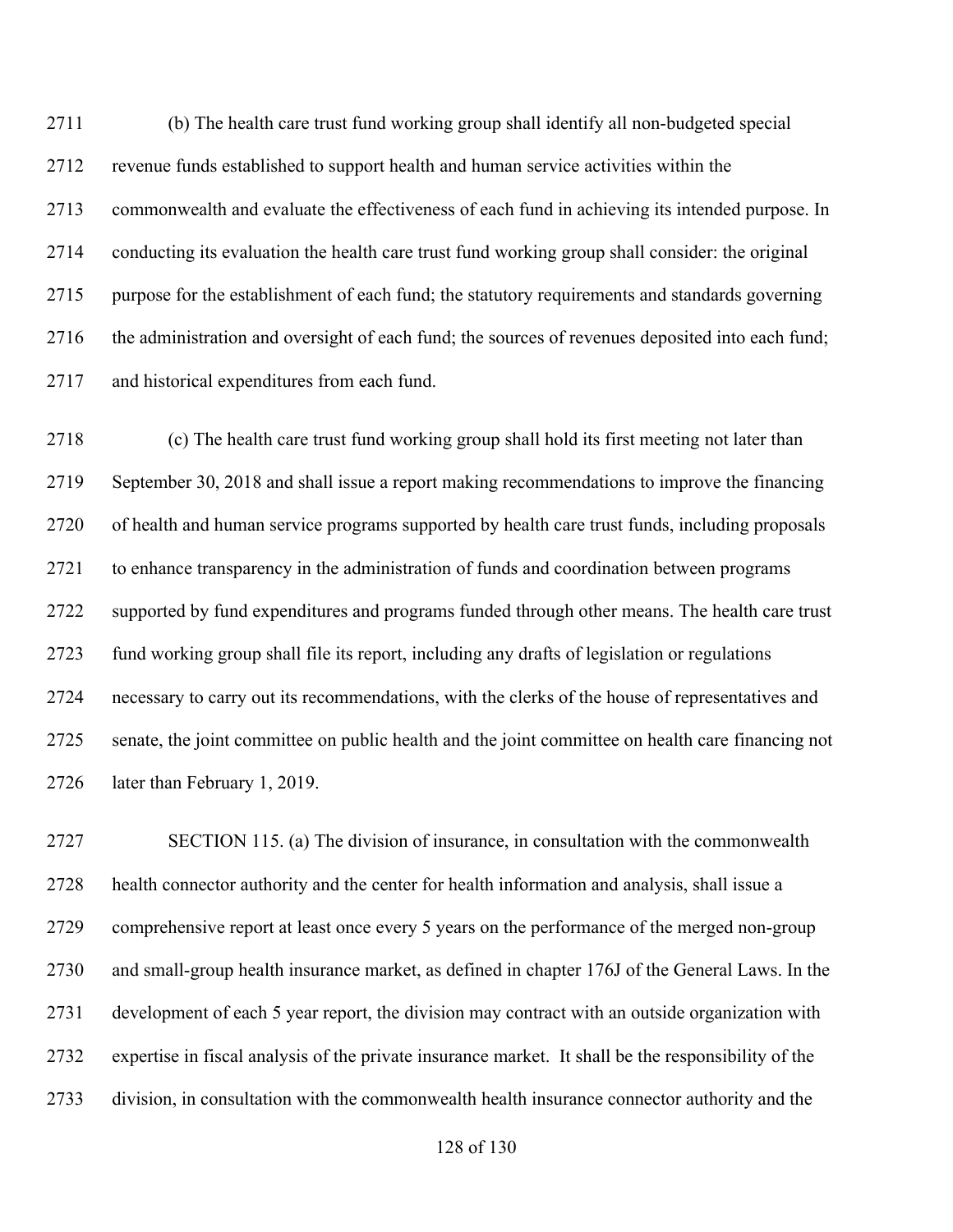(b) The health care trust fund working group shall identify all non-budgeted special revenue funds established to support health and human service activities within the commonwealth and evaluate the effectiveness of each fund in achieving its intended purpose. In conducting its evaluation the health care trust fund working group shall consider: the original purpose for the establishment of each fund; the statutory requirements and standards governing the administration and oversight of each fund; the sources of revenues deposited into each fund; and historical expenditures from each fund.

(c) The health care trust fund working group shall hold its first meeting not later than September 30, 2018 and shall issue a report making recommendations to improve the financing of health and human service programs supported by health care trust funds, including proposals to enhance transparency in the administration of funds and coordination between programs supported by fund expenditures and programs funded through other means. The health care trust fund working group shall file its report, including any drafts of legislation or regulations necessary to carry out its recommendations, with the clerks of the house of representatives and senate, the joint committee on public health and the joint committee on health care financing not later than February 1, 2019.

SECTION 115. (a) The division of insurance, in consultation with the commonwealth health connector authority and the center for health information and analysis, shall issue a comprehensive report at least once every 5 years on the performance of the merged non-group and small-group health insurance market, as defined in chapter 176J of the General Laws. In the development of each 5 year report, the division may contract with an outside organization with expertise in fiscal analysis of the private insurance market. It shall be the responsibility of the division, in consultation with the commonwealth health insurance connector authority and the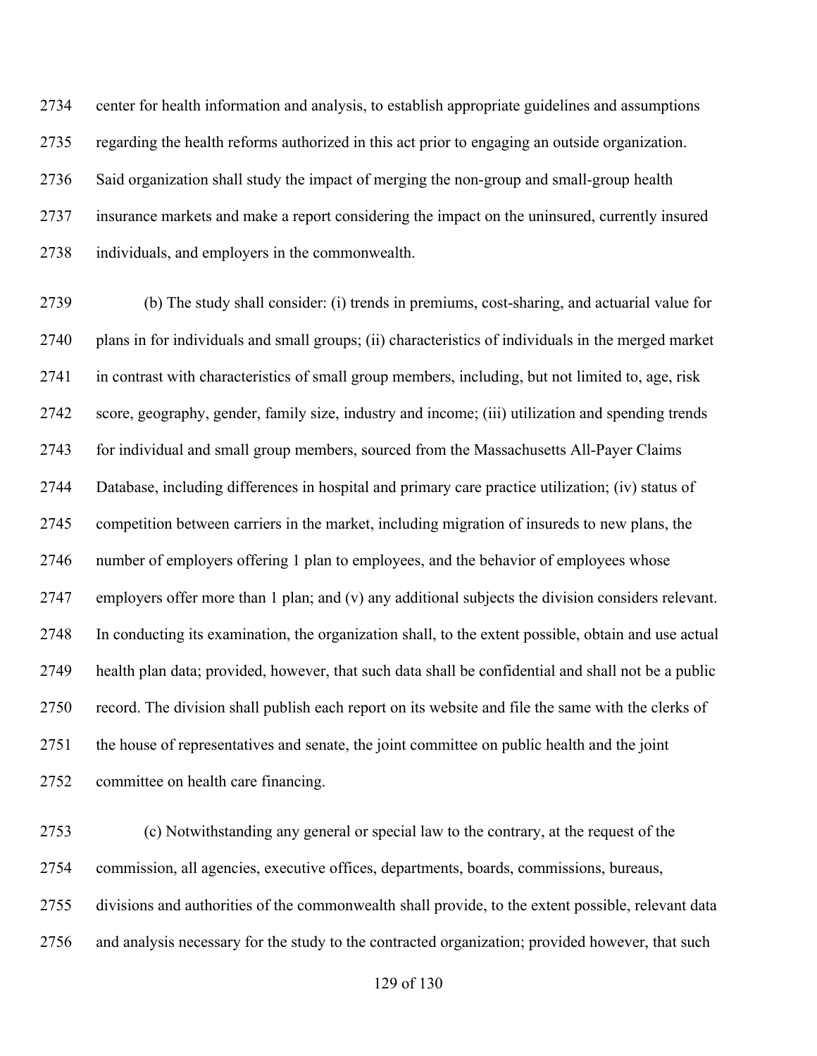center for health information and analysis, to establish appropriate guidelines and assumptions regarding the health reforms authorized in this act prior to engaging an outside organization. Said organization shall study the impact of merging the non-group and small-group health insurance markets and make a report considering the impact on the uninsured, currently insured individuals, and employers in the commonwealth.

(b) The study shall consider: (i) trends in premiums, cost-sharing, and actuarial value for plans in for individuals and small groups; (ii) characteristics of individuals in the merged market in contrast with characteristics of small group members, including, but not limited to, age, risk score, geography, gender, family size, industry and income; (iii) utilization and spending trends for individual and small group members, sourced from the Massachusetts All-Payer Claims Database, including differences in hospital and primary care practice utilization; (iv) status of competition between carriers in the market, including migration of insureds to new plans, the number of employers offering 1 plan to employees, and the behavior of employees whose employers offer more than 1 plan; and (v) any additional subjects the division considers relevant. In conducting its examination, the organization shall, to the extent possible, obtain and use actual health plan data; provided, however, that such data shall be confidential and shall not be a public record. The division shall publish each report on its website and file the same with the clerks of the house of representatives and senate, the joint committee on public health and the joint committee on health care financing.

(c) Notwithstanding any general or special law to the contrary, at the request of the commission, all agencies, executive offices, departments, boards, commissions, bureaus, divisions and authorities of the commonwealth shall provide, to the extent possible, relevant data and analysis necessary for the study to the contracted organization; provided however, that such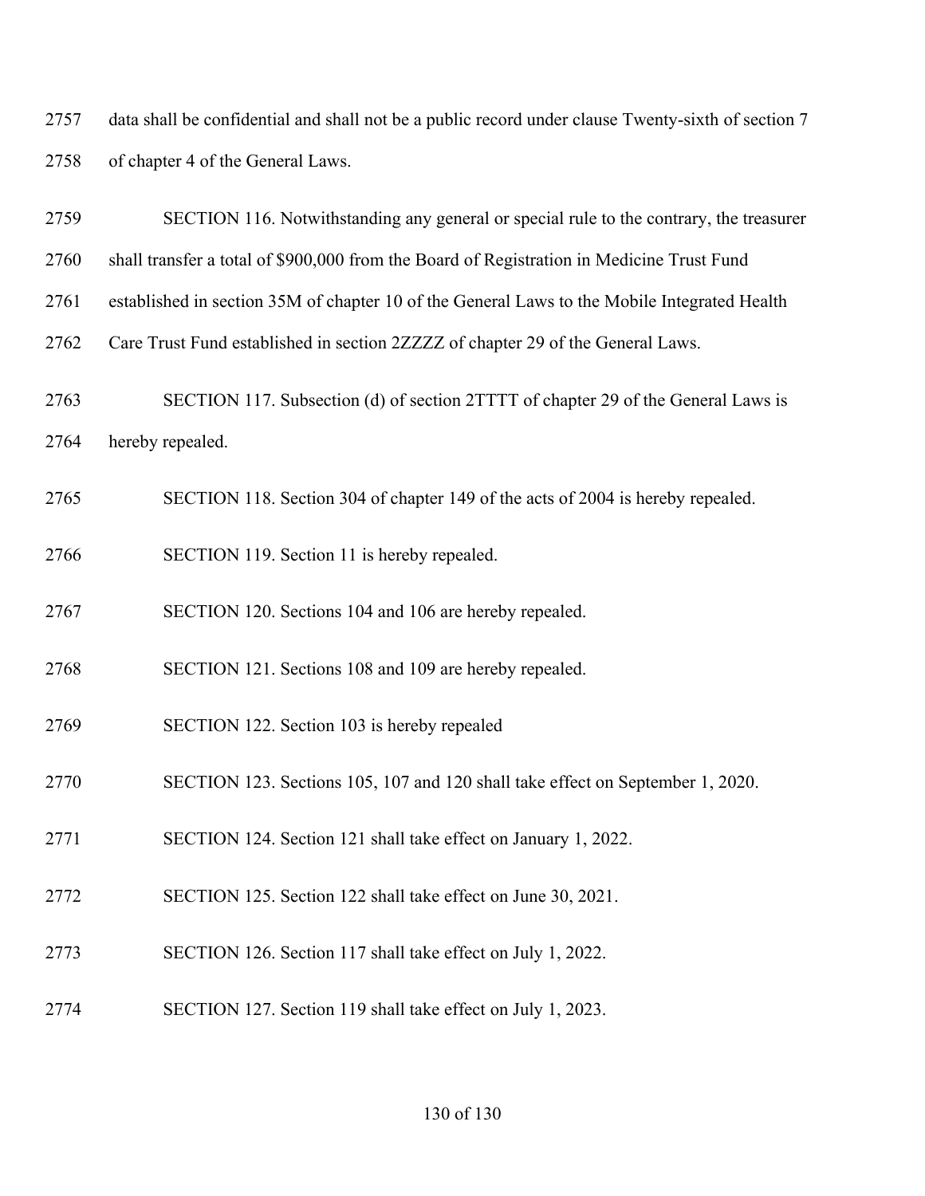data shall be confidential and shall not be a public record under clause Twenty-sixth of section 7 of chapter 4 of the General Laws.

SECTION 116. Notwithstanding any general or special rule to the contrary, the treasurer shall transfer a total of $900,000 from the Board of Registration in Medicine Trust Fund established in section 35M of chapter 10 of the General Laws to the Mobile Integrated Health Care Trust Fund established in section 2ZZZZ of chapter 29 of the General Laws.

SECTION 117. Subsection (d) of section 2TTTT of chapter 29 of the General Laws is hereby repealed.

SECTION 118. Section 304 of chapter 149 of the acts of 2004 is hereby repealed.

SECTION 119. Section 11 is hereby repealed.

SECTION 120. Sections 104 and 106 are hereby repealed.

SECTION 121. Sections 108 and 109 are hereby repealed.

SECTION 122. Section 103 is hereby repealed

SECTION 123. Sections 105, 107 and 120 shall take effect on September 1, 2020.

SECTION 124. Section 121 shall take effect on January 1, 2022.

SECTION 125. Section 122 shall take effect on June 30, 2021.

SECTION 126. Section 117 shall take effect on July 1, 2022.

SECTION 127. Section 119 shall take effect on July 1, 2023.